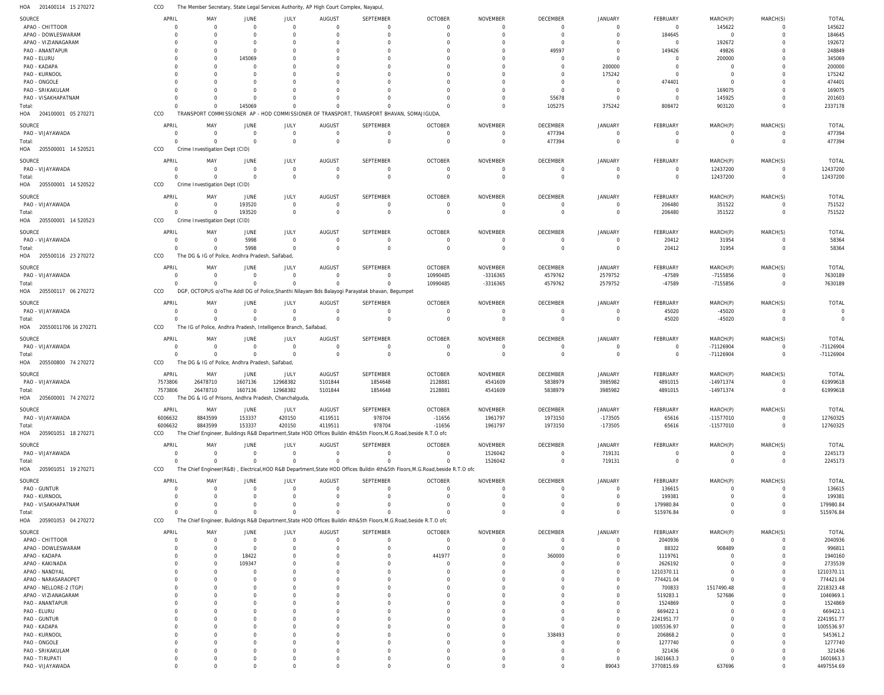HOA 201400114 15 270272 CCO The Member Secretary, State Legal Services Authority, AP High Court Complex, Nayapul,

| SOURCE | APRIL | MAY | JUNE | JULY | AUGUST | SEPTEMBER | OCTOBER | NOVEMBER | DECEMBER | JANUARY | FEBRUARY | MARCH(P) | MARCH(S) | TOTAL |
|---|---|---|---|---|---|---|---|---|---|---|---|---|---|---|
| APAO - CHITTOOR | 0 | 0 | 0 | 0 | 0 | 0 | 0 | 0 | 0 | 0 | 0 | 145622 | 0 | 145622 |
| APAO - DOWLESWARAM | 0 | 0 | 0 | 0 | 0 | 0 | 0 | 0 | 0 | 0 | 184645 | 0 | 0 | 184645 |
| APAO - VIZIANAGARAM | 0 | 0 | 0 | 0 | 0 | 0 | 0 | 0 | 0 | 0 | 0 | 192672 | 0 | 192672 |
| PAO - ANANTAPUR | 0 | 0 | 0 | 0 | 0 | 0 | 0 | 0 | 49597 | 0 | 149426 | 49826 | 0 | 248849 |
| PAO - ELURU | 0 | 0 | 145069 | 0 | 0 | 0 | 0 | 0 | 0 | 0 | 0 | 200000 | 0 | 345069 |
| PAO - KADAPA | 0 | 0 | 0 | 0 | 0 | 0 | 0 | 0 | 0 | 200000 | 0 | 0 | 0 | 200000 |
| PAO - KURNOOL | 0 | 0 | 0 | 0 | 0 | 0 | 0 | 0 | 0 | 175242 | 0 | 0 | 0 | 175242 |
| PAO - ONGOLE | 0 | 0 | 0 | 0 | 0 | 0 | 0 | 0 | 0 | 0 | 474401 | 0 | 0 | 474401 |
| PAO - SRIKAKULAM | 0 | 0 | 0 | 0 | 0 | 0 | 0 | 0 | 0 | 0 | 0 | 169075 | 0 | 169075 |
| PAO - VISAKHAPATNAM | 0 | 0 | 0 | 0 | 0 | 0 | 0 | 0 | 55678 | 0 | 0 | 145925 | 0 | 201603 |
| Total: | 0 | 0 | 145069 | 0 | 0 | 0 | 0 | 0 | 105275 | 375242 | 808472 | 903120 | 0 | 2337178 |

HOA 204100001 05 270271 CCO TRANSPORT COMMISSIONER AP - HOD COMMISSIONER OF TRANSPORT, TRANSPORT BHAVAN, SOMAJIGUDA,

| SOURCE | APRIL | MAY | JUNE | JULY | AUGUST | SEPTEMBER | OCTOBER | NOVEMBER | DECEMBER | JANUARY | FEBRUARY | MARCH(P) | MARCH(S) | TOTAL |
|---|---|---|---|---|---|---|---|---|---|---|---|---|---|---|
| PAO - VIJAYAWADA | 0 | 0 | 0 | 0 | 0 | 0 | 0 | 0 | 477394 | 0 | 0 | 0 | 0 | 477394 |
| Total: | 0 | 0 | 0 | 0 | 0 | 0 | 0 | 0 | 477394 | 0 | 0 | 0 | 0 | 477394 |

HOA 205500001 14 520521 CCO Crime Investigation Dept (CID)

| SOURCE | APRIL | MAY | JUNE | JULY | AUGUST | SEPTEMBER | OCTOBER | NOVEMBER | DECEMBER | JANUARY | FEBRUARY | MARCH(P) | MARCH(S) | TOTAL |
|---|---|---|---|---|---|---|---|---|---|---|---|---|---|---|
| PAO - VIJAYAWADA | 0 | 0 | 0 | 0 | 0 | 0 | 0 | 0 | 0 | 0 | 0 | 12437200 | 0 | 12437200 |
| Total: | 0 | 0 | 0 | 0 | 0 | 0 | 0 | 0 | 0 | 0 | 0 | 12437200 | 0 | 12437200 |

HOA 205500001 14 520522 CCO Crime Investigation Dept (CID)

| SOURCE | APRIL | MAY | JUNE | JULY | AUGUST | SEPTEMBER | OCTOBER | NOVEMBER | DECEMBER | JANUARY | FEBRUARY | MARCH(P) | MARCH(S) | TOTAL |
|---|---|---|---|---|---|---|---|---|---|---|---|---|---|---|
| PAO - VIJAYAWADA | 0 | 0 | 193520 | 0 | 0 | 0 | 0 | 0 | 0 | 0 | 206480 | 351522 | 0 | 751522 |
| Total: | 0 | 0 | 193520 | 0 | 0 | 0 | 0 | 0 | 0 | 0 | 206480 | 351522 | 0 | 751522 |

HOA 205500001 14 520523 CCO Crime Investigation Dept (CID)

| SOURCE | APRIL | MAY | JUNE | JULY | AUGUST | SEPTEMBER | OCTOBER | NOVEMBER | DECEMBER | JANUARY | FEBRUARY | MARCH(P) | MARCH(S) | TOTAL |
|---|---|---|---|---|---|---|---|---|---|---|---|---|---|---|
| PAO - VIJAYAWADA | 0 | 0 | 5998 | 0 | 0 | 0 | 0 | 0 | 0 | 0 | 20412 | 31954 | 0 | 58364 |
| Total: | 0 | 0 | 5998 | 0 | 0 | 0 | 0 | 0 | 0 | 0 | 20412 | 31954 | 0 | 58364 |

HOA 205500116 23 270272 CCO The DG & IG of Police, Andhra Pradesh, Saifabad,

| SOURCE | APRIL | MAY | JUNE | JULY | AUGUST | SEPTEMBER | OCTOBER | NOVEMBER | DECEMBER | JANUARY | FEBRUARY | MARCH(P) | MARCH(S) | TOTAL |
|---|---|---|---|---|---|---|---|---|---|---|---|---|---|---|
| PAO - VIJAYAWADA | 0 | 0 | 0 | 0 | 0 | 0 | 10990485 | -3316365 | 4579762 | 2579752 | -47589 | -7155856 | 0 | 7630189 |
| Total: | 0 | 0 | 0 | 0 | 0 | 0 | 10990485 | -3316365 | 4579762 | 2579752 | -47589 | -7155856 | 0 | 7630189 |

HOA 205500117 06 270272 CCO DGP, OCTOPUS o/oThe Addl DG of Police,Shanthi Nilayam Bds Balayogi Parayatak bhavan, Begumpet

| SOURCE | APRIL | MAY | JUNE | JULY | AUGUST | SEPTEMBER | OCTOBER | NOVEMBER | DECEMBER | JANUARY | FEBRUARY | MARCH(P) | MARCH(S) | TOTAL |
|---|---|---|---|---|---|---|---|---|---|---|---|---|---|---|
| PAO - VIJAYAWADA | 0 | 0 | 0 | 0 | 0 | 0 | 0 | 0 | 0 | 0 | 45020 | -45020 | 0 | 0 |
| Total: | 0 | 0 | 0 | 0 | 0 | 0 | 0 | 0 | 0 | 0 | 45020 | -45020 | 0 | 0 |

HOA 20550011706 16 270271 CCO The IG of Police, Andhra Pradesh, Intelligence Branch, Saifabad,

| SOURCE | APRIL | MAY | JUNE | JULY | AUGUST | SEPTEMBER | OCTOBER | NOVEMBER | DECEMBER | JANUARY | FEBRUARY | MARCH(P) | MARCH(S) | TOTAL |
|---|---|---|---|---|---|---|---|---|---|---|---|---|---|---|
| PAO - VIJAYAWADA | 0 | 0 | 0 | 0 | 0 | 0 | 0 | 0 | 0 | 0 | 0 | -71126904 | 0 | -71126904 |
| Total: | 0 | 0 | 0 | 0 | 0 | 0 | 0 | 0 | 0 | 0 | 0 | -71126904 | 0 | -71126904 |

HOA 205500800 74 270272 CCO The DG & IG of Police, Andhra Pradesh, Saifabad,

| SOURCE | APRIL | MAY | JUNE | JULY | AUGUST | SEPTEMBER | OCTOBER | NOVEMBER | DECEMBER | JANUARY | FEBRUARY | MARCH(P) | MARCH(S) | TOTAL |
|---|---|---|---|---|---|---|---|---|---|---|---|---|---|---|
| PAO - VIJAYAWADA | 7573806 | 26478710 | 1607136 | 12968382 | 5101844 | 1854648 | 2128881 | 4541609 | 5838979 | 3985982 | 4891015 | -14971374 | 0 | 61999618 |
| Total: | 7573806 | 26478710 | 1607136 | 12968382 | 5101844 | 1854648 | 2128881 | 4541609 | 5838979 | 3985982 | 4891015 | -14971374 | 0 | 61999618 |

HOA 205600001 74 270272 CCO The DG & IG of Prisons, Andhra Pradesh, Chanchalguda,

| SOURCE | APRIL | MAY | JUNE | JULY | AUGUST | SEPTEMBER | OCTOBER | NOVEMBER | DECEMBER | JANUARY | FEBRUARY | MARCH(P) | MARCH(S) | TOTAL |
|---|---|---|---|---|---|---|---|---|---|---|---|---|---|---|
| PAO - VIJAYAWADA | 6006632 | 8843599 | 153337 | 420150 | 4119511 | 978704 | -11656 | 1961797 | 1973150 | -173505 | 65616 | -11577010 | 0 | 12760325 |
| Total: | 6006632 | 8843599 | 153337 | 420150 | 4119511 | 978704 | -11656 | 1961797 | 1973150 | -173505 | 65616 | -11577010 | 0 | 12760325 |

HOA 205901051 18 270271 CCO The Chief Engineer, Buildings R&B Department,State HOD Offices Buildin 4th&5th Floors,M.G.Road,beside R.T.O ofc

| SOURCE | APRIL | MAY | JUNE | JULY | AUGUST | SEPTEMBER | OCTOBER | NOVEMBER | DECEMBER | JANUARY | FEBRUARY | MARCH(P) | MARCH(S) | TOTAL |
|---|---|---|---|---|---|---|---|---|---|---|---|---|---|---|
| PAO - VIJAYAWADA | 0 | 0 | 0 | 0 | 0 | 0 | 0 | 1526042 | 0 | 719131 | 0 | 0 | 0 | 2245173 |
| Total: | 0 | 0 | 0 | 0 | 0 | 0 | 0 | 1526042 | 0 | 719131 | 0 | 0 | 0 | 2245173 |

HOA 205901051 19 270271 CCO The Chief Engineer(R&B) , Electrical,HOD R&B Department,State HOD Offices Buildin 4th&5th Floors,M.G.Road,beside R.T.O ofc

| SOURCE | APRIL | MAY | JUNE | JULY | AUGUST | SEPTEMBER | OCTOBER | NOVEMBER | DECEMBER | JANUARY | FEBRUARY | MARCH(P) | MARCH(S) | TOTAL |
|---|---|---|---|---|---|---|---|---|---|---|---|---|---|---|
| PAO - GUNTUR | 0 | 0 | 0 | 0 | 0 | 0 | 0 | 0 | 0 | 0 | 136615 | 0 | 0 | 136615 |
| PAO - KURNOOL | 0 | 0 | 0 | 0 | 0 | 0 | 0 | 0 | 0 | 0 | 199381 | 0 | 0 | 199381 |
| PAO - VISAKHAPATNAM | 0 | 0 | 0 | 0 | 0 | 0 | 0 | 0 | 0 | 0 | 179980.84 | 0 | 0 | 179980.84 |
| Total: | 0 | 0 | 0 | 0 | 0 | 0 | 0 | 0 | 0 | 0 | 515976.84 | 0 | 0 | 515976.84 |

HOA 205901053 04 270272 CCO The Chief Engineer, Buildings R&B Department,State HOD Offices Buildin 4th&5th Floors,M.G.Road,beside R.T.O ofc

| SOURCE | APRIL | MAY | JUNE | JULY | AUGUST | SEPTEMBER | OCTOBER | NOVEMBER | DECEMBER | JANUARY | FEBRUARY | MARCH(P) | MARCH(S) | TOTAL |
|---|---|---|---|---|---|---|---|---|---|---|---|---|---|---|
| APAO - CHITTOOR | 0 | 0 | 0 | 0 | 0 | 0 | 0 | 0 | 0 | 0 | 2040936 | 0 | 0 | 2040936 |
| APAO - DOWLESWARAM | 0 | 0 | 0 | 0 | 0 | 0 | 0 | 0 | 0 | 0 | 88322 | 908489 | 0 | 996811 |
| APAO - KADAPA | 0 | 0 | 18422 | 0 | 0 | 0 | 441977 | 0 | 360000 | 0 | 1119761 | 0 | 0 | 1940160 |
| APAO - KAKINADA | 0 | 0 | 109347 | 0 | 0 | 0 | 0 | 0 | 0 | 0 | 2626192 | 0 | 0 | 2735539 |
| APAO - NANDYAL | 0 | 0 | 0 | 0 | 0 | 0 | 0 | 0 | 0 | 0 | 1210370.11 | 0 | 0 | 1210370.11 |
| APAO - NARASARAOPET | 0 | 0 | 0 | 0 | 0 | 0 | 0 | 0 | 0 | 0 | 774421.04 | 0 | 0 | 774421.04 |
| APAO - NELLORE-2 (TGP) | 0 | 0 | 0 | 0 | 0 | 0 | 0 | 0 | 0 | 0 | 700833 | 1517490.48 | 0 | 2218323.48 |
| APAO - VIZIANAGARAM | 0 | 0 | 0 | 0 | 0 | 0 | 0 | 0 | 0 | 0 | 519283.1 | 527686 | 0 | 1046969.1 |
| PAO - ANANTAPUR | 0 | 0 | 0 | 0 | 0 | 0 | 0 | 0 | 0 | 0 | 1524869 | 0 | 0 | 1524869 |
| PAO - ELURU | 0 | 0 | 0 | 0 | 0 | 0 | 0 | 0 | 0 | 0 | 669422.1 | 0 | 0 | 669422.1 |
| PAO - GUNTUR | 0 | 0 | 0 | 0 | 0 | 0 | 0 | 0 | 0 | 0 | 2241951.77 | 0 | 0 | 2241951.77 |
| PAO - KADAPA | 0 | 0 | 0 | 0 | 0 | 0 | 0 | 0 | 0 | 0 | 1005536.97 | 0 | 0 | 1005536.97 |
| PAO - KURNOOL | 0 | 0 | 0 | 0 | 0 | 0 | 0 | 0 | 338493 | 0 | 206868.2 | 0 | 0 | 545361.2 |
| PAO - ONGOLE | 0 | 0 | 0 | 0 | 0 | 0 | 0 | 0 | 0 | 0 | 1277740 | 0 | 0 | 1277740 |
| PAO - SRIKAKULAM | 0 | 0 | 0 | 0 | 0 | 0 | 0 | 0 | 0 | 0 | 321436 | 0 | 0 | 321436 |
| PAO - TIRUPATI | 0 | 0 | 0 | 0 | 0 | 0 | 0 | 0 | 0 | 0 | 1601663.3 | 0 | 0 | 1601663.3 |
| PAO - VIJAYAWADA | 0 | 0 | 0 | 0 | 0 | 0 | 0 | 0 | 0 | 89043 | 3770815.69 | 637696 | 0 | 4497554.69 |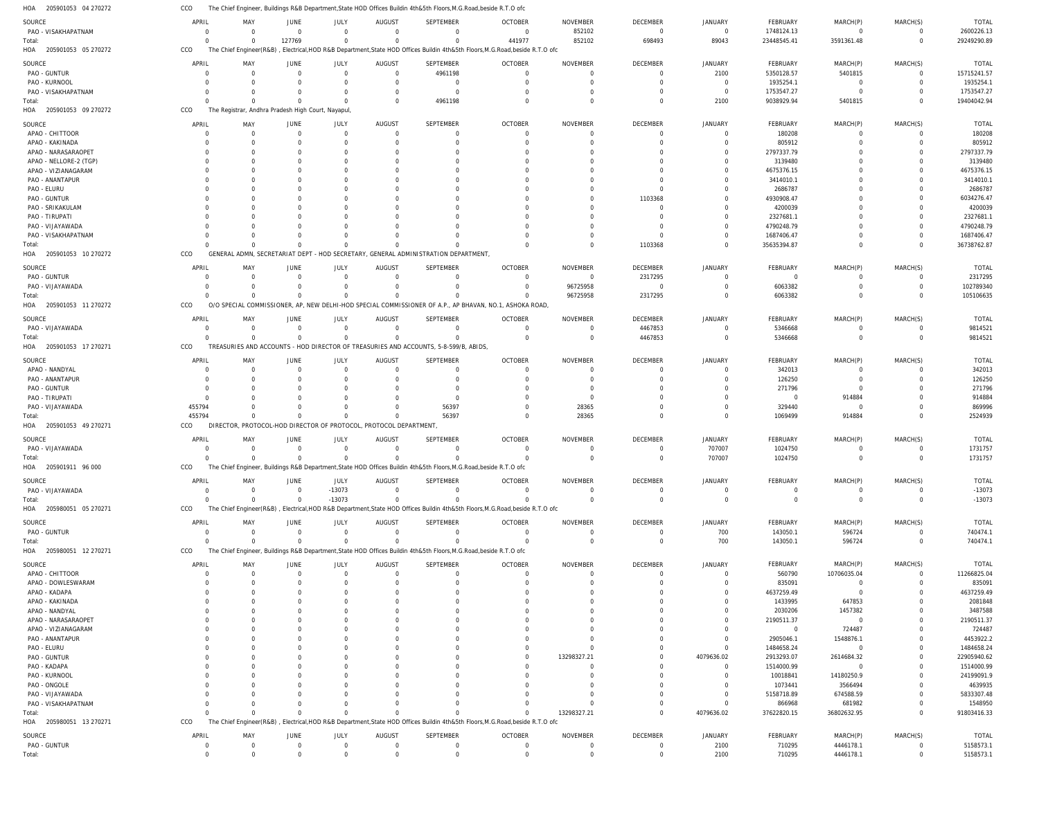HOA 205901053 04 270272 CCO The Chief Engineer, Buildings R&B Department,State HOD Offices Buildin 4th&5th Floors,M.G.Road,beside R.T.O ofc

| SOURCE | APRIL | MAY | JUNE | JULY | AUGUST | SEPTEMBER | OCTOBER | NOVEMBER | DECEMBER | JANUARY | FEBRUARY | MARCH(P) | MARCH(S) | TOTAL |
|---|---|---|---|---|---|---|---|---|---|---|---|---|---|---|
| PAO - VISAKHAPATNAM | 0 | 0 | 0 | 0 | 0 | 0 | 0 | 852102 | 0 | 0 | 1748124.13 | 0 | 0 | 2600226.13 |
| Total: | 0 | 0 | 127769 | 0 | 0 | 0 | 441977 | 852102 | 698493 | 89043 | 23448545.41 | 3591361.48 | 0 | 29249290.89 |

HOA 205901053 05 270272 CCO The Chief Engineer(R&B) , Electrical,HOD R&B Department,State HOD Offices Buildin 4th&5th Floors,M.G.Road,beside R.T.O ofc

| SOURCE | APRIL | MAY | JUNE | JULY | AUGUST | SEPTEMBER | OCTOBER | NOVEMBER | DECEMBER | JANUARY | FEBRUARY | MARCH(P) | MARCH(S) | TOTAL |
|---|---|---|---|---|---|---|---|---|---|---|---|---|---|---|
| PAO - GUNTUR | 0 | 0 | 0 | 0 | 0 | 4961198 | 0 | 0 | 0 | 2100 | 5350128.57 | 5401815 | 0 | 15715241.57 |
| PAO - KURNOOL | 0 | 0 | 0 | 0 | 0 | 0 | 0 | 0 | 0 | 0 | 1935254.1 | 0 | 0 | 1935254.1 |
| PAO - VISAKHAPATNAM | 0 | 0 | 0 | 0 | 0 | 0 | 0 | 0 | 0 | 0 | 1753547.27 | 0 | 0 | 1753547.27 |
| Total: | 0 | 0 | 0 | 0 | 0 | 4961198 | 0 | 0 | 0 | 2100 | 9038929.94 | 5401815 | 0 | 19404042.94 |

HOA 205901053 09 270272 CCO The Registrar, Andhra Pradesh High Court, Nayapul,

| SOURCE | APRIL | MAY | JUNE | JULY | AUGUST | SEPTEMBER | OCTOBER | NOVEMBER | DECEMBER | JANUARY | FEBRUARY | MARCH(P) | MARCH(S) | TOTAL |
|---|---|---|---|---|---|---|---|---|---|---|---|---|---|---|
| APAO - CHITTOOR | 0 | 0 | 0 | 0 | 0 | 0 | 0 | 0 | 0 | 0 | 180208 | 0 | 0 | 180208 |
| APAO - KAKINADA | 0 | 0 | 0 | 0 | 0 | 0 | 0 | 0 | 0 | 0 | 805912 | 0 | 0 | 805912 |
| APAO - NARASARAOPET | 0 | 0 | 0 | 0 | 0 | 0 | 0 | 0 | 0 | 0 | 2797337.79 | 0 | 0 | 2797337.79 |
| APAO - NELLORE-2 (TGP) | 0 | 0 | 0 | 0 | 0 | 0 | 0 | 0 | 0 | 0 | 3139480 | 0 | 0 | 3139480 |
| APAO - VIZIANAGARAM | 0 | 0 | 0 | 0 | 0 | 0 | 0 | 0 | 0 | 0 | 4675376.15 | 0 | 0 | 4675376.15 |
| PAO - ANANTAPUR | 0 | 0 | 0 | 0 | 0 | 0 | 0 | 0 | 0 | 0 | 3414010.1 | 0 | 0 | 3414010.1 |
| PAO - ELURU | 0 | 0 | 0 | 0 | 0 | 0 | 0 | 0 | 0 | 0 | 2686787 | 0 | 0 | 2686787 |
| PAO - GUNTUR | 0 | 0 | 0 | 0 | 0 | 0 | 0 | 0 | 1103368 | 0 | 4930908.47 | 0 | 0 | 6034276.47 |
| PAO - SRIKAKULAM | 0 | 0 | 0 | 0 | 0 | 0 | 0 | 0 | 0 | 0 | 4200039 | 0 | 0 | 4200039 |
| PAO - TIRUPATI | 0 | 0 | 0 | 0 | 0 | 0 | 0 | 0 | 0 | 0 | 2327681.1 | 0 | 0 | 2327681.1 |
| PAO - VIJAYAWADA | 0 | 0 | 0 | 0 | 0 | 0 | 0 | 0 | 0 | 0 | 4790248.79 | 0 | 0 | 4790248.79 |
| PAO - VISAKHAPATNAM | 0 | 0 | 0 | 0 | 0 | 0 | 0 | 0 | 0 | 0 | 1687406.47 | 0 | 0 | 1687406.47 |
| Total: | 0 | 0 | 0 | 0 | 0 | 0 | 0 | 0 | 1103368 | 0 | 35635394.87 | 0 | 0 | 36738762.87 |

HOA 205901053 10 270272 CCO GENERAL ADMN, SECRETARIAT DEPT - HOD SECRETARY, GENERAL ADMINISTRATION DEPARTMENT,

| SOURCE | APRIL | MAY | JUNE | JULY | AUGUST | SEPTEMBER | OCTOBER | NOVEMBER | DECEMBER | JANUARY | FEBRUARY | MARCH(P) | MARCH(S) | TOTAL |
|---|---|---|---|---|---|---|---|---|---|---|---|---|---|---|
| PAO - GUNTUR | 0 | 0 | 0 | 0 | 0 | 0 | 0 | 0 | 2317295 | 0 | 0 | 0 | 0 | 2317295 |
| PAO - VIJAYAWADA | 0 | 0 | 0 | 0 | 0 | 0 | 0 | 96725958 | 0 | 0 | 6063382 | 0 | 0 | 102789340 |
| Total: | 0 | 0 | 0 | 0 | 0 | 0 | 0 | 96725958 | 2317295 | 0 | 6063382 | 0 | 0 | 105106635 |

HOA 205901053 11 270272 CCO O/O SPECIAL COMMISSIONER, AP, NEW DELHI-HOD SPECIAL COMMISSIONER OF A.P., AP BHAVAN, NO.1, ASHOKA ROAD,

| SOURCE | APRIL | MAY | JUNE | JULY | AUGUST | SEPTEMBER | OCTOBER | NOVEMBER | DECEMBER | JANUARY | FEBRUARY | MARCH(P) | MARCH(S) | TOTAL |
|---|---|---|---|---|---|---|---|---|---|---|---|---|---|---|
| PAO - VIJAYAWADA | 0 | 0 | 0 | 0 | 0 | 0 | 0 | 0 | 4467853 | 0 | 5346668 | 0 | 0 | 9814521 |
| Total: | 0 | 0 | 0 | 0 | 0 | 0 | 0 | 0 | 4467853 | 0 | 5346668 | 0 | 0 | 9814521 |

HOA 205901053 17 270271 CCO TREASURIES AND ACCOUNTS - HOD DIRECTOR OF TREASURIES AND ACCOUNTS, 5-8-599/B, ABIDS,

| SOURCE | APRIL | MAY | JUNE | JULY | AUGUST | SEPTEMBER | OCTOBER | NOVEMBER | DECEMBER | JANUARY | FEBRUARY | MARCH(P) | MARCH(S) | TOTAL |
|---|---|---|---|---|---|---|---|---|---|---|---|---|---|---|
| APAO - NANDYAL | 0 | 0 | 0 | 0 | 0 | 0 | 0 | 0 | 0 | 0 | 342013 | 0 | 0 | 342013 |
| PAO - ANANTAPUR | 0 | 0 | 0 | 0 | 0 | 0 | 0 | 0 | 0 | 0 | 126250 | 0 | 0 | 126250 |
| PAO - GUNTUR | 0 | 0 | 0 | 0 | 0 | 0 | 0 | 0 | 0 | 0 | 271796 | 0 | 0 | 271796 |
| PAO - TIRUPATI | 0 | 0 | 0 | 0 | 0 | 0 | 0 | 0 | 0 | 0 | 0 | 914884 | 0 | 914884 |
| PAO - VIJAYAWADA | 455794 | 0 | 0 | 0 | 0 | 56397 | 0 | 28365 | 0 | 0 | 329440 | 0 | 0 | 869996 |
| Total: | 455794 | 0 | 0 | 0 | 0 | 56397 | 0 | 28365 | 0 | 0 | 1069499 | 914884 | 0 | 2524939 |

HOA 205901053 49 270271 CCO DIRECTOR, PROTOCOL-HOD DIRECTOR OF PROTOCOL, PROTOCOL DEPARTMENT,

| SOURCE | APRIL | MAY | JUNE | JULY | AUGUST | SEPTEMBER | OCTOBER | NOVEMBER | DECEMBER | JANUARY | FEBRUARY | MARCH(P) | MARCH(S) | TOTAL |
|---|---|---|---|---|---|---|---|---|---|---|---|---|---|---|
| PAO - VIJAYAWADA | 0 | 0 | 0 | 0 | 0 | 0 | 0 | 0 | 0 | 707007 | 1024750 | 0 | 0 | 1731757 |
| Total: | 0 | 0 | 0 | 0 | 0 | 0 | 0 | 0 | 0 | 707007 | 1024750 | 0 | 0 | 1731757 |

HOA 205901911 96 000 CCO The Chief Engineer, Buildings R&B Department,State HOD Offices Buildin 4th&5th Floors,M.G.Road,beside R.T.O ofc

| SOURCE | APRIL | MAY | JUNE | JULY | AUGUST | SEPTEMBER | OCTOBER | NOVEMBER | DECEMBER | JANUARY | FEBRUARY | MARCH(P) | MARCH(S) | TOTAL |
|---|---|---|---|---|---|---|---|---|---|---|---|---|---|---|
| PAO - VIJAYAWADA | 0 | 0 | 0 | -13073 | 0 | 0 | 0 | 0 | 0 | 0 | 0 | 0 | 0 | -13073 |
| Total: | 0 | 0 | 0 | -13073 | 0 | 0 | 0 | 0 | 0 | 0 | 0 | 0 | 0 | -13073 |

HOA 205980051 05 270271 CCO The Chief Engineer(R&B) , Electrical,HOD R&B Department,State HOD Offices Buildin 4th&5th Floors,M.G.Road,beside R.T.O ofc

| SOURCE | APRIL | MAY | JUNE | JULY | AUGUST | SEPTEMBER | OCTOBER | NOVEMBER | DECEMBER | JANUARY | FEBRUARY | MARCH(P) | MARCH(S) | TOTAL |
|---|---|---|---|---|---|---|---|---|---|---|---|---|---|---|
| PAO - GUNTUR | 0 | 0 | 0 | 0 | 0 | 0 | 0 | 0 | 0 | 700 | 143050.1 | 596724 | 0 | 740474.1 |
| Total: | 0 | 0 | 0 | 0 | 0 | 0 | 0 | 0 | 0 | 700 | 143050.1 | 596724 | 0 | 740474.1 |

HOA 205980051 12 270271 CCO The Chief Engineer, Buildings R&B Department,State HOD Offices Buildin 4th&5th Floors,M.G.Road,beside R.T.O ofc

| SOURCE | APRIL | MAY | JUNE | JULY | AUGUST | SEPTEMBER | OCTOBER | NOVEMBER | DECEMBER | JANUARY | FEBRUARY | MARCH(P) | MARCH(S) | TOTAL |
|---|---|---|---|---|---|---|---|---|---|---|---|---|---|---|
| APAO - CHITTOOR | 0 | 0 | 0 | 0 | 0 | 0 | 0 | 0 | 0 | 0 | 560790 | 10706035.04 | 0 | 11266825.04 |
| APAO - DOWLESWARAM | 0 | 0 | 0 | 0 | 0 | 0 | 0 | 0 | 0 | 0 | 835091 | 0 | 0 | 835091 |
| APAO - KADAPA | 0 | 0 | 0 | 0 | 0 | 0 | 0 | 0 | 0 | 0 | 4637259.49 | 0 | 0 | 4637259.49 |
| APAO - KAKINADA | 0 | 0 | 0 | 0 | 0 | 0 | 0 | 0 | 0 | 0 | 1433995 | 647853 | 0 | 2081848 |
| APAO - NANDYAL | 0 | 0 | 0 | 0 | 0 | 0 | 0 | 0 | 0 | 0 | 2030206 | 1457382 | 0 | 3487588 |
| APAO - NARASARAOPET | 0 | 0 | 0 | 0 | 0 | 0 | 0 | 0 | 0 | 0 | 2190511.37 | 0 | 0 | 2190511.37 |
| APAO - VIZIANAGARAM | 0 | 0 | 0 | 0 | 0 | 0 | 0 | 0 | 0 | 0 | 0 | 724487 | 0 | 724487 |
| PAO - ANANTAPUR | 0 | 0 | 0 | 0 | 0 | 0 | 0 | 0 | 0 | 0 | 2905046.1 | 1548876.1 | 0 | 4453922.2 |
| PAO - ELURU | 0 | 0 | 0 | 0 | 0 | 0 | 0 | 0 | 0 | 0 | 1484658.24 | 0 | 0 | 1484658.24 |
| PAO - GUNTUR | 0 | 0 | 0 | 0 | 0 | 0 | 0 | 13298327.21 | 0 | 4079636.02 | 2913293.07 | 2614684.32 | 0 | 22905940.62 |
| PAO - KADAPA | 0 | 0 | 0 | 0 | 0 | 0 | 0 | 0 | 0 | 0 | 1514000.99 | 0 | 0 | 1514000.99 |
| PAO - KURNOOL | 0 | 0 | 0 | 0 | 0 | 0 | 0 | 0 | 0 | 0 | 10018841 | 14180250.9 | 0 | 24199091.9 |
| PAO - ONGOLE | 0 | 0 | 0 | 0 | 0 | 0 | 0 | 0 | 0 | 0 | 1073441 | 3566494 | 0 | 4639935 |
| PAO - VIJAYAWADA | 0 | 0 | 0 | 0 | 0 | 0 | 0 | 0 | 0 | 0 | 5158718.89 | 674588.59 | 0 | 5833307.48 |
| PAO - VISAKHAPATNAM | 0 | 0 | 0 | 0 | 0 | 0 | 0 | 0 | 0 | 0 | 866968 | 681982 | 0 | 1548950 |
| Total: | 0 | 0 | 0 | 0 | 0 | 0 | 0 | 13298327.21 | 0 | 4079636.02 | 37622820.15 | 36802632.95 | 0 | 91803416.33 |

HOA 205980051 13 270271 CCO The Chief Engineer(R&B) , Electrical,HOD R&B Department,State HOD Offices Buildin 4th&5th Floors,M.G.Road,beside R.T.O ofc

| SOURCE | APRIL | MAY | JUNE | JULY | AUGUST | SEPTEMBER | OCTOBER | NOVEMBER | DECEMBER | JANUARY | FEBRUARY | MARCH(P) | MARCH(S) | TOTAL |
|---|---|---|---|---|---|---|---|---|---|---|---|---|---|---|
| PAO - GUNTUR | 0 | 0 | 0 | 0 | 0 | 0 | 0 | 0 | 0 | 2100 | 710295 | 4446178.1 | 0 | 5158573.1 |
| Total: | 0 | 0 | 0 | 0 | 0 | 0 | 0 | 0 | 0 | 2100 | 710295 | 4446178.1 | 0 | 5158573.1 |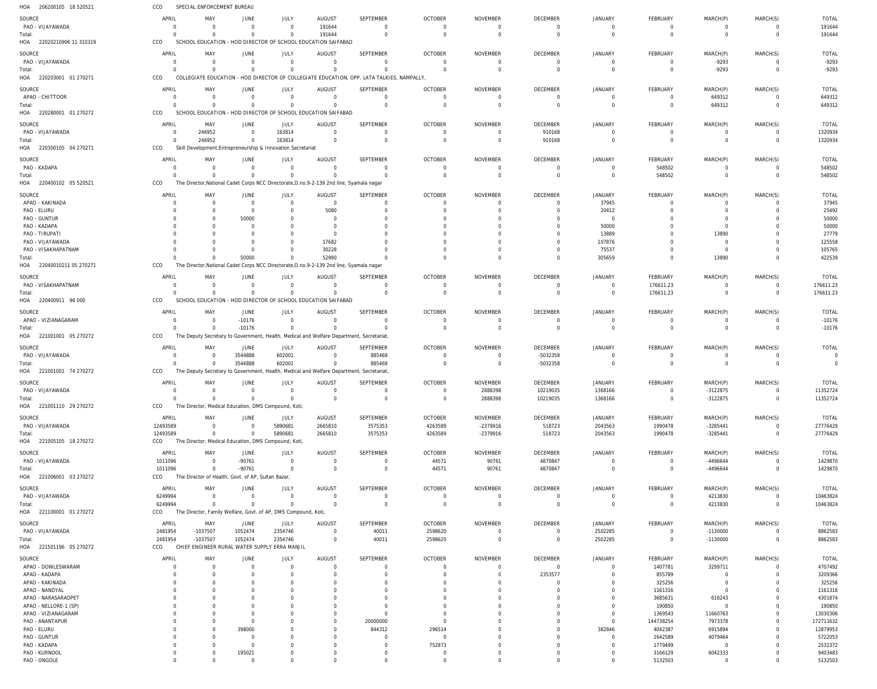HOA 206200105 18 520521 CCO SPECIAL ENFORCEMENT BUREAU

| SOURCE | APRIL | MAY | JUNE | JULY | AUGUST | SEPTEMBER | OCTOBER | NOVEMBER | DECEMBER | JANUARY | FEBRUARY | MARCH(P) | MARCH(S) | TOTAL |
|---|---|---|---|---|---|---|---|---|---|---|---|---|---|---|
| PAO - VIJAYAWADA | 0 | 0 | 0 | 0 | 191644 | 0 | 0 | 0 | 0 | 0 | 0 | 0 | 0 | 191644 |
| Total: | 0 | 0 | 0 | 0 | 191644 | 0 | 0 | 0 | 0 | 0 | 0 | 0 | 0 | 191644 |

HOA 22020210906 11 310319 CCO SCHOOL EDUCATION - HOD DIRECTOR OF SCHOOL EDUCATION SAIFABAD

| SOURCE | APRIL | MAY | JUNE | JULY | AUGUST | SEPTEMBER | OCTOBER | NOVEMBER | DECEMBER | JANUARY | FEBRUARY | MARCH(P) | MARCH(S) | TOTAL |
|---|---|---|---|---|---|---|---|---|---|---|---|---|---|---|
| PAO - VIJAYAWADA | 0 | 0 | 0 | 0 | 0 | 0 | 0 | 0 | 0 | 0 | 0 | -9293 | 0 | -9293 |
| Total: | 0 | 0 | 0 | 0 | 0 | 0 | 0 | 0 | 0 | 0 | 0 | -9293 | 0 | -9293 |

HOA 220203001 01 270271 CCO COLLEGIATE EDUCATION - HOD DIRECTOR OF COLLEGIATE EDUCATION, OPP. LATA TALKIES, NAMPALLY,

| SOURCE | APRIL | MAY | JUNE | JULY | AUGUST | SEPTEMBER | OCTOBER | NOVEMBER | DECEMBER | JANUARY | FEBRUARY | MARCH(P) | MARCH(S) | TOTAL |
|---|---|---|---|---|---|---|---|---|---|---|---|---|---|---|
| APAO - CHITTOOR | 0 | 0 | 0 | 0 | 0 | 0 | 0 | 0 | 0 | 0 | 0 | 649312 | 0 | 649312 |
| Total: | 0 | 0 | 0 | 0 | 0 | 0 | 0 | 0 | 0 | 0 | 0 | 649312 | 0 | 649312 |

HOA 220280001 01 270272 CCO SCHOOL EDUCATION - HOD DIRECTOR OF SCHOOL EDUCATION SAIFABAD

| SOURCE | APRIL | MAY | JUNE | JULY | AUGUST | SEPTEMBER | OCTOBER | NOVEMBER | DECEMBER | JANUARY | FEBRUARY | MARCH(P) | MARCH(S) | TOTAL |
|---|---|---|---|---|---|---|---|---|---|---|---|---|---|---|
| PAO - VIJAYAWADA | 0 | 246952 | 0 | 163814 | 0 | 0 | 0 | 0 | 910168 | 0 | 0 | 0 | 0 | 1320934 |
| Total: | 0 | 246952 | 0 | 163814 | 0 | 0 | 0 | 0 | 910168 | 0 | 0 | 0 | 0 | 1320934 |

HOA 220300105 04 270271 CCO Skill Development,Entrepreneurship & Innovation Secretariat

| SOURCE | APRIL | MAY | JUNE | JULY | AUGUST | SEPTEMBER | OCTOBER | NOVEMBER | DECEMBER | JANUARY | FEBRUARY | MARCH(P) | MARCH(S) | TOTAL |
|---|---|---|---|---|---|---|---|---|---|---|---|---|---|---|
| PAO - KADAPA | 0 | 0 | 0 | 0 | 0 | 0 | 0 | 0 | 0 | 0 | 548502 | 0 | 0 | 548502 |
| Total: | 0 | 0 | 0 | 0 | 0 | 0 | 0 | 0 | 0 | 0 | 548502 | 0 | 0 | 548502 |

HOA 220400102 05 520521 CCO The Director,National Cadet Corps NCC Directorate,D.no.9-2-139 2nd line, Syamala nagar

| SOURCE | APRIL | MAY | JUNE | JULY | AUGUST | SEPTEMBER | OCTOBER | NOVEMBER | DECEMBER | JANUARY | FEBRUARY | MARCH(P) | MARCH(S) | TOTAL |
|---|---|---|---|---|---|---|---|---|---|---|---|---|---|---|
| APAO - KAKINADA | 0 | 0 | 0 | 0 | 0 | 0 | 0 | 0 | 0 | 37945 | 0 | 0 | 0 | 37945 |
| PAO - ELURU | 0 | 0 | 0 | 0 | 5080 | 0 | 0 | 0 | 0 | 20412 | 0 | 0 | 0 | 25492 |
| PAO - GUNTUR | 0 | 0 | 50000 | 0 | 0 | 0 | 0 | 0 | 0 | 0 | 0 | 0 | 0 | 50000 |
| PAO - KADAPA | 0 | 0 | 0 | 0 | 0 | 0 | 0 | 0 | 0 | 50000 | 0 | 0 | 0 | 50000 |
| PAO - TIRUPATI | 0 | 0 | 0 | 0 | 0 | 0 | 0 | 0 | 0 | 13889 | 0 | 13890 | 0 | 27779 |
| PAO - VIJAYAWADA | 0 | 0 | 0 | 0 | 17682 | 0 | 0 | 0 | 0 | 107876 | 0 | 0 | 0 | 125558 |
| PAO - VISAKHAPATNAM | 0 | 0 | 0 | 0 | 30228 | 0 | 0 | 0 | 0 | 75537 | 0 | 0 | 0 | 105765 |
| Total: | 0 | 0 | 50000 | 0 | 52990 | 0 | 0 | 0 | 0 | 305659 | 0 | 13890 | 0 | 422539 |

HOA 22040010211 05 270271 CCO The Director,National Cadet Corps NCC Directorate,D.no.9-2-139 2nd line, Syamala nagar

| SOURCE | APRIL | MAY | JUNE | JULY | AUGUST | SEPTEMBER | OCTOBER | NOVEMBER | DECEMBER | JANUARY | FEBRUARY | MARCH(P) | MARCH(S) | TOTAL |
|---|---|---|---|---|---|---|---|---|---|---|---|---|---|---|
| PAO - VISAKHAPATNAM | 0 | 0 | 0 | 0 | 0 | 0 | 0 | 0 | 0 | 0 | 176611.23 | 0 | 0 | 176611.23 |
| Total: | 0 | 0 | 0 | 0 | 0 | 0 | 0 | 0 | 0 | 0 | 176611.23 | 0 | 0 | 176611.23 |

HOA 220400911 96 000 CCO SCHOOL EDUCATION - HOD DIRECTOR OF SCHOOL EDUCATION SAIFABAD

| SOURCE | APRIL | MAY | JUNE | JULY | AUGUST | SEPTEMBER | OCTOBER | NOVEMBER | DECEMBER | JANUARY | FEBRUARY | MARCH(P) | MARCH(S) | TOTAL |
|---|---|---|---|---|---|---|---|---|---|---|---|---|---|---|
| APAO - VIZIANAGARAM | 0 | 0 | -10176 | 0 | 0 | 0 | 0 | 0 | 0 | 0 | 0 | 0 | 0 | -10176 |
| Total: | 0 | 0 | -10176 | 0 | 0 | 0 | 0 | 0 | 0 | 0 | 0 | 0 | 0 | -10176 |

HOA 221001001 05 270272 CCO The Deputy Secretary to Government, Health, Medical and Welfare Department, Secretariat,

| SOURCE | APRIL | MAY | JUNE | JULY | AUGUST | SEPTEMBER | OCTOBER | NOVEMBER | DECEMBER | JANUARY | FEBRUARY | MARCH(P) | MARCH(S) | TOTAL |
|---|---|---|---|---|---|---|---|---|---|---|---|---|---|---|
| PAO - VIJAYAWADA | 0 | 0 | 3544888 | 602001 | 0 | 885469 | 0 | 0 | -5032358 | 0 | 0 | 0 | 0 | 0 |
| Total: | 0 | 0 | 3544888 | 602001 | 0 | 885469 | 0 | 0 | -5032358 | 0 | 0 | 0 | 0 | 0 |

HOA 221001001 74 270272 CCO The Deputy Secretary to Government, Health, Medical and Welfare Department, Secretariat,

| SOURCE | APRIL | MAY | JUNE | JULY | AUGUST | SEPTEMBER | OCTOBER | NOVEMBER | DECEMBER | JANUARY | FEBRUARY | MARCH(P) | MARCH(S) | TOTAL |
|---|---|---|---|---|---|---|---|---|---|---|---|---|---|---|
| PAO - VIJAYAWADA | 0 | 0 | 0 | 0 | 0 | 0 | 0 | 2888398 | 10219035 | 1368166 | 0 | -3122875 | 0 | 11352724 |
| Total: | 0 | 0 | 0 | 0 | 0 | 0 | 0 | 2888398 | 10219035 | 1368166 | 0 | -3122875 | 0 | 11352724 |

HOA 221001110 29 270272 CCO The Director, Medical Education, DMS Compound, Koti,

| SOURCE | APRIL | MAY | JUNE | JULY | AUGUST | SEPTEMBER | OCTOBER | NOVEMBER | DECEMBER | JANUARY | FEBRUARY | MARCH(P) | MARCH(S) | TOTAL |
|---|---|---|---|---|---|---|---|---|---|---|---|---|---|---|
| PAO - VIJAYAWADA | 12493589 | 0 | 0 | 5890681 | 2665810 | 3575353 | 4263589 | -2379916 | 518723 | 2043563 | 1990478 | -3285441 | 0 | 27776429 |
| Total: | 12493589 | 0 | 0 | 5890681 | 2665810 | 3575353 | 4263589 | -2379916 | 518723 | 2043563 | 1990478 | -3285441 | 0 | 27776429 |

HOA 221005105 18 270272 CCO The Director, Medical Education, DMS Compound, Koti,

| SOURCE | APRIL | MAY | JUNE | JULY | AUGUST | SEPTEMBER | OCTOBER | NOVEMBER | DECEMBER | JANUARY | FEBRUARY | MARCH(P) | MARCH(S) | TOTAL |
|---|---|---|---|---|---|---|---|---|---|---|---|---|---|---|
| PAO - VIJAYAWADA | 1011096 | 0 | -90761 | 0 | 0 | 0 | 44571 | 90761 | 4870847 | 0 | 0 | -4496644 | 0 | 1429870 |
| Total: | 1011096 | 0 | -90761 | 0 | 0 | 0 | 44571 | 90761 | 4870847 | 0 | 0 | -4496644 | 0 | 1429870 |

HOA 221006001 03 270272 CCO The Director of Health, Govt. of AP, Sultan Bazar,

| SOURCE | APRIL | MAY | JUNE | JULY | AUGUST | SEPTEMBER | OCTOBER | NOVEMBER | DECEMBER | JANUARY | FEBRUARY | MARCH(P) | MARCH(S) | TOTAL |
|---|---|---|---|---|---|---|---|---|---|---|---|---|---|---|
| PAO - VIJAYAWADA | 6249994 | 0 | 0 | 0 | 0 | 0 | 0 | 0 | 0 | 0 | 0 | 4213830 | 0 | 10463824 |
| Total: | 6249994 | 0 | 0 | 0 | 0 | 0 | 0 | 0 | 0 | 0 | 0 | 4213830 | 0 | 10463824 |

HOA 221100001 01 270272 CCO The Director, Family Welfare, Govt. of AP, DMS Compound, Koti,

| SOURCE | APRIL | MAY | JUNE | JULY | AUGUST | SEPTEMBER | OCTOBER | NOVEMBER | DECEMBER | JANUARY | FEBRUARY | MARCH(P) | MARCH(S) | TOTAL |
|---|---|---|---|---|---|---|---|---|---|---|---|---|---|---|
| PAO - VIJAYAWADA | 2481954 | -1037507 | 1052474 | 2354746 | 0 | 40011 | 2598620 | 0 | 0 | 2502285 | 0 | -1130000 | 0 | 8862583 |
| Total: | 2481954 | -1037507 | 1052474 | 2354746 | 0 | 40011 | 2598620 | 0 | 0 | 2502285 | 0 | -1130000 | 0 | 8862583 |

HOA 221501196 05 270272 CCO CHIEF ENGINEER RURAL WATER SUPPLY ERRA MANJIL

| SOURCE | APRIL | MAY | JUNE | JULY | AUGUST | SEPTEMBER | OCTOBER | NOVEMBER | DECEMBER | JANUARY | FEBRUARY | MARCH(P) | MARCH(S) | TOTAL |
|---|---|---|---|---|---|---|---|---|---|---|---|---|---|---|
| APAO - DOWLESWARAM | 0 | 0 | 0 | 0 | 0 | 0 | 0 | 0 | 0 | 0 | 1407781 | 3299711 | 0 | 4707492 |
| APAO - KADAPA | 0 | 0 | 0 | 0 | 0 | 0 | 0 | 0 | 2353577 | 0 | 855789 | 0 | 0 | 3209366 |
| APAO - KAKINADA | 0 | 0 | 0 | 0 | 0 | 0 | 0 | 0 | 0 | 0 | 325256 | 0 | 0 | 325256 |
| APAO - NANDYAL | 0 | 0 | 0 | 0 | 0 | 0 | 0 | 0 | 0 | 0 | 1161316 | 0 | 0 | 1161316 |
| APAO - NARASARAOPET | 0 | 0 | 0 | 0 | 0 | 0 | 0 | 0 | 0 | 0 | 3685631 | 616243 | 0 | 4301874 |
| APAO - NELLORE-1 (SP) | 0 | 0 | 0 | 0 | 0 | 0 | 0 | 0 | 0 | 0 | 190850 | 0 | 0 | 190850 |
| APAO - VIZIANAGARAM | 0 | 0 | 0 | 0 | 0 | 0 | 0 | 0 | 0 | 0 | 1369543 | 11660763 | 0 | 13030306 |
| PAO - ANANTAPUR | 0 | 0 | 0 | 0 | 0 | 20000000 | 0 | 0 | 0 | 0 | 144738254 | 7973378 | 0 | 172711632 |
| PAO - ELURU | 0 | 0 | 398000 | 0 | 0 | 844312 | 296514 | 0 | 0 | 382846 | 4042387 | 6915894 | 0 | 12879953 |
| PAO - GUNTUR | 0 | 0 | 0 | 0 | 0 | 0 | 0 | 0 | 0 | 0 | 1642589 | 4079464 | 0 | 5722053 |
| PAO - KADAPA | 0 | 0 | 0 | 0 | 0 | 0 | 752873 | 0 | 0 | 0 | 1779499 | 0 | 0 | 2532372 |
| PAO - KURNOOL | 0 | 0 | 195021 | 0 | 0 | 0 | 0 | 0 | 0 | 0 | 3166129 | 6042333 | 0 | 9403483 |
| PAO - ONGOLE | 0 | 0 | 0 | 0 | 0 | 0 | 0 | 0 | 0 | 0 | 5132503 | 0 | 0 | 5132503 |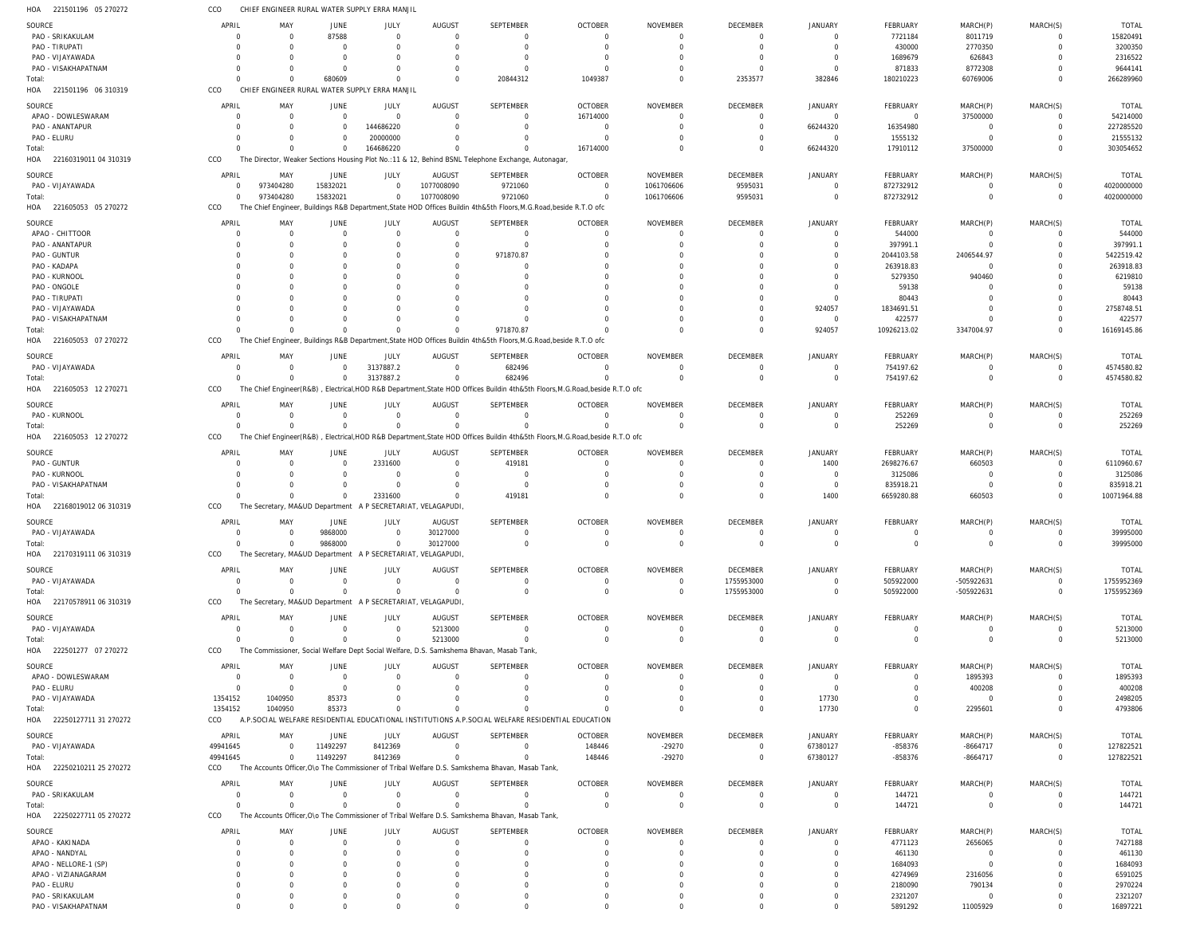HOA 221501196 05 270272 CCO CHIEF ENGINEER RURAL WATER SUPPLY ERRA MANJIL

| SOURCE | APRIL | MAY | JUNE | JULY | AUGUST | SEPTEMBER | OCTOBER | NOVEMBER | DECEMBER | JANUARY | FEBRUARY | MARCH(P) | MARCH(S) | TOTAL |
|---|---|---|---|---|---|---|---|---|---|---|---|---|---|---|
| PAO - SRIKAKULAM | 0 | 0 | 87588 | 0 | 0 | 0 | 0 | 0 | 0 | 0 | 7721184 | 8011719 | 0 | 15820491 |
| PAO - TIRUPATI | 0 | 0 | 0 | 0 | 0 | 0 | 0 | 0 | 0 | 0 | 430000 | 2770350 | 0 | 3200350 |
| PAO - VIJAYAWADA | 0 | 0 | 0 | 0 | 0 | 0 | 0 | 0 | 0 | 0 | 1689679 | 626843 | 0 | 2316522 |
| PAO - VISAKHAPATNAM | 0 | 0 | 0 | 0 | 0 | 0 | 0 | 0 | 0 | 0 | 871833 | 8772308 | 0 | 9644141 |
| Total: | 0 | 0 | 680609 | 0 | 0 | 20844312 | 1049387 | 0 | 2353577 | 382846 | 180210223 | 60769006 | 0 | 266289960 |

HOA 221501196 06 310319 CCO CHIEF ENGINEER RURAL WATER SUPPLY ERRA MANJIL

| SOURCE | APRIL | MAY | JUNE | JULY | AUGUST | SEPTEMBER | OCTOBER | NOVEMBER | DECEMBER | JANUARY | FEBRUARY | MARCH(P) | MARCH(S) | TOTAL |
|---|---|---|---|---|---|---|---|---|---|---|---|---|---|---|
| APAO - DOWLESWARAM | 0 | 0 | 0 | 0 | 0 | 0 | 16714000 | 0 | 0 | 0 | 0 | 37500000 | 0 | 54214000 |
| PAO - ANANTAPUR | 0 | 0 | 0 | 144686220 | 0 | 0 | 0 | 0 | 0 | 66244320 | 16354980 | 0 | 0 | 227285520 |
| PAO - ELURU | 0 | 0 | 0 | 20000000 | 0 | 0 | 0 | 0 | 0 | 0 | 1555132 | 0 | 0 | 21555132 |
| Total: | 0 | 0 | 0 | 164686220 | 0 | 0 | 16714000 | 0 | 0 | 66244320 | 17910112 | 37500000 | 0 | 303054652 |

HOA 22160319011 04 310319 CCO The Director, Weaker Sections Housing Plot No.:11 & 12, Behind BSNL Telephone Exchange, Autonagar,

| SOURCE | APRIL | MAY | JUNE | JULY | AUGUST | SEPTEMBER | OCTOBER | NOVEMBER | DECEMBER | JANUARY | FEBRUARY | MARCH(P) | MARCH(S) | TOTAL |
|---|---|---|---|---|---|---|---|---|---|---|---|---|---|---|
| PAO - VIJAYAWADA | 0 | 973404280 | 15832021 | 0 | 1077008090 | 9721060 | 0 | 1061706606 | 9595031 | 0 | 872732912 | 0 | 0 | 4020000000 |
| Total: | 0 | 973404280 | 15832021 | 0 | 1077008090 | 9721060 | 0 | 1061706606 | 9595031 | 0 | 872732912 | 0 | 0 | 4020000000 |

HOA 221605053 05 270272 CCO The Chief Engineer, Buildings R&B Department,State HOD Offices Buildin 4th&5th Floors,M.G.Road,beside R.T.O ofc

| SOURCE | APRIL | MAY | JUNE | JULY | AUGUST | SEPTEMBER | OCTOBER | NOVEMBER | DECEMBER | JANUARY | FEBRUARY | MARCH(P) | MARCH(S) | TOTAL |
|---|---|---|---|---|---|---|---|---|---|---|---|---|---|---|
| APAO - CHITTOOR | 0 | 0 | 0 | 0 | 0 | 0 | 0 | 0 | 0 | 0 | 544000 | 0 | 0 | 544000 |
| PAO - ANANTAPUR | 0 | 0 | 0 | 0 | 0 | 0 | 0 | 0 | 0 | 0 | 397991.1 | 0 | 0 | 397991.1 |
| PAO - GUNTUR | 0 | 0 | 0 | 0 | 0 | 971870.87 | 0 | 0 | 0 | 0 | 2044103.58 | 2406544.97 | 0 | 5422519.42 |
| PAO - KADAPA | 0 | 0 | 0 | 0 | 0 | 0 | 0 | 0 | 0 | 0 | 263918.83 | 0 | 0 | 263918.83 |
| PAO - KURNOOL | 0 | 0 | 0 | 0 | 0 | 0 | 0 | 0 | 0 | 0 | 5279350 | 940460 | 0 | 6219810 |
| PAO - ONGOLE | 0 | 0 | 0 | 0 | 0 | 0 | 0 | 0 | 0 | 0 | 59138 | 0 | 0 | 59138 |
| PAO - TIRUPATI | 0 | 0 | 0 | 0 | 0 | 0 | 0 | 0 | 0 | 0 | 80443 | 0 | 0 | 80443 |
| PAO - VIJAYAWADA | 0 | 0 | 0 | 0 | 0 | 0 | 0 | 0 | 0 | 924057 | 1834691.51 | 0 | 0 | 2758748.51 |
| PAO - VISAKHAPATNAM | 0 | 0 | 0 | 0 | 0 | 0 | 0 | 0 | 0 | 0 | 422577 | 0 | 0 | 422577 |
| Total: | 0 | 0 | 0 | 0 | 0 | 971870.87 | 0 | 0 | 0 | 924057 | 10926213.02 | 3347004.97 | 0 | 16169145.86 |

HOA 221605053 07 270272 CCO The Chief Engineer, Buildings R&B Department,State HOD Offices Buildin 4th&5th Floors,M.G.Road,beside R.T.O ofc

| SOURCE | APRIL | MAY | JUNE | JULY | AUGUST | SEPTEMBER | OCTOBER | NOVEMBER | DECEMBER | JANUARY | FEBRUARY | MARCH(P) | MARCH(S) | TOTAL |
|---|---|---|---|---|---|---|---|---|---|---|---|---|---|---|
| PAO - VIJAYAWADA | 0 | 0 | 0 | 3137887.2 | 0 | 682496 | 0 | 0 | 0 | 0 | 754197.62 | 0 | 0 | 4574580.82 |
| Total: | 0 | 0 | 0 | 3137887.2 | 0 | 682496 | 0 | 0 | 0 | 0 | 754197.62 | 0 | 0 | 4574580.82 |

HOA 221605053 12 270271 CCO The Chief Engineer(R&B) , Electrical,HOD R&B Department,State HOD Offices Buildin 4th&5th Floors,M.G.Road,beside R.T.O ofc

| SOURCE | APRIL | MAY | JUNE | JULY | AUGUST | SEPTEMBER | OCTOBER | NOVEMBER | DECEMBER | JANUARY | FEBRUARY | MARCH(P) | MARCH(S) | TOTAL |
|---|---|---|---|---|---|---|---|---|---|---|---|---|---|---|
| PAO - KURNOOL | 0 | 0 | 0 | 0 | 0 | 0 | 0 | 0 | 0 | 0 | 252269 | 0 | 0 | 252269 |
| Total: | 0 | 0 | 0 | 0 | 0 | 0 | 0 | 0 | 0 | 0 | 252269 | 0 | 0 | 252269 |

HOA 221605053 12 270272 CCO The Chief Engineer(R&B) , Electrical,HOD R&B Department,State HOD Offices Buildin 4th&5th Floors,M.G.Road,beside R.T.O ofc

| SOURCE | APRIL | MAY | JUNE | JULY | AUGUST | SEPTEMBER | OCTOBER | NOVEMBER | DECEMBER | JANUARY | FEBRUARY | MARCH(P) | MARCH(S) | TOTAL |
|---|---|---|---|---|---|---|---|---|---|---|---|---|---|---|
| PAO - GUNTUR | 0 | 0 | 0 | 2331600 | 0 | 419181 | 0 | 0 | 0 | 1400 | 2698276.67 | 660503 | 0 | 6110960.67 |
| PAO - KURNOOL | 0 | 0 | 0 | 0 | 0 | 0 | 0 | 0 | 0 | 0 | 3125086 | 0 | 0 | 3125086 |
| PAO - VISAKHAPATNAM | 0 | 0 | 0 | 0 | 0 | 0 | 0 | 0 | 0 | 0 | 835918.21 | 0 | 0 | 835918.21 |
| Total: | 0 | 0 | 0 | 2331600 | 0 | 419181 | 0 | 0 | 0 | 1400 | 6659280.88 | 660503 | 0 | 10071964.88 |

HOA 22168019012 06 310319 CCO The Secretary, MA&UD Department A P SECRETARIAT, VELAGAPUDI,

| SOURCE | APRIL | MAY | JUNE | JULY | AUGUST | SEPTEMBER | OCTOBER | NOVEMBER | DECEMBER | JANUARY | FEBRUARY | MARCH(P) | MARCH(S) | TOTAL |
|---|---|---|---|---|---|---|---|---|---|---|---|---|---|---|
| PAO - VIJAYAWADA | 0 | 0 | 9868000 | 0 | 30127000 | 0 | 0 | 0 | 0 | 0 | 0 | 0 | 0 | 39995000 |
| Total: | 0 | 0 | 9868000 | 0 | 30127000 | 0 | 0 | 0 | 0 | 0 | 0 | 0 | 0 | 39995000 |

HOA 22170319111 06 310319 CCO The Secretary, MA&UD Department A P SECRETARIAT, VELAGAPUDI,

| SOURCE | APRIL | MAY | JUNE | JULY | AUGUST | SEPTEMBER | OCTOBER | NOVEMBER | DECEMBER | JANUARY | FEBRUARY | MARCH(P) | MARCH(S) | TOTAL |
|---|---|---|---|---|---|---|---|---|---|---|---|---|---|---|
| PAO - VIJAYAWADA | 0 | 0 | 0 | 0 | 0 | 0 | 0 | 0 | 1755953000 | 0 | 505922000 | -505922631 | 0 | 1755952369 |
| Total: | 0 | 0 | 0 | 0 | 0 | 0 | 0 | 0 | 1755953000 | 0 | 505922000 | -505922631 | 0 | 1755952369 |

HOA 22170578911 06 310319 CCO The Secretary, MA&UD Department A P SECRETARIAT, VELAGAPUDI,

| SOURCE | APRIL | MAY | JUNE | JULY | AUGUST | SEPTEMBER | OCTOBER | NOVEMBER | DECEMBER | JANUARY | FEBRUARY | MARCH(P) | MARCH(S) | TOTAL |
|---|---|---|---|---|---|---|---|---|---|---|---|---|---|---|
| PAO - VIJAYAWADA | 0 | 0 | 0 | 0 | 5213000 | 0 | 0 | 0 | 0 | 0 | 0 | 0 | 0 | 5213000 |
| Total: | 0 | 0 | 0 | 0 | 5213000 | 0 | 0 | 0 | 0 | 0 | 0 | 0 | 0 | 5213000 |

HOA 222501277 07 270272 CCO The Commissioner, Social Welfare Dept Social Welfare, D.S. Samkshema Bhavan, Masab Tank,

| SOURCE | APRIL | MAY | JUNE | JULY | AUGUST | SEPTEMBER | OCTOBER | NOVEMBER | DECEMBER | JANUARY | FEBRUARY | MARCH(P) | MARCH(S) | TOTAL |
|---|---|---|---|---|---|---|---|---|---|---|---|---|---|---|
| APAO - DOWLESWARAM | 0 | 0 | 0 | 0 | 0 | 0 | 0 | 0 | 0 | 0 | 0 | 1895393 | 0 | 1895393 |
| PAO - ELURU | 0 | 0 | 0 | 0 | 0 | 0 | 0 | 0 | 0 | 0 | 0 | 400208 | 0 | 400208 |
| PAO - VIJAYAWADA | 1354152 | 1040950 | 85373 | 0 | 0 | 0 | 0 | 0 | 0 | 17730 | 0 | 0 | 0 | 2498205 |
| Total: | 1354152 | 1040950 | 85373 | 0 | 0 | 0 | 0 | 0 | 0 | 17730 | 0 | 2295601 | 0 | 4793806 |

HOA 22250127711 31 270272 CCO A.P.SOCIAL WELFARE RESIDENTIAL EDUCATIONAL INSTITUTIONS A.P.SOCIAL WELFARE RESIDENTIAL EDUCATION

| SOURCE | APRIL | MAY | JUNE | JULY | AUGUST | SEPTEMBER | OCTOBER | NOVEMBER | DECEMBER | JANUARY | FEBRUARY | MARCH(P) | MARCH(S) | TOTAL |
|---|---|---|---|---|---|---|---|---|---|---|---|---|---|---|
| PAO - VIJAYAWADA | 49941645 | 0 | 11492297 | 8412369 | 0 | 0 | 148446 | -29270 | 0 | 67380127 | -858376 | -8664717 | 0 | 127822521 |
| Total: | 49941645 | 0 | 11492297 | 8412369 | 0 | 0 | 148446 | -29270 | 0 | 67380127 | -858376 | -8664717 | 0 | 127822521 |

HOA 22250210211 25 270272 CCO The Accounts Officer,O\o The Commissioner of Tribal Welfare D.S. Samkshema Bhavan, Masab Tank,

| SOURCE | APRIL | MAY | JUNE | JULY | AUGUST | SEPTEMBER | OCTOBER | NOVEMBER | DECEMBER | JANUARY | FEBRUARY | MARCH(P) | MARCH(S) | TOTAL |
|---|---|---|---|---|---|---|---|---|---|---|---|---|---|---|
| PAO - SRIKAKULAM | 0 | 0 | 0 | 0 | 0 | 0 | 0 | 0 | 0 | 0 | 144721 | 0 | 0 | 144721 |
| Total: | 0 | 0 | 0 | 0 | 0 | 0 | 0 | 0 | 0 | 0 | 144721 | 0 | 0 | 144721 |

HOA 22250227711 05 270272 CCO The Accounts Officer,O\o The Commissioner of Tribal Welfare D.S. Samkshema Bhavan, Masab Tank,

| SOURCE | APRIL | MAY | JUNE | JULY | AUGUST | SEPTEMBER | OCTOBER | NOVEMBER | DECEMBER | JANUARY | FEBRUARY | MARCH(P) | MARCH(S) | TOTAL |
|---|---|---|---|---|---|---|---|---|---|---|---|---|---|---|
| APAO - KAKINADA | 0 | 0 | 0 | 0 | 0 | 0 | 0 | 0 | 0 | 0 | 4771123 | 2656065 | 0 | 7427188 |
| APAO - NANDYAL | 0 | 0 | 0 | 0 | 0 | 0 | 0 | 0 | 0 | 0 | 461130 | 0 | 0 | 461130 |
| APAO - NELLORE-1 (SP) | 0 | 0 | 0 | 0 | 0 | 0 | 0 | 0 | 0 | 0 | 1684093 | 0 | 0 | 1684093 |
| APAO - VIZIANAGARAM | 0 | 0 | 0 | 0 | 0 | 0 | 0 | 0 | 0 | 0 | 4274969 | 2316056 | 0 | 6591025 |
| PAO - ELURU | 0 | 0 | 0 | 0 | 0 | 0 | 0 | 0 | 0 | 0 | 2180090 | 790134 | 0 | 2970224 |
| PAO - SRIKAKULAM | 0 | 0 | 0 | 0 | 0 | 0 | 0 | 0 | 0 | 0 | 2321207 | 0 | 0 | 2321207 |
| PAO - VISAKHAPATNAM | 0 | 0 | 0 | 0 | 0 | 0 | 0 | 0 | 0 | 0 | 5891292 | 11005929 | 0 | 16897221 |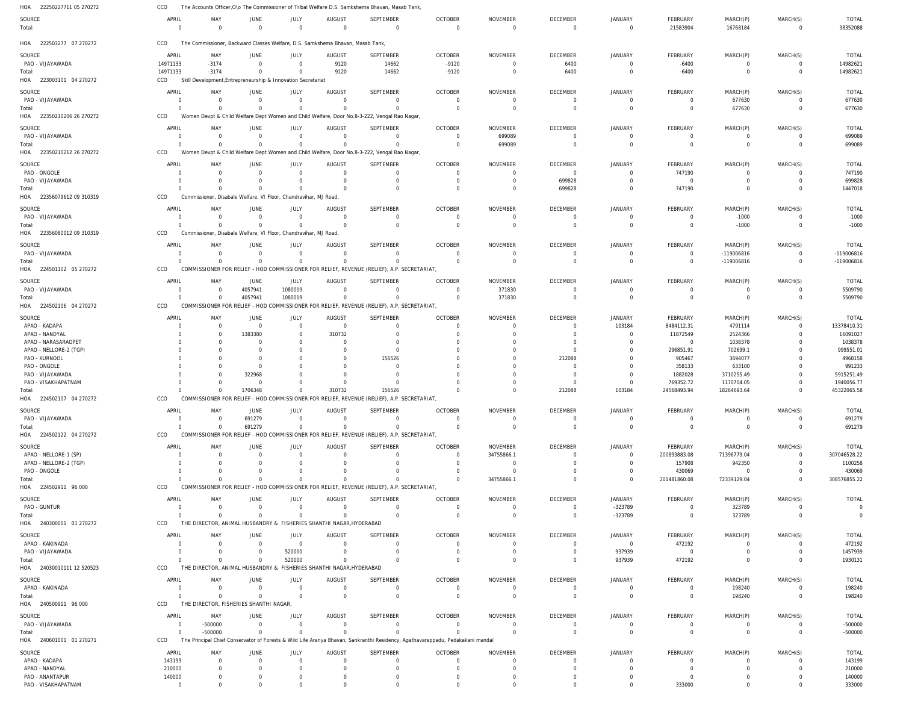HOA 22250227711 05 270272 CCO The Accounts Officer,O\o The Commissioner of Tribal Welfare D.S. Samkshema Bhavan, Masab Tank,

| SOURCE | APRIL | MAY | JUNE | JULY | AUGUST | SEPTEMBER | OCTOBER | NOVEMBER | DECEMBER | JANUARY | FEBRUARY | MARCH(P) | MARCH(S) | TOTAL |
|---|---|---|---|---|---|---|---|---|---|---|---|---|---|---|
| Total: | 0 | 0 | 0 | 0 | 0 | 0 | 0 | 0 | 0 | 0 | 21583904 | 16768184 | 0 | 38352088 |

HOA 222503277 07 270272 CCO The Commissioner, Backward Classes Welfare, D.S. Samkshema Bhavan, Masab Tank,

| SOURCE | APRIL | MAY | JUNE | JULY | AUGUST | SEPTEMBER | OCTOBER | NOVEMBER | DECEMBER | JANUARY | FEBRUARY | MARCH(P) | MARCH(S) | TOTAL |
|---|---|---|---|---|---|---|---|---|---|---|---|---|---|---|
| PAO - VIJAYAWADA | 14971133 | -3174 | 0 | 0 | 9120 | 14662 | -9120 | 0 | 6400 | 0 | -6400 | 0 | 0 | 14982621 |
| Total: | 14971133 | -3174 | 0 | 0 | 9120 | 14662 | -9120 | 0 | 6400 | 0 | -6400 | 0 | 0 | 14982621 |

HOA 223003101 04 270272 CCO Skill Development,Entrepreneurship & Innovation Secretariat

| SOURCE | APRIL | MAY | JUNE | JULY | AUGUST | SEPTEMBER | OCTOBER | NOVEMBER | DECEMBER | JANUARY | FEBRUARY | MARCH(P) | MARCH(S) | TOTAL |
|---|---|---|---|---|---|---|---|---|---|---|---|---|---|---|
| PAO - VIJAYAWADA | 0 | 0 | 0 | 0 | 0 | 0 | 0 | 0 | 0 | 0 | 0 | 677630 | 0 | 677630 |
| Total: | 0 | 0 | 0 | 0 | 0 | 0 | 0 | 0 | 0 | 0 | 0 | 677630 | 0 | 677630 |

HOA 22350210206 26 270272 CCO Women Devpt & Child Welfare Dept Women and Child Welfare, Door No.8-3-222, Vengal Rao Nagar,

| SOURCE | APRIL | MAY | JUNE | JULY | AUGUST | SEPTEMBER | OCTOBER | NOVEMBER | DECEMBER | JANUARY | FEBRUARY | MARCH(P) | MARCH(S) | TOTAL |
|---|---|---|---|---|---|---|---|---|---|---|---|---|---|---|
| PAO - VIJAYAWADA | 0 | 0 | 0 | 0 | 0 | 0 | 0 | 699089 | 0 | 0 | 0 | 0 | 0 | 699089 |
| Total: | 0 | 0 | 0 | 0 | 0 | 0 | 0 | 699089 | 0 | 0 | 0 | 0 | 0 | 699089 |

HOA 22350210212 26 270272 CCO Women Devpt & Child Welfare Dept Women and Child Welfare, Door No.8-3-222, Vengal Rao Nagar,

| SOURCE | APRIL | MAY | JUNE | JULY | AUGUST | SEPTEMBER | OCTOBER | NOVEMBER | DECEMBER | JANUARY | FEBRUARY | MARCH(P) | MARCH(S) | TOTAL |
|---|---|---|---|---|---|---|---|---|---|---|---|---|---|---|
| PAO - ONGOLE | 0 | 0 | 0 | 0 | 0 | 0 | 0 | 0 | 0 | 0 | 747190 | 0 | 0 | 747190 |
| PAO - VIJAYAWADA | 0 | 0 | 0 | 0 | 0 | 0 | 0 | 0 | 699828 | 0 | 0 | 0 | 0 | 699828 |
| Total: | 0 | 0 | 0 | 0 | 0 | 0 | 0 | 0 | 699828 | 0 | 747190 | 0 | 0 | 1447018 |

HOA 22356079612 09 310319 CCO Commissioner, Disabale Welfare, VI Floor, Chandravihar, MJ Road,

| SOURCE | APRIL | MAY | JUNE | JULY | AUGUST | SEPTEMBER | OCTOBER | NOVEMBER | DECEMBER | JANUARY | FEBRUARY | MARCH(P) | MARCH(S) | TOTAL |
|---|---|---|---|---|---|---|---|---|---|---|---|---|---|---|
| PAO - VIJAYAWADA | 0 | 0 | 0 | 0 | 0 | 0 | 0 | 0 | 0 | 0 | 0 | -1000 | 0 | -1000 |
| Total: | 0 | 0 | 0 | 0 | 0 | 0 | 0 | 0 | 0 | 0 | 0 | -1000 | 0 | -1000 |

HOA 22356080012 09 310319 CCO Commissioner, Disabale Welfare, VI Floor, Chandravihar, MJ Road,

| SOURCE | APRIL | MAY | JUNE | JULY | AUGUST | SEPTEMBER | OCTOBER | NOVEMBER | DECEMBER | JANUARY | FEBRUARY | MARCH(P) | MARCH(S) | TOTAL |
|---|---|---|---|---|---|---|---|---|---|---|---|---|---|---|
| PAO - VIJAYAWADA | 0 | 0 | 0 | 0 | 0 | 0 | 0 | 0 | 0 | 0 | 0 | -119006816 | 0 | -119006816 |
| Total: | 0 | 0 | 0 | 0 | 0 | 0 | 0 | 0 | 0 | 0 | 0 | -119006816 | 0 | -119006816 |

HOA 224501102 05 270272 CCO COMMISSIONER FOR RELIEF - HOD COMMISSIONER FOR RELIEF, REVENUE (RELIEF), A.P. SECRETARIAT,

| SOURCE | APRIL | MAY | JUNE | JULY | AUGUST | SEPTEMBER | OCTOBER | NOVEMBER | DECEMBER | JANUARY | FEBRUARY | MARCH(P) | MARCH(S) | TOTAL |
|---|---|---|---|---|---|---|---|---|---|---|---|---|---|---|
| PAO - VIJAYAWADA | 0 | 0 | 4057941 | 1080019 | 0 | 0 | 0 | 371830 | 0 | 0 | 0 | 0 | 0 | 5509790 |
| Total: | 0 | 0 | 4057941 | 1080019 | 0 | 0 | 0 | 371830 | 0 | 0 | 0 | 0 | 0 | 5509790 |

HOA 224502106 04 270272 CCO COMMISSIONER FOR RELIEF - HOD COMMISSIONER FOR RELIEF, REVENUE (RELIEF), A.P. SECRETARIAT,

| SOURCE | APRIL | MAY | JUNE | JULY | AUGUST | SEPTEMBER | OCTOBER | NOVEMBER | DECEMBER | JANUARY | FEBRUARY | MARCH(P) | MARCH(S) | TOTAL |
|---|---|---|---|---|---|---|---|---|---|---|---|---|---|---|
| APAO - KADAPA | 0 | 0 | 0 | 0 | 0 | 0 | 0 | 0 | 0 | 103184 | 8484112.31 | 4791114 | 0 | 13378410.31 |
| APAO - NANDYAL | 0 | 0 | 1383380 | 0 | 310732 | 0 | 0 | 0 | 0 | 0 | 11872549 | 2524366 | 0 | 16091027 |
| APAO - NARASARAOPET | 0 | 0 | 0 | 0 | 0 | 0 | 0 | 0 | 0 | 0 | 0 | 1038378 | 0 | 1038378 |
| APAO - NELLORE-2 (TGP) | 0 | 0 | 0 | 0 | 0 | 0 | 0 | 0 | 0 | 0 | 296851.91 | 702699.1 | 0 | 999551.01 |
| PAO - KURNOOL | 0 | 0 | 0 | 0 | 0 | 156526 | 0 | 0 | 212088 | 0 | 905467 | 3694077 | 0 | 4968158 |
| PAO - ONGOLE | 0 | 0 | 0 | 0 | 0 | 0 | 0 | 0 | 0 | 0 | 358133 | 633100 | 0 | 991233 |
| PAO - VIJAYAWADA | 0 | 0 | 322968 | 0 | 0 | 0 | 0 | 0 | 0 | 0 | 1882028 | 3710255.49 | 0 | 5915251.49 |
| PAO - VISAKHAPATNAM | 0 | 0 | 0 | 0 | 0 | 0 | 0 | 0 | 0 | 0 | 769352.72 | 1170704.05 | 0 | 1940056.77 |
| Total: | 0 | 0 | 1706348 | 0 | 310732 | 156526 | 0 | 0 | 212088 | 103184 | 24568493.94 | 18264693.64 | 0 | 45322065.58 |

HOA 224502107 04 270272 CCO COMMISSIONER FOR RELIEF - HOD COMMISSIONER FOR RELIEF, REVENUE (RELIEF), A.P. SECRETARIAT,

| SOURCE | APRIL | MAY | JUNE | JULY | AUGUST | SEPTEMBER | OCTOBER | NOVEMBER | DECEMBER | JANUARY | FEBRUARY | MARCH(P) | MARCH(S) | TOTAL |
|---|---|---|---|---|---|---|---|---|---|---|---|---|---|---|
| PAO - VIJAYAWADA | 0 | 0 | 691279 | 0 | 0 | 0 | 0 | 0 | 0 | 0 | 0 | 0 | 0 | 691279 |
| Total: | 0 | 0 | 691279 | 0 | 0 | 0 | 0 | 0 | 0 | 0 | 0 | 0 | 0 | 691279 |

HOA 224502122 04 270272 CCO COMMISSIONER FOR RELIEF - HOD COMMISSIONER FOR RELIEF, REVENUE (RELIEF), A.P. SECRETARIAT,

| SOURCE | APRIL | MAY | JUNE | JULY | AUGUST | SEPTEMBER | OCTOBER | NOVEMBER | DECEMBER | JANUARY | FEBRUARY | MARCH(P) | MARCH(S) | TOTAL |
|---|---|---|---|---|---|---|---|---|---|---|---|---|---|---|
| APAO - NELLORE-1 (SP) | 0 | 0 | 0 | 0 | 0 | 0 | 0 | 34755866.1 | 0 | 0 | 200893883.08 | 71396779.04 | 0 | 307046528.22 |
| APAO - NELLORE-2 (TGP) | 0 | 0 | 0 | 0 | 0 | 0 | 0 | 0 | 0 | 0 | 157908 | 942350 | 0 | 1100258 |
| PAO - ONGOLE | 0 | 0 | 0 | 0 | 0 | 0 | 0 | 0 | 0 | 0 | 430069 | 0 | 0 | 430069 |
| Total: | 0 | 0 | 0 | 0 | 0 | 0 | 0 | 34755866.1 | 0 | 0 | 201481860.08 | 72339129.04 | 0 | 308576855.22 |

HOA 224502911 96 000 CCO COMMISSIONER FOR RELIEF - HOD COMMISSIONER FOR RELIEF, REVENUE (RELIEF), A.P. SECRETARIAT,

| SOURCE | APRIL | MAY | JUNE | JULY | AUGUST | SEPTEMBER | OCTOBER | NOVEMBER | DECEMBER | JANUARY | FEBRUARY | MARCH(P) | MARCH(S) | TOTAL |
|---|---|---|---|---|---|---|---|---|---|---|---|---|---|---|
| PAO - GUNTUR | 0 | 0 | 0 | 0 | 0 | 0 | 0 | 0 | 0 | -323789 | 0 | 323789 | 0 | 0 |
| Total: | 0 | 0 | 0 | 0 | 0 | 0 | 0 | 0 | 0 | -323789 | 0 | 323789 | 0 | 0 |

HOA 240300001 01 270272 CCO THE DIRECTOR, ANIMAL HUSBANDRY & FISHERIES SHANTHI NAGAR,HYDERABAD

| SOURCE | APRIL | MAY | JUNE | JULY | AUGUST | SEPTEMBER | OCTOBER | NOVEMBER | DECEMBER | JANUARY | FEBRUARY | MARCH(P) | MARCH(S) | TOTAL |
|---|---|---|---|---|---|---|---|---|---|---|---|---|---|---|
| APAO - KAKINADA | 0 | 0 | 0 | 0 | 0 | 0 | 0 | 0 | 0 | 0 | 472192 | 0 | 0 | 472192 |
| PAO - VIJAYAWADA | 0 | 0 | 0 | 520000 | 0 | 0 | 0 | 0 | 0 | 937939 | 0 | 0 | 0 | 1457939 |
| Total: | 0 | 0 | 0 | 520000 | 0 | 0 | 0 | 0 | 0 | 937939 | 472192 | 0 | 0 | 1930131 |

HOA 24030010111 12 520523 CCO THE DIRECTOR, ANIMAL HUSBANDRY & FISHERIES SHANTHI NAGAR,HYDERABAD

| SOURCE | APRIL | MAY | JUNE | JULY | AUGUST | SEPTEMBER | OCTOBER | NOVEMBER | DECEMBER | JANUARY | FEBRUARY | MARCH(P) | MARCH(S) | TOTAL |
|---|---|---|---|---|---|---|---|---|---|---|---|---|---|---|
| APAO - KAKINADA | 0 | 0 | 0 | 0 | 0 | 0 | 0 | 0 | 0 | 0 | 0 | 198240 | 0 | 198240 |
| Total: | 0 | 0 | 0 | 0 | 0 | 0 | 0 | 0 | 0 | 0 | 0 | 198240 | 0 | 198240 |

HOA 240500911 96 000 CCO THE DIRECTOR, FISHERIES SHANTHI NAGAR,

| SOURCE | APRIL | MAY | JUNE | JULY | AUGUST | SEPTEMBER | OCTOBER | NOVEMBER | DECEMBER | JANUARY | FEBRUARY | MARCH(P) | MARCH(S) | TOTAL |
|---|---|---|---|---|---|---|---|---|---|---|---|---|---|---|
| PAO - VIJAYAWADA | 0 | -500000 | 0 | 0 | 0 | 0 | 0 | 0 | 0 | 0 | 0 | 0 | 0 | -500000 |
| Total: | 0 | -500000 | 0 | 0 | 0 | 0 | 0 | 0 | 0 | 0 | 0 | 0 | 0 | -500000 |

HOA 240601001 01 270271 CCO The Principal Chief Conservator of Forests & Wild Life Aranya Bhavan, Sankranthi Residency, Agathavarappadu, Pedakakani mandal

| SOURCE | APRIL | MAY | JUNE | JULY | AUGUST | SEPTEMBER | OCTOBER | NOVEMBER | DECEMBER | JANUARY | FEBRUARY | MARCH(P) | MARCH(S) | TOTAL |
|---|---|---|---|---|---|---|---|---|---|---|---|---|---|---|
| APAO - KADAPA | 143199 | 0 | 0 | 0 | 0 | 0 | 0 | 0 | 0 | 0 | 0 | 0 | 0 | 143199 |
| APAO - NANDYAL | 210000 | 0 | 0 | 0 | 0 | 0 | 0 | 0 | 0 | 0 | 0 | 0 | 0 | 210000 |
| PAO - ANANTAPUR | 140000 | 0 | 0 | 0 | 0 | 0 | 0 | 0 | 0 | 0 | 0 | 0 | 0 | 140000 |
| PAO - VISAKHAPATNAM | 0 | 0 | 0 | 0 | 0 | 0 | 0 | 0 | 0 | 0 | 333000 | 0 | 0 | 333000 |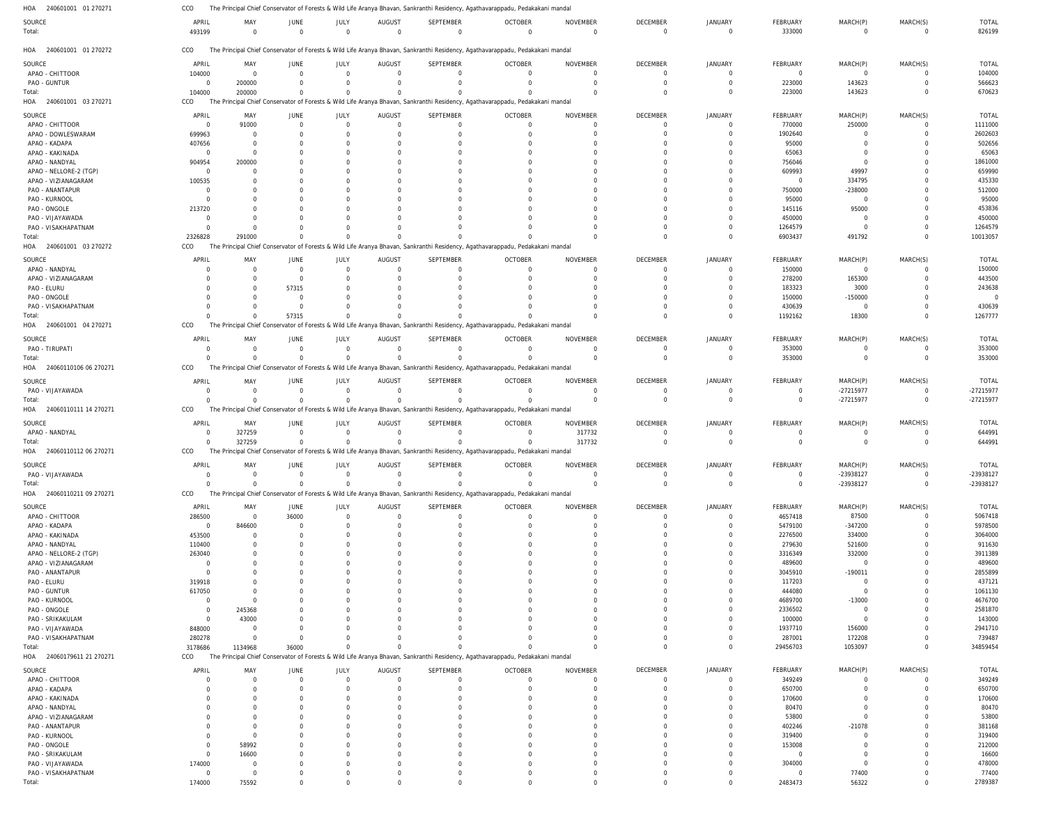HOA 240601001 01 270271 CCO The Principal Chief Conservator of Forests & Wild Life Aranya Bhavan, Sankranthi Residency, Agathavarappadu, Pedakakani mandal

| SOURCE | APRIL | MAY | JUNE | JULY | AUGUST | SEPTEMBER | OCTOBER | NOVEMBER | DECEMBER | JANUARY | FEBRUARY | MARCH(P) | MARCH(S) | TOTAL |
|---|---|---|---|---|---|---|---|---|---|---|---|---|---|---|
| Total: | 493199 | 0 | 0 | 0 | 0 | 0 | 0 | 0 | 0 | 0 | 333000 | 0 | 0 | 826199 |

HOA 240601001 01 270272 CCO The Principal Chief Conservator of Forests & Wild Life Aranya Bhavan, Sankranthi Residency, Agathavarappadu, Pedakakani mandal

| SOURCE | APRIL | MAY | JUNE | JULY | AUGUST | SEPTEMBER | OCTOBER | NOVEMBER | DECEMBER | JANUARY | FEBRUARY | MARCH(P) | MARCH(S) | TOTAL |
|---|---|---|---|---|---|---|---|---|---|---|---|---|---|---|
| APAO - CHITTOOR | 104000 | 0 | 0 | 0 | 0 | 0 | 0 | 0 | 0 | 0 | 0 | 0 | 0 | 104000 |
| PAO - GUNTUR | 0 | 200000 | 0 | 0 | 0 | 0 | 0 | 0 | 0 | 0 | 223000 | 143623 | 0 | 566623 |
| Total: | 104000 | 200000 | 0 | 0 | 0 | 0 | 0 | 0 | 0 | 0 | 223000 | 143623 | 0 | 670623 |

HOA 240601001 03 270271 CCO The Principal Chief Conservator of Forests & Wild Life Aranya Bhavan, Sankranthi Residency, Agathavarappadu, Pedakakani mandal

| SOURCE | APRIL | MAY | JUNE | JULY | AUGUST | SEPTEMBER | OCTOBER | NOVEMBER | DECEMBER | JANUARY | FEBRUARY | MARCH(P) | MARCH(S) | TOTAL |
|---|---|---|---|---|---|---|---|---|---|---|---|---|---|---|
| APAO - CHITTOOR | 0 | 91000 | 0 | 0 | 0 | 0 | 0 | 0 | 0 | 0 | 770000 | 250000 | 0 | 1111000 |
| APAO - DOWLESWARAM | 699963 | 0 | 0 | 0 | 0 | 0 | 0 | 0 | 0 | 0 | 1902640 | 0 | 0 | 2602603 |
| APAO - KADAPA | 407656 | 0 | 0 | 0 | 0 | 0 | 0 | 0 | 0 | 0 | 95000 | 0 | 0 | 502656 |
| APAO - KAKINADA | 0 | 0 | 0 | 0 | 0 | 0 | 0 | 0 | 0 | 0 | 65063 | 0 | 0 | 65063 |
| APAO - NANDYAL | 904954 | 200000 | 0 | 0 | 0 | 0 | 0 | 0 | 0 | 0 | 756046 | 0 | 0 | 1861000 |
| APAO - NELLORE-2 (TGP) | 0 | 0 | 0 | 0 | 0 | 0 | 0 | 0 | 0 | 0 | 609993 | 49997 | 0 | 659990 |
| APAO - VIZIANAGARAM | 100535 | 0 | 0 | 0 | 0 | 0 | 0 | 0 | 0 | 0 | 0 | 334795 | 0 | 435330 |
| PAO - ANANTAPUR | 0 | 0 | 0 | 0 | 0 | 0 | 0 | 0 | 0 | 0 | 750000 | -238000 | 0 | 512000 |
| PAO - KURNOOL | 0 | 0 | 0 | 0 | 0 | 0 | 0 | 0 | 0 | 0 | 95000 | 0 | 0 | 95000 |
| PAO - ONGOLE | 213720 | 0 | 0 | 0 | 0 | 0 | 0 | 0 | 0 | 0 | 145116 | 95000 | 0 | 453836 |
| PAO - VIJAYAWADA | 0 | 0 | 0 | 0 | 0 | 0 | 0 | 0 | 0 | 0 | 450000 | 0 | 0 | 450000 |
| PAO - VISAKHAPATNAM | 0 | 0 | 0 | 0 | 0 | 0 | 0 | 0 | 0 | 0 | 1264579 | 0 | 0 | 1264579 |
| Total: | 2326828 | 291000 | 0 | 0 | 0 | 0 | 0 | 0 | 0 | 0 | 6903437 | 491792 | 0 | 10013057 |

HOA 240601001 03 270272 CCO The Principal Chief Conservator of Forests & Wild Life Aranya Bhavan, Sankranthi Residency, Agathavarappadu, Pedakakani mandal

| SOURCE | APRIL | MAY | JUNE | JULY | AUGUST | SEPTEMBER | OCTOBER | NOVEMBER | DECEMBER | JANUARY | FEBRUARY | MARCH(P) | MARCH(S) | TOTAL |
|---|---|---|---|---|---|---|---|---|---|---|---|---|---|---|
| APAO - NANDYAL | 0 | 0 | 0 | 0 | 0 | 0 | 0 | 0 | 0 | 0 | 150000 | 0 | 0 | 150000 |
| APAO - VIZIANAGARAM | 0 | 0 | 0 | 0 | 0 | 0 | 0 | 0 | 0 | 0 | 278200 | 165300 | 0 | 443500 |
| PAO - ELURU | 0 | 0 | 57315 | 0 | 0 | 0 | 0 | 0 | 0 | 0 | 183323 | 3000 | 0 | 243638 |
| PAO - ONGOLE | 0 | 0 | 0 | 0 | 0 | 0 | 0 | 0 | 0 | 0 | 150000 | -150000 | 0 | 0 |
| PAO - VISAKHAPATNAM | 0 | 0 | 0 | 0 | 0 | 0 | 0 | 0 | 0 | 0 | 430639 | 0 | 0 | 430639 |
| Total: | 0 | 0 | 57315 | 0 | 0 | 0 | 0 | 0 | 0 | 0 | 1192162 | 18300 | 0 | 1267777 |

HOA 240601001 04 270271 CCO The Principal Chief Conservator of Forests & Wild Life Aranya Bhavan, Sankranthi Residency, Agathavarappadu, Pedakakani mandal

| SOURCE | APRIL | MAY | JUNE | JULY | AUGUST | SEPTEMBER | OCTOBER | NOVEMBER | DECEMBER | JANUARY | FEBRUARY | MARCH(P) | MARCH(S) | TOTAL |
|---|---|---|---|---|---|---|---|---|---|---|---|---|---|---|
| PAO - TIRUPATI | 0 | 0 | 0 | 0 | 0 | 0 | 0 | 0 | 0 | 0 | 353000 | 0 | 0 | 353000 |
| Total: | 0 | 0 | 0 | 0 | 0 | 0 | 0 | 0 | 0 | 0 | 353000 | 0 | 0 | 353000 |

HOA 24060110106 06 270271 CCO The Principal Chief Conservator of Forests & Wild Life Aranya Bhavan, Sankranthi Residency, Agathavarappadu, Pedakakani mandal

| SOURCE | APRIL | MAY | JUNE | JULY | AUGUST | SEPTEMBER | OCTOBER | NOVEMBER | DECEMBER | JANUARY | FEBRUARY | MARCH(P) | MARCH(S) | TOTAL |
|---|---|---|---|---|---|---|---|---|---|---|---|---|---|---|
| PAO - VIJAYAWADA | 0 | 0 | 0 | 0 | 0 | 0 | 0 | 0 | 0 | 0 | 0 | -27215977 | 0 | -27215977 |
| Total: | 0 | 0 | 0 | 0 | 0 | 0 | 0 | 0 | 0 | 0 | 0 | -27215977 | 0 | -27215977 |

HOA 24060110111 14 270271 CCO The Principal Chief Conservator of Forests & Wild Life Aranya Bhavan, Sankranthi Residency, Agathavarappadu, Pedakakani mandal

| SOURCE | APRIL | MAY | JUNE | JULY | AUGUST | SEPTEMBER | OCTOBER | NOVEMBER | DECEMBER | JANUARY | FEBRUARY | MARCH(P) | MARCH(S) | TOTAL |
|---|---|---|---|---|---|---|---|---|---|---|---|---|---|---|
| APAO - NANDYAL | 0 | 327259 | 0 | 0 | 0 | 0 | 0 | 317732 | 0 | 0 | 0 | 0 | 0 | 644991 |
| Total: | 0 | 327259 | 0 | 0 | 0 | 0 | 0 | 317732 | 0 | 0 | 0 | 0 | 0 | 644991 |

HOA 24060110112 06 270271 CCO The Principal Chief Conservator of Forests & Wild Life Aranya Bhavan, Sankranthi Residency, Agathavarappadu, Pedakakani mandal

| SOURCE | APRIL | MAY | JUNE | JULY | AUGUST | SEPTEMBER | OCTOBER | NOVEMBER | DECEMBER | JANUARY | FEBRUARY | MARCH(P) | MARCH(S) | TOTAL |
|---|---|---|---|---|---|---|---|---|---|---|---|---|---|---|
| PAO - VIJAYAWADA | 0 | 0 | 0 | 0 | 0 | 0 | 0 | 0 | 0 | 0 | 0 | -23938127 | 0 | -23938127 |
| Total: | 0 | 0 | 0 | 0 | 0 | 0 | 0 | 0 | 0 | 0 | 0 | -23938127 | 0 | -23938127 |

HOA 24060110211 09 270271 CCO The Principal Chief Conservator of Forests & Wild Life Aranya Bhavan, Sankranthi Residency, Agathavarappadu, Pedakakani mandal

| SOURCE | APRIL | MAY | JUNE | JULY | AUGUST | SEPTEMBER | OCTOBER | NOVEMBER | DECEMBER | JANUARY | FEBRUARY | MARCH(P) | MARCH(S) | TOTAL |
|---|---|---|---|---|---|---|---|---|---|---|---|---|---|---|
| APAO - CHITTOOR | 286500 | 0 | 36000 | 0 | 0 | 0 | 0 | 0 | 0 | 0 | 4657418 | 87500 | 0 | 5067418 |
| APAO - KADAPA | 0 | 846600 | 0 | 0 | 0 | 0 | 0 | 0 | 0 | 0 | 5479100 | -347200 | 0 | 5978500 |
| APAO - KAKINADA | 453500 | 0 | 0 | 0 | 0 | 0 | 0 | 0 | 0 | 0 | 2276500 | 334000 | 0 | 3064000 |
| APAO - NANDYAL | 110400 | 0 | 0 | 0 | 0 | 0 | 0 | 0 | 0 | 0 | 279630 | 521600 | 0 | 911630 |
| APAO - NELLORE-2 (TGP) | 263040 | 0 | 0 | 0 | 0 | 0 | 0 | 0 | 0 | 0 | 3316349 | 332000 | 0 | 3911389 |
| APAO - VIZIANAGARAM | 0 | 0 | 0 | 0 | 0 | 0 | 0 | 0 | 0 | 0 | 489600 | 0 | 0 | 489600 |
| PAO - ANANTAPUR | 0 | 0 | 0 | 0 | 0 | 0 | 0 | 0 | 0 | 0 | 3045910 | -190011 | 0 | 2855899 |
| PAO - ELURU | 319918 | 0 | 0 | 0 | 0 | 0 | 0 | 0 | 0 | 0 | 117203 | 0 | 0 | 437121 |
| PAO - GUNTUR | 617050 | 0 | 0 | 0 | 0 | 0 | 0 | 0 | 0 | 0 | 444080 | 0 | 0 | 1061130 |
| PAO - KURNOOL | 0 | 0 | 0 | 0 | 0 | 0 | 0 | 0 | 0 | 0 | 4689700 | -13000 | 0 | 4676700 |
| PAO - ONGOLE | 0 | 245368 | 0 | 0 | 0 | 0 | 0 | 0 | 0 | 0 | 2336502 | 0 | 0 | 2581870 |
| PAO - SRIKAKULAM | 0 | 43000 | 0 | 0 | 0 | 0 | 0 | 0 | 0 | 0 | 100000 | 0 | 0 | 143000 |
| PAO - VIJAYAWADA | 848000 | 0 | 0 | 0 | 0 | 0 | 0 | 0 | 0 | 0 | 1937710 | 156000 | 0 | 2941710 |
| PAO - VISAKHAPATNAM | 280278 | 0 | 0 | 0 | 0 | 0 | 0 | 0 | 0 | 0 | 287001 | 172208 | 0 | 739487 |
| Total: | 3178686 | 1134968 | 36000 | 0 | 0 | 0 | 0 | 0 | 0 | 0 | 29456703 | 1053097 | 0 | 34859454 |

HOA 24060179611 21 270271 CCO The Principal Chief Conservator of Forests & Wild Life Aranya Bhavan, Sankranthi Residency, Agathavarappadu, Pedakakani mandal

| SOURCE | APRIL | MAY | JUNE | JULY | AUGUST | SEPTEMBER | OCTOBER | NOVEMBER | DECEMBER | JANUARY | FEBRUARY | MARCH(P) | MARCH(S) | TOTAL |
|---|---|---|---|---|---|---|---|---|---|---|---|---|---|---|
| APAO - CHITTOOR | 0 | 0 | 0 | 0 | 0 | 0 | 0 | 0 | 0 | 0 | 349249 | 0 | 0 | 349249 |
| APAO - KADAPA | 0 | 0 | 0 | 0 | 0 | 0 | 0 | 0 | 0 | 0 | 650700 | 0 | 0 | 650700 |
| APAO - KAKINADA | 0 | 0 | 0 | 0 | 0 | 0 | 0 | 0 | 0 | 0 | 170600 | 0 | 0 | 170600 |
| APAO - NANDYAL | 0 | 0 | 0 | 0 | 0 | 0 | 0 | 0 | 0 | 0 | 80470 | 0 | 0 | 80470 |
| APAO - VIZIANAGARAM | 0 | 0 | 0 | 0 | 0 | 0 | 0 | 0 | 0 | 0 | 53800 | 0 | 0 | 53800 |
| PAO - ANANTAPUR | 0 | 0 | 0 | 0 | 0 | 0 | 0 | 0 | 0 | 0 | 402246 | -21078 | 0 | 381168 |
| PAO - KURNOOL | 0 | 0 | 0 | 0 | 0 | 0 | 0 | 0 | 0 | 0 | 319400 | 0 | 0 | 319400 |
| PAO - ONGOLE | 0 | 58992 | 0 | 0 | 0 | 0 | 0 | 0 | 0 | 0 | 153008 | 0 | 0 | 212000 |
| PAO - SRIKAKULAM | 0 | 16600 | 0 | 0 | 0 | 0 | 0 | 0 | 0 | 0 | 0 | 0 | 0 | 16600 |
| PAO - VIJAYAWADA | 174000 | 0 | 0 | 0 | 0 | 0 | 0 | 0 | 0 | 0 | 304000 | 0 | 0 | 478000 |
| PAO - VISAKHAPATNAM | 0 | 0 | 0 | 0 | 0 | 0 | 0 | 0 | 0 | 0 | 0 | 77400 | 0 | 77400 |
| Total: | 174000 | 75592 | 0 | 0 | 0 | 0 | 0 | 0 | 0 | 0 | 2483473 | 56322 | 0 | 2789387 |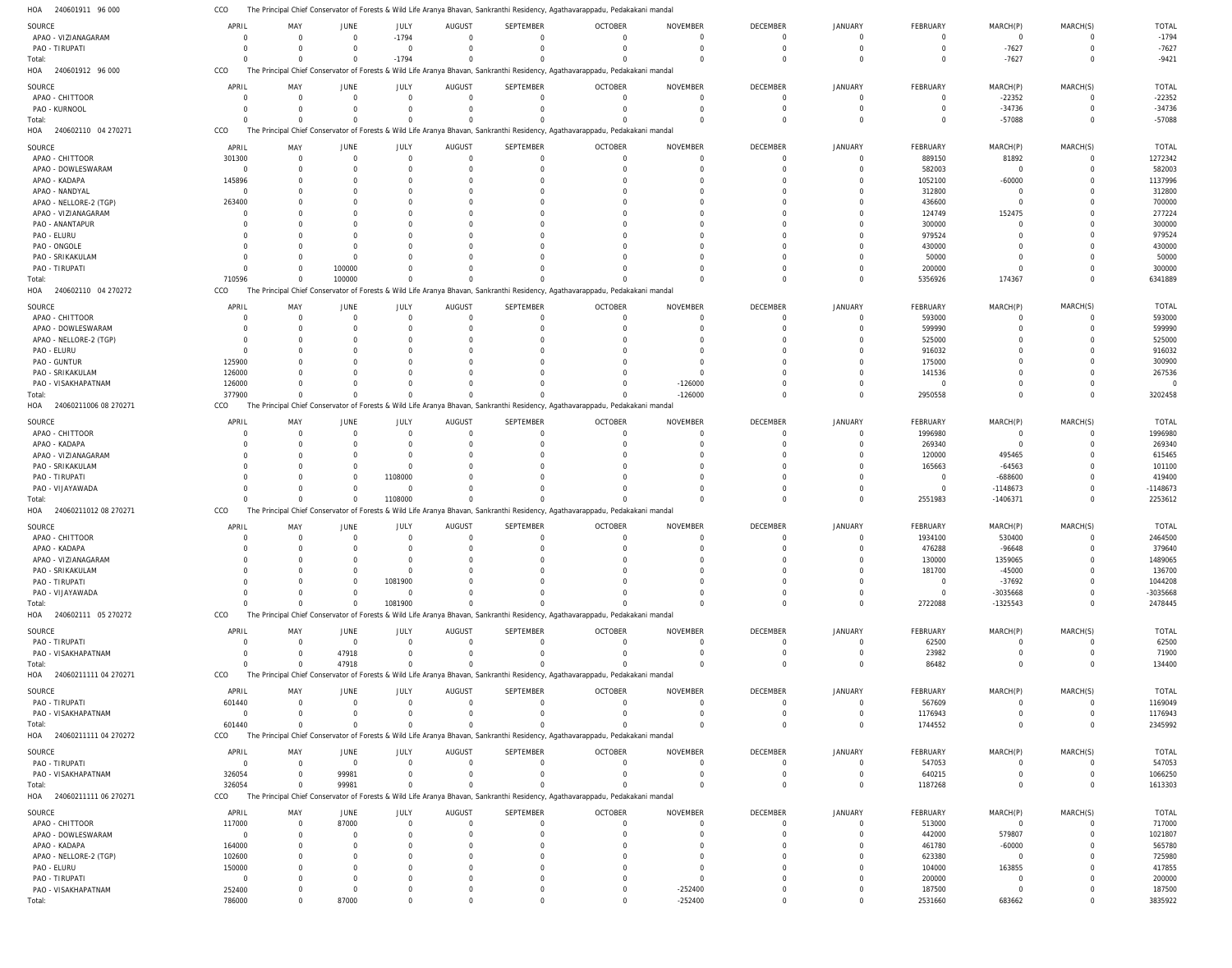HOA 240601911 96 000 CCO The Principal Chief Conservator of Forests & Wild Life Aranya Bhavan, Sankranthi Residency, Agathavarappadu, Pedakakani mandal

| SOURCE | APRIL | MAY | JUNE | JULY | AUGUST | SEPTEMBER | OCTOBER | NOVEMBER | DECEMBER | JANUARY | FEBRUARY | MARCH(P) | MARCH(S) | TOTAL |
|---|---|---|---|---|---|---|---|---|---|---|---|---|---|---|
| APAO - VIZIANAGARAM | 0 | 0 | 0 | -1794 | 0 | 0 | 0 | 0 | 0 | 0 | 0 | 0 | 0 | -1794 |
| PAO - TIRUPATI | 0 | 0 | 0 | 0 | 0 | 0 | 0 | 0 | 0 | 0 | 0 | -7627 | 0 | -7627 |
| Total: | 0 | 0 | 0 | -1794 | 0 | 0 | 0 | 0 | 0 | 0 | 0 | -7627 | 0 | -9421 |

HOA 240601912 96 000 CCO The Principal Chief Conservator of Forests & Wild Life Aranya Bhavan, Sankranthi Residency, Agathavarappadu, Pedakakani mandal

| SOURCE | APRIL | MAY | JUNE | JULY | AUGUST | SEPTEMBER | OCTOBER | NOVEMBER | DECEMBER | JANUARY | FEBRUARY | MARCH(P) | MARCH(S) | TOTAL |
|---|---|---|---|---|---|---|---|---|---|---|---|---|---|---|
| APAO - CHITTOOR | 0 | 0 | 0 | 0 | 0 | 0 | 0 | 0 | 0 | 0 | 0 | -22352 | 0 | -22352 |
| PAO - KURNOOL | 0 | 0 | 0 | 0 | 0 | 0 | 0 | 0 | 0 | 0 | 0 | -34736 | 0 | -34736 |
| Total: | 0 | 0 | 0 | 0 | 0 | 0 | 0 | 0 | 0 | 0 | 0 | -57088 | 0 | -57088 |

HOA 240602110 04 270271 CCO The Principal Chief Conservator of Forests & Wild Life Aranya Bhavan, Sankranthi Residency, Agathavarappadu, Pedakakani mandal

| SOURCE | APRIL | MAY | JUNE | JULY | AUGUST | SEPTEMBER | OCTOBER | NOVEMBER | DECEMBER | JANUARY | FEBRUARY | MARCH(P) | MARCH(S) | TOTAL |
|---|---|---|---|---|---|---|---|---|---|---|---|---|---|---|
| APAO - CHITTOOR | 301300 | 0 | 0 | 0 | 0 | 0 | 0 | 0 | 0 | 0 | 889150 | 81892 | 0 | 1272342 |
| APAO - DOWLESWARAM | 0 | 0 | 0 | 0 | 0 | 0 | 0 | 0 | 0 | 0 | 582003 | 0 | 0 | 582003 |
| APAO - KADAPA | 145896 | 0 | 0 | 0 | 0 | 0 | 0 | 0 | 0 | 0 | 1052100 | -60000 | 0 | 1137996 |
| APAO - NANDYAL | 0 | 0 | 0 | 0 | 0 | 0 | 0 | 0 | 0 | 0 | 312800 | 0 | 0 | 312800 |
| APAO - NELLORE-2 (TGP) | 263400 | 0 | 0 | 0 | 0 | 0 | 0 | 0 | 0 | 0 | 436600 | 0 | 0 | 700000 |
| APAO - VIZIANAGARAM | 0 | 0 | 0 | 0 | 0 | 0 | 0 | 0 | 0 | 0 | 124749 | 152475 | 0 | 277224 |
| PAO - ANANTAPUR | 0 | 0 | 0 | 0 | 0 | 0 | 0 | 0 | 0 | 0 | 300000 | 0 | 0 | 300000 |
| PAO - ELURU | 0 | 0 | 0 | 0 | 0 | 0 | 0 | 0 | 0 | 0 | 979524 | 0 | 0 | 979524 |
| PAO - ONGOLE | 0 | 0 | 0 | 0 | 0 | 0 | 0 | 0 | 0 | 0 | 430000 | 0 | 0 | 430000 |
| PAO - SRIKAKULAM | 0 | 0 | 0 | 0 | 0 | 0 | 0 | 0 | 0 | 0 | 50000 | 0 | 0 | 50000 |
| PAO - TIRUPATI | 0 | 0 | 100000 | 0 | 0 | 0 | 0 | 0 | 0 | 0 | 200000 | 0 | 0 | 300000 |
| Total: | 710596 | 0 | 100000 | 0 | 0 | 0 | 0 | 0 | 0 | 0 | 5356926 | 174367 | 0 | 6341889 |

HOA 240602110 04 270272 CCO The Principal Chief Conservator of Forests & Wild Life Aranya Bhavan, Sankranthi Residency, Agathavarappadu, Pedakakani mandal

| SOURCE | APRIL | MAY | JUNE | JULY | AUGUST | SEPTEMBER | OCTOBER | NOVEMBER | DECEMBER | JANUARY | FEBRUARY | MARCH(P) | MARCH(S) | TOTAL |
|---|---|---|---|---|---|---|---|---|---|---|---|---|---|---|
| APAO - CHITTOOR | 0 | 0 | 0 | 0 | 0 | 0 | 0 | 0 | 0 | 0 | 593000 | 0 | 0 | 593000 |
| APAO - DOWLESWARAM | 0 | 0 | 0 | 0 | 0 | 0 | 0 | 0 | 0 | 0 | 599990 | 0 | 0 | 599990 |
| APAO - NELLORE-2 (TGP) | 0 | 0 | 0 | 0 | 0 | 0 | 0 | 0 | 0 | 0 | 525000 | 0 | 0 | 525000 |
| PAO - ELURU | 0 | 0 | 0 | 0 | 0 | 0 | 0 | 0 | 0 | 0 | 916032 | 0 | 0 | 916032 |
| PAO - GUNTUR | 125900 | 0 | 0 | 0 | 0 | 0 | 0 | 0 | 0 | 0 | 175000 | 0 | 0 | 300900 |
| PAO - SRIKAKULAM | 126000 | 0 | 0 | 0 | 0 | 0 | 0 | 0 | 0 | 0 | 141536 | 0 | 0 | 267536 |
| PAO - VISAKHAPATNAM | 126000 | 0 | 0 | 0 | 0 | 0 | 0 | -126000 | 0 | 0 | 0 | 0 | 0 | 0 |
| Total: | 377900 | 0 | 0 | 0 | 0 | 0 | 0 | -126000 | 0 | 0 | 2950558 | 0 | 0 | 3202458 |

HOA 24060211006 08 270271 CCO The Principal Chief Conservator of Forests & Wild Life Aranya Bhavan, Sankranthi Residency, Agathavarappadu, Pedakakani mandal

| SOURCE | APRIL | MAY | JUNE | JULY | AUGUST | SEPTEMBER | OCTOBER | NOVEMBER | DECEMBER | JANUARY | FEBRUARY | MARCH(P) | MARCH(S) | TOTAL |
|---|---|---|---|---|---|---|---|---|---|---|---|---|---|---|
| APAO - CHITTOOR | 0 | 0 | 0 | 0 | 0 | 0 | 0 | 0 | 0 | 0 | 1996980 | 0 | 0 | 1996980 |
| APAO - KADAPA | 0 | 0 | 0 | 0 | 0 | 0 | 0 | 0 | 0 | 0 | 269340 | 0 | 0 | 269340 |
| APAO - VIZIANAGARAM | 0 | 0 | 0 | 0 | 0 | 0 | 0 | 0 | 0 | 0 | 120000 | 495465 | 0 | 615465 |
| PAO - SRIKAKULAM | 0 | 0 | 0 | 0 | 0 | 0 | 0 | 0 | 0 | 0 | 165663 | -64563 | 0 | 101100 |
| PAO - TIRUPATI | 0 | 0 | 0 | 1108000 | 0 | 0 | 0 | 0 | 0 | 0 | 0 | -688600 | 0 | 419400 |
| PAO - VIJAYAWADA | 0 | 0 | 0 | 0 | 0 | 0 | 0 | 0 | 0 | 0 | 0 | -1148673 | 0 | -1148673 |
| Total: | 0 | 0 | 0 | 1108000 | 0 | 0 | 0 | 0 | 0 | 0 | 2551983 | -1406371 | 0 | 2253612 |

HOA 24060211012 08 270271 CCO The Principal Chief Conservator of Forests & Wild Life Aranya Bhavan, Sankranthi Residency, Agathavarappadu, Pedakakani mandal

| SOURCE | APRIL | MAY | JUNE | JULY | AUGUST | SEPTEMBER | OCTOBER | NOVEMBER | DECEMBER | JANUARY | FEBRUARY | MARCH(P) | MARCH(S) | TOTAL |
|---|---|---|---|---|---|---|---|---|---|---|---|---|---|---|
| APAO - CHITTOOR | 0 | 0 | 0 | 0 | 0 | 0 | 0 | 0 | 0 | 0 | 1934100 | 530400 | 0 | 2464500 |
| APAO - KADAPA | 0 | 0 | 0 | 0 | 0 | 0 | 0 | 0 | 0 | 0 | 476288 | -96648 | 0 | 379640 |
| APAO - VIZIANAGARAM | 0 | 0 | 0 | 0 | 0 | 0 | 0 | 0 | 0 | 0 | 130000 | 1359065 | 0 | 1489065 |
| PAO - SRIKAKULAM | 0 | 0 | 0 | 0 | 0 | 0 | 0 | 0 | 0 | 0 | 181700 | -45000 | 0 | 136700 |
| PAO - TIRUPATI | 0 | 0 | 0 | 1081900 | 0 | 0 | 0 | 0 | 0 | 0 | 0 | -37692 | 0 | 1044208 |
| PAO - VIJAYAWADA | 0 | 0 | 0 | 0 | 0 | 0 | 0 | 0 | 0 | 0 | 0 | -3035668 | 0 | -3035668 |
| Total: | 0 | 0 | 0 | 1081900 | 0 | 0 | 0 | 0 | 0 | 0 | 2722088 | -1325543 | 0 | 2478445 |

HOA 240602111 05 270272 CCO The Principal Chief Conservator of Forests & Wild Life Aranya Bhavan, Sankranthi Residency, Agathavarappadu, Pedakakani mandal

| SOURCE | APRIL | MAY | JUNE | JULY | AUGUST | SEPTEMBER | OCTOBER | NOVEMBER | DECEMBER | JANUARY | FEBRUARY | MARCH(P) | MARCH(S) | TOTAL |
|---|---|---|---|---|---|---|---|---|---|---|---|---|---|---|
| PAO - TIRUPATI | 0 | 0 | 0 | 0 | 0 | 0 | 0 | 0 | 0 | 0 | 62500 | 0 | 0 | 62500 |
| PAO - VISAKHAPATNAM | 0 | 0 | 47918 | 0 | 0 | 0 | 0 | 0 | 0 | 0 | 23982 | 0 | 0 | 71900 |
| Total: | 0 | 0 | 47918 | 0 | 0 | 0 | 0 | 0 | 0 | 0 | 86482 | 0 | 0 | 134400 |

HOA 24060211111 04 270271 CCO The Principal Chief Conservator of Forests & Wild Life Aranya Bhavan, Sankranthi Residency, Agathavarappadu, Pedakakani mandal

| SOURCE | APRIL | MAY | JUNE | JULY | AUGUST | SEPTEMBER | OCTOBER | NOVEMBER | DECEMBER | JANUARY | FEBRUARY | MARCH(P) | MARCH(S) | TOTAL |
|---|---|---|---|---|---|---|---|---|---|---|---|---|---|---|
| PAO - TIRUPATI | 601440 | 0 | 0 | 0 | 0 | 0 | 0 | 0 | 0 | 0 | 567609 | 0 | 0 | 1169049 |
| PAO - VISAKHAPATNAM | 0 | 0 | 0 | 0 | 0 | 0 | 0 | 0 | 0 | 0 | 1176943 | 0 | 0 | 1176943 |
| Total: | 601440 | 0 | 0 | 0 | 0 | 0 | 0 | 0 | 0 | 0 | 1744552 | 0 | 0 | 2345992 |

HOA 24060211111 04 270272 CCO The Principal Chief Conservator of Forests & Wild Life Aranya Bhavan, Sankranthi Residency, Agathavarappadu, Pedakakani mandal

| SOURCE | APRIL | MAY | JUNE | JULY | AUGUST | SEPTEMBER | OCTOBER | NOVEMBER | DECEMBER | JANUARY | FEBRUARY | MARCH(P) | MARCH(S) | TOTAL |
|---|---|---|---|---|---|---|---|---|---|---|---|---|---|---|
| PAO - TIRUPATI | 0 | 0 | 0 | 0 | 0 | 0 | 0 | 0 | 0 | 0 | 547053 | 0 | 0 | 547053 |
| PAO - VISAKHAPATNAM | 326054 | 0 | 99981 | 0 | 0 | 0 | 0 | 0 | 0 | 0 | 640215 | 0 | 0 | 1066250 |
| Total: | 326054 | 0 | 99981 | 0 | 0 | 0 | 0 | 0 | 0 | 0 | 1187268 | 0 | 0 | 1613303 |

HOA 24060211111 06 270271 CCO The Principal Chief Conservator of Forests & Wild Life Aranya Bhavan, Sankranthi Residency, Agathavarappadu, Pedakakani mandal

| SOURCE | APRIL | MAY | JUNE | JULY | AUGUST | SEPTEMBER | OCTOBER | NOVEMBER | DECEMBER | JANUARY | FEBRUARY | MARCH(P) | MARCH(S) | TOTAL |
|---|---|---|---|---|---|---|---|---|---|---|---|---|---|---|
| APAO - CHITTOOR | 117000 | 0 | 87000 | 0 | 0 | 0 | 0 | 0 | 0 | 0 | 513000 | 0 | 0 | 717000 |
| APAO - DOWLESWARAM | 0 | 0 | 0 | 0 | 0 | 0 | 0 | 0 | 0 | 0 | 442000 | 579807 | 0 | 1021807 |
| APAO - KADAPA | 164000 | 0 | 0 | 0 | 0 | 0 | 0 | 0 | 0 | 0 | 461780 | -60000 | 0 | 565780 |
| APAO - NELLORE-2 (TGP) | 102600 | 0 | 0 | 0 | 0 | 0 | 0 | 0 | 0 | 0 | 623380 | 0 | 0 | 725980 |
| PAO - ELURU | 150000 | 0 | 0 | 0 | 0 | 0 | 0 | 0 | 0 | 0 | 104000 | 163855 | 0 | 417855 |
| PAO - TIRUPATI | 0 | 0 | 0 | 0 | 0 | 0 | 0 | 0 | 0 | 0 | 200000 | 0 | 0 | 200000 |
| PAO - VISAKHAPATNAM | 252400 | 0 | 0 | 0 | 0 | 0 | 0 | -252400 | 0 | 0 | 187500 | 0 | 0 | 187500 |
| Total: | 786000 | 0 | 87000 | 0 | 0 | 0 | 0 | -252400 | 0 | 0 | 2531660 | 683662 | 0 | 3835922 |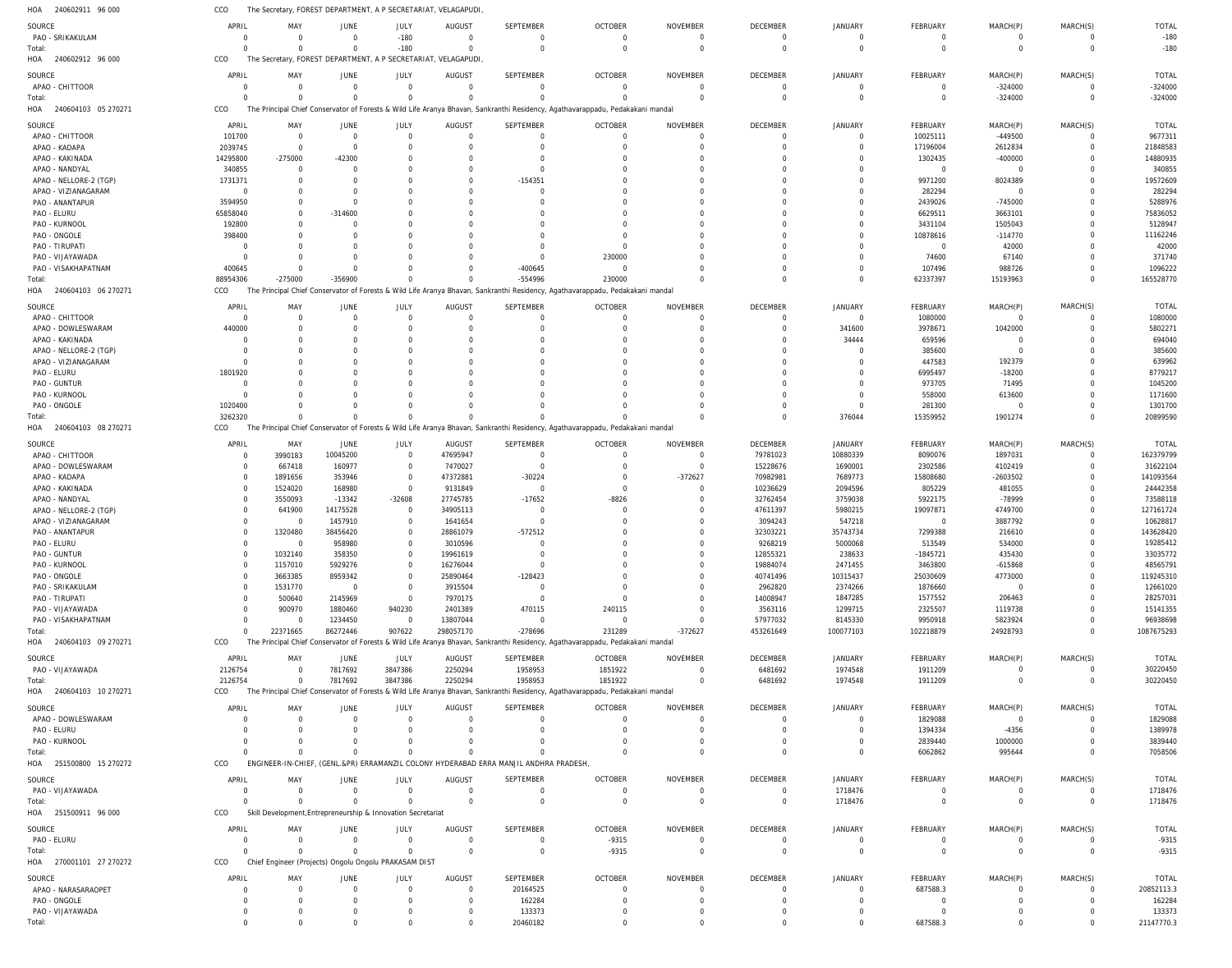HOA 240602911 96 000 CCO The Secretary, FOREST DEPARTMENT, A P SECRETARIAT, VELAGAPUDI,

| SOURCE | APRIL | MAY | JUNE | JULY | AUGUST | SEPTEMBER | OCTOBER | NOVEMBER | DECEMBER | JANUARY | FEBRUARY | MARCH(P) | MARCH(S) | TOTAL |
|---|---|---|---|---|---|---|---|---|---|---|---|---|---|---|
| PAO - SRIKAKULAM | 0 | 0 | 0 | -180 | 0 | 0 | 0 | 0 | 0 | 0 | 0 | 0 | 0 | -180 |
| Total: | 0 | 0 | 0 | -180 | 0 | 0 | 0 | 0 | 0 | 0 | 0 | 0 | 0 | -180 |

HOA 240602912 96 000 CCO The Secretary, FOREST DEPARTMENT, A P SECRETARIAT, VELAGAPUDI,

| SOURCE | APRIL | MAY | JUNE | JULY | AUGUST | SEPTEMBER | OCTOBER | NOVEMBER | DECEMBER | JANUARY | FEBRUARY | MARCH(P) | MARCH(S) | TOTAL |
|---|---|---|---|---|---|---|---|---|---|---|---|---|---|---|
| APAO - CHITTOOR | 0 | 0 | 0 | 0 | 0 | 0 | 0 | 0 | 0 | 0 | 0 | -324000 | 0 | -324000 |
| Total: | 0 | 0 | 0 | 0 | 0 | 0 | 0 | 0 | 0 | 0 | 0 | -324000 | 0 | -324000 |

HOA 240604103 05 270271 CCO The Principal Chief Conservator of Forests & Wild Life Aranya Bhavan, Sankranthi Residency, Agathavarappadu, Pedakakani mandal

| SOURCE | APRIL | MAY | JUNE | JULY | AUGUST | SEPTEMBER | OCTOBER | NOVEMBER | DECEMBER | JANUARY | FEBRUARY | MARCH(P) | MARCH(S) | TOTAL |
|---|---|---|---|---|---|---|---|---|---|---|---|---|---|---|
| APAO - CHITTOOR | 101700 | 0 | 0 | 0 | 0 | 0 | 0 | 0 | 0 | 0 | 10025111 | -449500 | 0 | 9677311 |
| APAO - KADAPA | 2039745 | 0 | 0 | 0 | 0 | 0 | 0 | 0 | 0 | 0 | 17196004 | 2612834 | 0 | 21848583 |
| APAO - KAKINADA | 14295800 | -275000 | -42300 | 0 | 0 | 0 | 0 | 0 | 0 | 0 | 1302435 | -400000 | 0 | 14880935 |
| APAO - NANDYAL | 340855 | 0 | 0 | 0 | 0 | 0 | 0 | 0 | 0 | 0 | 0 | 0 | 0 | 340855 |
| APAO - NELLORE-2 (TGP) | 1731371 | 0 | 0 | 0 | 0 | -154351 | 0 | 0 | 0 | 0 | 9971200 | 8024389 | 0 | 19572609 |
| APAO - VIZIANAGARAM | 0 | 0 | 0 | 0 | 0 | 0 | 0 | 0 | 0 | 0 | 282294 | 0 | 0 | 282294 |
| PAO - ANANTAPUR | 3594950 | 0 | 0 | 0 | 0 | 0 | 0 | 0 | 0 | 0 | 2439026 | -745000 | 0 | 5288976 |
| PAO - ELURU | 65858040 | 0 | -314600 | 0 | 0 | 0 | 0 | 0 | 0 | 0 | 6629511 | 3663101 | 0 | 75836052 |
| PAO - KURNOOL | 192800 | 0 | 0 | 0 | 0 | 0 | 0 | 0 | 0 | 0 | 3431104 | 1505043 | 0 | 5128947 |
| PAO - ONGOLE | 398400 | 0 | 0 | 0 | 0 | 0 | 0 | 0 | 0 | 0 | 10878616 | -114770 | 0 | 11162246 |
| PAO - TIRUPATI | 0 | 0 | 0 | 0 | 0 | 0 | 0 | 0 | 0 | 0 | 0 | 42000 | 0 | 42000 |
| PAO - VIJAYAWADA | 0 | 0 | 0 | 0 | 0 | 0 | 230000 | 0 | 0 | 0 | 74600 | 67140 | 0 | 371740 |
| PAO - VISAKHAPATNAM | 400645 | 0 | 0 | 0 | 0 | -400645 | 0 | 0 | 0 | 0 | 107496 | 988726 | 0 | 1096222 |
| Total: | 88954306 | -275000 | -356900 | 0 | 0 | -554996 | 230000 | 0 | 0 | 0 | 62337397 | 15193963 | 0 | 165528770 |

HOA 240604103 06 270271 CCO The Principal Chief Conservator of Forests & Wild Life Aranya Bhavan, Sankranthi Residency, Agathavarappadu, Pedakakani mandal

| SOURCE | APRIL | MAY | JUNE | JULY | AUGUST | SEPTEMBER | OCTOBER | NOVEMBER | DECEMBER | JANUARY | FEBRUARY | MARCH(P) | MARCH(S) | TOTAL |
|---|---|---|---|---|---|---|---|---|---|---|---|---|---|---|
| APAO - CHITTOOR | 0 | 0 | 0 | 0 | 0 | 0 | 0 | 0 | 0 | 0 | 1080000 | 0 | 0 | 1080000 |
| APAO - DOWLESWARAM | 440000 | 0 | 0 | 0 | 0 | 0 | 0 | 0 | 0 | 341600 | 3978671 | 1042000 | 0 | 5802271 |
| APAO - KAKINADA | 0 | 0 | 0 | 0 | 0 | 0 | 0 | 0 | 0 | 34444 | 659596 | 0 | 0 | 694040 |
| APAO - NELLORE-2 (TGP) | 0 | 0 | 0 | 0 | 0 | 0 | 0 | 0 | 0 | 0 | 385600 | 0 | 0 | 385600 |
| APAO - VIZIANAGARAM | 0 | 0 | 0 | 0 | 0 | 0 | 0 | 0 | 0 | 0 | 447583 | 192379 | 0 | 639962 |
| PAO - ELURU | 1801920 | 0 | 0 | 0 | 0 | 0 | 0 | 0 | 0 | 0 | 6995497 | -18200 | 0 | 8779217 |
| PAO - GUNTUR | 0 | 0 | 0 | 0 | 0 | 0 | 0 | 0 | 0 | 0 | 973705 | 71495 | 0 | 1045200 |
| PAO - KURNOOL | 0 | 0 | 0 | 0 | 0 | 0 | 0 | 0 | 0 | 0 | 558000 | 613600 | 0 | 1171600 |
| PAO - ONGOLE | 1020400 | 0 | 0 | 0 | 0 | 0 | 0 | 0 | 0 | 0 | 281300 | 0 | 0 | 1301700 |
| Total: | 3262320 | 0 | 0 | 0 | 0 | 0 | 0 | 0 | 0 | 376044 | 15359952 | 1901274 | 0 | 20899590 |

HOA 240604103 08 270271 CCO The Principal Chief Conservator of Forests & Wild Life Aranya Bhavan, Sankranthi Residency, Agathavarappadu, Pedakakani mandal

| SOURCE | APRIL | MAY | JUNE | JULY | AUGUST | SEPTEMBER | OCTOBER | NOVEMBER | DECEMBER | JANUARY | FEBRUARY | MARCH(P) | MARCH(S) | TOTAL |
|---|---|---|---|---|---|---|---|---|---|---|---|---|---|---|
| APAO - CHITTOOR | 0 | 3990183 | 10045200 | 0 | 47695947 | 0 | 0 | 0 | 79781023 | 10880339 | 8090076 | 1897031 | 0 | 162379799 |
| APAO - DOWLESWARAM | 0 | 667418 | 160977 | 0 | 7470027 | 0 | 0 | 0 | 15228676 | 1690001 | 2302586 | 4102419 | 0 | 31622104 |
| APAO - KADAPA | 0 | 1891656 | 353946 | 0 | 47372881 | -30224 | 0 | -372627 | 70982981 | 7689773 | 15808680 | -2603502 | 0 | 141093564 |
| APAO - KAKINADA | 0 | 1524020 | 168980 | 0 | 9131849 | 0 | 0 | 0 | 10236629 | 2094596 | 805229 | 481055 | 0 | 24442358 |
| APAO - NANDYAL | 0 | 3550093 | -13342 | -32608 | 27745785 | -17652 | -8826 | 0 | 32762454 | 3759038 | 5922175 | -78999 | 0 | 73588118 |
| APAO - NELLORE-2 (TGP) | 0 | 641900 | 14175528 | 0 | 34905113 | 0 | 0 | 0 | 47611397 | 5980215 | 19097871 | 4749700 | 0 | 127161724 |
| APAO - VIZIANAGARAM | 0 | 0 | 1457910 | 0 | 1641654 | 0 | 0 | 0 | 3094243 | 547218 | 0 | 3887792 | 0 | 10628817 |
| PAO - ANANTAPUR | 0 | 1320480 | 38456420 | 0 | 28861079 | -572512 | 0 | 0 | 32303221 | 35743734 | 7299388 | 216610 | 0 | 143628420 |
| PAO - ELURU | 0 | 0 | 958980 | 0 | 3010596 | 0 | 0 | 0 | 9268219 | 5000068 | 513549 | 534000 | 0 | 19285412 |
| PAO - GUNTUR | 0 | 1032140 | 358350 | 0 | 19961619 | 0 | 0 | 0 | 12855321 | 238633 | -1845721 | 435430 | 0 | 33035772 |
| PAO - KURNOOL | 0 | 1157010 | 5929276 | 0 | 16276044 | 0 | 0 | 0 | 19884074 | 2471455 | 3463800 | -615868 | 0 | 48565791 |
| PAO - ONGOLE | 0 | 3663385 | 8959342 | 0 | 25890464 | -128423 | 0 | 0 | 40741496 | 10315437 | 25030609 | 4773000 | 0 | 119245310 |
| PAO - SRIKAKULAM | 0 | 1531770 | 0 | 0 | 3915504 | 0 | 0 | 0 | 2962820 | 2374266 | 1876660 | 0 | 0 | 12661020 |
| PAO - TIRUPATI | 0 | 500640 | 2145969 | 0 | 7970175 | 0 | 0 | 0 | 14008947 | 1847285 | 1577552 | 206463 | 0 | 28257031 |
| PAO - VIJAYAWADA | 0 | 900970 | 1880460 | 940230 | 2401389 | 470115 | 240115 | 0 | 3563116 | 1299715 | 2325507 | 1119738 | 0 | 15141355 |
| PAO - VISAKHAPATNAM | 0 | 0 | 1234450 | 0 | 13807044 | 0 | 0 | 0 | 57977032 | 8145330 | 9950918 | 5823924 | 0 | 96938698 |
| Total: | 0 | 22371665 | 86272446 | 907622 | 298057170 | -278696 | 231289 | -372627 | 453261649 | 100077103 | 102218879 | 24928793 | 0 | 1087675293 |

HOA 240604103 09 270271 CCO The Principal Chief Conservator of Forests & Wild Life Aranya Bhavan, Sankranthi Residency, Agathavarappadu, Pedakakani mandal

| SOURCE | APRIL | MAY | JUNE | JULY | AUGUST | SEPTEMBER | OCTOBER | NOVEMBER | DECEMBER | JANUARY | FEBRUARY | MARCH(P) | MARCH(S) | TOTAL |
|---|---|---|---|---|---|---|---|---|---|---|---|---|---|---|
| PAO - VIJAYAWADA | 2126754 | 0 | 7817692 | 3847386 | 2250294 | 1958953 | 1851922 | 0 | 6481692 | 1974548 | 1911209 | 0 | 0 | 30220450 |
| Total: | 2126754 | 0 | 7817692 | 3847386 | 2250294 | 1958953 | 1851922 | 0 | 6481692 | 1974548 | 1911209 | 0 | 0 | 30220450 |

HOA 240604103 10 270271 CCO The Principal Chief Conservator of Forests & Wild Life Aranya Bhavan, Sankranthi Residency, Agathavarappadu, Pedakakani mandal

| SOURCE | APRIL | MAY | JUNE | JULY | AUGUST | SEPTEMBER | OCTOBER | NOVEMBER | DECEMBER | JANUARY | FEBRUARY | MARCH(P) | MARCH(S) | TOTAL |
|---|---|---|---|---|---|---|---|---|---|---|---|---|---|---|
| APAO - DOWLESWARAM | 0 | 0 | 0 | 0 | 0 | 0 | 0 | 0 | 0 | 0 | 1829088 | 0 | 0 | 1829088 |
| PAO - ELURU | 0 | 0 | 0 | 0 | 0 | 0 | 0 | 0 | 0 | 0 | 1394334 | -4356 | 0 | 1389978 |
| PAO - KURNOOL | 0 | 0 | 0 | 0 | 0 | 0 | 0 | 0 | 0 | 0 | 2839440 | 1000000 | 0 | 3839440 |
| Total: | 0 | 0 | 0 | 0 | 0 | 0 | 0 | 0 | 0 | 0 | 6062862 | 995644 | 0 | 7058506 |

HOA 251500800 15 270272 CCO ENGINEER-IN-CHIEF, (GENL.&PR) ERRAMANZIL COLONY HYDERABAD ERRA MANJIL ANDHRA PRADESH,

| SOURCE | APRIL | MAY | JUNE | JULY | AUGUST | SEPTEMBER | OCTOBER | NOVEMBER | DECEMBER | JANUARY | FEBRUARY | MARCH(P) | MARCH(S) | TOTAL |
|---|---|---|---|---|---|---|---|---|---|---|---|---|---|---|
| PAO - VIJAYAWADA | 0 | 0 | 0 | 0 | 0 | 0 | 0 | 0 | 0 | 1718476 | 0 | 0 | 0 | 1718476 |
| Total: | 0 | 0 | 0 | 0 | 0 | 0 | 0 | 0 | 0 | 1718476 | 0 | 0 | 0 | 1718476 |

HOA 251500911 96 000 CCO Skill Development,Entrepreneurship & Innovation Secretariat

| SOURCE | APRIL | MAY | JUNE | JULY | AUGUST | SEPTEMBER | OCTOBER | NOVEMBER | DECEMBER | JANUARY | FEBRUARY | MARCH(P) | MARCH(S) | TOTAL |
|---|---|---|---|---|---|---|---|---|---|---|---|---|---|---|
| PAO - ELURU | 0 | 0 | 0 | 0 | 0 | 0 | -9315 | 0 | 0 | 0 | 0 | 0 | 0 | -9315 |
| Total: | 0 | 0 | 0 | 0 | 0 | 0 | -9315 | 0 | 0 | 0 | 0 | 0 | 0 | -9315 |

HOA 270001101 27 270272 CCO Chief Engineer (Projects) Ongolu Ongolu PRAKASAM DIST

| SOURCE | APRIL | MAY | JUNE | JULY | AUGUST | SEPTEMBER | OCTOBER | NOVEMBER | DECEMBER | JANUARY | FEBRUARY | MARCH(P) | MARCH(S) | TOTAL |
|---|---|---|---|---|---|---|---|---|---|---|---|---|---|---|
| APAO - NARASARAOPET | 0 | 0 | 0 | 0 | 0 | 20164525 | 0 | 0 | 0 | 0 | 687588.3 | 0 | 0 | 20852113.3 |
| PAO - ONGOLE | 0 | 0 | 0 | 0 | 0 | 162284 | 0 | 0 | 0 | 0 | 0 | 0 | 0 | 162284 |
| PAO - VIJAYAWADA | 0 | 0 | 0 | 0 | 0 | 133373 | 0 | 0 | 0 | 0 | 0 | 0 | 0 | 133373 |
| Total: | 0 | 0 | 0 | 0 | 0 | 20460182 | 0 | 0 | 0 | 0 | 687588.3 | 0 | 0 | 21147770.3 |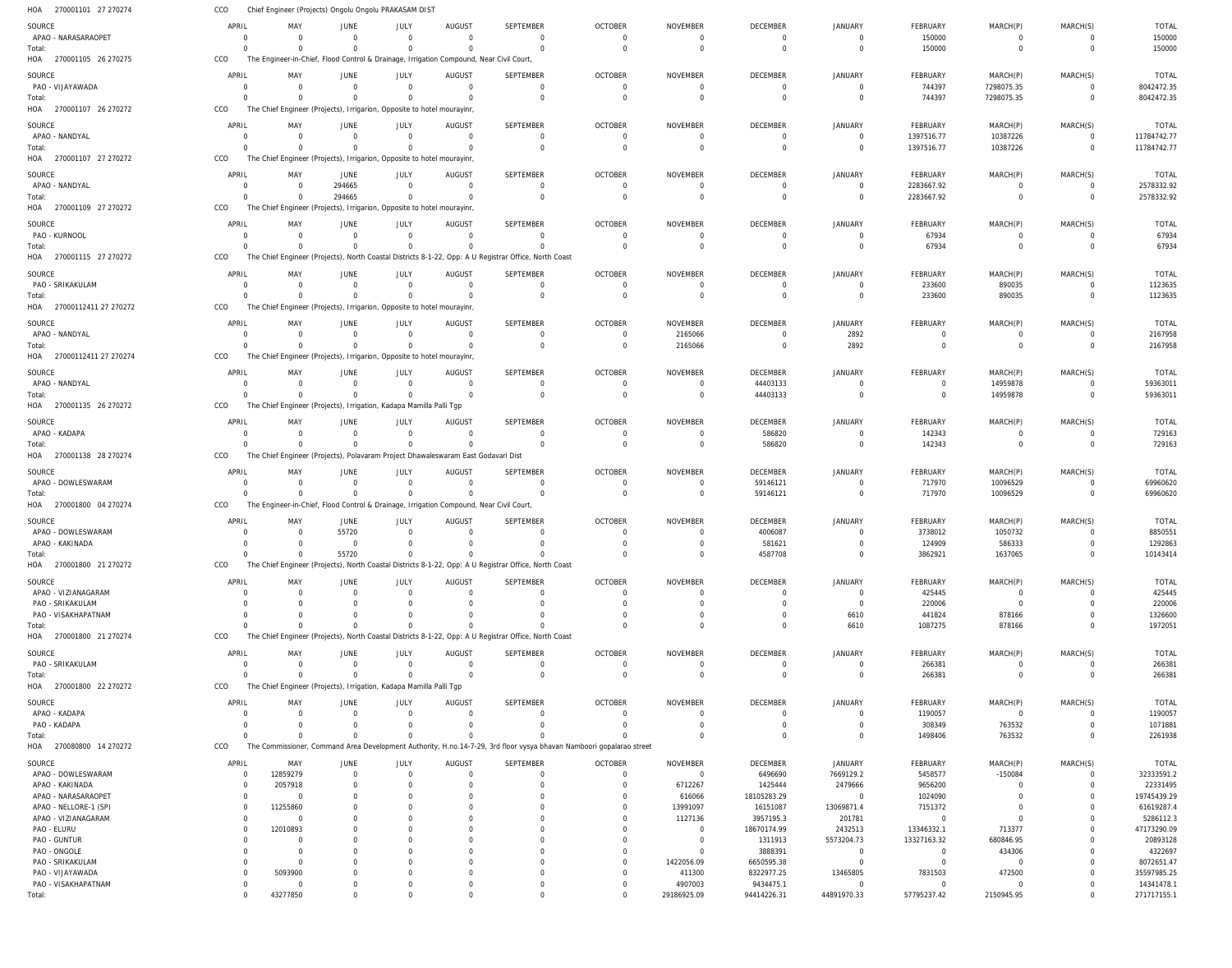HOA 270001101 27 270274 CCO Chief Engineer (Projects) Ongolu Ongolu PRAKASAM DIST

| SOURCE | APRIL | MAY | JUNE | JULY | AUGUST | SEPTEMBER | OCTOBER | NOVEMBER | DECEMBER | JANUARY | FEBRUARY | MARCH(P) | MARCH(S) | TOTAL |
|---|---|---|---|---|---|---|---|---|---|---|---|---|---|---|
| APAO - NARASARAOPET | 0 | 0 | 0 | 0 | 0 | 0 | 0 | 0 | 0 | 0 | 150000 | 0 | 0 | 150000 |
| Total: | 0 | 0 | 0 | 0 | 0 | 0 | 0 | 0 | 0 | 0 | 150000 | 0 | 0 | 150000 |

HOA 270001105 26 270275 CCO The Engineer-in-Chief, Flood Control & Drainage, Irrigation Compound, Near Civil Court,

| SOURCE | APRIL | MAY | JUNE | JULY | AUGUST | SEPTEMBER | OCTOBER | NOVEMBER | DECEMBER | JANUARY | FEBRUARY | MARCH(P) | MARCH(S) | TOTAL |
|---|---|---|---|---|---|---|---|---|---|---|---|---|---|---|
| PAO - VIJAYAWADA | 0 | 0 | 0 | 0 | 0 | 0 | 0 | 0 | 0 | 0 | 744397 | 7298075.35 | 0 | 8042472.35 |
| Total: | 0 | 0 | 0 | 0 | 0 | 0 | 0 | 0 | 0 | 0 | 744397 | 7298075.35 | 0 | 8042472.35 |

HOA 270001107 26 270272 CCO The Chief Engineer (Projects), Irrigarion, Opposite to hotel mourayinr,

| SOURCE | APRIL | MAY | JUNE | JULY | AUGUST | SEPTEMBER | OCTOBER | NOVEMBER | DECEMBER | JANUARY | FEBRUARY | MARCH(P) | MARCH(S) | TOTAL |
|---|---|---|---|---|---|---|---|---|---|---|---|---|---|---|
| APAO - NANDYAL | 0 | 0 | 0 | 0 | 0 | 0 | 0 | 0 | 0 | 0 | 1397516.77 | 10387226 | 0 | 11784742.77 |
| Total: | 0 | 0 | 0 | 0 | 0 | 0 | 0 | 0 | 0 | 0 | 1397516.77 | 10387226 | 0 | 11784742.77 |

HOA 270001107 27 270272 CCO The Chief Engineer (Projects), Irrigarion, Opposite to hotel mourayinr,

| SOURCE | APRIL | MAY | JUNE | JULY | AUGUST | SEPTEMBER | OCTOBER | NOVEMBER | DECEMBER | JANUARY | FEBRUARY | MARCH(P) | MARCH(S) | TOTAL |
|---|---|---|---|---|---|---|---|---|---|---|---|---|---|---|
| APAO - NANDYAL | 0 | 0 | 294665 | 0 | 0 | 0 | 0 | 0 | 0 | 0 | 2283667.92 | 0 | 0 | 2578332.92 |
| Total: | 0 | 0 | 294665 | 0 | 0 | 0 | 0 | 0 | 0 | 0 | 2283667.92 | 0 | 0 | 2578332.92 |

HOA 270001109 27 270272 CCO The Chief Engineer (Projects), Irrigarion, Opposite to hotel mourayinr,

| SOURCE | APRIL | MAY | JUNE | JULY | AUGUST | SEPTEMBER | OCTOBER | NOVEMBER | DECEMBER | JANUARY | FEBRUARY | MARCH(P) | MARCH(S) | TOTAL |
|---|---|---|---|---|---|---|---|---|---|---|---|---|---|---|
| PAO - KURNOOL | 0 | 0 | 0 | 0 | 0 | 0 | 0 | 0 | 0 | 0 | 67934 | 0 | 0 | 67934 |
| Total: | 0 | 0 | 0 | 0 | 0 | 0 | 0 | 0 | 0 | 0 | 67934 | 0 | 0 | 67934 |

HOA 270001115 27 270272 CCO The Chief Engineer (Projects), North Coastal Districts 8-1-22, Opp: A U Registrar Office, North Coast

| SOURCE | APRIL | MAY | JUNE | JULY | AUGUST | SEPTEMBER | OCTOBER | NOVEMBER | DECEMBER | JANUARY | FEBRUARY | MARCH(P) | MARCH(S) | TOTAL |
|---|---|---|---|---|---|---|---|---|---|---|---|---|---|---|
| PAO - SRIKAKULAM | 0 | 0 | 0 | 0 | 0 | 0 | 0 | 0 | 0 | 0 | 233600 | 890035 | 0 | 1123635 |
| Total: | 0 | 0 | 0 | 0 | 0 | 0 | 0 | 0 | 0 | 0 | 233600 | 890035 | 0 | 1123635 |

HOA 27000112411 27 270272 CCO The Chief Engineer (Projects), Irrigarion, Opposite to hotel mourayinr,

| SOURCE | APRIL | MAY | JUNE | JULY | AUGUST | SEPTEMBER | OCTOBER | NOVEMBER | DECEMBER | JANUARY | FEBRUARY | MARCH(P) | MARCH(S) | TOTAL |
|---|---|---|---|---|---|---|---|---|---|---|---|---|---|---|
| APAO - NANDYAL | 0 | 0 | 0 | 0 | 0 | 0 | 0 | 2165066 | 0 | 2892 | 0 | 0 | 0 | 2167958 |
| Total: | 0 | 0 | 0 | 0 | 0 | 0 | 0 | 2165066 | 0 | 2892 | 0 | 0 | 0 | 2167958 |

HOA 27000112411 27 270274 CCO The Chief Engineer (Projects), Irrigarion, Opposite to hotel mourayinr,

| SOURCE | APRIL | MAY | JUNE | JULY | AUGUST | SEPTEMBER | OCTOBER | NOVEMBER | DECEMBER | JANUARY | FEBRUARY | MARCH(P) | MARCH(S) | TOTAL |
|---|---|---|---|---|---|---|---|---|---|---|---|---|---|---|
| APAO - NANDYAL | 0 | 0 | 0 | 0 | 0 | 0 | 0 | 0 | 44403133 | 0 | 0 | 14959878 | 0 | 59363011 |
| Total: | 0 | 0 | 0 | 0 | 0 | 0 | 0 | 0 | 44403133 | 0 | 0 | 14959878 | 0 | 59363011 |

HOA 270001135 26 270272 CCO The Chief Engineer (Projects), Irrigation, Kadapa Mamilla Palli Tgp

| SOURCE | APRIL | MAY | JUNE | JULY | AUGUST | SEPTEMBER | OCTOBER | NOVEMBER | DECEMBER | JANUARY | FEBRUARY | MARCH(P) | MARCH(S) | TOTAL |
|---|---|---|---|---|---|---|---|---|---|---|---|---|---|---|
| APAO - KADAPA | 0 | 0 | 0 | 0 | 0 | 0 | 0 | 0 | 586820 | 0 | 142343 | 0 | 0 | 729163 |
| Total: | 0 | 0 | 0 | 0 | 0 | 0 | 0 | 0 | 586820 | 0 | 142343 | 0 | 0 | 729163 |

HOA 270001138 28 270274 CCO The Chief Engineer (Projects), Polavaram Project Dhawaleswaram East Godavari Dist

| SOURCE | APRIL | MAY | JUNE | JULY | AUGUST | SEPTEMBER | OCTOBER | NOVEMBER | DECEMBER | JANUARY | FEBRUARY | MARCH(P) | MARCH(S) | TOTAL |
|---|---|---|---|---|---|---|---|---|---|---|---|---|---|---|
| APAO - DOWLESWARAM | 0 | 0 | 0 | 0 | 0 | 0 | 0 | 0 | 59146121 | 0 | 717970 | 10096529 | 0 | 69960620 |
| Total: | 0 | 0 | 0 | 0 | 0 | 0 | 0 | 0 | 59146121 | 0 | 717970 | 10096529 | 0 | 69960620 |

HOA 270001800 04 270274 CCO The Engineer-in-Chief, Flood Control & Drainage, Irrigation Compound, Near Civil Court,

| SOURCE | APRIL | MAY | JUNE | JULY | AUGUST | SEPTEMBER | OCTOBER | NOVEMBER | DECEMBER | JANUARY | FEBRUARY | MARCH(P) | MARCH(S) | TOTAL |
|---|---|---|---|---|---|---|---|---|---|---|---|---|---|---|
| APAO - DOWLESWARAM | 0 | 0 | 55720 | 0 | 0 | 0 | 0 | 0 | 4006087 | 0 | 3738012 | 1050732 | 0 | 8850551 |
| APAO - KAKINADA | 0 | 0 | 0 | 0 | 0 | 0 | 0 | 0 | 581621 | 0 | 124909 | 586333 | 0 | 1292863 |
| Total: | 0 | 0 | 55720 | 0 | 0 | 0 | 0 | 0 | 4587708 | 0 | 3862921 | 1637065 | 0 | 10143414 |

HOA 270001800 21 270272 CCO The Chief Engineer (Projects), North Coastal Districts 8-1-22, Opp: A U Registrar Office, North Coast

| SOURCE | APRIL | MAY | JUNE | JULY | AUGUST | SEPTEMBER | OCTOBER | NOVEMBER | DECEMBER | JANUARY | FEBRUARY | MARCH(P) | MARCH(S) | TOTAL |
|---|---|---|---|---|---|---|---|---|---|---|---|---|---|---|
| APAO - VIZIANAGARAM | 0 | 0 | 0 | 0 | 0 | 0 | 0 | 0 | 0 | 0 | 425445 | 0 | 0 | 425445 |
| PAO - SRIKAKULAM | 0 | 0 | 0 | 0 | 0 | 0 | 0 | 0 | 0 | 0 | 220006 | 0 | 0 | 220006 |
| PAO - VISAKHAPATNAM | 0 | 0 | 0 | 0 | 0 | 0 | 0 | 0 | 0 | 6610 | 441824 | 878166 | 0 | 1326600 |
| Total: | 0 | 0 | 0 | 0 | 0 | 0 | 0 | 0 | 0 | 6610 | 1087275 | 878166 | 0 | 1972051 |

HOA 270001800 21 270274 CCO The Chief Engineer (Projects), North Coastal Districts 8-1-22, Opp: A U Registrar Office, North Coast

| SOURCE | APRIL | MAY | JUNE | JULY | AUGUST | SEPTEMBER | OCTOBER | NOVEMBER | DECEMBER | JANUARY | FEBRUARY | MARCH(P) | MARCH(S) | TOTAL |
|---|---|---|---|---|---|---|---|---|---|---|---|---|---|---|
| PAO - SRIKAKULAM | 0 | 0 | 0 | 0 | 0 | 0 | 0 | 0 | 0 | 0 | 266381 | 0 | 0 | 266381 |
| Total: | 0 | 0 | 0 | 0 | 0 | 0 | 0 | 0 | 0 | 0 | 266381 | 0 | 0 | 266381 |

HOA 270001800 22 270272 CCO The Chief Engineer (Projects), Irrigation, Kadapa Mamilla Palli Tgp

| SOURCE | APRIL | MAY | JUNE | JULY | AUGUST | SEPTEMBER | OCTOBER | NOVEMBER | DECEMBER | JANUARY | FEBRUARY | MARCH(P) | MARCH(S) | TOTAL |
|---|---|---|---|---|---|---|---|---|---|---|---|---|---|---|
| APAO - KADAPA | 0 | 0 | 0 | 0 | 0 | 0 | 0 | 0 | 0 | 0 | 1190057 | 0 | 0 | 1190057 |
| PAO - KADAPA | 0 | 0 | 0 | 0 | 0 | 0 | 0 | 0 | 0 | 0 | 308349 | 763532 | 0 | 1071881 |
| Total: | 0 | 0 | 0 | 0 | 0 | 0 | 0 | 0 | 0 | 0 | 1498406 | 763532 | 0 | 2261938 |

HOA 270080800 14 270272 CCO The Commissioner, Command Area Development Authority, H.no.14-7-29, 3rd floor vysya bhavan Namboori gopalarao street

| SOURCE | APRIL | MAY | JUNE | JULY | AUGUST | SEPTEMBER | OCTOBER | NOVEMBER | DECEMBER | JANUARY | FEBRUARY | MARCH(P) | MARCH(S) | TOTAL |
|---|---|---|---|---|---|---|---|---|---|---|---|---|---|---|
| APAO - DOWLESWARAM | 0 | 12859279 | 0 | 0 | 0 | 0 | 0 | 0 | 6496690 | 7669129.2 | 5458577 | -150084 | 0 | 32333591.2 |
| APAO - KAKINADA | 0 | 2057918 | 0 | 0 | 0 | 0 | 0 | 6712267 | 1425444 | 2479666 | 9656200 | 0 | 0 | 22331495 |
| APAO - NARASARAOPET | 0 | 0 | 0 | 0 | 0 | 0 | 0 | 616066 | 18105283.29 | 0 | 1024090 | 0 | 0 | 19745439.29 |
| APAO - NELLORE-1 (SP) | 0 | 11255860 | 0 | 0 | 0 | 0 | 0 | 13991097 | 16151087 | 13069871.4 | 7151372 | 0 | 0 | 61619287.4 |
| APAO - VIZIANAGARAM | 0 | 0 | 0 | 0 | 0 | 0 | 0 | 1127136 | 3957195.3 | 201781 | 0 | 0 | 0 | 5286112.3 |
| PAO - ELURU | 0 | 12010893 | 0 | 0 | 0 | 0 | 0 | 0 | 18670174.99 | 2432513 | 13346332.1 | 713377 | 0 | 47173290.09 |
| PAO - GUNTUR | 0 | 0 | 0 | 0 | 0 | 0 | 0 | 0 | 1311913 | 5573204.73 | 13327163.32 | 680846.95 | 0 | 20893128 |
| PAO - ONGOLE | 0 | 0 | 0 | 0 | 0 | 0 | 0 | 0 | 3888391 | 0 | 0 | 434306 | 0 | 4322697 |
| PAO - SRIKAKULAM | 0 | 0 | 0 | 0 | 0 | 0 | 0 | 1422056.09 | 6650595.38 | 0 | 0 | 0 | 0 | 8072651.47 |
| PAO - VIJAYAWADA | 0 | 5093900 | 0 | 0 | 0 | 0 | 0 | 411300 | 8322977.25 | 13465805 | 7831503 | 472500 | 0 | 35597985.25 |
| PAO - VISAKHAPATNAM | 0 | 0 | 0 | 0 | 0 | 0 | 0 | 4907003 | 9434475.1 | 0 | 0 | 0 | 0 | 14341478.1 |
| Total: | 0 | 43277850 | 0 | 0 | 0 | 0 | 0 | 29186925.09 | 94414226.31 | 44891970.33 | 57795237.42 | 2150945.95 | 0 | 271717155.1 |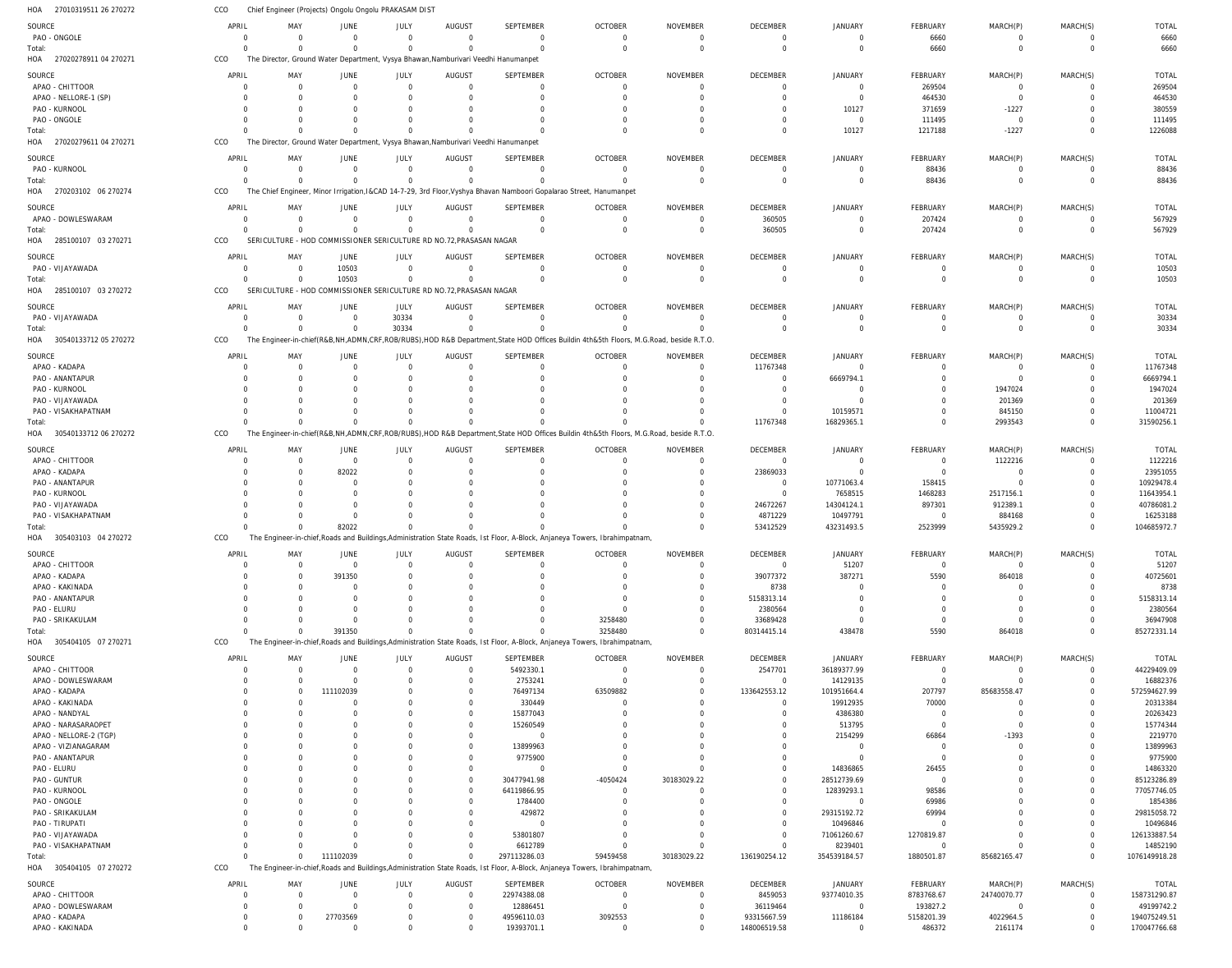HOA 27010319511 26 270272 CCO Chief Engineer (Projects) Ongolu Ongolu PRAKASAM DIST

| SOURCE | APRIL | MAY | JUNE | JULY | AUGUST | SEPTEMBER | OCTOBER | NOVEMBER | DECEMBER | JANUARY | FEBRUARY | MARCH(P) | MARCH(S) | TOTAL |
|---|---|---|---|---|---|---|---|---|---|---|---|---|---|---|
| PAO - ONGOLE | 0 | 0 | 0 | 0 | 0 | 0 | 0 | 0 | 0 | 0 | 6660 | 0 | 0 | 6660 |
| Total: | 0 | 0 | 0 | 0 | 0 | 0 | 0 | 0 | 0 | 0 | 6660 | 0 | 0 | 6660 |

HOA 27020278911 04 270271 CCO The Director, Ground Water Department, Vysya Bhavan,Namburivari Veedhi Hanumanpet

| SOURCE | APRIL | MAY | JUNE | JULY | AUGUST | SEPTEMBER | OCTOBER | NOVEMBER | DECEMBER | JANUARY | FEBRUARY | MARCH(P) | MARCH(S) | TOTAL |
|---|---|---|---|---|---|---|---|---|---|---|---|---|---|---|
| APAO - CHITTOOR | 0 | 0 | 0 | 0 | 0 | 0 | 0 | 0 | 0 | 0 | 269504 | 0 | 0 | 269504 |
| APAO - NELLORE-1 (SP) | 0 | 0 | 0 | 0 | 0 | 0 | 0 | 0 | 0 | 0 | 464530 | 0 | 0 | 464530 |
| PAO - KURNOOL | 0 | 0 | 0 | 0 | 0 | 0 | 0 | 0 | 0 | 10127 | 371659 | -1227 | 0 | 380559 |
| PAO - ONGOLE | 0 | 0 | 0 | 0 | 0 | 0 | 0 | 0 | 0 | 0 | 111495 | 0 | 0 | 111495 |
| Total: | 0 | 0 | 0 | 0 | 0 | 0 | 0 | 0 | 0 | 10127 | 1217188 | -1227 | 0 | 1226088 |

HOA 27020279611 04 270271 CCO The Director, Ground Water Department, Vysya Bhavan,Namburivari Veedhi Hanumanpet

| SOURCE | APRIL | MAY | JUNE | JULY | AUGUST | SEPTEMBER | OCTOBER | NOVEMBER | DECEMBER | JANUARY | FEBRUARY | MARCH(P) | MARCH(S) | TOTAL |
|---|---|---|---|---|---|---|---|---|---|---|---|---|---|---|
| PAO - KURNOOL | 0 | 0 | 0 | 0 | 0 | 0 | 0 | 0 | 0 | 0 | 88436 | 0 | 0 | 88436 |
| Total: | 0 | 0 | 0 | 0 | 0 | 0 | 0 | 0 | 0 | 0 | 88436 | 0 | 0 | 88436 |

HOA 270203102 06 270274 CCO The Chief Engineer, Minor Irrigation,I&CAD 14-7-29, 3rd Floor,Vyshya Bhavan Namboori Gopalarao Street, Hanumanpet

| SOURCE | APRIL | MAY | JUNE | JULY | AUGUST | SEPTEMBER | OCTOBER | NOVEMBER | DECEMBER | JANUARY | FEBRUARY | MARCH(P) | MARCH(S) | TOTAL |
|---|---|---|---|---|---|---|---|---|---|---|---|---|---|---|
| APAO - DOWLESWARAM | 0 | 0 | 0 | 0 | 0 | 0 | 0 | 0 | 360505 | 0 | 207424 | 0 | 0 | 567929 |
| Total: | 0 | 0 | 0 | 0 | 0 | 0 | 0 | 0 | 360505 | 0 | 207424 | 0 | 0 | 567929 |

HOA 285100107 03 270271 CCO SERICULTURE - HOD COMMISSIONER SERICULTURE RD NO.72,PRASASAN NAGAR

| SOURCE | APRIL | MAY | JUNE | JULY | AUGUST | SEPTEMBER | OCTOBER | NOVEMBER | DECEMBER | JANUARY | FEBRUARY | MARCH(P) | MARCH(S) | TOTAL |
|---|---|---|---|---|---|---|---|---|---|---|---|---|---|---|
| PAO - VIJAYAWADA | 0 | 0 | 10503 | 0 | 0 | 0 | 0 | 0 | 0 | 0 | 0 | 0 | 0 | 10503 |
| Total: | 0 | 0 | 10503 | 0 | 0 | 0 | 0 | 0 | 0 | 0 | 0 | 0 | 0 | 10503 |

HOA 285100107 03 270272 CCO SERICULTURE - HOD COMMISSIONER SERICULTURE RD NO.72,PRASASAN NAGAR

| SOURCE | APRIL | MAY | JUNE | JULY | AUGUST | SEPTEMBER | OCTOBER | NOVEMBER | DECEMBER | JANUARY | FEBRUARY | MARCH(P) | MARCH(S) | TOTAL |
|---|---|---|---|---|---|---|---|---|---|---|---|---|---|---|
| PAO - VIJAYAWADA | 0 | 0 | 0 | 30334 | 0 | 0 | 0 | 0 | 0 | 0 | 0 | 0 | 0 | 30334 |
| Total: | 0 | 0 | 0 | 30334 | 0 | 0 | 0 | 0 | 0 | 0 | 0 | 0 | 0 | 30334 |

HOA 30540133712 05 270272 CCO The Engineer-in-chief(R&B,NH,ADMN,CRF,ROB/RUBS),HOD R&B Department,State HOD Offices Buildin 4th&5th Floors, M.G.Road, beside R.T.O.

| SOURCE | APRIL | MAY | JUNE | JULY | AUGUST | SEPTEMBER | OCTOBER | NOVEMBER | DECEMBER | JANUARY | FEBRUARY | MARCH(P) | MARCH(S) | TOTAL |
|---|---|---|---|---|---|---|---|---|---|---|---|---|---|---|
| APAO - KADAPA | 0 | 0 | 0 | 0 | 0 | 0 | 0 | 0 | 11767348 | 0 | 0 | 0 | 0 | 11767348 |
| PAO - ANANTAPUR | 0 | 0 | 0 | 0 | 0 | 0 | 0 | 0 | 0 | 6669794.1 | 0 | 0 | 0 | 6669794.1 |
| PAO - KURNOOL | 0 | 0 | 0 | 0 | 0 | 0 | 0 | 0 | 0 | 0 | 0 | 1947024 | 0 | 1947024 |
| PAO - VIJAYAWADA | 0 | 0 | 0 | 0 | 0 | 0 | 0 | 0 | 0 | 0 | 0 | 201369 | 0 | 201369 |
| PAO - VISAKHAPATNAM | 0 | 0 | 0 | 0 | 0 | 0 | 0 | 0 | 0 | 10159571 | 0 | 845150 | 0 | 11004721 |
| Total: | 0 | 0 | 0 | 0 | 0 | 0 | 0 | 0 | 11767348 | 16829365.1 | 0 | 2993543 | 0 | 31590256.1 |

HOA 30540133712 06 270272 CCO The Engineer-in-chief(R&B,NH,ADMN,CRF,ROB/RUBS),HOD R&B Department,State HOD Offices Buildin 4th&5th Floors, M.G.Road, beside R.T.O.

| SOURCE | APRIL | MAY | JUNE | JULY | AUGUST | SEPTEMBER | OCTOBER | NOVEMBER | DECEMBER | JANUARY | FEBRUARY | MARCH(P) | MARCH(S) | TOTAL |
|---|---|---|---|---|---|---|---|---|---|---|---|---|---|---|
| APAO - CHITTOOR | 0 | 0 | 0 | 0 | 0 | 0 | 0 | 0 | 0 | 0 | 0 | 1122216 | 0 | 1122216 |
| APAO - KADAPA | 0 | 0 | 82022 | 0 | 0 | 0 | 0 | 0 | 23869033 | 0 | 0 | 0 | 0 | 23951055 |
| PAO - ANANTAPUR | 0 | 0 | 0 | 0 | 0 | 0 | 0 | 0 | 0 | 10771063.4 | 158415 | 0 | 0 | 10929478.4 |
| PAO - KURNOOL | 0 | 0 | 0 | 0 | 0 | 0 | 0 | 0 | 0 | 7658515 | 1468283 | 2517156.1 | 0 | 11643954.1 |
| PAO - VIJAYAWADA | 0 | 0 | 0 | 0 | 0 | 0 | 0 | 0 | 24672267 | 14304124.1 | 897301 | 912389.1 | 0 | 40786081.2 |
| PAO - VISAKHAPATNAM | 0 | 0 | 0 | 0 | 0 | 0 | 0 | 0 | 4871229 | 10497791 | 0 | 884168 | 0 | 16253188 |
| Total: | 0 | 0 | 82022 | 0 | 0 | 0 | 0 | 0 | 53412529 | 43231493.5 | 2523999 | 5435929.2 | 0 | 104685972.7 |

HOA 305403103 04 270272 CCO The Engineer-in-chief,Roads and Buildings,Administration State Roads, Ist Floor, A-Block, Anjaneya Towers, Ibrahimpatnam,

| SOURCE | APRIL | MAY | JUNE | JULY | AUGUST | SEPTEMBER | OCTOBER | NOVEMBER | DECEMBER | JANUARY | FEBRUARY | MARCH(P) | MARCH(S) | TOTAL |
|---|---|---|---|---|---|---|---|---|---|---|---|---|---|---|
| APAO - CHITTOOR | 0 | 0 | 0 | 0 | 0 | 0 | 0 | 0 | 0 | 51207 | 0 | 0 | 0 | 51207 |
| APAO - KADAPA | 0 | 0 | 391350 | 0 | 0 | 0 | 0 | 0 | 39077372 | 387271 | 5590 | 864018 | 0 | 40725601 |
| APAO - KAKINADA | 0 | 0 | 0 | 0 | 0 | 0 | 0 | 0 | 8738 | 0 | 0 | 0 | 0 | 8738 |
| PAO - ANANTAPUR | 0 | 0 | 0 | 0 | 0 | 0 | 0 | 0 | 5158313.14 | 0 | 0 | 0 | 0 | 5158313.14 |
| PAO - ELURU | 0 | 0 | 0 | 0 | 0 | 0 | 0 | 0 | 2380564 | 0 | 0 | 0 | 0 | 2380564 |
| PAO - SRIKAKULAM | 0 | 0 | 0 | 0 | 0 | 0 | 3258480 | 0 | 33689428 | 0 | 0 | 0 | 0 | 36947908 |
| Total: | 0 | 0 | 391350 | 0 | 0 | 0 | 3258480 | 0 | 80314415.14 | 438478 | 5590 | 864018 | 0 | 85272331.14 |

HOA 305404105 07 270271 CCO The Engineer-in-chief,Roads and Buildings,Administration State Roads, Ist Floor, A-Block, Anjaneya Towers, Ibrahimpatnam,

| SOURCE | APRIL | MAY | JUNE | JULY | AUGUST | SEPTEMBER | OCTOBER | NOVEMBER | DECEMBER | JANUARY | FEBRUARY | MARCH(P) | MARCH(S) | TOTAL |
|---|---|---|---|---|---|---|---|---|---|---|---|---|---|---|
| APAO - CHITTOOR | 0 | 0 | 0 | 0 | 0 | 5492330.1 | 0 | 0 | 2547701 | 36189377.99 | 0 | 0 | 0 | 44229409.09 |
| APAO - DOWLESWARAM | 0 | 0 | 0 | 0 | 0 | 2753241 | 0 | 0 | 0 | 14129135 | 0 | 0 | 0 | 16882376 |
| APAO - KADAPA | 0 | 0 | 111102039 | 0 | 0 | 76497134 | 63509882 | 0 | 133642553.12 | 101951664.4 | 207797 | 85683558.47 | 0 | 572594627.99 |
| APAO - KAKINADA | 0 | 0 | 0 | 0 | 0 | 330449 | 0 | 0 | 0 | 19912935 | 70000 | 0 | 0 | 20313384 |
| APAO - NANDYAL | 0 | 0 | 0 | 0 | 0 | 15877043 | 0 | 0 | 0 | 4386380 | 0 | 0 | 0 | 20263423 |
| APAO - NARASARAOPET | 0 | 0 | 0 | 0 | 0 | 15260549 | 0 | 0 | 0 | 513795 | 0 | 0 | 0 | 15774344 |
| APAO - NELLORE-2 (TGP) | 0 | 0 | 0 | 0 | 0 | 0 | 0 | 0 | 0 | 2154299 | 66864 | -1393 | 0 | 2219770 |
| APAO - VIZIANAGARAM | 0 | 0 | 0 | 0 | 0 | 13899963 | 0 | 0 | 0 | 0 | 0 | 0 | 0 | 13899963 |
| PAO - ANANTAPUR | 0 | 0 | 0 | 0 | 0 | 9775900 | 0 | 0 | 0 | 0 | 0 | 0 | 0 | 9775900 |
| PAO - ELURU | 0 | 0 | 0 | 0 | 0 | 0 | 0 | 0 | 0 | 14836865 | 26455 | 0 | 0 | 14863320 |
| PAO - GUNTUR | 0 | 0 | 0 | 0 | 0 | 30477941.98 | -4050424 | 30183029.22 | 0 | 28512739.69 | 0 | 0 | 0 | 85123286.89 |
| PAO - KURNOOL | 0 | 0 | 0 | 0 | 0 | 64119866.95 | 0 | 0 | 0 | 12839293.1 | 98586 | 0 | 0 | 77057746.05 |
| PAO - ONGOLE | 0 | 0 | 0 | 0 | 0 | 1784400 | 0 | 0 | 0 | 0 | 69986 | 0 | 0 | 1854386 |
| PAO - SRIKAKULAM | 0 | 0 | 0 | 0 | 0 | 429872 | 0 | 0 | 0 | 29315192.72 | 69994 | 0 | 0 | 29815058.72 |
| PAO - TIRUPATI | 0 | 0 | 0 | 0 | 0 | 0 | 0 | 0 | 0 | 10496846 | 0 | 0 | 0 | 10496846 |
| PAO - VIJAYAWADA | 0 | 0 | 0 | 0 | 0 | 53801807 | 0 | 0 | 0 | 71061260.67 | 1270819.87 | 0 | 0 | 126133887.54 |
| PAO - VISAKHAPATNAM | 0 | 0 | 0 | 0 | 0 | 6612789 | 0 | 0 | 0 | 8239401 | 0 | 0 | 0 | 14852190 |
| Total: | 0 | 0 | 111102039 | 0 | 0 | 297113286.03 | 59459458 | 30183029.22 | 136190254.12 | 354539184.57 | 1880501.87 | 85682165.47 | 0 | 1076149918.28 |

HOA 305404105 07 270272 CCO The Engineer-in-chief,Roads and Buildings,Administration State Roads, Ist Floor, A-Block, Anjaneya Towers, Ibrahimpatnam,

| SOURCE | APRIL | MAY | JUNE | JULY | AUGUST | SEPTEMBER | OCTOBER | NOVEMBER | DECEMBER | JANUARY | FEBRUARY | MARCH(P) | MARCH(S) | TOTAL |
|---|---|---|---|---|---|---|---|---|---|---|---|---|---|---|
| APAO - CHITTOOR | 0 | 0 | 0 | 0 | 0 | 22974388.08 | 0 | 0 | 8459053 | 93774010.35 | 8783768.67 | 24740070.77 | 0 | 158731290.87 |
| APAO - DOWLESWARAM | 0 | 0 | 0 | 0 | 0 | 12886451 | 0 | 0 | 36119464 | 0 | 193827.2 | 0 | 0 | 49199742.2 |
| APAO - KADAPA | 0 | 0 | 27703569 | 0 | 0 | 49596110.03 | 3092553 | 0 | 93315667.59 | 11186184 | 5158201.39 | 4022964.5 | 0 | 194075249.51 |
| APAO - KAKINADA | 0 | 0 | 0 | 0 | 0 | 19393701.1 | 0 | 0 | 148006519.58 | 0 | 486372 | 2161174 | 0 | 170047766.68 |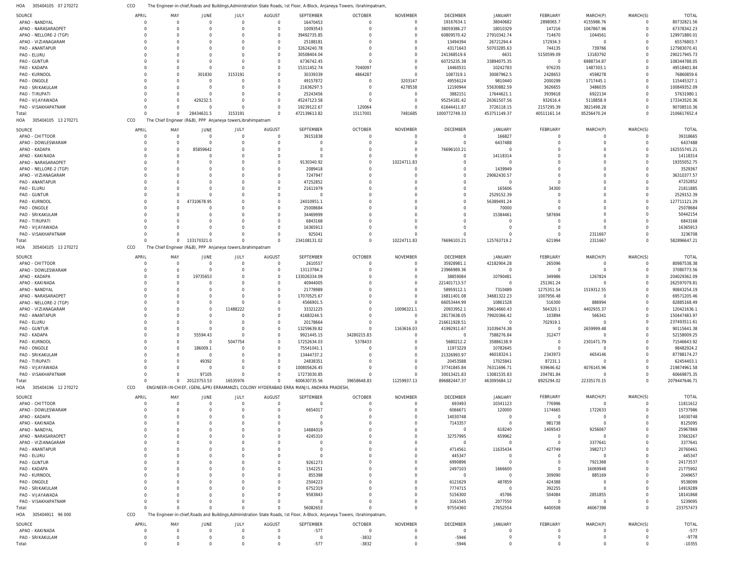HOA 305404105 07 270272 CCO The Engineer-in-chief,Roads and Buildings,Administration State Roads, Ist Floor, A-Block, Anjaneya Towers, Ibrahimpatnam,

| SOURCE | APRIL | MAY | JUNE | JULY | AUGUST | SEPTEMBER | OCTOBER | NOVEMBER | DECEMBER | JANUARY | FEBRUARY | MARCH(P) | MARCH(S) | TOTAL |
|---|---|---|---|---|---|---|---|---|---|---|---|---|---|---|
| APAO - NANDYAL | 0 | 0 | 0 | 0 | 0 | 16470453 | 0 | 0 | 19167634.1 | 38040682 | 2898065.7 | 4155986.76 | 0 | 80732821.56 |
| APAO - NARASARAOPET | 0 | 0 | 0 | 0 | 0 | 10093543 | 0 | 0 | 38059386.27 | 18010329 | 147216 | 1067867.96 | 0 | 67378342.23 |
| APAO - NELLORE-2 (TGP) | 0 | 0 | 0 | 0 | 0 | 39492735.85 | 0 | 0 | 60809570.42 | 27910342.74 | 714670 | 1044561 | 0 | 129971880.01 |
| APAO - VIZIANAGARAM | 0 | 0 | 0 | 0 | 0 | 25188181 | 0 | 0 | 13494394 | 26721294.4 | 172934.3 | 0 | 0 | 65576803.7 |
| PAO - ANANTAPUR | 0 | 0 | 0 | 0 | 0 | 32624240.78 | 0 | 0 | 43171643 | 50703285.63 | 744135 | 739766 | 0 | 127983070.41 |
| PAO - ELURU | 0 | 0 | 0 | 0 | 0 | 30508404.04 | 0 | 0 | 241368519.6 | 6631 | 5150599.09 | 13183792 | 0 | 290217945.73 |
| PAO - GUNTUR | 0 | 0 | 0 | 0 | 0 | 6736742.45 | 0 | 0 | 60725235.38 | 33894075.35 | 0 | 6988734.87 | 0 | 108344788.05 |
| PAO - KADAPA | 0 | 0 | 0 | 0 | 0 | 15311452.74 | 7040097 | 0 | 14465031 | 10242783 | 976235 | 1487303.1 | 0 | 49518401.84 |
| PAO - KURNOOL | 0 | 0 | 301830 | 3153191 | 0 | 30339339 | 4864287 | 0 | 1087319.1 | 30087962.5 | 2428653 | 4598278 | 0 | 76860859.6 |
| PAO - ONGOLE | 0 | 0 | 0 | 0 | 0 | 49157872 | 0 | 3203147 | 49556124 | 9810440 | 2000299 | 1717445.1 | 0 | 115445327.1 |
| PAO - SRIKAKULAM | 0 | 0 | 0 | 0 | 0 | 21636297.5 | 0 | 4278538 | 12190944 | 55630882.59 | 3626655 | 3486035 | 0 | 100849352.09 |
| PAO - TIRUPATI | 0 | 0 | 0 | 0 | 0 | 25243456 | 0 | 0 | 3882151 | 17644621.1 | 3939618 | 6922134 | 0 | 57631980.1 |
| PAO - VIJAYAWADA | 0 | 0 | 429232.5 | 0 | 0 | 45247123.58 | 0 | 0 | 95254181.42 | 26361507.56 | 932616.4 | 5118858.9 | 0 | 173343520.36 |
| PAO - VISAKHAPATNAM | 0 | 0 | 0 | 0 | 0 | 19239122.67 | 120064 | 0 | 61644411.87 | 3726118.15 | 2157295.39 | 3821498.28 | 0 | 90708510.36 |
| Total: | 0 | 0 | 28434631.5 | 3153191 | 0 | 472139613.82 | 15117001 | 7481685 | 1000772749.33 | 453751149.37 | 40511161.14 | 85256470.24 | 0 | 2106617652.4 |

HOA 305404105 13 270271 CCO The Chief Engineer (R&B), PPP Anjaneya towers,ibrahimpatnam

| SOURCE | APRIL | MAY | JUNE | JULY | AUGUST | SEPTEMBER | OCTOBER | NOVEMBER | DECEMBER | JANUARY | FEBRUARY | MARCH(P) | MARCH(S) | TOTAL |
|---|---|---|---|---|---|---|---|---|---|---|---|---|---|---|
| APAO - CHITTOOR | 0 | 0 | 0 | 0 | 0 | 39151838 | 0 | 0 | 0 | 166827 | 0 | 0 | 0 | 39318665 |
| APAO - DOWLESWARAM | 0 | 0 | 0 | 0 | 0 | 0 | 0 | 0 | 0 | 6437488 | 0 | 0 | 0 | 6437488 |
| APAO - KADAPA | 0 | 0 | 85859642 | 0 | 0 | 0 | 0 | 0 | 76696103.21 | 0 | 0 | 0 | 0 | 162555745.21 |
| APAO - KAKINADA | 0 | 0 | 0 | 0 | 0 | 0 | 0 | 0 | 0 | 14118314 | 0 | 0 | 0 | 14118314 |
| APAO - NARASARAOPET | 0 | 0 | 0 | 0 | 0 | 9130340.92 | 0 | 10224711.83 | 0 | 0 | 0 | 0 | 0 | 19355052.75 |
| APAO - NELLORE-2 (TGP) | 0 | 0 | 0 | 0 | 0 | 2089418 | 0 | 0 | 0 | 1439949 | 0 | 0 | 0 | 3529367 |
| APAO - VIZIANAGARAM | 0 | 0 | 0 | 0 | 0 | 7247947 | 0 | 0 | 0 | 29062430.57 | 0 | 0 | 0 | 36310377.57 |
| PAO - ANANTAPUR | 0 | 0 | 0 | 0 | 0 | 47252852 | 0 | 0 | 0 | 0 | 0 | 0 | 0 | 47252852 |
| PAO - ELURU | 0 | 0 | 0 | 0 | 0 | 21611979 | 0 | 0 | 0 | 165606 | 34300 | 0 | 0 | 21811885 |
| PAO - GUNTUR | 0 | 0 | 0 | 0 | 0 | 0 | 0 | 0 | 0 | 2529152.39 | 0 | 0 | 0 | 2529152.39 |
| PAO - KURNOOL | 0 | 0 | 47310678.95 | 0 | 0 | 24010951.1 | 0 | 0 | 0 | 56389491.24 | 0 | 0 | 0 | 127711121.29 |
| PAO - ONGOLE | 0 | 0 | 0 | 0 | 0 | 25008684 | 0 | 0 | 0 | 70000 | 0 | 0 | 0 | 25078684 |
| PAO - SRIKAKULAM | 0 | 0 | 0 | 0 | 0 | 34469999 | 0 | 0 | 0 | 15384461 | 587694 | 0 | 0 | 50442154 |
| PAO - TIRUPATI | 0 | 0 | 0 | 0 | 0 | 6843168 | 0 | 0 | 0 | 0 | 0 | 0 | 0 | 6843168 |
| PAO - VIJAYAWADA | 0 | 0 | 0 | 0 | 0 | 16365913 | 0 | 0 | 0 | 0 | 0 | 0 | 0 | 16365913 |
| PAO - VISAKHAPATNAM | 0 | 0 | 0 | 0 | 0 | 925041 | 0 | 0 | 0 | 0 | 0 | 2311667 | 0 | 3236708 |
| Total: | 0 | 0 | 133170321.0 | 0 | 0 | 234108131.02 | 0 | 10224711.83 | 76696103.21 | 125763719.2 | 621994 | 2311667 | 0 | 582896647.21 |

HOA 305404105 13 270272 CCO The Chief Engineer (R&B), PPP Anjaneya towers,ibrahimpatnam

| SOURCE | APRIL | MAY | JUNE | JULY | AUGUST | SEPTEMBER | OCTOBER | NOVEMBER | DECEMBER | JANUARY | FEBRUARY | MARCH(P) | MARCH(S) | TOTAL |
|---|---|---|---|---|---|---|---|---|---|---|---|---|---|---|
| APAO - CHITTOOR | 0 | 0 | 0 | 0 | 0 | 2610557 | 0 | 0 | 35928981.1 | 42182904.28 | 265096 | 0 | 0 | 80987538.38 |
| APAO - DOWLESWARAM | 0 | 0 | 0 | 0 | 0 | 13113784.2 | 0 | 0 | 23966989.36 | 0 | 0 | 0 | 0 | 37080773.56 |
| APAO - KADAPA | 0 | 0 | 19735653 | 0 | 0 | 133026334.09 | 0 | 0 | 38859084 | 10790481 | 349986 | 1267824 | 0 | 204029362.09 |
| APAO - KAKINADA | 0 | 0 | 0 | 0 | 0 | 40944005 | 0 | 0 | 221401713.57 | 0 | 251361.24 | 0 | 0 | 262597079.81 |
| APAO - NANDYAL | 0 | 0 | 0 | 0 | 0 | 21778989 | 0 | 0 | 58959112.1 | 7310489 | 1275351.54 | 1519312.55 | 0 | 90843254.19 |
| APAO - NARASARAOPET | 0 | 0 | 0 | 0 | 0 | 17070525.67 | 0 | 0 | 16811401.08 | 34681322.23 | 1007956.48 | 0 | 0 | 69571205.46 |
| APAO - NELLORE-2 (TGP) | 0 | 0 | 0 | 0 | 0 | 4566901.5 | 0 | 0 | 66053444.99 | 10861528 | 516300 | 886994 | 0 | 82885168.49 |
| APAO - VIZIANAGARAM | 0 | 0 | 0 | 11488222 | 0 | 33321225 | 0 | 10096321.1 | 20933952.1 | 39614660.43 | 564320.1 | 4402935.37 | 0 | 120421636.1 |
| PAO - ANANTAPUR | 0 | 0 | 0 | 0 | 0 | 41683244.5 | 0 | 0 | 28173638.05 | 79920366.42 | 103894 | 566341 | 0 | 150447483.97 |
| PAO - ELURU | 0 | 0 | 0 | 0 | 0 | 20178664 | 0 | 0 | 216611928.51 | 0 | 702919.1 | 0 | 0 | 237493511.61 |
| PAO - GUNTUR | 0 | 0 | 0 | 0 | 0 | 13259639.82 | 0 | 1163616.03 | 41992911.67 | 31039474.38 | 0 | 2659999.48 | 0 | 90115641.38 |
| PAO - KADAPA | 0 | 0 | 55594.43 | 0 | 0 | 9921445.15 | 34280215.83 | 0 | 0 | 7588276.84 | 312477 | 0 | 0 | 52158009.25 |
| PAO - KURNOOL | 0 | 0 | 0 | 5047754 | 0 | 17252634.03 | 5378433 | 0 | 5680212.2 | 35886138.9 | 0 | 2301471.79 | 0 | 71546643.92 |
| PAO - ONGOLE | 0 | 0 | 186009.1 | 0 | 0 | 75541041.1 | 0 | 0 | 11973229 | 10782645 | 0 | 0 | 0 | 98482924.2 |
| PAO - SRIKAKULAM | 0 | 0 | 0 | 0 | 0 | 13444737.2 | 0 | 0 | 21326993.97 | 46018324.1 | 2343973 | 4654146 | 0 | 87788174.27 |
| PAO - TIRUPATI | 0 | 0 | 49392 | 0 | 0 | 24838351 | 0 | 0 | 20453588 | 17025841 | 87231.1 | 0 | 0 | 62454403.1 |
| PAO - VIJAYAWADA | 0 | 0 | 0 | 0 | 0 | 100805626.45 | 0 | 0 | 37741845.84 | 76311696.71 | 939646.62 | 4076145.96 | 0 | 219874961.58 |
| PAO - VISAKHAPATNAM | 0 | 0 | 97105 | 0 | 0 | 17273030.85 | 0 | 0 | 30013421.83 | 13081535.83 | 204781.84 | 0 | 0 | 60669875.35 |
| Total: | 0 | 0 | 20123753.53 | 16535976 | 0 | 600630735.56 | 39658648.83 | 11259937.13 | 896882447.37 | 463095684.12 | 8925294.02 | 22335170.15 | 0 | 2079447646.71 |

HOA 305404196 12 270272 CCO ENGINEER-IN-CHIEF, (GENL.&PR) ERRAMANZIL COLONY HYDERABAD ERRA MANJIL ANDHRA PRADESH,

| SOURCE | APRIL | MAY | JUNE | JULY | AUGUST | SEPTEMBER | OCTOBER | NOVEMBER | DECEMBER | JANUARY | FEBRUARY | MARCH(P) | MARCH(S) | TOTAL |
|---|---|---|---|---|---|---|---|---|---|---|---|---|---|---|
| APAO - CHITTOOR | 0 | 0 | 0 | 0 | 0 | 0 | 0 | 0 | 693493 | 10341123 | 776996 | 0 | 0 | 11811612 |
| APAO - DOWLESWARAM | 0 | 0 | 0 | 0 | 0 | 6654017 | 0 | 0 | 6066671 | 120000 | 1174665 | 1722633 | 0 | 15737986 |
| APAO - KADAPA | 0 | 0 | 0 | 0 | 0 | 0 | 0 | 0 | 14030748 | 0 | 0 | 0 | 0 | 14030748 |
| APAO - KAKINADA | 0 | 0 | 0 | 0 | 0 | 0 | 0 | 0 | 7143357 | 0 | 981738 | 0 | 0 | 8125095 |
| APAO - NANDYAL | 0 | 0 | 0 | 0 | 0 | 14684019 | 0 | 0 | 0 | 618240 | 1409543 | 9256067 | 0 | 25967869 |
| APAO - NARASARAOPET | 0 | 0 | 0 | 0 | 0 | 4245310 | 0 | 0 | 32757995 | 659962 | 0 | 0 | 0 | 37663267 |
| APAO - VIZIANAGARAM | 0 | 0 | 0 | 0 | 0 | 0 | 0 | 0 | 0 | 0 | 0 | 3377641 | 0 | 3377641 |
| PAO - ANANTAPUR | 0 | 0 | 0 | 0 | 0 | 0 | 0 | 0 | 4714561 | 11635434 | 427749 | 3982717 | 0 | 20760461 |
| PAO - ELURU | 0 | 0 | 0 | 0 | 0 | 0 | 0 | 0 | 445347 | 0 | 0 | 0 | 0 | 445347 |
| PAO - GUNTUR | 0 | 0 | 0 | 0 | 0 | 9261273 | 0 | 0 | 6990896 | 0 | 0 | 7921368 | 0 | 24173537 |
| PAO - KADAPA | 0 | 0 | 0 | 0 | 0 | 1542251 | 0 | 0 | 2497103 | 1666600 | 0 | 16069948 | 0 | 21775902 |
| PAO - KURNOOL | 0 | 0 | 0 | 0 | 0 | 855398 | 0 | 0 | 0 | 0 | 309090 | 885169 | 0 | 2049657 |
| PAO - ONGOLE | 0 | 0 | 0 | 0 | 0 | 2504223 | 0 | 0 | 6121629 | 487859 | 424388 | 0 | 0 | 9538099 |
| PAO - SRIKAKULAM | 0 | 0 | 0 | 0 | 0 | 6752319 | 0 | 0 | 7774715 | 0 | 392255 | 0 | 0 | 14919289 |
| PAO - VIJAYAWADA | 0 | 0 | 0 | 0 | 0 | 9583843 | 0 | 0 | 5156300 | 45786 | 504084 | 2851855 | 0 | 18141868 |
| PAO - VISAKHAPATNAM | 0 | 0 | 0 | 0 | 0 | 0 | 0 | 0 | 3161545 | 2077550 | 0 | 0 | 0 | 5239095 |
| Total: | 0 | 0 | 0 | 0 | 0 | 56082653 | 0 | 0 | 97554360 | 27652554 | 6400508 | 46067398 | 0 | 233757473 |

HOA 305404911 96 000 CCO The Engineer-in-chief,Roads and Buildings,Administration State Roads, Ist Floor, A-Block, Anjaneya Towers, Ibrahimpatnam,

| SOURCE | APRIL | MAY | JUNE | JULY | AUGUST | SEPTEMBER | OCTOBER | NOVEMBER | DECEMBER | JANUARY | FEBRUARY | MARCH(P) | MARCH(S) | TOTAL |
|---|---|---|---|---|---|---|---|---|---|---|---|---|---|---|
| APAO - KAKINADA | 0 | 0 | 0 | 0 | 0 | -577 | 0 | 0 | 0 | 0 | 0 | 0 | 0 | -577 |
| PAO - SRIKAKULAM | 0 | 0 | 0 | 0 | 0 | 0 | -3832 | 0 | -5946 | 0 | 0 | 0 | 0 | -9778 |
| Total: | 0 | 0 | 0 | 0 | 0 | -577 | -3832 | 0 | -5946 | 0 | 0 | 0 | 0 | -10355 |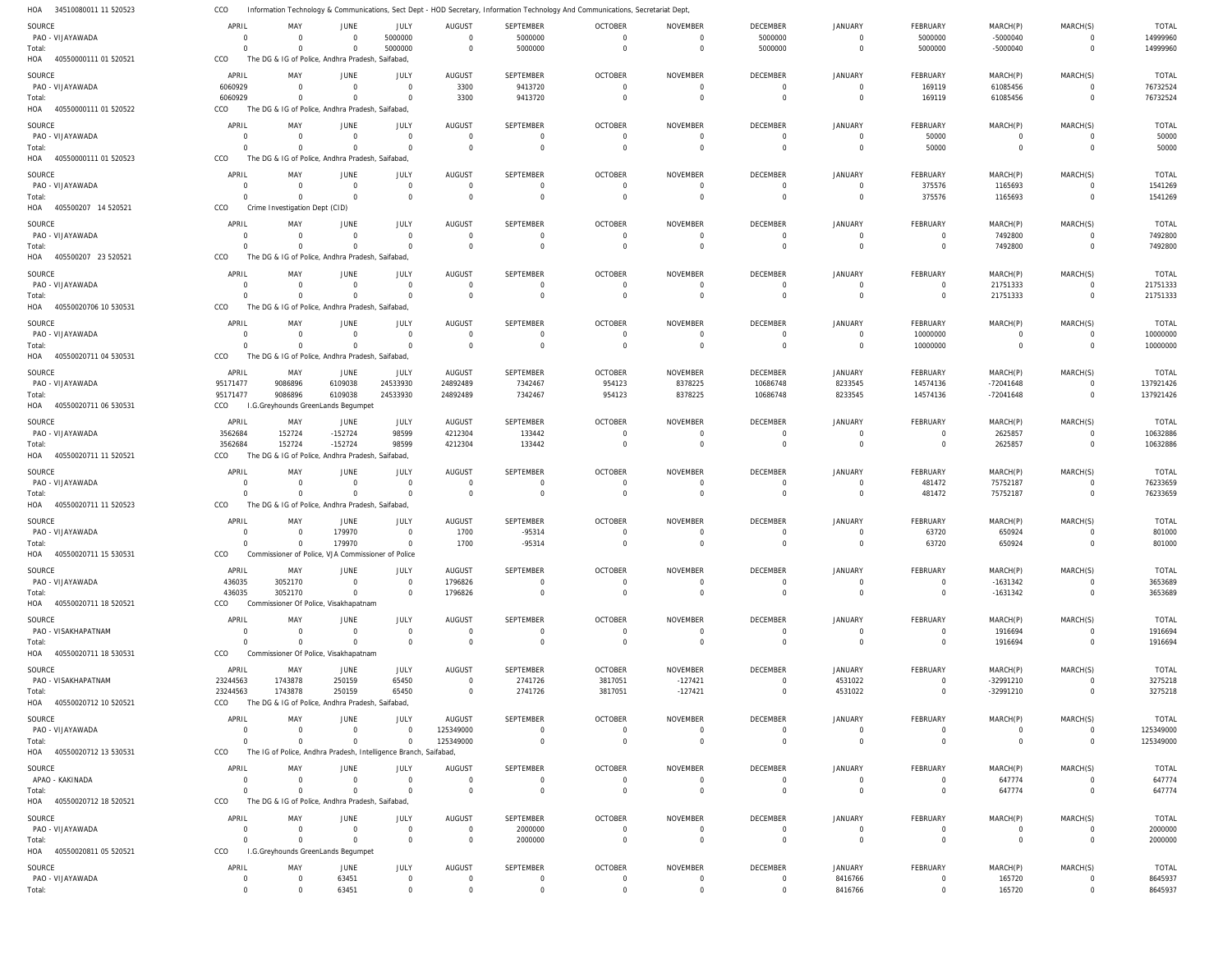HOA 34510080011 11 520523 CCO Information Technology & Communications, Sect Dept - HOD Secretary, Information Technology And Communications, Secretariat Dept,

| SOURCE | APRIL | MAY | JUNE | JULY | AUGUST | SEPTEMBER | OCTOBER | NOVEMBER | DECEMBER | JANUARY | FEBRUARY | MARCH(P) | MARCH(S) | TOTAL |
|---|---|---|---|---|---|---|---|---|---|---|---|---|---|---|
| PAO - VIJAYAWADA | 0 | 0 | 0 | 5000000 | 0 | 5000000 | 0 | 0 | 5000000 | 0 | 5000000 | -5000040 | 0 | 14999960 |
| Total: | 0 | 0 | 0 | 5000000 | 0 | 5000000 | 0 | 0 | 5000000 | 0 | 5000000 | -5000040 | 0 | 14999960 |

HOA 40550000111 01 520521 CCO The DG & IG of Police, Andhra Pradesh, Saifabad,

| SOURCE | APRIL | MAY | JUNE | JULY | AUGUST | SEPTEMBER | OCTOBER | NOVEMBER | DECEMBER | JANUARY | FEBRUARY | MARCH(P) | MARCH(S) | TOTAL |
|---|---|---|---|---|---|---|---|---|---|---|---|---|---|---|
| PAO - VIJAYAWADA | 6060929 | 0 | 0 | 0 | 3300 | 9413720 | 0 | 0 | 0 | 0 | 169119 | 61085456 | 0 | 76732524 |
| Total: | 6060929 | 0 | 0 | 0 | 3300 | 9413720 | 0 | 0 | 0 | 0 | 169119 | 61085456 | 0 | 76732524 |

HOA 40550000111 01 520522 CCO The DG & IG of Police, Andhra Pradesh, Saifabad,

| SOURCE | APRIL | MAY | JUNE | JULY | AUGUST | SEPTEMBER | OCTOBER | NOVEMBER | DECEMBER | JANUARY | FEBRUARY | MARCH(P) | MARCH(S) | TOTAL |
|---|---|---|---|---|---|---|---|---|---|---|---|---|---|---|
| PAO - VIJAYAWADA | 0 | 0 | 0 | 0 | 0 | 0 | 0 | 0 | 0 | 0 | 50000 | 0 | 0 | 50000 |
| Total: | 0 | 0 | 0 | 0 | 0 | 0 | 0 | 0 | 0 | 0 | 50000 | 0 | 0 | 50000 |

HOA 40550000111 01 520523 CCO The DG & IG of Police, Andhra Pradesh, Saifabad,

| SOURCE | APRIL | MAY | JUNE | JULY | AUGUST | SEPTEMBER | OCTOBER | NOVEMBER | DECEMBER | JANUARY | FEBRUARY | MARCH(P) | MARCH(S) | TOTAL |
|---|---|---|---|---|---|---|---|---|---|---|---|---|---|---|
| PAO - VIJAYAWADA | 0 | 0 | 0 | 0 | 0 | 0 | 0 | 0 | 0 | 0 | 375576 | 1165693 | 0 | 1541269 |
| Total: | 0 | 0 | 0 | 0 | 0 | 0 | 0 | 0 | 0 | 0 | 375576 | 1165693 | 0 | 1541269 |

HOA 405500207 14 520521 CCO Crime Investigation Dept (CID)

| SOURCE | APRIL | MAY | JUNE | JULY | AUGUST | SEPTEMBER | OCTOBER | NOVEMBER | DECEMBER | JANUARY | FEBRUARY | MARCH(P) | MARCH(S) | TOTAL |
|---|---|---|---|---|---|---|---|---|---|---|---|---|---|---|
| PAO - VIJAYAWADA | 0 | 0 | 0 | 0 | 0 | 0 | 0 | 0 | 0 | 0 | 0 | 7492800 | 0 | 7492800 |
| Total: | 0 | 0 | 0 | 0 | 0 | 0 | 0 | 0 | 0 | 0 | 0 | 7492800 | 0 | 7492800 |

HOA 405500207 23 520521 CCO The DG & IG of Police, Andhra Pradesh, Saifabad,

| SOURCE | APRIL | MAY | JUNE | JULY | AUGUST | SEPTEMBER | OCTOBER | NOVEMBER | DECEMBER | JANUARY | FEBRUARY | MARCH(P) | MARCH(S) | TOTAL |
|---|---|---|---|---|---|---|---|---|---|---|---|---|---|---|
| PAO - VIJAYAWADA | 0 | 0 | 0 | 0 | 0 | 0 | 0 | 0 | 0 | 0 | 0 | 21751333 | 0 | 21751333 |
| Total: | 0 | 0 | 0 | 0 | 0 | 0 | 0 | 0 | 0 | 0 | 0 | 21751333 | 0 | 21751333 |

HOA 40550020706 10 530531 CCO The DG & IG of Police, Andhra Pradesh, Saifabad,

| SOURCE | APRIL | MAY | JUNE | JULY | AUGUST | SEPTEMBER | OCTOBER | NOVEMBER | DECEMBER | JANUARY | FEBRUARY | MARCH(P) | MARCH(S) | TOTAL |
|---|---|---|---|---|---|---|---|---|---|---|---|---|---|---|
| PAO - VIJAYAWADA | 0 | 0 | 0 | 0 | 0 | 0 | 0 | 0 | 0 | 0 | 10000000 | 0 | 0 | 10000000 |
| Total: | 0 | 0 | 0 | 0 | 0 | 0 | 0 | 0 | 0 | 0 | 10000000 | 0 | 0 | 10000000 |

HOA 40550020711 04 530531 CCO The DG & IG of Police, Andhra Pradesh, Saifabad,

| SOURCE | APRIL | MAY | JUNE | JULY | AUGUST | SEPTEMBER | OCTOBER | NOVEMBER | DECEMBER | JANUARY | FEBRUARY | MARCH(P) | MARCH(S) | TOTAL |
|---|---|---|---|---|---|---|---|---|---|---|---|---|---|---|
| PAO - VIJAYAWADA | 95171477 | 9086896 | 6109038 | 24533930 | 24892489 | 7342467 | 954123 | 8378225 | 10686748 | 8233545 | 14574136 | -72041648 | 0 | 137921426 |
| Total: | 95171477 | 9086896 | 6109038 | 24533930 | 24892489 | 7342467 | 954123 | 8378225 | 10686748 | 8233545 | 14574136 | -72041648 | 0 | 137921426 |

HOA 40550020711 06 530531 CCO I.G.Greyhounds GreenLands Begumpet

| SOURCE | APRIL | MAY | JUNE | JULY | AUGUST | SEPTEMBER | OCTOBER | NOVEMBER | DECEMBER | JANUARY | FEBRUARY | MARCH(P) | MARCH(S) | TOTAL |
|---|---|---|---|---|---|---|---|---|---|---|---|---|---|---|
| PAO - VIJAYAWADA | 3562684 | 152724 | -152724 | 98599 | 4212304 | 133442 | 0 | 0 | 0 | 0 | 0 | 2625857 | 0 | 10632886 |
| Total: | 3562684 | 152724 | -152724 | 98599 | 4212304 | 133442 | 0 | 0 | 0 | 0 | 0 | 2625857 | 0 | 10632886 |

HOA 40550020711 11 520521 CCO The DG & IG of Police, Andhra Pradesh, Saifabad,

| SOURCE | APRIL | MAY | JUNE | JULY | AUGUST | SEPTEMBER | OCTOBER | NOVEMBER | DECEMBER | JANUARY | FEBRUARY | MARCH(P) | MARCH(S) | TOTAL |
|---|---|---|---|---|---|---|---|---|---|---|---|---|---|---|
| PAO - VIJAYAWADA | 0 | 0 | 0 | 0 | 0 | 0 | 0 | 0 | 0 | 0 | 481472 | 75752187 | 0 | 76233659 |
| Total: | 0 | 0 | 0 | 0 | 0 | 0 | 0 | 0 | 0 | 0 | 481472 | 75752187 | 0 | 76233659 |

HOA 40550020711 11 520523 CCO The DG & IG of Police, Andhra Pradesh, Saifabad,

| SOURCE | APRIL | MAY | JUNE | JULY | AUGUST | SEPTEMBER | OCTOBER | NOVEMBER | DECEMBER | JANUARY | FEBRUARY | MARCH(P) | MARCH(S) | TOTAL |
|---|---|---|---|---|---|---|---|---|---|---|---|---|---|---|
| PAO - VIJAYAWADA | 0 | 0 | 179970 | 0 | 1700 | -95314 | 0 | 0 | 0 | 0 | 63720 | 650924 | 0 | 801000 |
| Total: | 0 | 0 | 179970 | 0 | 1700 | -95314 | 0 | 0 | 0 | 0 | 63720 | 650924 | 0 | 801000 |

HOA 40550020711 15 530531 CCO Commissioner of Police, VJA Commissioner of Police

| SOURCE | APRIL | MAY | JUNE | JULY | AUGUST | SEPTEMBER | OCTOBER | NOVEMBER | DECEMBER | JANUARY | FEBRUARY | MARCH(P) | MARCH(S) | TOTAL |
|---|---|---|---|---|---|---|---|---|---|---|---|---|---|---|
| PAO - VIJAYAWADA | 436035 | 3052170 | 0 | 0 | 1796826 | 0 | 0 | 0 | 0 | 0 | 0 | -1631342 | 0 | 3653689 |
| Total: | 436035 | 3052170 | 0 | 0 | 1796826 | 0 | 0 | 0 | 0 | 0 | 0 | -1631342 | 0 | 3653689 |

HOA 40550020711 18 520521 CCO Commissioner Of Police, Visakhapatnam

| SOURCE | APRIL | MAY | JUNE | JULY | AUGUST | SEPTEMBER | OCTOBER | NOVEMBER | DECEMBER | JANUARY | FEBRUARY | MARCH(P) | MARCH(S) | TOTAL |
|---|---|---|---|---|---|---|---|---|---|---|---|---|---|---|
| PAO - VISAKHAPATNAM | 0 | 0 | 0 | 0 | 0 | 0 | 0 | 0 | 0 | 0 | 0 | 1916694 | 0 | 1916694 |
| Total: | 0 | 0 | 0 | 0 | 0 | 0 | 0 | 0 | 0 | 0 | 0 | 1916694 | 0 | 1916694 |

HOA 40550020711 18 530531 CCO Commissioner Of Police, Visakhapatnam

| SOURCE | APRIL | MAY | JUNE | JULY | AUGUST | SEPTEMBER | OCTOBER | NOVEMBER | DECEMBER | JANUARY | FEBRUARY | MARCH(P) | MARCH(S) | TOTAL |
|---|---|---|---|---|---|---|---|---|---|---|---|---|---|---|
| PAO - VISAKHAPATNAM | 23244563 | 1743878 | 250159 | 65450 | 0 | 2741726 | 3817051 | -127421 | 0 | 4531022 | 0 | -32991210 | 0 | 3275218 |
| Total: | 23244563 | 1743878 | 250159 | 65450 | 0 | 2741726 | 3817051 | -127421 | 0 | 4531022 | 0 | -32991210 | 0 | 3275218 |

HOA 40550020712 10 520521 CCO The DG & IG of Police, Andhra Pradesh, Saifabad,

| SOURCE | APRIL | MAY | JUNE | JULY | AUGUST | SEPTEMBER | OCTOBER | NOVEMBER | DECEMBER | JANUARY | FEBRUARY | MARCH(P) | MARCH(S) | TOTAL |
|---|---|---|---|---|---|---|---|---|---|---|---|---|---|---|
| PAO - VIJAYAWADA | 0 | 0 | 0 | 0 | 125349000 | 0 | 0 | 0 | 0 | 0 | 0 | 0 | 0 | 125349000 |
| Total: | 0 | 0 | 0 | 0 | 125349000 | 0 | 0 | 0 | 0 | 0 | 0 | 0 | 0 | 125349000 |

HOA 40550020712 13 530531 CCO The IG of Police, Andhra Pradesh, Intelligence Branch, Saifabad,

| SOURCE | APRIL | MAY | JUNE | JULY | AUGUST | SEPTEMBER | OCTOBER | NOVEMBER | DECEMBER | JANUARY | FEBRUARY | MARCH(P) | MARCH(S) | TOTAL |
|---|---|---|---|---|---|---|---|---|---|---|---|---|---|---|
| APAO - KAKINADA | 0 | 0 | 0 | 0 | 0 | 0 | 0 | 0 | 0 | 0 | 0 | 647774 | 0 | 647774 |
| Total: | 0 | 0 | 0 | 0 | 0 | 0 | 0 | 0 | 0 | 0 | 0 | 647774 | 0 | 647774 |

HOA 40550020712 18 520521 CCO The DG & IG of Police, Andhra Pradesh, Saifabad,

| SOURCE | APRIL | MAY | JUNE | JULY | AUGUST | SEPTEMBER | OCTOBER | NOVEMBER | DECEMBER | JANUARY | FEBRUARY | MARCH(P) | MARCH(S) | TOTAL |
|---|---|---|---|---|---|---|---|---|---|---|---|---|---|---|
| PAO - VIJAYAWADA | 0 | 0 | 0 | 0 | 0 | 2000000 | 0 | 0 | 0 | 0 | 0 | 0 | 0 | 2000000 |
| Total: | 0 | 0 | 0 | 0 | 0 | 2000000 | 0 | 0 | 0 | 0 | 0 | 0 | 0 | 2000000 |

HOA 40550020811 05 520521 CCO I.G.Greyhounds GreenLands Begumpet

| SOURCE | APRIL | MAY | JUNE | JULY | AUGUST | SEPTEMBER | OCTOBER | NOVEMBER | DECEMBER | JANUARY | FEBRUARY | MARCH(P) | MARCH(S) | TOTAL |
|---|---|---|---|---|---|---|---|---|---|---|---|---|---|---|
| PAO - VIJAYAWADA | 0 | 0 | 63451 | 0 | 0 | 0 | 0 | 0 | 0 | 8416766 | 0 | 165720 | 0 | 8645937 |
| Total: | 0 | 0 | 63451 | 0 | 0 | 0 | 0 | 0 | 0 | 8416766 | 0 | 165720 | 0 | 8645937 |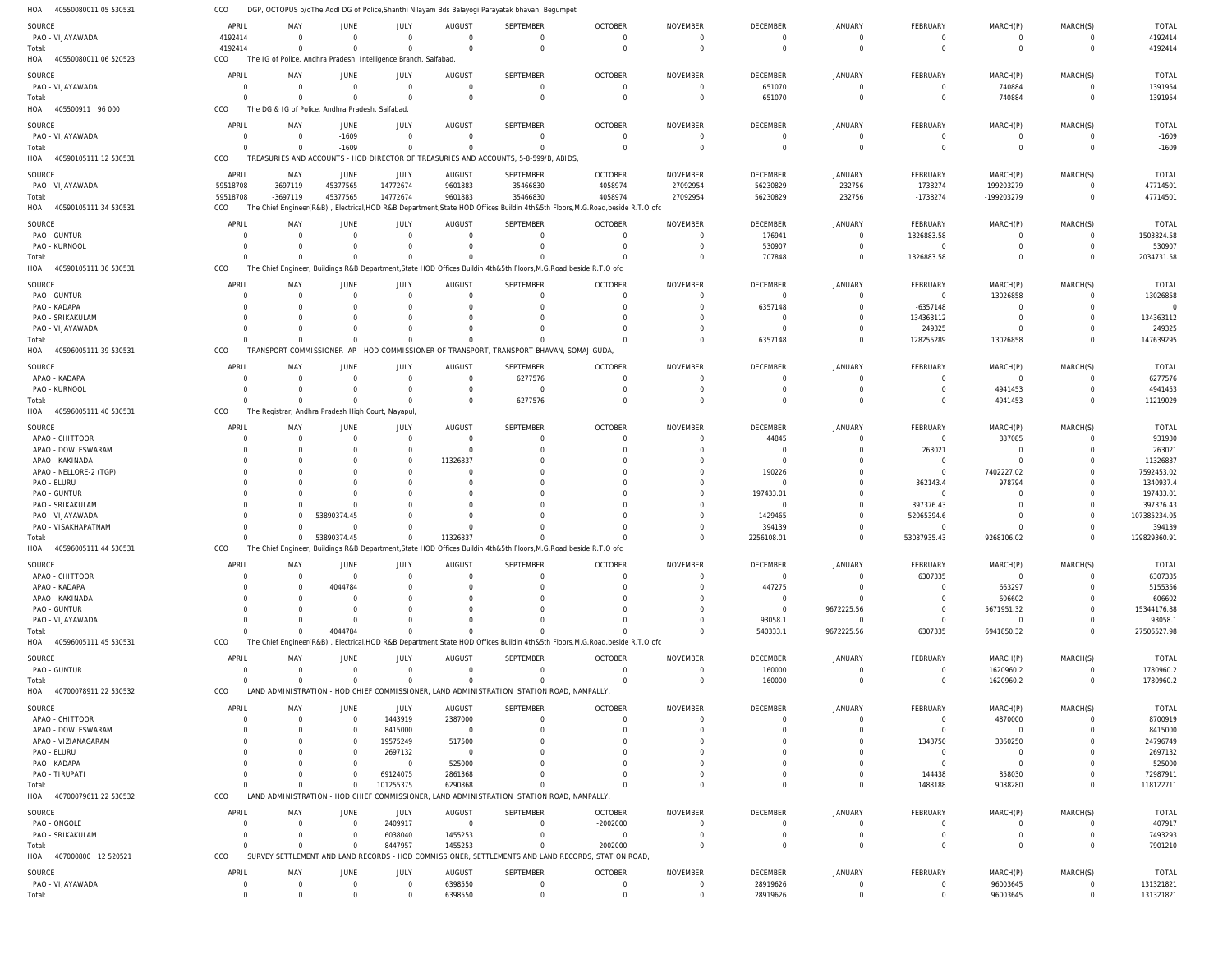HOA 40550080011 05 530531 CCO DGP, OCTOPUS o/oThe Addl DG of Police,Shanthi Nilayam Bds Balayogi Parayatak bhavan, Begumpet

| SOURCE | APRIL | MAY | JUNE | JULY | AUGUST | SEPTEMBER | OCTOBER | NOVEMBER | DECEMBER | JANUARY | FEBRUARY | MARCH(P) | MARCH(S) | TOTAL |
|---|---|---|---|---|---|---|---|---|---|---|---|---|---|---|
| PAO - VIJAYAWADA | 4192414 | 0 | 0 | 0 | 0 | 0 | 0 | 0 | 0 | 0 | 0 | 0 | 0 | 4192414 |
| Total: | 4192414 | 0 | 0 | 0 | 0 | 0 | 0 | 0 | 0 | 0 | 0 | 0 | 0 | 4192414 |

HOA 40550080011 06 520523 CCO The IG of Police, Andhra Pradesh, Intelligence Branch, Saifabad,

| SOURCE | APRIL | MAY | JUNE | JULY | AUGUST | SEPTEMBER | OCTOBER | NOVEMBER | DECEMBER | JANUARY | FEBRUARY | MARCH(P) | MARCH(S) | TOTAL |
|---|---|---|---|---|---|---|---|---|---|---|---|---|---|---|
| PAO - VIJAYAWADA | 0 | 0 | 0 | 0 | 0 | 0 | 0 | 0 | 651070 | 0 | 0 | 740884 | 0 | 1391954 |
| Total: | 0 | 0 | 0 | 0 | 0 | 0 | 0 | 0 | 651070 | 0 | 0 | 740884 | 0 | 1391954 |

HOA 405500911 96 000 CCO The DG & IG of Police, Andhra Pradesh, Saifabad,

| SOURCE | APRIL | MAY | JUNE | JULY | AUGUST | SEPTEMBER | OCTOBER | NOVEMBER | DECEMBER | JANUARY | FEBRUARY | MARCH(P) | MARCH(S) | TOTAL |
|---|---|---|---|---|---|---|---|---|---|---|---|---|---|---|
| PAO - VIJAYAWADA | 0 | 0 | -1609 | 0 | 0 | 0 | 0 | 0 | 0 | 0 | 0 | 0 | 0 | -1609 |
| Total: | 0 | 0 | -1609 | 0 | 0 | 0 | 0 | 0 | 0 | 0 | 0 | 0 | 0 | -1609 |

HOA 40590105111 12 530531 CCO TREASURIES AND ACCOUNTS - HOD DIRECTOR OF TREASURIES AND ACCOUNTS, 5-8-599/B, ABIDS,

| SOURCE | APRIL | MAY | JUNE | JULY | AUGUST | SEPTEMBER | OCTOBER | NOVEMBER | DECEMBER | JANUARY | FEBRUARY | MARCH(P) | MARCH(S) | TOTAL |
|---|---|---|---|---|---|---|---|---|---|---|---|---|---|---|
| PAO - VIJAYAWADA | 59518708 | -3697119 | 45377565 | 14772674 | 9601883 | 35466830 | 4058974 | 27092954 | 56230829 | 232756 | -1738274 | -199203279 | 0 | 47714501 |
| Total: | 59518708 | -3697119 | 45377565 | 14772674 | 9601883 | 35466830 | 4058974 | 27092954 | 56230829 | 232756 | -1738274 | -199203279 | 0 | 47714501 |

HOA 40590105111 34 530531 CCO The Chief Engineer(R&B) , Electrical,HOD R&B Department,State HOD Offices Buildin 4th&5th Floors,M.G.Road,beside R.T.O ofc

| SOURCE | APRIL | MAY | JUNE | JULY | AUGUST | SEPTEMBER | OCTOBER | NOVEMBER | DECEMBER | JANUARY | FEBRUARY | MARCH(P) | MARCH(S) | TOTAL |
|---|---|---|---|---|---|---|---|---|---|---|---|---|---|---|
| PAO - GUNTUR | 0 | 0 | 0 | 0 | 0 | 0 | 0 | 0 | 176941 | 0 | 1326883.58 | 0 | 0 | 1503824.58 |
| PAO - KURNOOL | 0 | 0 | 0 | 0 | 0 | 0 | 0 | 0 | 530907 | 0 | 0 | 0 | 0 | 530907 |
| Total: | 0 | 0 | 0 | 0 | 0 | 0 | 0 | 0 | 707848 | 0 | 1326883.58 | 0 | 0 | 2034731.58 |

HOA 40590105111 36 530531 CCO The Chief Engineer, Buildings R&B Department,State HOD Offices Buildin 4th&5th Floors,M.G.Road,beside R.T.O ofc

| SOURCE | APRIL | MAY | JUNE | JULY | AUGUST | SEPTEMBER | OCTOBER | NOVEMBER | DECEMBER | JANUARY | FEBRUARY | MARCH(P) | MARCH(S) | TOTAL |
|---|---|---|---|---|---|---|---|---|---|---|---|---|---|---|
| PAO - GUNTUR | 0 | 0 | 0 | 0 | 0 | 0 | 0 | 0 | 0 | 0 | 0 | 13026858 | 0 | 13026858 |
| PAO - KADAPA | 0 | 0 | 0 | 0 | 0 | 0 | 0 | 0 | 6357148 | 0 | -6357148 | 0 | 0 | 0 |
| PAO - SRIKAKULAM | 0 | 0 | 0 | 0 | 0 | 0 | 0 | 0 | 0 | 0 | 134363112 | 0 | 0 | 134363112 |
| PAO - VIJAYAWADA | 0 | 0 | 0 | 0 | 0 | 0 | 0 | 0 | 0 | 0 | 249325 | 0 | 0 | 249325 |
| Total: | 0 | 0 | 0 | 0 | 0 | 0 | 0 | 0 | 6357148 | 0 | 128255289 | 13026858 | 0 | 147639295 |

HOA 40596005111 39 530531 CCO TRANSPORT COMMISSIONER AP - HOD COMMISSIONER OF TRANSPORT, TRANSPORT BHAVAN, SOMAJIGUDA,

| SOURCE | APRIL | MAY | JUNE | JULY | AUGUST | SEPTEMBER | OCTOBER | NOVEMBER | DECEMBER | JANUARY | FEBRUARY | MARCH(P) | MARCH(S) | TOTAL |
|---|---|---|---|---|---|---|---|---|---|---|---|---|---|---|
| APAO - KADAPA | 0 | 0 | 0 | 0 | 0 | 6277576 | 0 | 0 | 0 | 0 | 0 | 0 | 0 | 6277576 |
| PAO - KURNOOL | 0 | 0 | 0 | 0 | 0 | 0 | 0 | 0 | 0 | 0 | 0 | 4941453 | 0 | 4941453 |
| Total: | 0 | 0 | 0 | 0 | 0 | 6277576 | 0 | 0 | 0 | 0 | 0 | 4941453 | 0 | 11219029 |

HOA 40596005111 40 530531 CCO The Registrar, Andhra Pradesh High Court, Nayapul,

| SOURCE | APRIL | MAY | JUNE | JULY | AUGUST | SEPTEMBER | OCTOBER | NOVEMBER | DECEMBER | JANUARY | FEBRUARY | MARCH(P) | MARCH(S) | TOTAL |
|---|---|---|---|---|---|---|---|---|---|---|---|---|---|---|
| APAO - CHITTOOR | 0 | 0 | 0 | 0 | 0 | 0 | 0 | 0 | 44845 | 0 | 0 | 887085 | 0 | 931930 |
| APAO - DOWLESWARAM | 0 | 0 | 0 | 0 | 0 | 0 | 0 | 0 | 0 | 0 | 263021 | 0 | 0 | 263021 |
| APAO - KAKINADA | 0 | 0 | 0 | 0 | 11326837 | 0 | 0 | 0 | 0 | 0 | 0 | 0 | 0 | 11326837 |
| APAO - NELLORE-2 (TGP) | 0 | 0 | 0 | 0 | 0 | 0 | 0 | 0 | 190226 | 0 | 0 | 7402227.02 | 0 | 7592453.02 |
| PAO - ELURU | 0 | 0 | 0 | 0 | 0 | 0 | 0 | 0 | 0 | 0 | 362143.4 | 978794 | 0 | 1340937.4 |
| PAO - GUNTUR | 0 | 0 | 0 | 0 | 0 | 0 | 0 | 0 | 197433.01 | 0 | 0 | 0 | 0 | 197433.01 |
| PAO - SRIKAKULAM | 0 | 0 | 0 | 0 | 0 | 0 | 0 | 0 | 0 | 0 | 397376.43 | 0 | 0 | 397376.43 |
| PAO - VIJAYAWADA | 0 | 0 | 53890374.45 | 0 | 0 | 0 | 0 | 0 | 1429465 | 0 | 52065394.6 | 0 | 0 | 107385234.05 |
| PAO - VISAKHAPATNAM | 0 | 0 | 0 | 0 | 0 | 0 | 0 | 0 | 394139 | 0 | 0 | 0 | 0 | 394139 |
| Total: | 0 | 0 | 53890374.45 | 0 | 11326837 | 0 | 0 | 0 | 2256108.01 | 0 | 53087935.43 | 9268106.02 | 0 | 129829360.91 |

HOA 40596005111 44 530531 CCO The Chief Engineer, Buildings R&B Department,State HOD Offices Buildin 4th&5th Floors,M.G.Road,beside R.T.O ofc

| SOURCE | APRIL | MAY | JUNE | JULY | AUGUST | SEPTEMBER | OCTOBER | NOVEMBER | DECEMBER | JANUARY | FEBRUARY | MARCH(P) | MARCH(S) | TOTAL |
|---|---|---|---|---|---|---|---|---|---|---|---|---|---|---|
| APAO - CHITTOOR | 0 | 0 | 0 | 0 | 0 | 0 | 0 | 0 | 0 | 0 | 6307335 | 0 | 0 | 6307335 |
| APAO - KADAPA | 0 | 0 | 4044784 | 0 | 0 | 0 | 0 | 0 | 447275 | 0 | 0 | 663297 | 0 | 5155356 |
| APAO - KAKINADA | 0 | 0 | 0 | 0 | 0 | 0 | 0 | 0 | 0 | 0 | 0 | 606602 | 0 | 606602 |
| PAO - GUNTUR | 0 | 0 | 0 | 0 | 0 | 0 | 0 | 0 | 0 | 9672225.56 | 0 | 5671951.32 | 0 | 15344176.88 |
| PAO - VIJAYAWADA | 0 | 0 | 0 | 0 | 0 | 0 | 0 | 0 | 93058.1 | 0 | 0 | 0 | 0 | 93058.1 |
| Total: | 0 | 0 | 4044784 | 0 | 0 | 0 | 0 | 0 | 540333.1 | 9672225.56 | 6307335 | 6941850.32 | 0 | 27506527.98 |

HOA 40596005111 45 530531 CCO The Chief Engineer(R&B) , Electrical,HOD R&B Department,State HOD Offices Buildin 4th&5th Floors,M.G.Road,beside R.T.O ofc

| SOURCE | APRIL | MAY | JUNE | JULY | AUGUST | SEPTEMBER | OCTOBER | NOVEMBER | DECEMBER | JANUARY | FEBRUARY | MARCH(P) | MARCH(S) | TOTAL |
|---|---|---|---|---|---|---|---|---|---|---|---|---|---|---|
| PAO - GUNTUR | 0 | 0 | 0 | 0 | 0 | 0 | 0 | 0 | 160000 | 0 | 0 | 1620960.2 | 0 | 1780960.2 |
| Total: | 0 | 0 | 0 | 0 | 0 | 0 | 0 | 0 | 160000 | 0 | 0 | 1620960.2 | 0 | 1780960.2 |

HOA 40700078911 22 530532 CCO LAND ADMINISTRATION - HOD CHIEF COMMISSIONER, LAND ADMINISTRATION STATION ROAD, NAMPALLY,

| SOURCE | APRIL | MAY | JUNE | JULY | AUGUST | SEPTEMBER | OCTOBER | NOVEMBER | DECEMBER | JANUARY | FEBRUARY | MARCH(P) | MARCH(S) | TOTAL |
|---|---|---|---|---|---|---|---|---|---|---|---|---|---|---|
| APAO - CHITTOOR | 0 | 0 | 0 | 1443919 | 2387000 | 0 | 0 | 0 | 0 | 0 | 0 | 4870000 | 0 | 8700919 |
| APAO - DOWLESWARAM | 0 | 0 | 0 | 8415000 | 0 | 0 | 0 | 0 | 0 | 0 | 0 | 0 | 0 | 8415000 |
| APAO - VIZIANAGARAM | 0 | 0 | 0 | 19575249 | 517500 | 0 | 0 | 0 | 0 | 0 | 1343750 | 3360250 | 0 | 24796749 |
| PAO - ELURU | 0 | 0 | 0 | 2697132 | 0 | 0 | 0 | 0 | 0 | 0 | 0 | 0 | 0 | 2697132 |
| PAO - KADAPA | 0 | 0 | 0 | 0 | 525000 | 0 | 0 | 0 | 0 | 0 | 0 | 0 | 0 | 525000 |
| PAO - TIRUPATI | 0 | 0 | 0 | 69124075 | 2861368 | 0 | 0 | 0 | 0 | 0 | 144438 | 858030 | 0 | 72987911 |
| Total: | 0 | 0 | 0 | 101255375 | 6290868 | 0 | 0 | 0 | 0 | 0 | 1488188 | 9088280 | 0 | 118122711 |

HOA 40700079611 22 530532 CCO LAND ADMINISTRATION - HOD CHIEF COMMISSIONER, LAND ADMINISTRATION STATION ROAD, NAMPALLY,

| SOURCE | APRIL | MAY | JUNE | JULY | AUGUST | SEPTEMBER | OCTOBER | NOVEMBER | DECEMBER | JANUARY | FEBRUARY | MARCH(P) | MARCH(S) | TOTAL |
|---|---|---|---|---|---|---|---|---|---|---|---|---|---|---|
| PAO - ONGOLE | 0 | 0 | 0 | 2409917 | 0 | 0 | -2002000 | 0 | 0 | 0 | 0 | 0 | 0 | 407917 |
| PAO - SRIKAKULAM | 0 | 0 | 0 | 6038040 | 1455253 | 0 | 0 | 0 | 0 | 0 | 0 | 0 | 0 | 7493293 |
| Total: | 0 | 0 | 0 | 8447957 | 1455253 | 0 | -2002000 | 0 | 0 | 0 | 0 | 0 | 0 | 7901210 |

HOA 407000800 12 520521 CCO SURVEY SETTLEMENT AND LAND RECORDS - HOD COMMISSIONER, SETTLEMENTS AND LAND RECORDS, STATION ROAD,

| SOURCE | APRIL | MAY | JUNE | JULY | AUGUST | SEPTEMBER | OCTOBER | NOVEMBER | DECEMBER | JANUARY | FEBRUARY | MARCH(P) | MARCH(S) | TOTAL |
|---|---|---|---|---|---|---|---|---|---|---|---|---|---|---|
| PAO - VIJAYAWADA | 0 | 0 | 0 | 0 | 6398550 | 0 | 0 | 0 | 28919626 | 0 | 0 | 96003645 | 0 | 131321821 |
| Total: | 0 | 0 | 0 | 0 | 6398550 | 0 | 0 | 0 | 28919626 | 0 | 0 | 96003645 | 0 | 131321821 |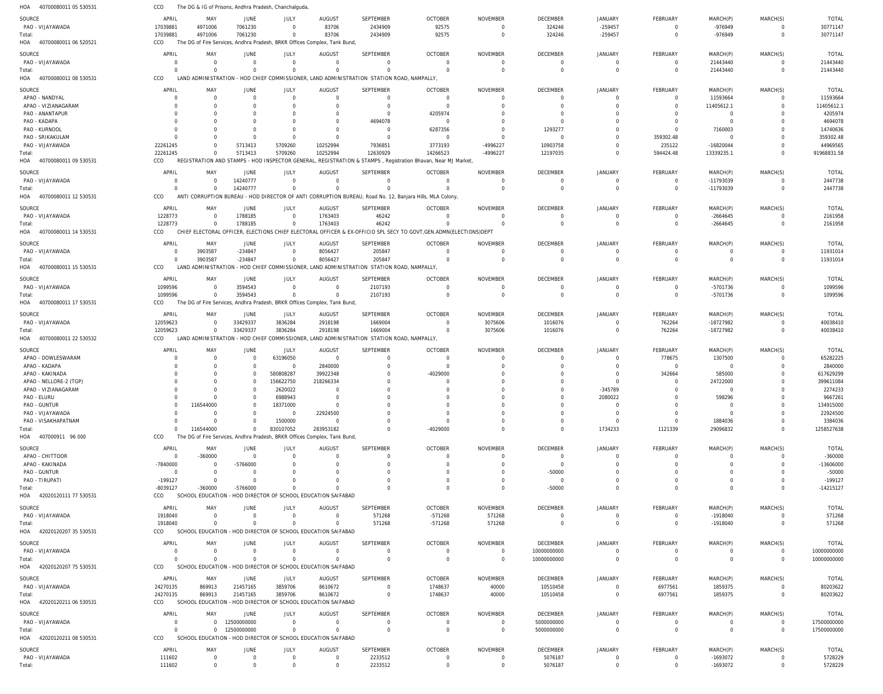HOA 40700080011 05 530531 CCO The DG & IG of Prisons, Andhra Pradesh, Chanchalguda,

| SOURCE | APRIL | MAY | JUNE | JULY | AUGUST | SEPTEMBER | OCTOBER | NOVEMBER | DECEMBER | JANUARY | FEBRUARY | MARCH(P) | MARCH(S) | TOTAL |
|---|---|---|---|---|---|---|---|---|---|---|---|---|---|---|
| PAO - VIJAYAWADA | 17039881 | 4971006 | 7061230 | 0 | 83706 | 2434909 | 92575 | 0 | 324246 | -259457 | 0 | -976949 | 0 | 30771147 |
| Total: | 17039881 | 4971006 | 7061230 | 0 | 83706 | 2434909 | 92575 | 0 | 324246 | -259457 | 0 | -976949 | 0 | 30771147 |

HOA 40700080011 06 520521 CCO The DG of Fire Services, Andhra Pradesh, BRKR Offices Complex, Tank Bund,

| SOURCE | APRIL | MAY | JUNE | JULY | AUGUST | SEPTEMBER | OCTOBER | NOVEMBER | DECEMBER | JANUARY | FEBRUARY | MARCH(P) | MARCH(S) | TOTAL |
|---|---|---|---|---|---|---|---|---|---|---|---|---|---|---|
| PAO - VIJAYAWADA | 0 | 0 | 0 | 0 | 0 | 0 | 0 | 0 | 0 | 0 | 0 | 21443440 | 0 | 21443440 |
| Total: | 0 | 0 | 0 | 0 | 0 | 0 | 0 | 0 | 0 | 0 | 0 | 21443440 | 0 | 21443440 |

HOA 40700080011 08 530531 CCO LAND ADMINISTRATION - HOD CHIEF COMMISSIONER, LAND ADMINISTRATION STATION ROAD, NAMPALLY,

| SOURCE | APRIL | MAY | JUNE | JULY | AUGUST | SEPTEMBER | OCTOBER | NOVEMBER | DECEMBER | JANUARY | FEBRUARY | MARCH(P) | MARCH(S) | TOTAL |
|---|---|---|---|---|---|---|---|---|---|---|---|---|---|---|
| APAO - NANDYAL | 0 | 0 | 0 | 0 | 0 | 0 | 0 | 0 | 0 | 0 | 0 | 11593664 | 0 | 11593664 |
| APAO - VIZIANAGARAM | 0 | 0 | 0 | 0 | 0 | 0 | 0 | 0 | 0 | 0 | 0 | 11405612.1 | 0 | 11405612.1 |
| PAO - ANANTAPUR | 0 | 0 | 0 | 0 | 0 | 0 | 4205974 | 0 | 0 | 0 | 0 | 0 | 0 | 4205974 |
| PAO - KADAPA | 0 | 0 | 0 | 0 | 0 | 4694078 | 0 | 0 | 0 | 0 | 0 | 0 | 0 | 4694078 |
| PAO - KURNOOL | 0 | 0 | 0 | 0 | 0 | 0 | 6287356 | 0 | 1293277 | 0 | 0 | 7160003 | 0 | 14740636 |
| PAO - SRIKAKULAM | 0 | 0 | 0 | 0 | 0 | 0 | 0 | 0 | 0 | 0 | 359302.48 | 0 | 0 | 359302.48 |
| PAO - VIJAYAWADA | 22261245 | 0 | 5713413 | 5709260 | 10252994 | 7936851 | 3773193 | -4996227 | 10903758 | 0 | 235122 | -16820044 | 0 | 44969565 |
| Total: | 22261245 | 0 | 5713413 | 5709260 | 10252994 | 12630929 | 14266523 | -4996227 | 12197035 | 0 | 594424.48 | 13339235.1 | 0 | 91968831.58 |

HOA 40700080011 09 530531 CCO REGISTRATION AND STAMPS - HOD INSPECTOR GENERAL, REGISTRATION & STAMPS , Registration Bhavan, Near MJ Market,

| SOURCE | APRIL | MAY | JUNE | JULY | AUGUST | SEPTEMBER | OCTOBER | NOVEMBER | DECEMBER | JANUARY | FEBRUARY | MARCH(P) | MARCH(S) | TOTAL |
|---|---|---|---|---|---|---|---|---|---|---|---|---|---|---|
| PAO - VIJAYAWADA | 0 | 0 | 14240777 | 0 | 0 | 0 | 0 | 0 | 0 | 0 | 0 | -11793039 | 0 | 2447738 |
| Total: | 0 | 0 | 14240777 | 0 | 0 | 0 | 0 | 0 | 0 | 0 | 0 | -11793039 | 0 | 2447738 |

HOA 40700080011 12 530531 CCO ANTI CORRUPTION BUREAU - HOD DIRECTOR OF ANTI CORRUPTION BUREAU, Road No. 12, Banjara Hills, MLA Colony,

| SOURCE | APRIL | MAY | JUNE | JULY | AUGUST | SEPTEMBER | OCTOBER | NOVEMBER | DECEMBER | JANUARY | FEBRUARY | MARCH(P) | MARCH(S) | TOTAL |
|---|---|---|---|---|---|---|---|---|---|---|---|---|---|---|
| PAO - VIJAYAWADA | 1228773 | 0 | 1788185 | 0 | 1763403 | 46242 | 0 | 0 | 0 | 0 | 0 | -2664645 | 0 | 2161958 |
| Total: | 1228773 | 0 | 1788185 | 0 | 1763403 | 46242 | 0 | 0 | 0 | 0 | 0 | -2664645 | 0 | 2161958 |

HOA 40700080011 14 530531 CCO CHIEF ELECTORAL OFFICER, ELECTIONS CHIEF ELECTORAL OFFICER & EX-OFFICIO SPL SECY TO GOVT,GEN.ADMN(ELECTIONS)DEPT

| SOURCE | APRIL | MAY | JUNE | JULY | AUGUST | SEPTEMBER | OCTOBER | NOVEMBER | DECEMBER | JANUARY | FEBRUARY | MARCH(P) | MARCH(S) | TOTAL |
|---|---|---|---|---|---|---|---|---|---|---|---|---|---|---|
| PAO - VIJAYAWADA | 0 | 3903587 | -234847 | 0 | 8056427 | 205847 | 0 | 0 | 0 | 0 | 0 | 0 | 0 | 11931014 |
| Total: | 0 | 3903587 | -234847 | 0 | 8056427 | 205847 | 0 | 0 | 0 | 0 | 0 | 0 | 0 | 11931014 |

HOA 40700080011 15 530531 CCO LAND ADMINISTRATION - HOD CHIEF COMMISSIONER, LAND ADMINISTRATION STATION ROAD, NAMPALLY,

| SOURCE | APRIL | MAY | JUNE | JULY | AUGUST | SEPTEMBER | OCTOBER | NOVEMBER | DECEMBER | JANUARY | FEBRUARY | MARCH(P) | MARCH(S) | TOTAL |
|---|---|---|---|---|---|---|---|---|---|---|---|---|---|---|
| PAO - VIJAYAWADA | 1099596 | 0 | 3594543 | 0 | 0 | 2107193 | 0 | 0 | 0 | 0 | 0 | -5701736 | 0 | 1099596 |
| Total: | 1099596 | 0 | 3594543 | 0 | 0 | 2107193 | 0 | 0 | 0 | 0 | 0 | -5701736 | 0 | 1099596 |

HOA 40700080011 17 530531 CCO The DG of Fire Services, Andhra Pradesh, BRKR Offices Complex, Tank Bund,

| SOURCE | APRIL | MAY | JUNE | JULY | AUGUST | SEPTEMBER | OCTOBER | NOVEMBER | DECEMBER | JANUARY | FEBRUARY | MARCH(P) | MARCH(S) | TOTAL |
|---|---|---|---|---|---|---|---|---|---|---|---|---|---|---|
| PAO - VIJAYAWADA | 12059623 | 0 | 33429337 | 3836284 | 2918198 | 1669004 | 0 | 3075606 | 1016076 | 0 | 762264 | -18727982 | 0 | 40038410 |
| Total: | 12059623 | 0 | 33429337 | 3836284 | 2918198 | 1669004 | 0 | 3075606 | 1016076 | 0 | 762264 | -18727982 | 0 | 40038410 |

HOA 40700080011 22 530532 CCO LAND ADMINISTRATION - HOD CHIEF COMMISSIONER, LAND ADMINISTRATION STATION ROAD, NAMPALLY,

| SOURCE | APRIL | MAY | JUNE | JULY | AUGUST | SEPTEMBER | OCTOBER | NOVEMBER | DECEMBER | JANUARY | FEBRUARY | MARCH(P) | MARCH(S) | TOTAL |
|---|---|---|---|---|---|---|---|---|---|---|---|---|---|---|
| APAO - DOWLESWARAM | 0 | 0 | 0 | 63196050 | 0 | 0 | 0 | 0 | 0 | 0 | 778675 | 1307500 | 0 | 65282225 |
| APAO - KADAPA | 0 | 0 | 0 | 0 | 2840000 | 0 | 0 | 0 | 0 | 0 | 0 | 0 | 0 | 2840000 |
| APAO - KAKINADA | 0 | 0 | 0 | 580808287 | 39922348 | 0 | -4029000 | 0 | 0 | 0 | 342664 | 585000 | 0 | 617629299 |
| APAO - NELLORE-2 (TGP) | 0 | 0 | 0 | 156622750 | 218266334 | 0 | 0 | 0 | 0 | 0 | 0 | 24722000 | 0 | 399611084 |
| APAO - VIZIANAGARAM | 0 | 0 | 0 | 2620022 | 0 | 0 | 0 | 0 | 0 | -345789 | 0 | 0 | 0 | 2274233 |
| PAO - ELURU | 0 | 0 | 0 | 6988943 | 0 | 0 | 0 | 0 | 0 | 2080022 | 0 | 598296 | 0 | 9667261 |
| PAO - GUNTUR | 0 | 116544000 | 0 | 18371000 | 0 | 0 | 0 | 0 | 0 | 0 | 0 | 0 | 0 | 134915000 |
| PAO - VIJAYAWADA | 0 | 0 | 0 | 0 | 22924500 | 0 | 0 | 0 | 0 | 0 | 0 | 0 | 0 | 22924500 |
| PAO - VISAKHAPATNAM | 0 | 0 | 0 | 1500000 | 0 | 0 | 0 | 0 | 0 | 0 | 0 | 1884036 | 0 | 3384036 |
| Total: | 0 | 116544000 | 0 | 830107052 | 283953182 | 0 | -4029000 | 0 | 0 | 1734233 | 1121339 | 29096832 | 0 | 1258527638 |

HOA 407000911 96 000 CCO The DG of Fire Services, Andhra Pradesh, BRKR Offices Complex, Tank Bund,

| SOURCE | APRIL | MAY | JUNE | JULY | AUGUST | SEPTEMBER | OCTOBER | NOVEMBER | DECEMBER | JANUARY | FEBRUARY | MARCH(P) | MARCH(S) | TOTAL |
|---|---|---|---|---|---|---|---|---|---|---|---|---|---|---|
| APAO - CHITTOOR | 0 | -360000 | 0 | 0 | 0 | 0 | 0 | 0 | 0 | 0 | 0 | 0 | 0 | -360000 |
| APAO - KAKINADA | -7840000 | 0 | -5766000 | 0 | 0 | 0 | 0 | 0 | 0 | 0 | 0 | 0 | 0 | -13606000 |
| PAO - GUNTUR | 0 | 0 | 0 | 0 | 0 | 0 | 0 | 0 | -50000 | 0 | 0 | 0 | 0 | -50000 |
| PAO - TIRUPATI | -199127 | 0 | 0 | 0 | 0 | 0 | 0 | 0 | 0 | 0 | 0 | 0 | 0 | -199127 |
| Total: | -8039127 | -360000 | -5766000 | 0 | 0 | 0 | 0 | 0 | -50000 | 0 | 0 | 0 | 0 | -14215127 |

HOA 42020120111 77 530531 CCO SCHOOL EDUCATION - HOD DIRECTOR OF SCHOOL EDUCATION SAIFABAD

| SOURCE | APRIL | MAY | JUNE | JULY | AUGUST | SEPTEMBER | OCTOBER | NOVEMBER | DECEMBER | JANUARY | FEBRUARY | MARCH(P) | MARCH(S) | TOTAL |
|---|---|---|---|---|---|---|---|---|---|---|---|---|---|---|
| PAO - VIJAYAWADA | 1918040 | 0 | 0 | 0 | 0 | 571268 | -571268 | 571268 | 0 | 0 | 0 | -1918040 | 0 | 571268 |
| Total: | 1918040 | 0 | 0 | 0 | 0 | 571268 | -571268 | 571268 | 0 | 0 | 0 | -1918040 | 0 | 571268 |

HOA 42020120207 35 530531 CCO SCHOOL EDUCATION - HOD DIRECTOR OF SCHOOL EDUCATION SAIFABAD

| SOURCE | APRIL | MAY | JUNE | JULY | AUGUST | SEPTEMBER | OCTOBER | NOVEMBER | DECEMBER | JANUARY | FEBRUARY | MARCH(P) | MARCH(S) | TOTAL |
|---|---|---|---|---|---|---|---|---|---|---|---|---|---|---|
| PAO - VIJAYAWADA | 0 | 0 | 0 | 0 | 0 | 0 | 0 | 0 | 10000000000 | 0 | 0 | 0 | 0 | 10000000000 |
| Total: | 0 | 0 | 0 | 0 | 0 | 0 | 0 | 0 | 10000000000 | 0 | 0 | 0 | 0 | 10000000000 |

HOA 42020120207 75 530531 CCO SCHOOL EDUCATION - HOD DIRECTOR OF SCHOOL EDUCATION SAIFABAD

| SOURCE | APRIL | MAY | JUNE | JULY | AUGUST | SEPTEMBER | OCTOBER | NOVEMBER | DECEMBER | JANUARY | FEBRUARY | MARCH(P) | MARCH(S) | TOTAL |
|---|---|---|---|---|---|---|---|---|---|---|---|---|---|---|
| PAO - VIJAYAWADA | 24270135 | 869913 | 21457165 | 3859706 | 8610672 | 0 | 1748637 | 40000 | 10510458 | 0 | 6977561 | 1859375 | 0 | 80203622 |
| Total: | 24270135 | 869913 | 21457165 | 3859706 | 8610672 | 0 | 1748637 | 40000 | 10510458 | 0 | 6977561 | 1859375 | 0 | 80203622 |

HOA 42020120211 06 530531 CCO SCHOOL EDUCATION - HOD DIRECTOR OF SCHOOL EDUCATION SAIFABAD

| SOURCE | APRIL | MAY | JUNE | JULY | AUGUST | SEPTEMBER | OCTOBER | NOVEMBER | DECEMBER | JANUARY | FEBRUARY | MARCH(P) | MARCH(S) | TOTAL |
|---|---|---|---|---|---|---|---|---|---|---|---|---|---|---|
| PAO - VIJAYAWADA | 0 | 0 | 12500000000 | 0 | 0 | 0 | 0 | 0 | 5000000000 | 0 | 0 | 0 | 0 | 17500000000 |
| Total: | 0 | 0 | 12500000000 | 0 | 0 | 0 | 0 | 0 | 5000000000 | 0 | 0 | 0 | 0 | 17500000000 |

HOA 42020120211 08 530531 CCO SCHOOL EDUCATION - HOD DIRECTOR OF SCHOOL EDUCATION SAIFABAD

| SOURCE | APRIL | MAY | JUNE | JULY | AUGUST | SEPTEMBER | OCTOBER | NOVEMBER | DECEMBER | JANUARY | FEBRUARY | MARCH(P) | MARCH(S) | TOTAL |
|---|---|---|---|---|---|---|---|---|---|---|---|---|---|---|
| PAO - VIJAYAWADA | 111602 | 0 | 0 | 0 | 0 | 2233512 | 0 | 0 | 5076187 | 0 | 0 | -1693072 | 0 | 5728229 |
| Total: | 111602 | 0 | 0 | 0 | 0 | 2233512 | 0 | 0 | 5076187 | 0 | 0 | -1693072 | 0 | 5728229 |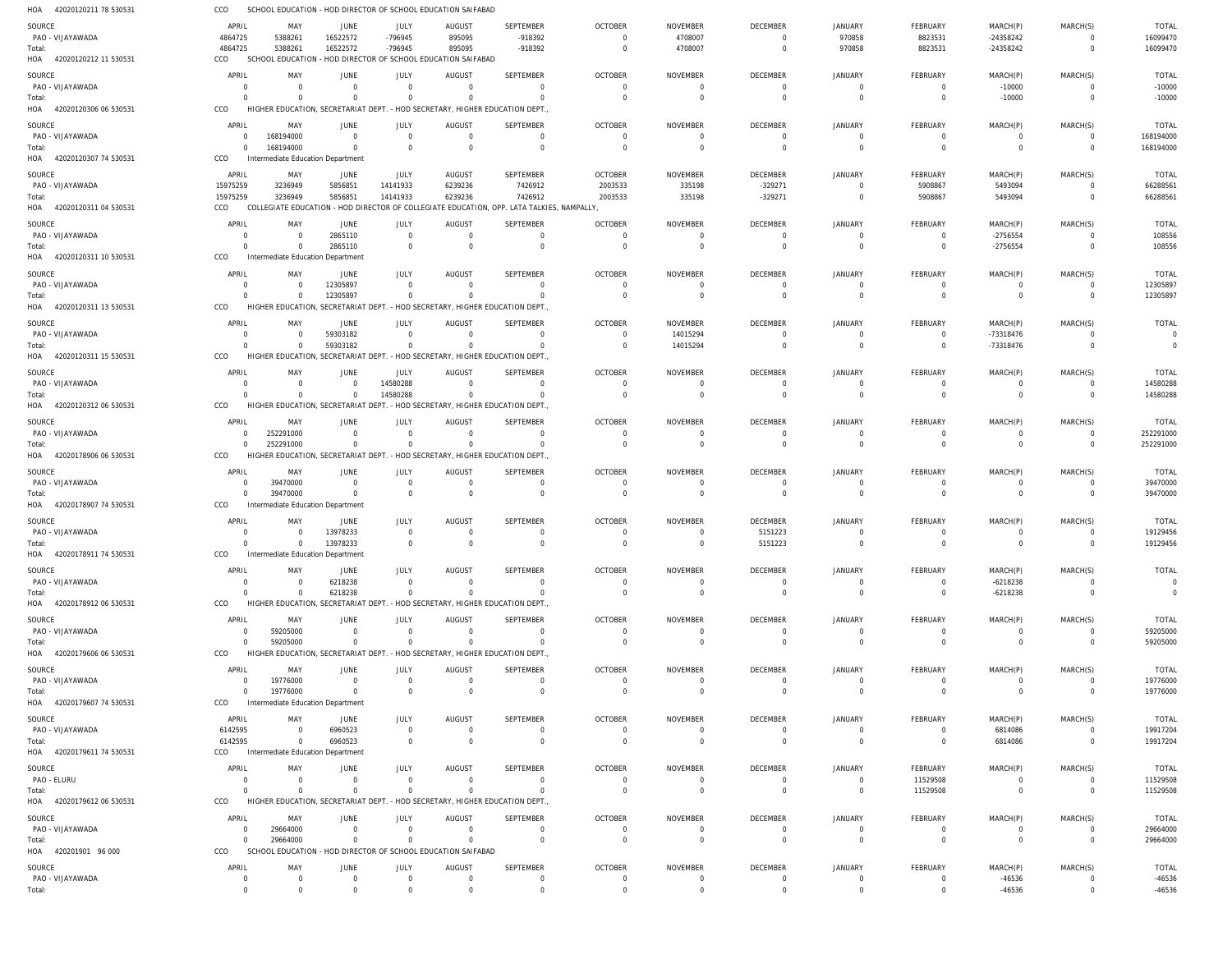HOA 42020120211 78 530531 CCO SCHOOL EDUCATION - HOD DIRECTOR OF SCHOOL EDUCATION SAIFABAD

| SOURCE | APRIL | MAY | JUNE | JULY | AUGUST | SEPTEMBER | OCTOBER | NOVEMBER | DECEMBER | JANUARY | FEBRUARY | MARCH(P) | MARCH(S) | TOTAL |
|---|---|---|---|---|---|---|---|---|---|---|---|---|---|---|
| PAO - VIJAYAWADA | 4864725 | 5388261 | 16522572 | -796945 | 895095 | -918392 | 0 | 4708007 | 0 | 970858 | 8823531 | -24358242 | 0 | 16099470 |
| Total: | 4864725 | 5388261 | 16522572 | -796945 | 895095 | -918392 | 0 | 4708007 | 0 | 970858 | 8823531 | -24358242 | 0 | 16099470 |

HOA 42020120212 11 530531 CCO SCHOOL EDUCATION - HOD DIRECTOR OF SCHOOL EDUCATION SAIFABAD

| SOURCE | APRIL | MAY | JUNE | JULY | AUGUST | SEPTEMBER | OCTOBER | NOVEMBER | DECEMBER | JANUARY | FEBRUARY | MARCH(P) | MARCH(S) | TOTAL |
|---|---|---|---|---|---|---|---|---|---|---|---|---|---|---|
| PAO - VIJAYAWADA | 0 | 0 | 0 | 0 | 0 | 0 | 0 | 0 | 0 | 0 | 0 | -10000 | 0 | -10000 |
| Total: | 0 | 0 | 0 | 0 | 0 | 0 | 0 | 0 | 0 | 0 | 0 | -10000 | 0 | -10000 |

HOA 42020120306 06 530531 CCO HIGHER EDUCATION, SECRETARIAT DEPT. - HOD SECRETARY, HIGHER EDUCATION DEPT.,

| SOURCE | APRIL | MAY | JUNE | JULY | AUGUST | SEPTEMBER | OCTOBER | NOVEMBER | DECEMBER | JANUARY | FEBRUARY | MARCH(P) | MARCH(S) | TOTAL |
|---|---|---|---|---|---|---|---|---|---|---|---|---|---|---|
| PAO - VIJAYAWADA | 0 | 168194000 | 0 | 0 | 0 | 0 | 0 | 0 | 0 | 0 | 0 | 0 | 0 | 168194000 |
| Total: | 0 | 168194000 | 0 | 0 | 0 | 0 | 0 | 0 | 0 | 0 | 0 | 0 | 0 | 168194000 |

HOA 42020120307 74 530531 CCO Intermediate Education Department

| SOURCE | APRIL | MAY | JUNE | JULY | AUGUST | SEPTEMBER | OCTOBER | NOVEMBER | DECEMBER | JANUARY | FEBRUARY | MARCH(P) | MARCH(S) | TOTAL |
|---|---|---|---|---|---|---|---|---|---|---|---|---|---|---|
| PAO - VIJAYAWADA | 15975259 | 3236949 | 5856851 | 14141933 | 6239236 | 7426912 | 2003533 | 335198 | -329271 | 0 | 5908867 | 5493094 | 0 | 66288561 |
| Total: | 15975259 | 3236949 | 5856851 | 14141933 | 6239236 | 7426912 | 2003533 | 335198 | -329271 | 0 | 5908867 | 5493094 | 0 | 66288561 |

HOA 42020120311 04 530531 CCO COLLEGIATE EDUCATION - HOD DIRECTOR OF COLLEGIATE EDUCATION, OPP. LATA TALKIES, NAMPALLY,

| SOURCE | APRIL | MAY | JUNE | JULY | AUGUST | SEPTEMBER | OCTOBER | NOVEMBER | DECEMBER | JANUARY | FEBRUARY | MARCH(P) | MARCH(S) | TOTAL |
|---|---|---|---|---|---|---|---|---|---|---|---|---|---|---|
| PAO - VIJAYAWADA | 0 | 0 | 2865110 | 0 | 0 | 0 | 0 | 0 | 0 | 0 | 0 | -2756554 | 0 | 108556 |
| Total: | 0 | 0 | 2865110 | 0 | 0 | 0 | 0 | 0 | 0 | 0 | 0 | -2756554 | 0 | 108556 |

HOA 42020120311 10 530531 CCO Intermediate Education Department

| SOURCE | APRIL | MAY | JUNE | JULY | AUGUST | SEPTEMBER | OCTOBER | NOVEMBER | DECEMBER | JANUARY | FEBRUARY | MARCH(P) | MARCH(S) | TOTAL |
|---|---|---|---|---|---|---|---|---|---|---|---|---|---|---|
| PAO - VIJAYAWADA | 0 | 0 | 12305897 | 0 | 0 | 0 | 0 | 0 | 0 | 0 | 0 | 0 | 0 | 12305897 |
| Total: | 0 | 0 | 12305897 | 0 | 0 | 0 | 0 | 0 | 0 | 0 | 0 | 0 | 0 | 12305897 |

HOA 42020120311 13 530531 CCO HIGHER EDUCATION, SECRETARIAT DEPT. - HOD SECRETARY, HIGHER EDUCATION DEPT.,

| SOURCE | APRIL | MAY | JUNE | JULY | AUGUST | SEPTEMBER | OCTOBER | NOVEMBER | DECEMBER | JANUARY | FEBRUARY | MARCH(P) | MARCH(S) | TOTAL |
|---|---|---|---|---|---|---|---|---|---|---|---|---|---|---|
| PAO - VIJAYAWADA | 0 | 0 | 59303182 | 0 | 0 | 0 | 0 | 14015294 | 0 | 0 | 0 | -73318476 | 0 | 0 |
| Total: | 0 | 0 | 59303182 | 0 | 0 | 0 | 0 | 14015294 | 0 | 0 | 0 | -73318476 | 0 | 0 |

HOA 42020120311 15 530531 CCO HIGHER EDUCATION, SECRETARIAT DEPT. - HOD SECRETARY, HIGHER EDUCATION DEPT.,

| SOURCE | APRIL | MAY | JUNE | JULY | AUGUST | SEPTEMBER | OCTOBER | NOVEMBER | DECEMBER | JANUARY | FEBRUARY | MARCH(P) | MARCH(S) | TOTAL |
|---|---|---|---|---|---|---|---|---|---|---|---|---|---|---|
| PAO - VIJAYAWADA | 0 | 0 | 0 | 14580288 | 0 | 0 | 0 | 0 | 0 | 0 | 0 | 0 | 0 | 14580288 |
| Total: | 0 | 0 | 0 | 14580288 | 0 | 0 | 0 | 0 | 0 | 0 | 0 | 0 | 0 | 14580288 |

HOA 42020120312 06 530531 CCO HIGHER EDUCATION, SECRETARIAT DEPT. - HOD SECRETARY, HIGHER EDUCATION DEPT.,

| SOURCE | APRIL | MAY | JUNE | JULY | AUGUST | SEPTEMBER | OCTOBER | NOVEMBER | DECEMBER | JANUARY | FEBRUARY | MARCH(P) | MARCH(S) | TOTAL |
|---|---|---|---|---|---|---|---|---|---|---|---|---|---|---|
| PAO - VIJAYAWADA | 0 | 252291000 | 0 | 0 | 0 | 0 | 0 | 0 | 0 | 0 | 0 | 0 | 0 | 252291000 |
| Total: | 0 | 252291000 | 0 | 0 | 0 | 0 | 0 | 0 | 0 | 0 | 0 | 0 | 0 | 252291000 |

HOA 42020178906 06 530531 CCO HIGHER EDUCATION, SECRETARIAT DEPT. - HOD SECRETARY, HIGHER EDUCATION DEPT.,

| SOURCE | APRIL | MAY | JUNE | JULY | AUGUST | SEPTEMBER | OCTOBER | NOVEMBER | DECEMBER | JANUARY | FEBRUARY | MARCH(P) | MARCH(S) | TOTAL |
|---|---|---|---|---|---|---|---|---|---|---|---|---|---|---|
| PAO - VIJAYAWADA | 0 | 39470000 | 0 | 0 | 0 | 0 | 0 | 0 | 0 | 0 | 0 | 0 | 0 | 39470000 |
| Total: | 0 | 39470000 | 0 | 0 | 0 | 0 | 0 | 0 | 0 | 0 | 0 | 0 | 0 | 39470000 |

HOA 42020178907 74 530531 CCO Intermediate Education Department

| SOURCE | APRIL | MAY | JUNE | JULY | AUGUST | SEPTEMBER | OCTOBER | NOVEMBER | DECEMBER | JANUARY | FEBRUARY | MARCH(P) | MARCH(S) | TOTAL |
|---|---|---|---|---|---|---|---|---|---|---|---|---|---|---|
| PAO - VIJAYAWADA | 0 | 0 | 13978233 | 0 | 0 | 0 | 0 | 0 | 5151223 | 0 | 0 | 0 | 0 | 19129456 |
| Total: | 0 | 0 | 13978233 | 0 | 0 | 0 | 0 | 0 | 5151223 | 0 | 0 | 0 | 0 | 19129456 |

HOA 42020178911 74 530531 CCO Intermediate Education Department

| SOURCE | APRIL | MAY | JUNE | JULY | AUGUST | SEPTEMBER | OCTOBER | NOVEMBER | DECEMBER | JANUARY | FEBRUARY | MARCH(P) | MARCH(S) | TOTAL |
|---|---|---|---|---|---|---|---|---|---|---|---|---|---|---|
| PAO - VIJAYAWADA | 0 | 0 | 6218238 | 0 | 0 | 0 | 0 | 0 | 0 | 0 | 0 | -6218238 | 0 | 0 |
| Total: | 0 | 0 | 6218238 | 0 | 0 | 0 | 0 | 0 | 0 | 0 | 0 | -6218238 | 0 | 0 |

HOA 42020178912 06 530531 CCO HIGHER EDUCATION, SECRETARIAT DEPT. - HOD SECRETARY, HIGHER EDUCATION DEPT.,

| SOURCE | APRIL | MAY | JUNE | JULY | AUGUST | SEPTEMBER | OCTOBER | NOVEMBER | DECEMBER | JANUARY | FEBRUARY | MARCH(P) | MARCH(S) | TOTAL |
|---|---|---|---|---|---|---|---|---|---|---|---|---|---|---|
| PAO - VIJAYAWADA | 0 | 59205000 | 0 | 0 | 0 | 0 | 0 | 0 | 0 | 0 | 0 | 0 | 0 | 59205000 |
| Total: | 0 | 59205000 | 0 | 0 | 0 | 0 | 0 | 0 | 0 | 0 | 0 | 0 | 0 | 59205000 |

HOA 42020179606 06 530531 CCO HIGHER EDUCATION, SECRETARIAT DEPT. - HOD SECRETARY, HIGHER EDUCATION DEPT.,

| SOURCE | APRIL | MAY | JUNE | JULY | AUGUST | SEPTEMBER | OCTOBER | NOVEMBER | DECEMBER | JANUARY | FEBRUARY | MARCH(P) | MARCH(S) | TOTAL |
|---|---|---|---|---|---|---|---|---|---|---|---|---|---|---|
| PAO - VIJAYAWADA | 0 | 19776000 | 0 | 0 | 0 | 0 | 0 | 0 | 0 | 0 | 0 | 0 | 0 | 19776000 |
| Total: | 0 | 19776000 | 0 | 0 | 0 | 0 | 0 | 0 | 0 | 0 | 0 | 0 | 0 | 19776000 |

HOA 42020179607 74 530531 CCO Intermediate Education Department

| SOURCE | APRIL | MAY | JUNE | JULY | AUGUST | SEPTEMBER | OCTOBER | NOVEMBER | DECEMBER | JANUARY | FEBRUARY | MARCH(P) | MARCH(S) | TOTAL |
|---|---|---|---|---|---|---|---|---|---|---|---|---|---|---|
| PAO - VIJAYAWADA | 6142595 | 0 | 6960523 | 0 | 0 | 0 | 0 | 0 | 0 | 0 | 0 | 6814086 | 0 | 19917204 |
| Total: | 6142595 | 0 | 6960523 | 0 | 0 | 0 | 0 | 0 | 0 | 0 | 0 | 6814086 | 0 | 19917204 |

HOA 42020179611 74 530531 CCO Intermediate Education Department

| SOURCE | APRIL | MAY | JUNE | JULY | AUGUST | SEPTEMBER | OCTOBER | NOVEMBER | DECEMBER | JANUARY | FEBRUARY | MARCH(P) | MARCH(S) | TOTAL |
|---|---|---|---|---|---|---|---|---|---|---|---|---|---|---|
| PAO - ELURU | 0 | 0 | 0 | 0 | 0 | 0 | 0 | 0 | 0 | 0 | 11529508 | 0 | 0 | 11529508 |
| Total: | 0 | 0 | 0 | 0 | 0 | 0 | 0 | 0 | 0 | 0 | 11529508 | 0 | 0 | 11529508 |

HOA 42020179612 06 530531 CCO HIGHER EDUCATION, SECRETARIAT DEPT. - HOD SECRETARY, HIGHER EDUCATION DEPT.,

| SOURCE | APRIL | MAY | JUNE | JULY | AUGUST | SEPTEMBER | OCTOBER | NOVEMBER | DECEMBER | JANUARY | FEBRUARY | MARCH(P) | MARCH(S) | TOTAL |
|---|---|---|---|---|---|---|---|---|---|---|---|---|---|---|
| PAO - VIJAYAWADA | 0 | 29664000 | 0 | 0 | 0 | 0 | 0 | 0 | 0 | 0 | 0 | 0 | 0 | 29664000 |
| Total: | 0 | 29664000 | 0 | 0 | 0 | 0 | 0 | 0 | 0 | 0 | 0 | 0 | 0 | 29664000 |

HOA 420201901 96 000 CCO SCHOOL EDUCATION - HOD DIRECTOR OF SCHOOL EDUCATION SAIFABAD

| SOURCE | APRIL | MAY | JUNE | JULY | AUGUST | SEPTEMBER | OCTOBER | NOVEMBER | DECEMBER | JANUARY | FEBRUARY | MARCH(P) | MARCH(S) | TOTAL |
|---|---|---|---|---|---|---|---|---|---|---|---|---|---|---|
| PAO - VIJAYAWADA | 0 | 0 | 0 | 0 | 0 | 0 | 0 | 0 | 0 | 0 | 0 | -46536 | 0 | -46536 |
| Total: | 0 | 0 | 0 | 0 | 0 | 0 | 0 | 0 | 0 | 0 | 0 | -46536 | 0 | -46536 |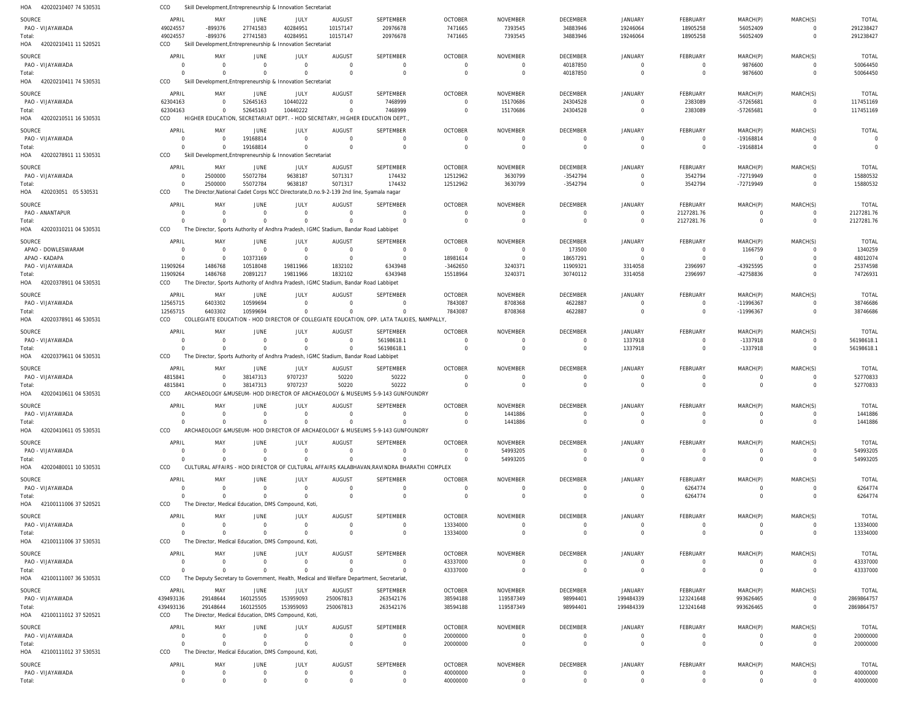HOA 42020210407 74 530531 CCO Skill Development,Entrepreneurship & Innovation Secretariat

| SOURCE | APRIL | MAY | JUNE | JULY | AUGUST | SEPTEMBER | OCTOBER | NOVEMBER | DECEMBER | JANUARY | FEBRUARY | MARCH(P) | MARCH(S) | TOTAL |
|---|---|---|---|---|---|---|---|---|---|---|---|---|---|---|
| PAO - VIJAYAWADA | 49024557 | -899376 | 27741583 | 40284951 | 10157147 | 20976678 | 7471665 | 7393545 | 34883946 | 19246064 | 18905258 | 56052409 | 0 | 291238427 |
| Total: | 49024557 | -899376 | 27741583 | 40284951 | 10157147 | 20976678 | 7471665 | 7393545 | 34883946 | 19246064 | 18905258 | 56052409 | 0 | 291238427 |

HOA 42020210411 11 520521 CCO Skill Development,Entrepreneurship & Innovation Secretariat

| SOURCE | APRIL | MAY | JUNE | JULY | AUGUST | SEPTEMBER | OCTOBER | NOVEMBER | DECEMBER | JANUARY | FEBRUARY | MARCH(P) | MARCH(S) | TOTAL |
|---|---|---|---|---|---|---|---|---|---|---|---|---|---|---|
| PAO - VIJAYAWADA | 0 | 0 | 0 | 0 | 0 | 0 | 0 | 0 | 40187850 | 0 | 0 | 9876600 | 0 | 50064450 |
| Total: | 0 | 0 | 0 | 0 | 0 | 0 | 0 | 0 | 40187850 | 0 | 0 | 9876600 | 0 | 50064450 |

HOA 42020210411 74 530531 CCO Skill Development,Entrepreneurship & Innovation Secretariat

| SOURCE | APRIL | MAY | JUNE | JULY | AUGUST | SEPTEMBER | OCTOBER | NOVEMBER | DECEMBER | JANUARY | FEBRUARY | MARCH(P) | MARCH(S) | TOTAL |
|---|---|---|---|---|---|---|---|---|---|---|---|---|---|---|
| PAO - VIJAYAWADA | 62304163 | 0 | 52645163 | 10440222 | 0 | 7468999 | 0 | 15170686 | 24304528 | 0 | 2383089 | -57265681 | 0 | 117451169 |
| Total: | 62304163 | 0 | 52645163 | 10440222 | 0 | 7468999 | 0 | 15170686 | 24304528 | 0 | 2383089 | -57265681 | 0 | 117451169 |

HOA 42020210511 16 530531 CCO HIGHER EDUCATION, SECRETARIAT DEPT. - HOD SECRETARY, HIGHER EDUCATION DEPT.,

| SOURCE | APRIL | MAY | JUNE | JULY | AUGUST | SEPTEMBER | OCTOBER | NOVEMBER | DECEMBER | JANUARY | FEBRUARY | MARCH(P) | MARCH(S) | TOTAL |
|---|---|---|---|---|---|---|---|---|---|---|---|---|---|---|
| PAO - VIJAYAWADA | 0 | 0 | 19168814 | 0 | 0 | 0 | 0 | 0 | 0 | 0 | 0 | -19168814 | 0 | 0 |
| Total: | 0 | 0 | 19168814 | 0 | 0 | 0 | 0 | 0 | 0 | 0 | 0 | -19168814 | 0 | 0 |

HOA 42020278911 11 530531 CCO Skill Development,Entrepreneurship & Innovation Secretariat

| SOURCE | APRIL | MAY | JUNE | JULY | AUGUST | SEPTEMBER | OCTOBER | NOVEMBER | DECEMBER | JANUARY | FEBRUARY | MARCH(P) | MARCH(S) | TOTAL |
|---|---|---|---|---|---|---|---|---|---|---|---|---|---|---|
| PAO - VIJAYAWADA | 0 | 2500000 | 55072784 | 9638187 | 5071317 | 174432 | 12512962 | 3630799 | -3542794 | 0 | 3542794 | -72719949 | 0 | 15880532 |
| Total: | 0 | 2500000 | 55072784 | 9638187 | 5071317 | 174432 | 12512962 | 3630799 | -3542794 | 0 | 3542794 | -72719949 | 0 | 15880532 |

HOA 420203051 05 530531 CCO The Director,National Cadet Corps NCC Directorate,D.no.9-2-139 2nd line, Syamala nagar

| SOURCE | APRIL | MAY | JUNE | JULY | AUGUST | SEPTEMBER | OCTOBER | NOVEMBER | DECEMBER | JANUARY | FEBRUARY | MARCH(P) | MARCH(S) | TOTAL |
|---|---|---|---|---|---|---|---|---|---|---|---|---|---|---|
| PAO - ANANTAPUR | 0 | 0 | 0 | 0 | 0 | 0 | 0 | 0 | 0 | 0 | 2127281.76 | 0 | 0 | 2127281.76 |
| Total: | 0 | 0 | 0 | 0 | 0 | 0 | 0 | 0 | 0 | 0 | 2127281.76 | 0 | 0 | 2127281.76 |

HOA 42020310211 04 530531 CCO The Director, Sports Authority of Andhra Pradesh, IGMC Stadium, Bandar Road Labbipet

| SOURCE | APRIL | MAY | JUNE | JULY | AUGUST | SEPTEMBER | OCTOBER | NOVEMBER | DECEMBER | JANUARY | FEBRUARY | MARCH(P) | MARCH(S) | TOTAL |
|---|---|---|---|---|---|---|---|---|---|---|---|---|---|---|
| APAO - DOWLESWARAM | 0 | 0 | 0 | 0 | 0 | 0 | 0 | 0 | 173500 | 0 | 0 | 1166759 | 0 | 1340259 |
| APAO - KADAPA | 0 | 0 | 10373169 | 0 | 0 | 0 | 18981614 | 0 | 18657291 | 0 | 0 | 0 | 0 | 48012074 |
| PAO - VIJAYAWADA | 11909264 | 1486768 | 10518048 | 19811966 | 1832102 | 6343948 | -3462650 | 3240371 | 11909321 | 3314058 | 2396997 | -43925595 | 0 | 25374598 |
| Total: | 11909264 | 1486768 | 20891217 | 19811966 | 1832102 | 6343948 | 15518964 | 3240371 | 30740112 | 3314058 | 2396997 | -42758836 | 0 | 74726931 |

HOA 42020378911 04 530531 CCO The Director, Sports Authority of Andhra Pradesh, IGMC Stadium, Bandar Road Labbipet

| SOURCE | APRIL | MAY | JUNE | JULY | AUGUST | SEPTEMBER | OCTOBER | NOVEMBER | DECEMBER | JANUARY | FEBRUARY | MARCH(P) | MARCH(S) | TOTAL |
|---|---|---|---|---|---|---|---|---|---|---|---|---|---|---|
| PAO - VIJAYAWADA | 12565715 | 6403302 | 10599694 | 0 | 0 | 0 | 7843087 | 8708368 | 4622887 | 0 | 0 | -11996367 | 0 | 38746686 |
| Total: | 12565715 | 6403302 | 10599694 | 0 | 0 | 0 | 7843087 | 8708368 | 4622887 | 0 | 0 | -11996367 | 0 | 38746686 |

HOA 42020378911 46 530531 CCO COLLEGIATE EDUCATION - HOD DIRECTOR OF COLLEGIATE EDUCATION, OPP. LATA TALKIES, NAMPALLY,

| SOURCE | APRIL | MAY | JUNE | JULY | AUGUST | SEPTEMBER | OCTOBER | NOVEMBER | DECEMBER | JANUARY | FEBRUARY | MARCH(P) | MARCH(S) | TOTAL |
|---|---|---|---|---|---|---|---|---|---|---|---|---|---|---|
| PAO - VIJAYAWADA | 0 | 0 | 0 | 0 | 0 | 56198618.1 | 0 | 0 | 0 | 1337918 | 0 | -1337918 | 0 | 56198618.1 |
| Total: | 0 | 0 | 0 | 0 | 0 | 56198618.1 | 0 | 0 | 0 | 1337918 | 0 | -1337918 | 0 | 56198618.1 |

HOA 42020379611 04 530531 CCO The Director, Sports Authority of Andhra Pradesh, IGMC Stadium, Bandar Road Labbipet

| SOURCE | APRIL | MAY | JUNE | JULY | AUGUST | SEPTEMBER | OCTOBER | NOVEMBER | DECEMBER | JANUARY | FEBRUARY | MARCH(P) | MARCH(S) | TOTAL |
|---|---|---|---|---|---|---|---|---|---|---|---|---|---|---|
| PAO - VIJAYAWADA | 4815841 | 0 | 38147313 | 9707237 | 50220 | 50222 | 0 | 0 | 0 | 0 | 0 | 0 | 0 | 52770833 |
| Total: | 4815841 | 0 | 38147313 | 9707237 | 50220 | 50222 | 0 | 0 | 0 | 0 | 0 | 0 | 0 | 52770833 |

HOA 42020410611 04 530531 CCO ARCHAEOLOGY &MUSEUM- HOD DIRECTOR OF ARCHAEOLOGY & MUSEUMS 5-9-143 GUNFOUNDRY

| SOURCE | APRIL | MAY | JUNE | JULY | AUGUST | SEPTEMBER | OCTOBER | NOVEMBER | DECEMBER | JANUARY | FEBRUARY | MARCH(P) | MARCH(S) | TOTAL |
|---|---|---|---|---|---|---|---|---|---|---|---|---|---|---|
| PAO - VIJAYAWADA | 0 | 0 | 0 | 0 | 0 | 0 | 0 | 1441886 | 0 | 0 | 0 | 0 | 0 | 1441886 |
| Total: | 0 | 0 | 0 | 0 | 0 | 0 | 0 | 1441886 | 0 | 0 | 0 | 0 | 0 | 1441886 |

HOA 42020410611 05 530531 CCO ARCHAEOLOGY &MUSEUM- HOD DIRECTOR OF ARCHAEOLOGY & MUSEUMS 5-9-143 GUNFOUNDRY

| SOURCE | APRIL | MAY | JUNE | JULY | AUGUST | SEPTEMBER | OCTOBER | NOVEMBER | DECEMBER | JANUARY | FEBRUARY | MARCH(P) | MARCH(S) | TOTAL |
|---|---|---|---|---|---|---|---|---|---|---|---|---|---|---|
| PAO - VIJAYAWADA | 0 | 0 | 0 | 0 | 0 | 0 | 0 | 54993205 | 0 | 0 | 0 | 0 | 0 | 54993205 |
| Total: | 0 | 0 | 0 | 0 | 0 | 0 | 0 | 54993205 | 0 | 0 | 0 | 0 | 0 | 54993205 |

HOA 42020480011 10 530531 CCO CULTURAL AFFAIRS - HOD DIRECTOR OF CULTURAL AFFAIRS KALABHAVAN,RAVINDRA BHARATHI COMPLEX

| SOURCE | APRIL | MAY | JUNE | JULY | AUGUST | SEPTEMBER | OCTOBER | NOVEMBER | DECEMBER | JANUARY | FEBRUARY | MARCH(P) | MARCH(S) | TOTAL |
|---|---|---|---|---|---|---|---|---|---|---|---|---|---|---|
| PAO - VIJAYAWADA | 0 | 0 | 0 | 0 | 0 | 0 | 0 | 0 | 0 | 0 | 6264774 | 0 | 0 | 6264774 |
| Total: | 0 | 0 | 0 | 0 | 0 | 0 | 0 | 0 | 0 | 0 | 6264774 | 0 | 0 | 6264774 |

HOA 42100111006 37 520521 CCO The Director, Medical Education, DMS Compound, Koti,

| SOURCE | APRIL | MAY | JUNE | JULY | AUGUST | SEPTEMBER | OCTOBER | NOVEMBER | DECEMBER | JANUARY | FEBRUARY | MARCH(P) | MARCH(S) | TOTAL |
|---|---|---|---|---|---|---|---|---|---|---|---|---|---|---|
| PAO - VIJAYAWADA | 0 | 0 | 0 | 0 | 0 | 0 | 13334000 | 0 | 0 | 0 | 0 | 0 | 0 | 13334000 |
| Total: | 0 | 0 | 0 | 0 | 0 | 0 | 13334000 | 0 | 0 | 0 | 0 | 0 | 0 | 13334000 |

HOA 42100111006 37 530531 CCO The Director, Medical Education, DMS Compound, Koti,

| SOURCE | APRIL | MAY | JUNE | JULY | AUGUST | SEPTEMBER | OCTOBER | NOVEMBER | DECEMBER | JANUARY | FEBRUARY | MARCH(P) | MARCH(S) | TOTAL |
|---|---|---|---|---|---|---|---|---|---|---|---|---|---|---|
| PAO - VIJAYAWADA | 0 | 0 | 0 | 0 | 0 | 0 | 43337000 | 0 | 0 | 0 | 0 | 0 | 0 | 43337000 |
| Total: | 0 | 0 | 0 | 0 | 0 | 0 | 43337000 | 0 | 0 | 0 | 0 | 0 | 0 | 43337000 |

HOA 42100111007 36 530531 CCO The Deputy Secretary to Government, Health, Medical and Welfare Department, Secretariat,

| SOURCE | APRIL | MAY | JUNE | JULY | AUGUST | SEPTEMBER | OCTOBER | NOVEMBER | DECEMBER | JANUARY | FEBRUARY | MARCH(P) | MARCH(S) | TOTAL |
|---|---|---|---|---|---|---|---|---|---|---|---|---|---|---|
| PAO - VIJAYAWADA | 439493136 | 29148644 | 160125505 | 153959093 | 250067813 | 263542176 | 38594188 | 119587349 | 98994401 | 199484339 | 123241648 | 993626465 | 0 | 2869864757 |
| Total: | 439493136 | 29148644 | 160125505 | 153959093 | 250067813 | 263542176 | 38594188 | 119587349 | 98994401 | 199484339 | 123241648 | 993626465 | 0 | 2869864757 |

HOA 42100111012 37 520521 CCO The Director, Medical Education, DMS Compound, Koti,

| SOURCE | APRIL | MAY | JUNE | JULY | AUGUST | SEPTEMBER | OCTOBER | NOVEMBER | DECEMBER | JANUARY | FEBRUARY | MARCH(P) | MARCH(S) | TOTAL |
|---|---|---|---|---|---|---|---|---|---|---|---|---|---|---|
| PAO - VIJAYAWADA | 0 | 0 | 0 | 0 | 0 | 0 | 20000000 | 0 | 0 | 0 | 0 | 0 | 0 | 20000000 |
| Total: | 0 | 0 | 0 | 0 | 0 | 0 | 20000000 | 0 | 0 | 0 | 0 | 0 | 0 | 20000000 |

HOA 42100111012 37 530531 CCO The Director, Medical Education, DMS Compound, Koti,

| SOURCE | APRIL | MAY | JUNE | JULY | AUGUST | SEPTEMBER | OCTOBER | NOVEMBER | DECEMBER | JANUARY | FEBRUARY | MARCH(P) | MARCH(S) | TOTAL |
|---|---|---|---|---|---|---|---|---|---|---|---|---|---|---|
| PAO - VIJAYAWADA | 0 | 0 | 0 | 0 | 0 | 0 | 40000000 | 0 | 0 | 0 | 0 | 0 | 0 | 40000000 |
| Total: | 0 | 0 | 0 | 0 | 0 | 0 | 40000000 | 0 | 0 | 0 | 0 | 0 | 0 | 40000000 |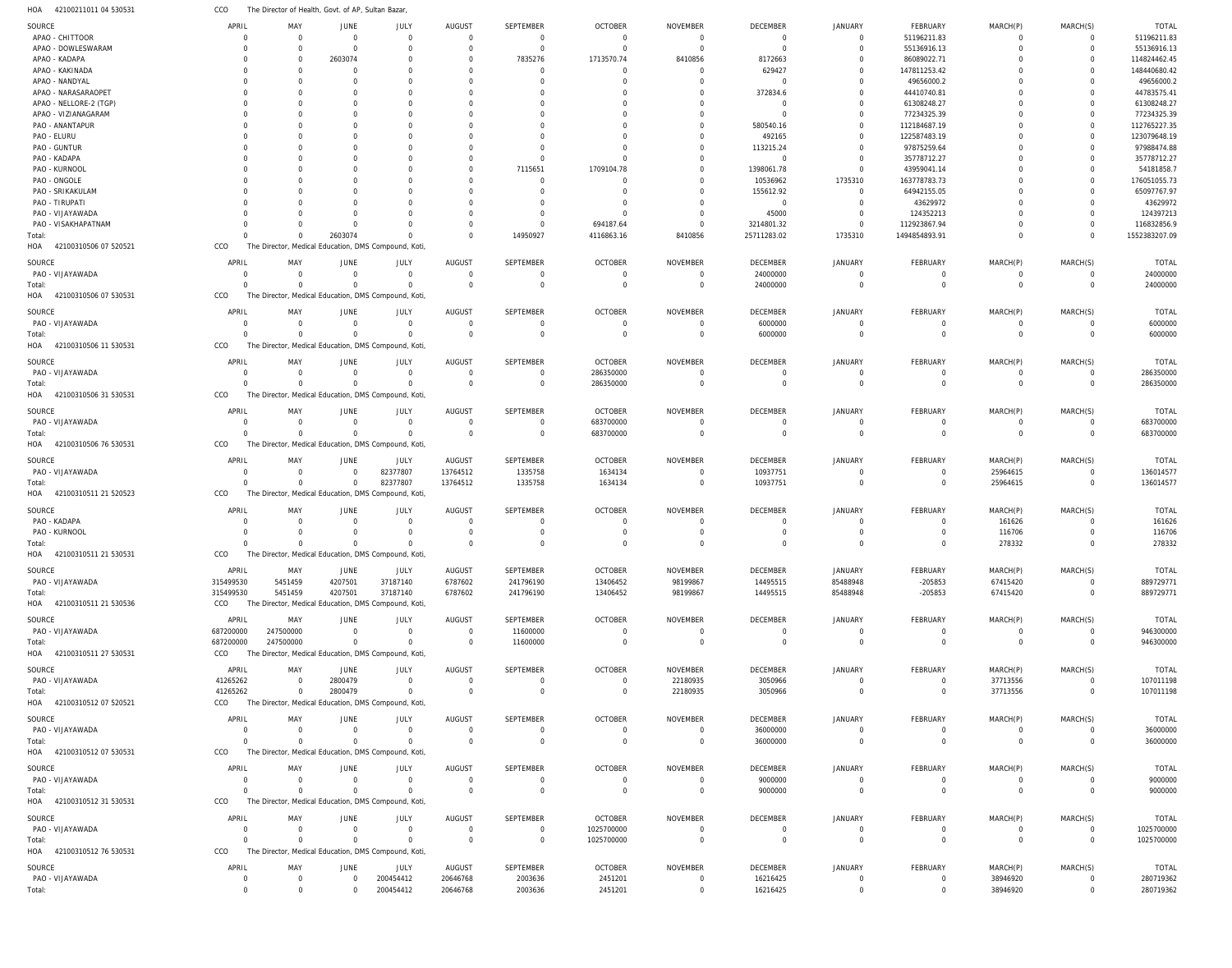HOA 42100211011 04 530531 CCO The Director of Health, Govt. of AP, Sultan Bazar,

| SOURCE | APRIL | MAY | JUNE | JULY | AUGUST | SEPTEMBER | OCTOBER | NOVEMBER | DECEMBER | JANUARY | FEBRUARY | MARCH(P) | MARCH(S) | TOTAL |
|---|---|---|---|---|---|---|---|---|---|---|---|---|---|---|
| APAO - CHITTOOR | 0 | 0 | 0 | 0 | 0 | 0 | 0 | 0 | 0 | 0 | 51196211.83 | 0 | 0 | 51196211.83 |
| APAO - DOWLESWARAM | 0 | 0 | 0 | 0 | 0 | 0 | 0 | 0 | 0 | 0 | 55136916.13 | 0 | 0 | 55136916.13 |
| APAO - KADAPA | 0 | 0 | 2603074 | 0 | 0 | 7835276 | 1713570.74 | 8410856 | 8172663 | 0 | 86089022.71 | 0 | 0 | 114824462.45 |
| APAO - KAKINADA | 0 | 0 | 0 | 0 | 0 | 0 | 0 | 0 | 629427 | 0 | 147811253.42 | 0 | 0 | 148440680.42 |
| APAO - NANDYAL | 0 | 0 | 0 | 0 | 0 | 0 | 0 | 0 | 0 | 0 | 49656000.2 | 0 | 0 | 49656000.2 |
| APAO - NARASARAOPET | 0 | 0 | 0 | 0 | 0 | 0 | 0 | 0 | 372834.6 | 0 | 44410740.81 | 0 | 0 | 44783575.41 |
| APAO - NELLORE-2 (TGP) | 0 | 0 | 0 | 0 | 0 | 0 | 0 | 0 | 0 | 0 | 61308248.27 | 0 | 0 | 61308248.27 |
| APAO - VIZIANAGARAM | 0 | 0 | 0 | 0 | 0 | 0 | 0 | 0 | 0 | 0 | 77234325.39 | 0 | 0 | 77234325.39 |
| PAO - ANANTAPUR | 0 | 0 | 0 | 0 | 0 | 0 | 0 | 0 | 580540.16 | 0 | 112184687.19 | 0 | 0 | 112765227.35 |
| PAO - ELURU | 0 | 0 | 0 | 0 | 0 | 0 | 0 | 0 | 492165 | 0 | 122587483.19 | 0 | 0 | 123079648.19 |
| PAO - GUNTUR | 0 | 0 | 0 | 0 | 0 | 0 | 0 | 0 | 113215.24 | 0 | 97875259.64 | 0 | 0 | 97988474.88 |
| PAO - KADAPA | 0 | 0 | 0 | 0 | 0 | 0 | 0 | 0 | 0 | 0 | 35778712.27 | 0 | 0 | 35778712.27 |
| PAO - KURNOOL | 0 | 0 | 0 | 0 | 0 | 7115651 | 1709104.78 | 0 | 1398061.78 | 0 | 43959041.14 | 0 | 0 | 54181858.7 |
| PAO - ONGOLE | 0 | 0 | 0 | 0 | 0 | 0 | 0 | 0 | 10536962 | 1735310 | 163778783.73 | 0 | 0 | 176051055.73 |
| PAO - SRIKAKULAM | 0 | 0 | 0 | 0 | 0 | 0 | 0 | 0 | 155612.92 | 0 | 64942155.05 | 0 | 0 | 65097767.97 |
| PAO - TIRUPATI | 0 | 0 | 0 | 0 | 0 | 0 | 0 | 0 | 0 | 0 | 43629972 | 0 | 0 | 43629972 |
| PAO - VIJAYAWADA | 0 | 0 | 0 | 0 | 0 | 0 | 0 | 0 | 45000 | 0 | 124352213 | 0 | 0 | 124397213 |
| PAO - VISAKHAPATNAM | 0 | 0 | 0 | 0 | 0 | 0 | 694187.64 | 0 | 3214801.32 | 0 | 112923867.94 | 0 | 0 | 116832856.9 |
| Total: | 0 | 0 | 2603074 | 0 | 0 | 14950927 | 4116863.16 | 8410856 | 25711283.02 | 1735310 | 1494854893.91 | 0 | 0 | 1552383207.09 |

HOA 42100310506 07 520521 CCO The Director, Medical Education, DMS Compound, Koti,

| SOURCE | APRIL | MAY | JUNE | JULY | AUGUST | SEPTEMBER | OCTOBER | NOVEMBER | DECEMBER | JANUARY | FEBRUARY | MARCH(P) | MARCH(S) | TOTAL |
|---|---|---|---|---|---|---|---|---|---|---|---|---|---|---|
| PAO - VIJAYAWADA | 0 | 0 | 0 | 0 | 0 | 0 | 0 | 0 | 24000000 | 0 | 0 | 0 | 0 | 24000000 |
| Total: | 0 | 0 | 0 | 0 | 0 | 0 | 0 | 0 | 24000000 | 0 | 0 | 0 | 0 | 24000000 |

HOA 42100310506 07 530531 CCO The Director, Medical Education, DMS Compound, Koti,

| SOURCE | APRIL | MAY | JUNE | JULY | AUGUST | SEPTEMBER | OCTOBER | NOVEMBER | DECEMBER | JANUARY | FEBRUARY | MARCH(P) | MARCH(S) | TOTAL |
|---|---|---|---|---|---|---|---|---|---|---|---|---|---|---|
| PAO - VIJAYAWADA | 0 | 0 | 0 | 0 | 0 | 0 | 0 | 0 | 6000000 | 0 | 0 | 0 | 0 | 6000000 |
| Total: | 0 | 0 | 0 | 0 | 0 | 0 | 0 | 0 | 6000000 | 0 | 0 | 0 | 0 | 6000000 |

HOA 42100310506 11 530531 CCO The Director, Medical Education, DMS Compound, Koti,

| SOURCE | APRIL | MAY | JUNE | JULY | AUGUST | SEPTEMBER | OCTOBER | NOVEMBER | DECEMBER | JANUARY | FEBRUARY | MARCH(P) | MARCH(S) | TOTAL |
|---|---|---|---|---|---|---|---|---|---|---|---|---|---|---|
| PAO - VIJAYAWADA | 0 | 0 | 0 | 0 | 0 | 0 | 286350000 | 0 | 0 | 0 | 0 | 0 | 0 | 286350000 |
| Total: | 0 | 0 | 0 | 0 | 0 | 0 | 286350000 | 0 | 0 | 0 | 0 | 0 | 0 | 286350000 |

HOA 42100310506 31 530531 CCO The Director, Medical Education, DMS Compound, Koti,

| SOURCE | APRIL | MAY | JUNE | JULY | AUGUST | SEPTEMBER | OCTOBER | NOVEMBER | DECEMBER | JANUARY | FEBRUARY | MARCH(P) | MARCH(S) | TOTAL |
|---|---|---|---|---|---|---|---|---|---|---|---|---|---|---|
| PAO - VIJAYAWADA | 0 | 0 | 0 | 0 | 0 | 0 | 683700000 | 0 | 0 | 0 | 0 | 0 | 0 | 683700000 |
| Total: | 0 | 0 | 0 | 0 | 0 | 0 | 683700000 | 0 | 0 | 0 | 0 | 0 | 0 | 683700000 |

HOA 42100310506 76 530531 CCO The Director, Medical Education, DMS Compound, Koti,

| SOURCE | APRIL | MAY | JUNE | JULY | AUGUST | SEPTEMBER | OCTOBER | NOVEMBER | DECEMBER | JANUARY | FEBRUARY | MARCH(P) | MARCH(S) | TOTAL |
|---|---|---|---|---|---|---|---|---|---|---|---|---|---|---|
| PAO - VIJAYAWADA | 0 | 0 | 0 | 82377807 | 13764512 | 1335758 | 1634134 | 0 | 10937751 | 0 | 0 | 25964615 | 0 | 136014577 |
| Total: | 0 | 0 | 0 | 82377807 | 13764512 | 1335758 | 1634134 | 0 | 10937751 | 0 | 0 | 25964615 | 0 | 136014577 |

HOA 42100310511 21 520523 CCO The Director, Medical Education, DMS Compound, Koti,

| SOURCE | APRIL | MAY | JUNE | JULY | AUGUST | SEPTEMBER | OCTOBER | NOVEMBER | DECEMBER | JANUARY | FEBRUARY | MARCH(P) | MARCH(S) | TOTAL |
|---|---|---|---|---|---|---|---|---|---|---|---|---|---|---|
| PAO - KADAPA | 0 | 0 | 0 | 0 | 0 | 0 | 0 | 0 | 0 | 0 | 0 | 161626 | 0 | 161626 |
| PAO - KURNOOL | 0 | 0 | 0 | 0 | 0 | 0 | 0 | 0 | 0 | 0 | 0 | 116706 | 0 | 116706 |
| Total: | 0 | 0 | 0 | 0 | 0 | 0 | 0 | 0 | 0 | 0 | 0 | 278332 | 0 | 278332 |

HOA 42100310511 21 530531 CCO The Director, Medical Education, DMS Compound, Koti,

| SOURCE | APRIL | MAY | JUNE | JULY | AUGUST | SEPTEMBER | OCTOBER | NOVEMBER | DECEMBER | JANUARY | FEBRUARY | MARCH(P) | MARCH(S) | TOTAL |
|---|---|---|---|---|---|---|---|---|---|---|---|---|---|---|
| PAO - VIJAYAWADA | 315499530 | 5451459 | 4207501 | 37187140 | 6787602 | 241796190 | 13406452 | 98199867 | 14495515 | 85488948 | -205853 | 67415420 | 0 | 889729771 |
| Total: | 315499530 | 5451459 | 4207501 | 37187140 | 6787602 | 241796190 | 13406452 | 98199867 | 14495515 | 85488948 | -205853 | 67415420 | 0 | 889729771 |

HOA 42100310511 21 530536 CCO The Director, Medical Education, DMS Compound, Koti,

| SOURCE | APRIL | MAY | JUNE | JULY | AUGUST | SEPTEMBER | OCTOBER | NOVEMBER | DECEMBER | JANUARY | FEBRUARY | MARCH(P) | MARCH(S) | TOTAL |
|---|---|---|---|---|---|---|---|---|---|---|---|---|---|---|
| PAO - VIJAYAWADA | 687200000 | 247500000 | 0 | 0 | 0 | 11600000 | 0 | 0 | 0 | 0 | 0 | 0 | 0 | 946300000 |
| Total: | 687200000 | 247500000 | 0 | 0 | 0 | 11600000 | 0 | 0 | 0 | 0 | 0 | 0 | 0 | 946300000 |

HOA 42100310511 27 530531 CCO The Director, Medical Education, DMS Compound, Koti,

| SOURCE | APRIL | MAY | JUNE | JULY | AUGUST | SEPTEMBER | OCTOBER | NOVEMBER | DECEMBER | JANUARY | FEBRUARY | MARCH(P) | MARCH(S) | TOTAL |
|---|---|---|---|---|---|---|---|---|---|---|---|---|---|---|
| PAO - VIJAYAWADA | 41265262 | 0 | 2800479 | 0 | 0 | 0 | 0 | 22180935 | 3050966 | 0 | 0 | 37713556 | 0 | 107011198 |
| Total: | 41265262 | 0 | 2800479 | 0 | 0 | 0 | 0 | 22180935 | 3050966 | 0 | 0 | 37713556 | 0 | 107011198 |

HOA 42100310512 07 520521 CCO The Director, Medical Education, DMS Compound, Koti,

| SOURCE | APRIL | MAY | JUNE | JULY | AUGUST | SEPTEMBER | OCTOBER | NOVEMBER | DECEMBER | JANUARY | FEBRUARY | MARCH(P) | MARCH(S) | TOTAL |
|---|---|---|---|---|---|---|---|---|---|---|---|---|---|---|
| PAO - VIJAYAWADA | 0 | 0 | 0 | 0 | 0 | 0 | 0 | 0 | 36000000 | 0 | 0 | 0 | 0 | 36000000 |
| Total: | 0 | 0 | 0 | 0 | 0 | 0 | 0 | 0 | 36000000 | 0 | 0 | 0 | 0 | 36000000 |

HOA 42100310512 07 530531 CCO The Director, Medical Education, DMS Compound, Koti,

| SOURCE | APRIL | MAY | JUNE | JULY | AUGUST | SEPTEMBER | OCTOBER | NOVEMBER | DECEMBER | JANUARY | FEBRUARY | MARCH(P) | MARCH(S) | TOTAL |
|---|---|---|---|---|---|---|---|---|---|---|---|---|---|---|
| PAO - VIJAYAWADA | 0 | 0 | 0 | 0 | 0 | 0 | 0 | 0 | 9000000 | 0 | 0 | 0 | 0 | 9000000 |
| Total: | 0 | 0 | 0 | 0 | 0 | 0 | 0 | 0 | 9000000 | 0 | 0 | 0 | 0 | 9000000 |

HOA 42100310512 31 530531 CCO The Director, Medical Education, DMS Compound, Koti,

| SOURCE | APRIL | MAY | JUNE | JULY | AUGUST | SEPTEMBER | OCTOBER | NOVEMBER | DECEMBER | JANUARY | FEBRUARY | MARCH(P) | MARCH(S) | TOTAL |
|---|---|---|---|---|---|---|---|---|---|---|---|---|---|---|
| PAO - VIJAYAWADA | 0 | 0 | 0 | 0 | 0 | 0 | 1025700000 | 0 | 0 | 0 | 0 | 0 | 0 | 1025700000 |
| Total: | 0 | 0 | 0 | 0 | 0 | 0 | 1025700000 | 0 | 0 | 0 | 0 | 0 | 0 | 1025700000 |

HOA 42100310512 76 530531 CCO The Director, Medical Education, DMS Compound, Koti,

| SOURCE | APRIL | MAY | JUNE | JULY | AUGUST | SEPTEMBER | OCTOBER | NOVEMBER | DECEMBER | JANUARY | FEBRUARY | MARCH(P) | MARCH(S) | TOTAL |
|---|---|---|---|---|---|---|---|---|---|---|---|---|---|---|
| PAO - VIJAYAWADA | 0 | 0 | 0 | 200454412 | 20646768 | 2003636 | 2451201 | 0 | 16216425 | 0 | 0 | 38946920 | 0 | 280719362 |
| Total: | 0 | 0 | 0 | 200454412 | 20646768 | 2003636 | 2451201 | 0 | 16216425 | 0 | 0 | 38946920 | 0 | 280719362 |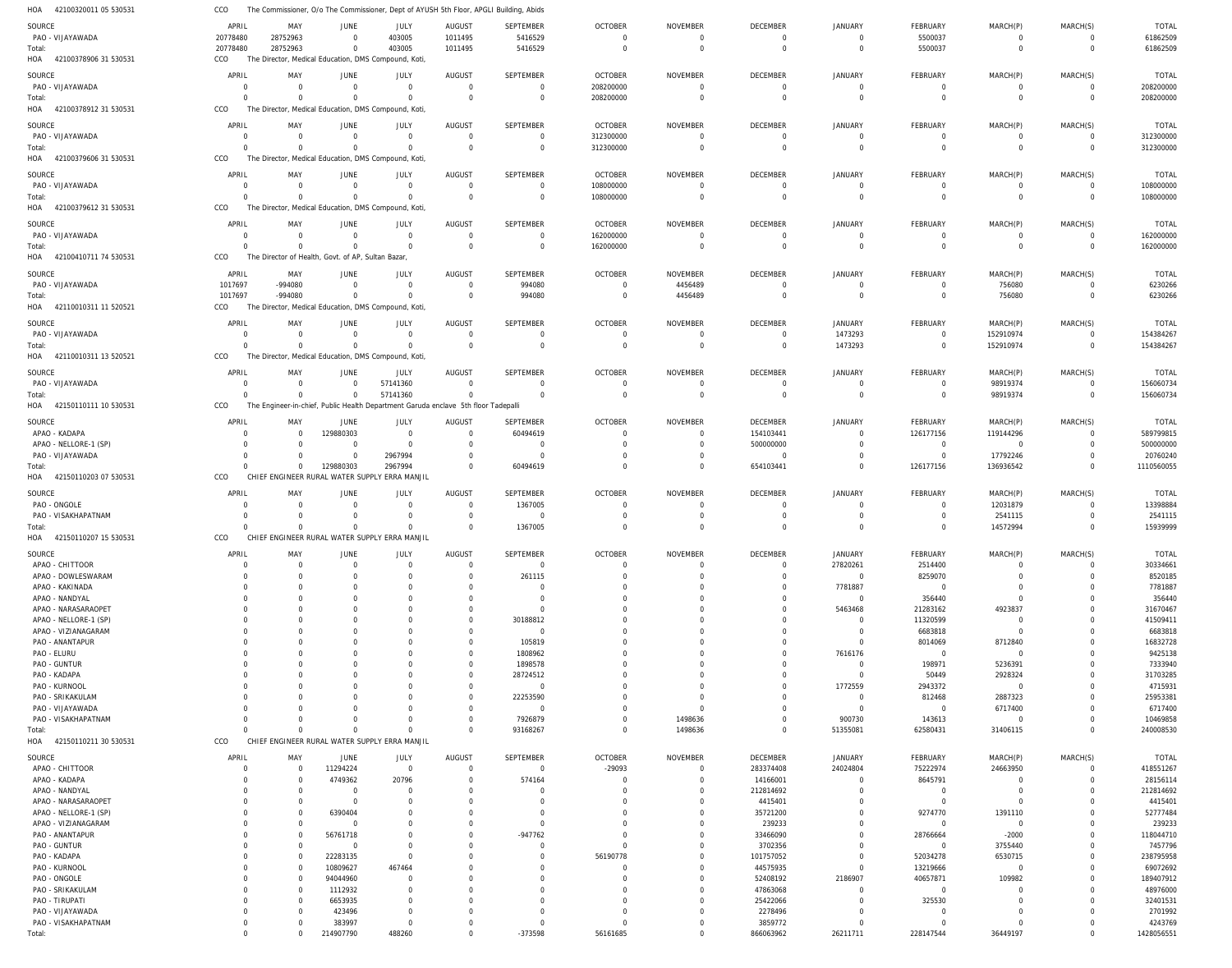HOA 42100320011 05 530531 CCO The Commissioner, O/o The Commissioner, Dept of AYUSH 5th Floor, APGLI Building, Abids

| SOURCE | APRIL | MAY | JUNE | JULY | AUGUST | SEPTEMBER | OCTOBER | NOVEMBER | DECEMBER | JANUARY | FEBRUARY | MARCH(P) | MARCH(S) | TOTAL |
|---|---|---|---|---|---|---|---|---|---|---|---|---|---|---|
| PAO - VIJAYAWADA | 20778480 | 28752963 | 0 | 403005 | 1011495 | 5416529 | 0 | 0 | 0 | 0 | 5500037 | 0 | 0 | 61862509 |
| Total: | 20778480 | 28752963 | 0 | 403005 | 1011495 | 5416529 | 0 | 0 | 0 | 0 | 5500037 | 0 | 0 | 61862509 |

HOA 42100378906 31 530531 CCO The Director, Medical Education, DMS Compound, Koti,

| SOURCE | APRIL | MAY | JUNE | JULY | AUGUST | SEPTEMBER | OCTOBER | NOVEMBER | DECEMBER | JANUARY | FEBRUARY | MARCH(P) | MARCH(S) | TOTAL |
|---|---|---|---|---|---|---|---|---|---|---|---|---|---|---|
| PAO - VIJAYAWADA | 0 | 0 | 0 | 0 | 0 | 0 | 208200000 | 0 | 0 | 0 | 0 | 0 | 0 | 208200000 |
| Total: | 0 | 0 | 0 | 0 | 0 | 0 | 208200000 | 0 | 0 | 0 | 0 | 0 | 0 | 208200000 |

HOA 42100378912 31 530531 CCO The Director, Medical Education, DMS Compound, Koti,

| SOURCE | APRIL | MAY | JUNE | JULY | AUGUST | SEPTEMBER | OCTOBER | NOVEMBER | DECEMBER | JANUARY | FEBRUARY | MARCH(P) | MARCH(S) | TOTAL |
|---|---|---|---|---|---|---|---|---|---|---|---|---|---|---|
| PAO - VIJAYAWADA | 0 | 0 | 0 | 0 | 0 | 0 | 312300000 | 0 | 0 | 0 | 0 | 0 | 0 | 312300000 |
| Total: | 0 | 0 | 0 | 0 | 0 | 0 | 312300000 | 0 | 0 | 0 | 0 | 0 | 0 | 312300000 |

HOA 42100379606 31 530531 CCO The Director, Medical Education, DMS Compound, Koti,

| SOURCE | APRIL | MAY | JUNE | JULY | AUGUST | SEPTEMBER | OCTOBER | NOVEMBER | DECEMBER | JANUARY | FEBRUARY | MARCH(P) | MARCH(S) | TOTAL |
|---|---|---|---|---|---|---|---|---|---|---|---|---|---|---|
| PAO - VIJAYAWADA | 0 | 0 | 0 | 0 | 0 | 0 | 108000000 | 0 | 0 | 0 | 0 | 0 | 0 | 108000000 |
| Total: | 0 | 0 | 0 | 0 | 0 | 0 | 108000000 | 0 | 0 | 0 | 0 | 0 | 0 | 108000000 |

HOA 42100379612 31 530531 CCO The Director, Medical Education, DMS Compound, Koti,

| SOURCE | APRIL | MAY | JUNE | JULY | AUGUST | SEPTEMBER | OCTOBER | NOVEMBER | DECEMBER | JANUARY | FEBRUARY | MARCH(P) | MARCH(S) | TOTAL |
|---|---|---|---|---|---|---|---|---|---|---|---|---|---|---|
| PAO - VIJAYAWADA | 0 | 0 | 0 | 0 | 0 | 0 | 162000000 | 0 | 0 | 0 | 0 | 0 | 0 | 162000000 |
| Total: | 0 | 0 | 0 | 0 | 0 | 0 | 162000000 | 0 | 0 | 0 | 0 | 0 | 0 | 162000000 |

HOA 42100410711 74 530531 CCO The Director of Health, Govt. of AP, Sultan Bazar,

| SOURCE | APRIL | MAY | JUNE | JULY | AUGUST | SEPTEMBER | OCTOBER | NOVEMBER | DECEMBER | JANUARY | FEBRUARY | MARCH(P) | MARCH(S) | TOTAL |
|---|---|---|---|---|---|---|---|---|---|---|---|---|---|---|
| PAO - VIJAYAWADA | 1017697 | -994080 | 0 | 0 | 0 | 994080 | 0 | 4456489 | 0 | 0 | 0 | 756080 | 0 | 6230266 |
| Total: | 1017697 | -994080 | 0 | 0 | 0 | 994080 | 0 | 4456489 | 0 | 0 | 0 | 756080 | 0 | 6230266 |

HOA 42110010311 11 520521 CCO The Director, Medical Education, DMS Compound, Koti,

| SOURCE | APRIL | MAY | JUNE | JULY | AUGUST | SEPTEMBER | OCTOBER | NOVEMBER | DECEMBER | JANUARY | FEBRUARY | MARCH(P) | MARCH(S) | TOTAL |
|---|---|---|---|---|---|---|---|---|---|---|---|---|---|---|
| PAO - VIJAYAWADA | 0 | 0 | 0 | 0 | 0 | 0 | 0 | 0 | 0 | 1473293 | 0 | 152910974 | 0 | 154384267 |
| Total: | 0 | 0 | 0 | 0 | 0 | 0 | 0 | 0 | 0 | 1473293 | 0 | 152910974 | 0 | 154384267 |

HOA 42110010311 13 520521 CCO The Director, Medical Education, DMS Compound, Koti,

| SOURCE | APRIL | MAY | JUNE | JULY | AUGUST | SEPTEMBER | OCTOBER | NOVEMBER | DECEMBER | JANUARY | FEBRUARY | MARCH(P) | MARCH(S) | TOTAL |
|---|---|---|---|---|---|---|---|---|---|---|---|---|---|---|
| PAO - VIJAYAWADA | 0 | 0 | 0 | 57141360 | 0 | 0 | 0 | 0 | 0 | 0 | 0 | 98919374 | 0 | 156060734 |
| Total: | 0 | 0 | 0 | 57141360 | 0 | 0 | 0 | 0 | 0 | 0 | 0 | 98919374 | 0 | 156060734 |

HOA 42150110111 10 530531 CCO The Engineer-in-chief, Public Health Department Garuda enclave 5th floor Tadepalli

| SOURCE | APRIL | MAY | JUNE | JULY | AUGUST | SEPTEMBER | OCTOBER | NOVEMBER | DECEMBER | JANUARY | FEBRUARY | MARCH(P) | MARCH(S) | TOTAL |
|---|---|---|---|---|---|---|---|---|---|---|---|---|---|---|
| APAO - KADAPA | 0 | 0 | 129880303 | 0 | 0 | 60494619 | 0 | 0 | 154103441 | 0 | 126177156 | 119144296 | 0 | 589799815 |
| APAO - NELLORE-1 (SP) | 0 | 0 | 0 | 0 | 0 | 0 | 0 | 0 | 500000000 | 0 | 0 | 0 | 0 | 500000000 |
| PAO - VIJAYAWADA | 0 | 0 | 0 | 2967994 | 0 | 0 | 0 | 0 | 0 | 0 | 0 | 17792246 | 0 | 20760240 |
| Total: | 0 | 0 | 129880303 | 2967994 | 0 | 60494619 | 0 | 0 | 654103441 | 0 | 126177156 | 136936542 | 0 | 1110560055 |

HOA 42150110203 07 530531 CCO CHIEF ENGINEER RURAL WATER SUPPLY ERRA MANJIL

| SOURCE | APRIL | MAY | JUNE | JULY | AUGUST | SEPTEMBER | OCTOBER | NOVEMBER | DECEMBER | JANUARY | FEBRUARY | MARCH(P) | MARCH(S) | TOTAL |
|---|---|---|---|---|---|---|---|---|---|---|---|---|---|---|
| PAO - ONGOLE | 0 | 0 | 0 | 0 | 0 | 1367005 | 0 | 0 | 0 | 0 | 0 | 12031879 | 0 | 13398884 |
| PAO - VISAKHAPATNAM | 0 | 0 | 0 | 0 | 0 | 0 | 0 | 0 | 0 | 0 | 0 | 2541115 | 0 | 2541115 |
| Total: | 0 | 0 | 0 | 0 | 0 | 1367005 | 0 | 0 | 0 | 0 | 0 | 14572994 | 0 | 15939999 |

HOA 42150110207 15 530531 CCO CHIEF ENGINEER RURAL WATER SUPPLY ERRA MANJIL

| SOURCE | APRIL | MAY | JUNE | JULY | AUGUST | SEPTEMBER | OCTOBER | NOVEMBER | DECEMBER | JANUARY | FEBRUARY | MARCH(P) | MARCH(S) | TOTAL |
|---|---|---|---|---|---|---|---|---|---|---|---|---|---|---|
| APAO - CHITTOOR | 0 | 0 | 0 | 0 | 0 | 0 | 0 | 0 | 0 | 27820261 | 2514400 | 0 | 0 | 30334661 |
| APAO - DOWLESWARAM | 0 | 0 | 0 | 0 | 0 | 261115 | 0 | 0 | 0 | 0 | 8259070 | 0 | 0 | 8520185 |
| APAO - KAKINADA | 0 | 0 | 0 | 0 | 0 | 0 | 0 | 0 | 0 | 7781887 | 0 | 0 | 0 | 7781887 |
| APAO - NANDYAL | 0 | 0 | 0 | 0 | 0 | 0 | 0 | 0 | 0 | 0 | 356440 | 0 | 0 | 356440 |
| APAO - NARASARAOPET | 0 | 0 | 0 | 0 | 0 | 0 | 0 | 0 | 0 | 5463468 | 21283162 | 4923837 | 0 | 31670467 |
| APAO - NELLORE-1 (SP) | 0 | 0 | 0 | 0 | 0 | 30188812 | 0 | 0 | 0 | 0 | 11320599 | 0 | 0 | 41509411 |
| APAO - VIZIANAGARAM | 0 | 0 | 0 | 0 | 0 | 0 | 0 | 0 | 0 | 0 | 6683818 | 0 | 0 | 6683818 |
| PAO - ANANTAPUR | 0 | 0 | 0 | 0 | 0 | 105819 | 0 | 0 | 0 | 0 | 8014069 | 8712840 | 0 | 16832728 |
| PAO - ELURU | 0 | 0 | 0 | 0 | 0 | 1808962 | 0 | 0 | 0 | 7616176 | 0 | 0 | 0 | 9425138 |
| PAO - GUNTUR | 0 | 0 | 0 | 0 | 0 | 1898578 | 0 | 0 | 0 | 0 | 198971 | 5236391 | 0 | 7333940 |
| PAO - KADAPA | 0 | 0 | 0 | 0 | 0 | 28724512 | 0 | 0 | 0 | 0 | 50449 | 2928324 | 0 | 31703285 |
| PAO - KURNOOL | 0 | 0 | 0 | 0 | 0 | 0 | 0 | 0 | 0 | 1772559 | 2943372 | 0 | 0 | 4715931 |
| PAO - SRIKAKULAM | 0 | 0 | 0 | 0 | 0 | 22253590 | 0 | 0 | 0 | 0 | 812468 | 2887323 | 0 | 25953381 |
| PAO - VIJAYAWADA | 0 | 0 | 0 | 0 | 0 | 0 | 0 | 0 | 0 | 0 | 0 | 6717400 | 0 | 6717400 |
| PAO - VISAKHAPATNAM | 0 | 0 | 0 | 0 | 0 | 7926879 | 0 | 1498636 | 0 | 900730 | 143613 | 0 | 0 | 10469858 |
| Total: | 0 | 0 | 0 | 0 | 0 | 93168267 | 0 | 1498636 | 0 | 51355081 | 62580431 | 31406115 | 0 | 240008530 |

HOA 42150110211 30 530531 CCO CHIEF ENGINEER RURAL WATER SUPPLY ERRA MANJIL

| SOURCE | APRIL | MAY | JUNE | JULY | AUGUST | SEPTEMBER | OCTOBER | NOVEMBER | DECEMBER | JANUARY | FEBRUARY | MARCH(P) | MARCH(S) | TOTAL |
|---|---|---|---|---|---|---|---|---|---|---|---|---|---|---|
| APAO - CHITTOOR | 0 | 0 | 11294224 | 0 | 0 | 0 | -29093 | 0 | 283374408 | 24024804 | 75222974 | 24663950 | 0 | 418551267 |
| APAO - KADAPA | 0 | 0 | 4749362 | 20796 | 0 | 574164 | 0 | 0 | 14166001 | 0 | 8645791 | 0 | 0 | 28156114 |
| APAO - NANDYAL | 0 | 0 | 0 | 0 | 0 | 0 | 0 | 0 | 212814692 | 0 | 0 | 0 | 0 | 212814692 |
| APAO - NARASARAOPET | 0 | 0 | 0 | 0 | 0 | 0 | 0 | 0 | 4415401 | 0 | 0 | 0 | 0 | 4415401 |
| APAO - NELLORE-1 (SP) | 0 | 0 | 6390404 | 0 | 0 | 0 | 0 | 0 | 35721200 | 0 | 9274770 | 1391110 | 0 | 52777484 |
| APAO - VIZIANAGARAM | 0 | 0 | 0 | 0 | 0 | 0 | 0 | 0 | 239233 | 0 | 0 | 0 | 0 | 239233 |
| PAO - ANANTAPUR | 0 | 0 | 56761718 | 0 | 0 | -947762 | 0 | 0 | 33466090 | 0 | 28766664 | -2000 | 0 | 118044710 |
| PAO - GUNTUR | 0 | 0 | 0 | 0 | 0 | 0 | 0 | 0 | 3702356 | 0 | 0 | 3755440 | 0 | 7457796 |
| PAO - KADAPA | 0 | 0 | 22283135 | 0 | 0 | 0 | 56190778 | 0 | 101757052 | 0 | 52034278 | 6530715 | 0 | 238795958 |
| PAO - KURNOOL | 0 | 0 | 10809627 | 467464 | 0 | 0 | 0 | 0 | 44575935 | 0 | 13219666 | 0 | 0 | 69072692 |
| PAO - ONGOLE | 0 | 0 | 94044960 | 0 | 0 | 0 | 0 | 0 | 52408192 | 2186907 | 40657871 | 109982 | 0 | 189407912 |
| PAO - SRIKAKULAM | 0 | 0 | 1112932 | 0 | 0 | 0 | 0 | 0 | 47863068 | 0 | 0 | 0 | 0 | 48976000 |
| PAO - TIRUPATI | 0 | 0 | 6653935 | 0 | 0 | 0 | 0 | 0 | 25422066 | 0 | 325530 | 0 | 0 | 32401531 |
| PAO - VIJAYAWADA | 0 | 0 | 423496 | 0 | 0 | 0 | 0 | 0 | 2278496 | 0 | 0 | 0 | 0 | 2701992 |
| PAO - VISAKHAPATNAM | 0 | 0 | 383997 | 0 | 0 | 0 | 0 | 0 | 3859772 | 0 | 0 | 0 | 0 | 4243769 |
| Total: | 0 | 0 | 214907790 | 488260 | 0 | -373598 | 56161685 | 0 | 866063962 | 26211711 | 228147544 | 36449197 | 0 | 1428056551 |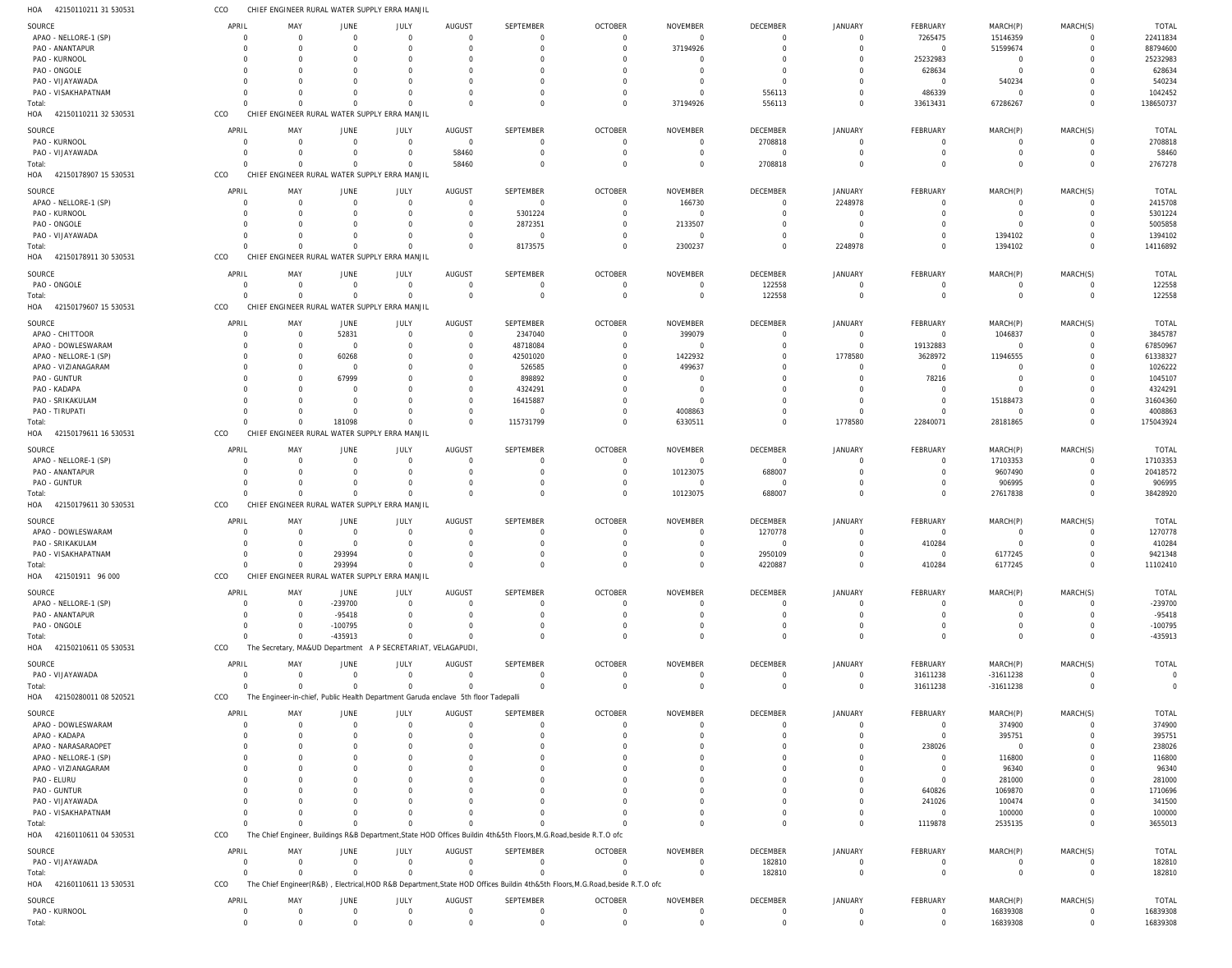HOA 42150110211 31 530531 CCO CHIEF ENGINEER RURAL WATER SUPPLY ERRA MANJIL

| SOURCE | APRIL | MAY | JUNE | JULY | AUGUST | SEPTEMBER | OCTOBER | NOVEMBER | DECEMBER | JANUARY | FEBRUARY | MARCH(P) | MARCH(S) | TOTAL |
|---|---|---|---|---|---|---|---|---|---|---|---|---|---|---|
| APAO - NELLORE-1 (SP) | 0 | 0 | 0 | 0 | 0 | 0 | 0 | 0 | 0 | 0 | 7265475 | 15146359 | 0 | 22411834 |
| PAO - ANANTAPUR | 0 | 0 | 0 | 0 | 0 | 0 | 0 | 37194926 | 0 | 0 | 0 | 51599674 | 0 | 88794600 |
| PAO - KURNOOL | 0 | 0 | 0 | 0 | 0 | 0 | 0 | 0 | 0 | 0 | 25232983 | 0 | 0 | 25232983 |
| PAO - ONGOLE | 0 | 0 | 0 | 0 | 0 | 0 | 0 | 0 | 0 | 0 | 628634 | 0 | 0 | 628634 |
| PAO - VIJAYAWADA | 0 | 0 | 0 | 0 | 0 | 0 | 0 | 0 | 0 | 0 | 0 | 540234 | 0 | 540234 |
| PAO - VISAKHAPATNAM | 0 | 0 | 0 | 0 | 0 | 0 | 0 | 0 | 556113 | 0 | 486339 | 0 | 0 | 1042452 |
| Total: | 0 | 0 | 0 | 0 | 0 | 0 | 0 | 37194926 | 556113 | 0 | 33613431 | 67286267 | 0 | 138650737 |

HOA 42150110211 32 530531 CCO CHIEF ENGINEER RURAL WATER SUPPLY ERRA MANJIL

| SOURCE | APRIL | MAY | JUNE | JULY | AUGUST | SEPTEMBER | OCTOBER | NOVEMBER | DECEMBER | JANUARY | FEBRUARY | MARCH(P) | MARCH(S) | TOTAL |
|---|---|---|---|---|---|---|---|---|---|---|---|---|---|---|
| PAO - KURNOOL | 0 | 0 | 0 | 0 | 0 | 0 | 0 | 0 | 2708818 | 0 | 0 | 0 | 0 | 2708818 |
| PAO - VIJAYAWADA | 0 | 0 | 0 | 0 | 58460 | 0 | 0 | 0 | 0 | 0 | 0 | 0 | 0 | 58460 |
| Total: | 0 | 0 | 0 | 0 | 58460 | 0 | 0 | 0 | 2708818 | 0 | 0 | 0 | 0 | 2767278 |

HOA 42150178907 15 530531 CCO CHIEF ENGINEER RURAL WATER SUPPLY ERRA MANJIL

| SOURCE | APRIL | MAY | JUNE | JULY | AUGUST | SEPTEMBER | OCTOBER | NOVEMBER | DECEMBER | JANUARY | FEBRUARY | MARCH(P) | MARCH(S) | TOTAL |
|---|---|---|---|---|---|---|---|---|---|---|---|---|---|---|
| APAO - NELLORE-1 (SP) | 0 | 0 | 0 | 0 | 0 | 0 | 0 | 166730 | 0 | 2248978 | 0 | 0 | 0 | 2415708 |
| PAO - KURNOOL | 0 | 0 | 0 | 0 | 0 | 5301224 | 0 | 0 | 0 | 0 | 0 | 0 | 0 | 5301224 |
| PAO - ONGOLE | 0 | 0 | 0 | 0 | 0 | 2872351 | 0 | 2133507 | 0 | 0 | 0 | 0 | 0 | 5005858 |
| PAO - VIJAYAWADA | 0 | 0 | 0 | 0 | 0 | 0 | 0 | 0 | 0 | 0 | 0 | 1394102 | 0 | 1394102 |
| Total: | 0 | 0 | 0 | 0 | 0 | 8173575 | 0 | 2300237 | 0 | 2248978 | 0 | 1394102 | 0 | 14116892 |

HOA 42150178911 30 530531 CCO CHIEF ENGINEER RURAL WATER SUPPLY ERRA MANJIL

| SOURCE | APRIL | MAY | JUNE | JULY | AUGUST | SEPTEMBER | OCTOBER | NOVEMBER | DECEMBER | JANUARY | FEBRUARY | MARCH(P) | MARCH(S) | TOTAL |
|---|---|---|---|---|---|---|---|---|---|---|---|---|---|---|
| PAO - ONGOLE | 0 | 0 | 0 | 0 | 0 | 0 | 0 | 0 | 122558 | 0 | 0 | 0 | 0 | 122558 |
| Total: | 0 | 0 | 0 | 0 | 0 | 0 | 0 | 0 | 122558 | 0 | 0 | 0 | 0 | 122558 |

HOA 42150179607 15 530531 CCO CHIEF ENGINEER RURAL WATER SUPPLY ERRA MANJIL

| SOURCE | APRIL | MAY | JUNE | JULY | AUGUST | SEPTEMBER | OCTOBER | NOVEMBER | DECEMBER | JANUARY | FEBRUARY | MARCH(P) | MARCH(S) | TOTAL |
|---|---|---|---|---|---|---|---|---|---|---|---|---|---|---|
| APAO - CHITTOOR | 0 | 0 | 52831 | 0 | 0 | 2347040 | 0 | 399079 | 0 | 0 | 0 | 1046837 | 0 | 3845787 |
| APAO - DOWLESWARAM | 0 | 0 | 0 | 0 | 0 | 48718084 | 0 | 0 | 0 | 0 | 19132883 | 0 | 0 | 67850967 |
| APAO - NELLORE-1 (SP) | 0 | 0 | 60268 | 0 | 0 | 42501020 | 0 | 1422932 | 0 | 1778580 | 3628972 | 11946555 | 0 | 61338327 |
| APAO - VIZIANAGARAM | 0 | 0 | 0 | 0 | 0 | 526585 | 0 | 499637 | 0 | 0 | 0 | 0 | 0 | 1026222 |
| PAO - GUNTUR | 0 | 0 | 67999 | 0 | 0 | 898892 | 0 | 0 | 0 | 0 | 78216 | 0 | 0 | 1045107 |
| PAO - KADAPA | 0 | 0 | 0 | 0 | 0 | 4324291 | 0 | 0 | 0 | 0 | 0 | 0 | 0 | 4324291 |
| PAO - SRIKAKULAM | 0 | 0 | 0 | 0 | 0 | 16415887 | 0 | 0 | 0 | 0 | 0 | 15188473 | 0 | 31604360 |
| PAO - TIRUPATI | 0 | 0 | 0 | 0 | 0 | 0 | 0 | 4008863 | 0 | 0 | 0 | 0 | 0 | 4008863 |
| Total: | 0 | 0 | 181098 | 0 | 0 | 115731799 | 0 | 6330511 | 0 | 1778580 | 22840071 | 28181865 | 0 | 175043924 |

HOA 42150179611 16 530531 CCO CHIEF ENGINEER RURAL WATER SUPPLY ERRA MANJIL

| SOURCE | APRIL | MAY | JUNE | JULY | AUGUST | SEPTEMBER | OCTOBER | NOVEMBER | DECEMBER | JANUARY | FEBRUARY | MARCH(P) | MARCH(S) | TOTAL |
|---|---|---|---|---|---|---|---|---|---|---|---|---|---|---|
| APAO - NELLORE-1 (SP) | 0 | 0 | 0 | 0 | 0 | 0 | 0 | 0 | 0 | 0 | 0 | 17103353 | 0 | 17103353 |
| PAO - ANANTAPUR | 0 | 0 | 0 | 0 | 0 | 0 | 0 | 10123075 | 688007 | 0 | 0 | 9607490 | 0 | 20418572 |
| PAO - GUNTUR | 0 | 0 | 0 | 0 | 0 | 0 | 0 | 0 | 0 | 0 | 0 | 906995 | 0 | 906995 |
| Total: | 0 | 0 | 0 | 0 | 0 | 0 | 0 | 10123075 | 688007 | 0 | 0 | 27617838 | 0 | 38428920 |

HOA 42150179611 30 530531 CCO CHIEF ENGINEER RURAL WATER SUPPLY ERRA MANJIL

| SOURCE | APRIL | MAY | JUNE | JULY | AUGUST | SEPTEMBER | OCTOBER | NOVEMBER | DECEMBER | JANUARY | FEBRUARY | MARCH(P) | MARCH(S) | TOTAL |
|---|---|---|---|---|---|---|---|---|---|---|---|---|---|---|
| APAO - DOWLESWARAM | 0 | 0 | 0 | 0 | 0 | 0 | 0 | 0 | 1270778 | 0 | 0 | 0 | 0 | 1270778 |
| PAO - SRIKAKULAM | 0 | 0 | 0 | 0 | 0 | 0 | 0 | 0 | 0 | 0 | 410284 | 0 | 0 | 410284 |
| PAO - VISAKHAPATNAM | 0 | 0 | 293994 | 0 | 0 | 0 | 0 | 0 | 2950109 | 0 | 0 | 6177245 | 0 | 9421348 |
| Total: | 0 | 0 | 293994 | 0 | 0 | 0 | 0 | 0 | 4220887 | 0 | 410284 | 6177245 | 0 | 11102410 |

HOA 421501911 96 000 CCO CHIEF ENGINEER RURAL WATER SUPPLY ERRA MANJIL

| SOURCE | APRIL | MAY | JUNE | JULY | AUGUST | SEPTEMBER | OCTOBER | NOVEMBER | DECEMBER | JANUARY | FEBRUARY | MARCH(P) | MARCH(S) | TOTAL |
|---|---|---|---|---|---|---|---|---|---|---|---|---|---|---|
| APAO - NELLORE-1 (SP) | 0 | 0 | -239700 | 0 | 0 | 0 | 0 | 0 | 0 | 0 | 0 | 0 | 0 | -239700 |
| PAO - ANANTAPUR | 0 | 0 | -95418 | 0 | 0 | 0 | 0 | 0 | 0 | 0 | 0 | 0 | 0 | -95418 |
| PAO - ONGOLE | 0 | 0 | -100795 | 0 | 0 | 0 | 0 | 0 | 0 | 0 | 0 | 0 | 0 | -100795 |
| Total: | 0 | 0 | -435913 | 0 | 0 | 0 | 0 | 0 | 0 | 0 | 0 | 0 | 0 | -435913 |

HOA 42150210611 05 530531 CCO The Secretary, MA&UD Department A P SECRETARIAT, VELAGAPUDI,

| SOURCE | APRIL | MAY | JUNE | JULY | AUGUST | SEPTEMBER | OCTOBER | NOVEMBER | DECEMBER | JANUARY | FEBRUARY | MARCH(P) | MARCH(S) | TOTAL |
|---|---|---|---|---|---|---|---|---|---|---|---|---|---|---|
| PAO - VIJAYAWADA | 0 | 0 | 0 | 0 | 0 | 0 | 0 | 0 | 0 | 0 | 31611238 | -31611238 | 0 | 0 |
| Total: | 0 | 0 | 0 | 0 | 0 | 0 | 0 | 0 | 0 | 0 | 31611238 | -31611238 | 0 | 0 |

HOA 42150280011 08 520521 CCO The Engineer-in-chief, Public Health Department Garuda enclave 5th floor Tadepalli

| SOURCE | APRIL | MAY | JUNE | JULY | AUGUST | SEPTEMBER | OCTOBER | NOVEMBER | DECEMBER | JANUARY | FEBRUARY | MARCH(P) | MARCH(S) | TOTAL |
|---|---|---|---|---|---|---|---|---|---|---|---|---|---|---|
| APAO - DOWLESWARAM | 0 | 0 | 0 | 0 | 0 | 0 | 0 | 0 | 0 | 0 | 0 | 374900 | 0 | 374900 |
| APAO - KADAPA | 0 | 0 | 0 | 0 | 0 | 0 | 0 | 0 | 0 | 0 | 0 | 395751 | 0 | 395751 |
| APAO - NARASARAOPET | 0 | 0 | 0 | 0 | 0 | 0 | 0 | 0 | 0 | 0 | 238026 | 0 | 0 | 238026 |
| APAO - NELLORE-1 (SP) | 0 | 0 | 0 | 0 | 0 | 0 | 0 | 0 | 0 | 0 | 0 | 116800 | 0 | 116800 |
| APAO - VIZIANAGARAM | 0 | 0 | 0 | 0 | 0 | 0 | 0 | 0 | 0 | 0 | 0 | 96340 | 0 | 96340 |
| PAO - ELURU | 0 | 0 | 0 | 0 | 0 | 0 | 0 | 0 | 0 | 0 | 0 | 281000 | 0 | 281000 |
| PAO - GUNTUR | 0 | 0 | 0 | 0 | 0 | 0 | 0 | 0 | 0 | 0 | 640826 | 1069870 | 0 | 1710696 |
| PAO - VIJAYAWADA | 0 | 0 | 0 | 0 | 0 | 0 | 0 | 0 | 0 | 0 | 241026 | 100474 | 0 | 341500 |
| PAO - VISAKHAPATNAM | 0 | 0 | 0 | 0 | 0 | 0 | 0 | 0 | 0 | 0 | 0 | 100000 | 0 | 100000 |
| Total: | 0 | 0 | 0 | 0 | 0 | 0 | 0 | 0 | 0 | 0 | 1119878 | 2535135 | 0 | 3655013 |

HOA 42160110611 04 530531 CCO The Chief Engineer, Buildings R&B Department,State HOD Offices Buildin 4th&5th Floors,M.G.Road,beside R.T.O ofc

| SOURCE | APRIL | MAY | JUNE | JULY | AUGUST | SEPTEMBER | OCTOBER | NOVEMBER | DECEMBER | JANUARY | FEBRUARY | MARCH(P) | MARCH(S) | TOTAL |
|---|---|---|---|---|---|---|---|---|---|---|---|---|---|---|
| PAO - VIJAYAWADA | 0 | 0 | 0 | 0 | 0 | 0 | 0 | 0 | 182810 | 0 | 0 | 0 | 0 | 182810 |
| Total: | 0 | 0 | 0 | 0 | 0 | 0 | 0 | 0 | 182810 | 0 | 0 | 0 | 0 | 182810 |

HOA 42160110611 13 530531 CCO The Chief Engineer(R&B) , Electrical,HOD R&B Department,State HOD Offices Buildin 4th&5th Floors,M.G.Road,beside R.T.O ofc

| SOURCE | APRIL | MAY | JUNE | JULY | AUGUST | SEPTEMBER | OCTOBER | NOVEMBER | DECEMBER | JANUARY | FEBRUARY | MARCH(P) | MARCH(S) | TOTAL |
|---|---|---|---|---|---|---|---|---|---|---|---|---|---|---|
| PAO - KURNOOL | 0 | 0 | 0 | 0 | 0 | 0 | 0 | 0 | 0 | 0 | 0 | 16839308 | 0 | 16839308 |
| Total: | 0 | 0 | 0 | 0 | 0 | 0 | 0 | 0 | 0 | 0 | 0 | 16839308 | 0 | 16839308 |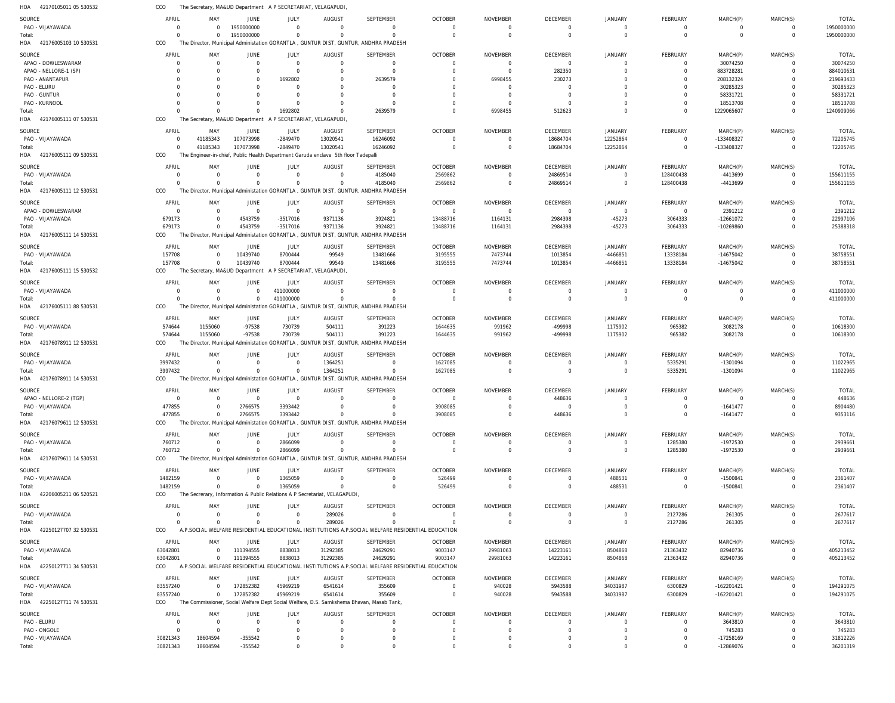HOA 42170105011 05 530532 CCO The Secretary, MA&UD Department A P SECRETARIAT, VELAGAPUDI,

| SOURCE | APRIL | MAY | JUNE | JULY | AUGUST | SEPTEMBER | OCTOBER | NOVEMBER | DECEMBER | JANUARY | FEBRUARY | MARCH(P) | MARCH(S) | TOTAL |
|---|---|---|---|---|---|---|---|---|---|---|---|---|---|---|
| PAO - VIJAYAWADA | 0 | 0 | 1950000000 | 0 | 0 | 0 | 0 | 0 | 0 | 0 | 0 | 0 | 0 | 1950000000 |
| Total: | 0 | 0 | 1950000000 | 0 | 0 | 0 | 0 | 0 | 0 | 0 | 0 | 0 | 0 | 1950000000 |

HOA 42176005103 10 530531 CCO The Director, Municipal Administation GORANTLA , GUNTUR DIST, GUNTUR, ANDHRA PRADESH

| SOURCE | APRIL | MAY | JUNE | JULY | AUGUST | SEPTEMBER | OCTOBER | NOVEMBER | DECEMBER | JANUARY | FEBRUARY | MARCH(P) | MARCH(S) | TOTAL |
|---|---|---|---|---|---|---|---|---|---|---|---|---|---|---|
| APAO - DOWLESWARAM | 0 | 0 | 0 | 0 | 0 | 0 | 0 | 0 | 0 | 0 | 0 | 30074250 | 0 | 30074250 |
| APAO - NELLORE-1 (SP) | 0 | 0 | 0 | 0 | 0 | 0 | 0 | 0 | 282350 | 0 | 0 | 883728281 | 0 | 884010631 |
| PAO - ANANTAPUR | 0 | 0 | 0 | 1692802 | 0 | 2639579 | 0 | 6998455 | 230273 | 0 | 0 | 208132324 | 0 | 219693433 |
| PAO - ELURU | 0 | 0 | 0 | 0 | 0 | 0 | 0 | 0 | 0 | 0 | 0 | 30285323 | 0 | 30285323 |
| PAO - GUNTUR | 0 | 0 | 0 | 0 | 0 | 0 | 0 | 0 | 0 | 0 | 0 | 58331721 | 0 | 58331721 |
| PAO - KURNOOL | 0 | 0 | 0 | 0 | 0 | 0 | 0 | 0 | 0 | 0 | 0 | 18513708 | 0 | 18513708 |
| Total: | 0 | 0 | 0 | 1692802 | 0 | 2639579 | 0 | 6998455 | 512623 | 0 | 0 | 1229065607 | 0 | 1240909066 |

HOA 42176005111 07 530531 CCO The Secretary, MA&UD Department A P SECRETARIAT, VELAGAPUDI,

| SOURCE | APRIL | MAY | JUNE | JULY | AUGUST | SEPTEMBER | OCTOBER | NOVEMBER | DECEMBER | JANUARY | FEBRUARY | MARCH(P) | MARCH(S) | TOTAL |
|---|---|---|---|---|---|---|---|---|---|---|---|---|---|---|
| PAO - VIJAYAWADA | 0 | 41185343 | 107073998 | -2849470 | 13020541 | 16246092 | 0 | 0 | 18684704 | 12252864 | 0 | -133408327 | 0 | 72205745 |
| Total: | 0 | 41185343 | 107073998 | -2849470 | 13020541 | 16246092 | 0 | 0 | 18684704 | 12252864 | 0 | -133408327 | 0 | 72205745 |

HOA 42176005111 09 530531 CCO The Engineer-in-chief, Public Health Department Garuda enclave 5th floor Tadepalli

| SOURCE | APRIL | MAY | JUNE | JULY | AUGUST | SEPTEMBER | OCTOBER | NOVEMBER | DECEMBER | JANUARY | FEBRUARY | MARCH(P) | MARCH(S) | TOTAL |
|---|---|---|---|---|---|---|---|---|---|---|---|---|---|---|
| PAO - VIJAYAWADA | 0 | 0 | 0 | 0 | 0 | 4185040 | 2569862 | 0 | 24869514 | 0 | 128400438 | -4413699 | 0 | 155611155 |
| Total: | 0 | 0 | 0 | 0 | 0 | 4185040 | 2569862 | 0 | 24869514 | 0 | 128400438 | -4413699 | 0 | 155611155 |

HOA 42176005111 12 530531 CCO The Director, Municipal Administation GORANTLA , GUNTUR DIST, GUNTUR, ANDHRA PRADESH

| SOURCE | APRIL | MAY | JUNE | JULY | AUGUST | SEPTEMBER | OCTOBER | NOVEMBER | DECEMBER | JANUARY | FEBRUARY | MARCH(P) | MARCH(S) | TOTAL |
|---|---|---|---|---|---|---|---|---|---|---|---|---|---|---|
| APAO - DOWLESWARAM | 0 | 0 | 0 | 0 | 0 | 0 | 0 | 0 | 0 | 0 | 0 | 2391212 | 0 | 2391212 |
| PAO - VIJAYAWADA | 679173 | 0 | 4543759 | -3517016 | 9371136 | 3924821 | 13488716 | 1164131 | 2984398 | -45273 | 3064333 | -12661072 | 0 | 22997106 |
| Total: | 679173 | 0 | 4543759 | -3517016 | 9371136 | 3924821 | 13488716 | 1164131 | 2984398 | -45273 | 3064333 | -10269860 | 0 | 25388318 |

HOA 42176005111 14 530531 CCO The Director, Municipal Administation GORANTLA , GUNTUR DIST, GUNTUR, ANDHRA PRADESH

| SOURCE | APRIL | MAY | JUNE | JULY | AUGUST | SEPTEMBER | OCTOBER | NOVEMBER | DECEMBER | JANUARY | FEBRUARY | MARCH(P) | MARCH(S) | TOTAL |
|---|---|---|---|---|---|---|---|---|---|---|---|---|---|---|
| PAO - VIJAYAWADA | 157708 | 0 | 10439740 | 8700444 | 99549 | 13481666 | 3195555 | 7473744 | 1013854 | -4466851 | 13338184 | -14675042 | 0 | 38758551 |
| Total: | 157708 | 0 | 10439740 | 8700444 | 99549 | 13481666 | 3195555 | 7473744 | 1013854 | -4466851 | 13338184 | -14675042 | 0 | 38758551 |

HOA 42176005111 15 530532 CCO The Secretary, MA&UD Department A P SECRETARIAT, VELAGAPUDI,

| SOURCE | APRIL | MAY | JUNE | JULY | AUGUST | SEPTEMBER | OCTOBER | NOVEMBER | DECEMBER | JANUARY | FEBRUARY | MARCH(P) | MARCH(S) | TOTAL |
|---|---|---|---|---|---|---|---|---|---|---|---|---|---|---|
| PAO - VIJAYAWADA | 0 | 0 | 0 | 411000000 | 0 | 0 | 0 | 0 | 0 | 0 | 0 | 0 | 0 | 411000000 |
| Total: | 0 | 0 | 0 | 411000000 | 0 | 0 | 0 | 0 | 0 | 0 | 0 | 0 | 0 | 411000000 |

HOA 42176005111 88 530531 CCO The Director, Municipal Administation GORANTLA , GUNTUR DIST, GUNTUR, ANDHRA PRADESH

| SOURCE | APRIL | MAY | JUNE | JULY | AUGUST | SEPTEMBER | OCTOBER | NOVEMBER | DECEMBER | JANUARY | FEBRUARY | MARCH(P) | MARCH(S) | TOTAL |
|---|---|---|---|---|---|---|---|---|---|---|---|---|---|---|
| PAO - VIJAYAWADA | 574644 | 1155060 | -97538 | 730739 | 504111 | 391223 | 1644635 | 991962 | -499998 | 1175902 | 965382 | 3082178 | 0 | 10618300 |
| Total: | 574644 | 1155060 | -97538 | 730739 | 504111 | 391223 | 1644635 | 991962 | -499998 | 1175902 | 965382 | 3082178 | 0 | 10618300 |

HOA 42176078911 12 530531 CCO The Director, Municipal Administation GORANTLA , GUNTUR DIST, GUNTUR, ANDHRA PRADESH

| SOURCE | APRIL | MAY | JUNE | JULY | AUGUST | SEPTEMBER | OCTOBER | NOVEMBER | DECEMBER | JANUARY | FEBRUARY | MARCH(P) | MARCH(S) | TOTAL |
|---|---|---|---|---|---|---|---|---|---|---|---|---|---|---|
| PAO - VIJAYAWADA | 3997432 | 0 | 0 | 0 | 1364251 | 0 | 1627085 | 0 | 0 | 0 | 5335291 | -1301094 | 0 | 11022965 |
| Total: | 3997432 | 0 | 0 | 0 | 1364251 | 0 | 1627085 | 0 | 0 | 0 | 5335291 | -1301094 | 0 | 11022965 |

HOA 42176078911 14 530531 CCO The Director, Municipal Administation GORANTLA , GUNTUR DIST, GUNTUR, ANDHRA PRADESH

| SOURCE | APRIL | MAY | JUNE | JULY | AUGUST | SEPTEMBER | OCTOBER | NOVEMBER | DECEMBER | JANUARY | FEBRUARY | MARCH(P) | MARCH(S) | TOTAL |
|---|---|---|---|---|---|---|---|---|---|---|---|---|---|---|
| APAO - NELLORE-2 (TGP) | 0 | 0 | 0 | 0 | 0 | 0 | 0 | 0 | 448636 | 0 | 0 | 0 | 0 | 448636 |
| PAO - VIJAYAWADA | 477855 | 0 | 2766575 | 3393442 | 0 | 0 | 3908085 | 0 | 0 | 0 | 0 | -1641477 | 0 | 8904480 |
| Total: | 477855 | 0 | 2766575 | 3393442 | 0 | 0 | 3908085 | 0 | 448636 | 0 | 0 | -1641477 | 0 | 9353116 |

HOA 42176079611 12 530531 CCO The Director, Municipal Administation GORANTLA , GUNTUR DIST, GUNTUR, ANDHRA PRADESH

| SOURCE | APRIL | MAY | JUNE | JULY | AUGUST | SEPTEMBER | OCTOBER | NOVEMBER | DECEMBER | JANUARY | FEBRUARY | MARCH(P) | MARCH(S) | TOTAL |
|---|---|---|---|---|---|---|---|---|---|---|---|---|---|---|
| PAO - VIJAYAWADA | 760712 | 0 | 0 | 2866099 | 0 | 0 | 0 | 0 | 0 | 0 | 1285380 | -1972530 | 0 | 2939661 |
| Total: | 760712 | 0 | 0 | 2866099 | 0 | 0 | 0 | 0 | 0 | 0 | 1285380 | -1972530 | 0 | 2939661 |

HOA 42176079611 14 530531 CCO The Director, Municipal Administation GORANTLA , GUNTUR DIST, GUNTUR, ANDHRA PRADESH

| SOURCE | APRIL | MAY | JUNE | JULY | AUGUST | SEPTEMBER | OCTOBER | NOVEMBER | DECEMBER | JANUARY | FEBRUARY | MARCH(P) | MARCH(S) | TOTAL |
|---|---|---|---|---|---|---|---|---|---|---|---|---|---|---|
| PAO - VIJAYAWADA | 1482159 | 0 | 0 | 1365059 | 0 | 0 | 526499 | 0 | 0 | 488531 | 0 | -1500841 | 0 | 2361407 |
| Total: | 1482159 | 0 | 0 | 1365059 | 0 | 0 | 526499 | 0 | 0 | 488531 | 0 | -1500841 | 0 | 2361407 |

HOA 42206005211 06 520521 CCO The Secrerary, Information & Public Relations A P Secretariat, VELAGAPUDI,

| SOURCE | APRIL | MAY | JUNE | JULY | AUGUST | SEPTEMBER | OCTOBER | NOVEMBER | DECEMBER | JANUARY | FEBRUARY | MARCH(P) | MARCH(S) | TOTAL |
|---|---|---|---|---|---|---|---|---|---|---|---|---|---|---|
| PAO - VIJAYAWADA | 0 | 0 | 0 | 0 | 289026 | 0 | 0 | 0 | 0 | 0 | 2127286 | 261305 | 0 | 2677617 |
| Total: | 0 | 0 | 0 | 0 | 289026 | 0 | 0 | 0 | 0 | 0 | 2127286 | 261305 | 0 | 2677617 |

HOA 42250127707 32 530531 CCO A.P.SOCIAL WELFARE RESIDENTIAL EDUCATIONAL INSTITUTIONS A.P.SOCIAL WELFARE RESIDENTIAL EDUCATION

| SOURCE | APRIL | MAY | JUNE | JULY | AUGUST | SEPTEMBER | OCTOBER | NOVEMBER | DECEMBER | JANUARY | FEBRUARY | MARCH(P) | MARCH(S) | TOTAL |
|---|---|---|---|---|---|---|---|---|---|---|---|---|---|---|
| PAO - VIJAYAWADA | 63042801 | 0 | 111394555 | 8838013 | 31292385 | 24629291 | 9003147 | 29981063 | 14223161 | 8504868 | 21363432 | 82940736 | 0 | 405213452 |
| Total: | 63042801 | 0 | 111394555 | 8838013 | 31292385 | 24629291 | 9003147 | 29981063 | 14223161 | 8504868 | 21363432 | 82940736 | 0 | 405213452 |

HOA 42250127711 34 530531 CCO A.P.SOCIAL WELFARE RESIDENTIAL EDUCATIONAL INSTITUTIONS A.P.SOCIAL WELFARE RESIDENTIAL EDUCATION

| SOURCE | APRIL | MAY | JUNE | JULY | AUGUST | SEPTEMBER | OCTOBER | NOVEMBER | DECEMBER | JANUARY | FEBRUARY | MARCH(P) | MARCH(S) | TOTAL |
|---|---|---|---|---|---|---|---|---|---|---|---|---|---|---|
| PAO - VIJAYAWADA | 83557240 | 0 | 172852382 | 45969219 | 6541614 | 355609 | 0 | 940028 | 5943588 | 34031987 | 6300829 | -162201421 | 0 | 194291075 |
| Total: | 83557240 | 0 | 172852382 | 45969219 | 6541614 | 355609 | 0 | 940028 | 5943588 | 34031987 | 6300829 | -162201421 | 0 | 194291075 |

HOA 42250127711 74 530531 CCO The Commissioner, Social Welfare Dept Social Welfare, D.S. Samkshema Bhavan, Masab Tank,

| SOURCE | APRIL | MAY | JUNE | JULY | AUGUST | SEPTEMBER | OCTOBER | NOVEMBER | DECEMBER | JANUARY | FEBRUARY | MARCH(P) | MARCH(S) | TOTAL |
|---|---|---|---|---|---|---|---|---|---|---|---|---|---|---|
| PAO - ELURU | 0 | 0 | 0 | 0 | 0 | 0 | 0 | 0 | 0 | 0 | 0 | 3643810 | 0 | 3643810 |
| PAO - ONGOLE | 0 | 0 | 0 | 0 | 0 | 0 | 0 | 0 | 0 | 0 | 0 | 745283 | 0 | 745283 |
| PAO - VIJAYAWADA | 30821343 | 18604594 | -355542 | 0 | 0 | 0 | 0 | 0 | 0 | 0 | 0 | -17258169 | 0 | 31812226 |
| Total: | 30821343 | 18604594 | -355542 | 0 | 0 | 0 | 0 | 0 | 0 | 0 | 0 | -12869076 | 0 | 36201319 |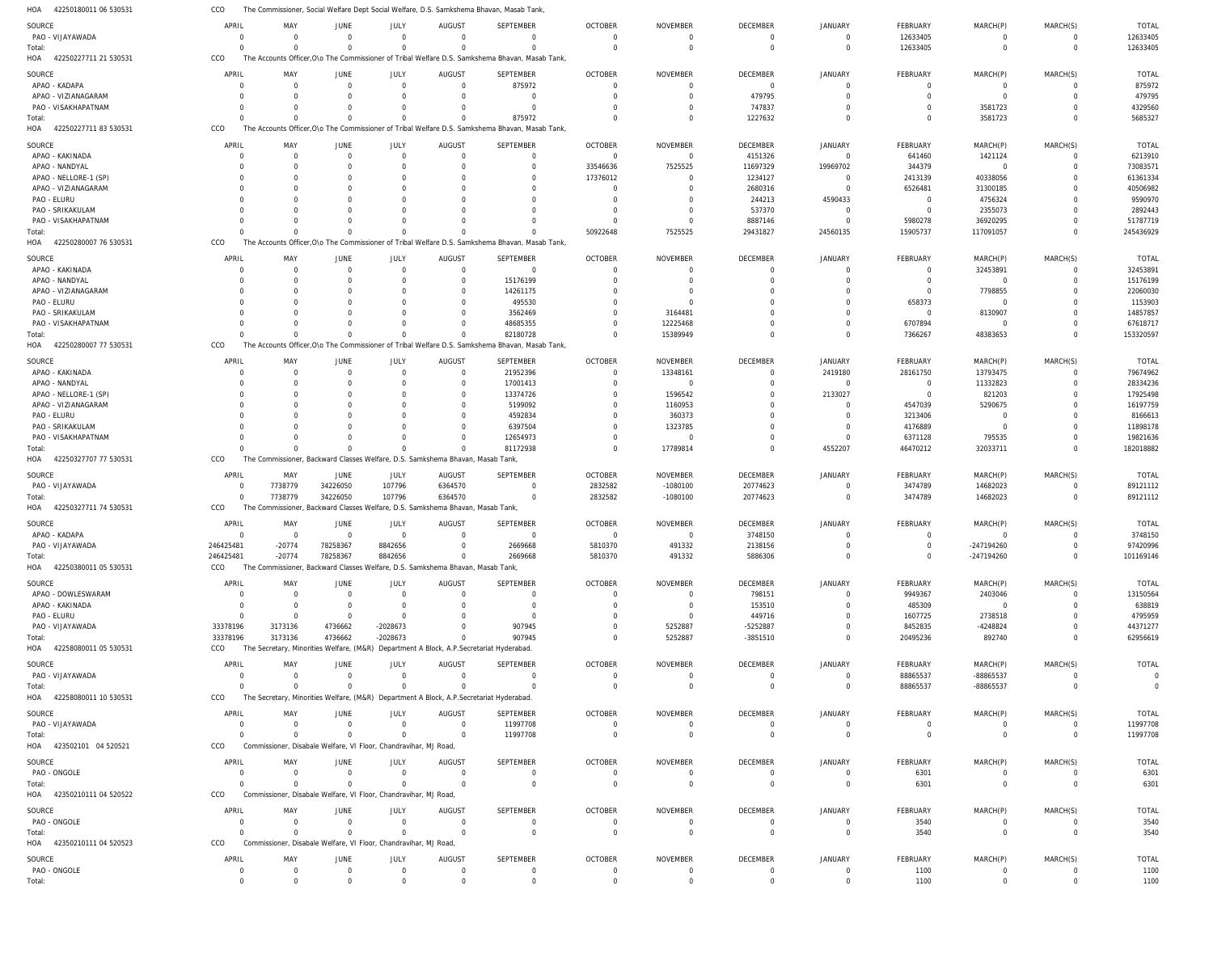HOA 42250180011 06 530531 CCO The Commissioner, Social Welfare Dept Social Welfare, D.S. Samkshema Bhavan, Masab Tank,

| SOURCE | APRIL | MAY | JUNE | JULY | AUGUST | SEPTEMBER | OCTOBER | NOVEMBER | DECEMBER | JANUARY | FEBRUARY | MARCH(P) | MARCH(S) | TOTAL |
|---|---|---|---|---|---|---|---|---|---|---|---|---|---|---|
| PAO - VIJAYAWADA | 0 | 0 | 0 | 0 | 0 | 0 | 0 | 0 | 0 | 0 | 12633405 | 0 | 0 | 12633405 |
| Total: | 0 | 0 | 0 | 0 | 0 | 0 | 0 | 0 | 0 | 0 | 12633405 | 0 | 0 | 12633405 |

HOA 42250227711 21 530531 CCO The Accounts Officer,O\o The Commissioner of Tribal Welfare D.S. Samkshema Bhavan, Masab Tank,

| SOURCE | APRIL | MAY | JUNE | JULY | AUGUST | SEPTEMBER | OCTOBER | NOVEMBER | DECEMBER | JANUARY | FEBRUARY | MARCH(P) | MARCH(S) | TOTAL |
|---|---|---|---|---|---|---|---|---|---|---|---|---|---|---|
| APAO - KADAPA | 0 | 0 | 0 | 0 | 0 | 875972 | 0 | 0 | 0 | 0 | 0 | 0 | 0 | 875972 |
| APAO - VIZIANAGARAM | 0 | 0 | 0 | 0 | 0 | 0 | 0 | 0 | 479795 | 0 | 0 | 0 | 0 | 479795 |
| PAO - VISAKHAPATNAM | 0 | 0 | 0 | 0 | 0 | 0 | 0 | 0 | 747837 | 0 | 0 | 3581723 | 0 | 4329560 |
| Total: | 0 | 0 | 0 | 0 | 0 | 875972 | 0 | 0 | 1227632 | 0 | 0 | 3581723 | 0 | 5685327 |

HOA 42250227711 83 530531 CCO The Accounts Officer,O\o The Commissioner of Tribal Welfare D.S. Samkshema Bhavan, Masab Tank,

| SOURCE | APRIL | MAY | JUNE | JULY | AUGUST | SEPTEMBER | OCTOBER | NOVEMBER | DECEMBER | JANUARY | FEBRUARY | MARCH(P) | MARCH(S) | TOTAL |
|---|---|---|---|---|---|---|---|---|---|---|---|---|---|---|
| APAO - KAKINADA | 0 | 0 | 0 | 0 | 0 | 0 | 0 | 0 | 4151326 | 0 | 641460 | 1421124 | 0 | 6213910 |
| APAO - NANDYAL | 0 | 0 | 0 | 0 | 0 | 0 | 33546636 | 7525525 | 11697329 | 19969702 | 344379 | 0 | 0 | 73083571 |
| APAO - NELLORE-1 (SP) | 0 | 0 | 0 | 0 | 0 | 0 | 17376012 | 0 | 1234127 | 0 | 2413139 | 40338056 | 0 | 61361334 |
| APAO - VIZIANAGARAM | 0 | 0 | 0 | 0 | 0 | 0 | 0 | 0 | 2680316 | 0 | 6526481 | 31300185 | 0 | 40506982 |
| PAO - ELURU | 0 | 0 | 0 | 0 | 0 | 0 | 0 | 0 | 244213 | 4590433 | 0 | 4756324 | 0 | 9590970 |
| PAO - SRIKAKULAM | 0 | 0 | 0 | 0 | 0 | 0 | 0 | 0 | 537370 | 0 | 0 | 2355073 | 0 | 2892443 |
| PAO - VISAKHAPATNAM | 0 | 0 | 0 | 0 | 0 | 0 | 0 | 0 | 8887146 | 0 | 5980278 | 36920295 | 0 | 51787719 |
| Total: | 0 | 0 | 0 | 0 | 0 | 0 | 50922648 | 7525525 | 29431827 | 24560135 | 15905737 | 117091057 | 0 | 245436929 |

HOA 42250280007 76 530531 CCO The Accounts Officer,O\o The Commissioner of Tribal Welfare D.S. Samkshema Bhavan, Masab Tank,

| SOURCE | APRIL | MAY | JUNE | JULY | AUGUST | SEPTEMBER | OCTOBER | NOVEMBER | DECEMBER | JANUARY | FEBRUARY | MARCH(P) | MARCH(S) | TOTAL |
|---|---|---|---|---|---|---|---|---|---|---|---|---|---|---|
| APAO - KAKINADA | 0 | 0 | 0 | 0 | 0 | 0 | 0 | 0 | 0 | 0 | 0 | 32453891 | 0 | 32453891 |
| APAO - NANDYAL | 0 | 0 | 0 | 0 | 0 | 15176199 | 0 | 0 | 0 | 0 | 0 | 0 | 0 | 15176199 |
| APAO - VIZIANAGARAM | 0 | 0 | 0 | 0 | 0 | 14261175 | 0 | 0 | 0 | 0 | 0 | 7798855 | 0 | 22060030 |
| PAO - ELURU | 0 | 0 | 0 | 0 | 0 | 495530 | 0 | 0 | 0 | 0 | 658373 | 0 | 0 | 1153903 |
| PAO - SRIKAKULAM | 0 | 0 | 0 | 0 | 0 | 3562469 | 0 | 3164481 | 0 | 0 | 0 | 8130907 | 0 | 14857857 |
| PAO - VISAKHAPATNAM | 0 | 0 | 0 | 0 | 0 | 48685355 | 0 | 12225468 | 0 | 0 | 6707894 | 0 | 0 | 67618717 |
| Total: | 0 | 0 | 0 | 0 | 0 | 82180728 | 0 | 15389949 | 0 | 0 | 7366267 | 48383653 | 0 | 153320597 |

HOA 42250280007 77 530531 CCO The Accounts Officer,O\o The Commissioner of Tribal Welfare D.S. Samkshema Bhavan, Masab Tank,

| SOURCE | APRIL | MAY | JUNE | JULY | AUGUST | SEPTEMBER | OCTOBER | NOVEMBER | DECEMBER | JANUARY | FEBRUARY | MARCH(P) | MARCH(S) | TOTAL |
|---|---|---|---|---|---|---|---|---|---|---|---|---|---|---|
| APAO - KAKINADA | 0 | 0 | 0 | 0 | 0 | 21952396 | 0 | 13348161 | 0 | 2419180 | 28161750 | 13793475 | 0 | 79674962 |
| APAO - NANDYAL | 0 | 0 | 0 | 0 | 0 | 17001413 | 0 | 0 | 0 | 0 | 0 | 11332823 | 0 | 28334236 |
| APAO - NELLORE-1 (SP) | 0 | 0 | 0 | 0 | 0 | 13374726 | 0 | 1596542 | 0 | 2133027 | 0 | 821203 | 0 | 17925498 |
| APAO - VIZIANAGARAM | 0 | 0 | 0 | 0 | 0 | 5199092 | 0 | 1160953 | 0 | 0 | 4547039 | 5290675 | 0 | 16197759 |
| PAO - ELURU | 0 | 0 | 0 | 0 | 0 | 4592834 | 0 | 360373 | 0 | 0 | 3213406 | 0 | 0 | 8166613 |
| PAO - SRIKAKULAM | 0 | 0 | 0 | 0 | 0 | 6397504 | 0 | 1323785 | 0 | 0 | 4176889 | 0 | 0 | 11898178 |
| PAO - VISAKHAPATNAM | 0 | 0 | 0 | 0 | 0 | 12654973 | 0 | 0 | 0 | 0 | 6371128 | 795535 | 0 | 19821636 |
| Total: | 0 | 0 | 0 | 0 | 0 | 81172938 | 0 | 17789814 | 0 | 4552207 | 46470212 | 32033711 | 0 | 182018882 |

HOA 42250327707 77 530531 CCO The Commissioner, Backward Classes Welfare, D.S. Samkshema Bhavan, Masab Tank,

| SOURCE | APRIL | MAY | JUNE | JULY | AUGUST | SEPTEMBER | OCTOBER | NOVEMBER | DECEMBER | JANUARY | FEBRUARY | MARCH(P) | MARCH(S) | TOTAL |
|---|---|---|---|---|---|---|---|---|---|---|---|---|---|---|
| PAO - VIJAYAWADA | 0 | 7738779 | 34226050 | 107796 | 6364570 | 0 | 2832582 | -1080100 | 20774623 | 0 | 3474789 | 14682023 | 0 | 89121112 |
| Total: | 0 | 7738779 | 34226050 | 107796 | 6364570 | 0 | 2832582 | -1080100 | 20774623 | 0 | 3474789 | 14682023 | 0 | 89121112 |

HOA 42250327711 74 530531 CCO The Commissioner, Backward Classes Welfare, D.S. Samkshema Bhavan, Masab Tank,

| SOURCE | APRIL | MAY | JUNE | JULY | AUGUST | SEPTEMBER | OCTOBER | NOVEMBER | DECEMBER | JANUARY | FEBRUARY | MARCH(P) | MARCH(S) | TOTAL |
|---|---|---|---|---|---|---|---|---|---|---|---|---|---|---|
| APAO - KADAPA | 0 | 0 | 0 | 0 | 0 | 0 | 0 | 0 | 3748150 | 0 | 0 | 0 | 0 | 3748150 |
| PAO - VIJAYAWADA | 246425481 | -20774 | 78258367 | 8842656 | 0 | 2669668 | 5810370 | 491332 | 2138156 | 0 | 0 | -247194260 | 0 | 97420996 |
| Total: | 246425481 | -20774 | 78258367 | 8842656 | 0 | 2669668 | 5810370 | 491332 | 5886306 | 0 | 0 | -247194260 | 0 | 101169146 |

HOA 42250380011 05 530531 CCO The Commissioner, Backward Classes Welfare, D.S. Samkshema Bhavan, Masab Tank,

| SOURCE | APRIL | MAY | JUNE | JULY | AUGUST | SEPTEMBER | OCTOBER | NOVEMBER | DECEMBER | JANUARY | FEBRUARY | MARCH(P) | MARCH(S) | TOTAL |
|---|---|---|---|---|---|---|---|---|---|---|---|---|---|---|
| APAO - DOWLESWARAM | 0 | 0 | 0 | 0 | 0 | 0 | 0 | 0 | 798151 | 0 | 9949367 | 2403046 | 0 | 13150564 |
| APAO - KAKINADA | 0 | 0 | 0 | 0 | 0 | 0 | 0 | 0 | 153510 | 0 | 485309 | 0 | 0 | 638819 |
| PAO - ELURU | 0 | 0 | 0 | 0 | 0 | 0 | 0 | 0 | 449716 | 0 | 1607725 | 2738518 | 0 | 4795959 |
| PAO - VIJAYAWADA | 33378196 | 3173136 | 4736662 | -2028673 | 0 | 907945 | 0 | 5252887 | -5252887 | 0 | 8452835 | -4248824 | 0 | 44371277 |
| Total: | 33378196 | 3173136 | 4736662 | -2028673 | 0 | 907945 | 0 | 5252887 | -3851510 | 0 | 20495236 | 892740 | 0 | 62956619 |

HOA 42258080011 05 530531 CCO The Secretary, Minorities Welfare, (M&R) Department A Block, A.P.Secretariat Hyderabad.

| SOURCE | APRIL | MAY | JUNE | JULY | AUGUST | SEPTEMBER | OCTOBER | NOVEMBER | DECEMBER | JANUARY | FEBRUARY | MARCH(P) | MARCH(S) | TOTAL |
|---|---|---|---|---|---|---|---|---|---|---|---|---|---|---|
| PAO - VIJAYAWADA | 0 | 0 | 0 | 0 | 0 | 0 | 0 | 0 | 0 | 0 | 88865537 | -88865537 | 0 | 0 |
| Total: | 0 | 0 | 0 | 0 | 0 | 0 | 0 | 0 | 0 | 0 | 88865537 | -88865537 | 0 | 0 |

HOA 42258080011 10 530531 CCO The Secretary, Minorities Welfare, (M&R) Department A Block, A.P.Secretariat Hyderabad.

| SOURCE | APRIL | MAY | JUNE | JULY | AUGUST | SEPTEMBER | OCTOBER | NOVEMBER | DECEMBER | JANUARY | FEBRUARY | MARCH(P) | MARCH(S) | TOTAL |
|---|---|---|---|---|---|---|---|---|---|---|---|---|---|---|
| PAO - VIJAYAWADA | 0 | 0 | 0 | 0 | 0 | 11997708 | 0 | 0 | 0 | 0 | 0 | 0 | 0 | 11997708 |
| Total: | 0 | 0 | 0 | 0 | 0 | 11997708 | 0 | 0 | 0 | 0 | 0 | 0 | 0 | 11997708 |

HOA 423502101 04 520521 CCO Commissioner, Disabale Welfare, VI Floor, Chandravihar, MJ Road,

| SOURCE | APRIL | MAY | JUNE | JULY | AUGUST | SEPTEMBER | OCTOBER | NOVEMBER | DECEMBER | JANUARY | FEBRUARY | MARCH(P) | MARCH(S) | TOTAL |
|---|---|---|---|---|---|---|---|---|---|---|---|---|---|---|
| PAO - ONGOLE | 0 | 0 | 0 | 0 | 0 | 0 | 0 | 0 | 0 | 0 | 6301 | 0 | 0 | 6301 |
| Total: | 0 | 0 | 0 | 0 | 0 | 0 | 0 | 0 | 0 | 0 | 6301 | 0 | 0 | 6301 |

HOA 42350210111 04 520522 CCO Commissioner, Disabale Welfare, VI Floor, Chandravihar, MJ Road,

| SOURCE | APRIL | MAY | JUNE | JULY | AUGUST | SEPTEMBER | OCTOBER | NOVEMBER | DECEMBER | JANUARY | FEBRUARY | MARCH(P) | MARCH(S) | TOTAL |
|---|---|---|---|---|---|---|---|---|---|---|---|---|---|---|
| PAO - ONGOLE | 0 | 0 | 0 | 0 | 0 | 0 | 0 | 0 | 0 | 0 | 3540 | 0 | 0 | 3540 |
| Total: | 0 | 0 | 0 | 0 | 0 | 0 | 0 | 0 | 0 | 0 | 3540 | 0 | 0 | 3540 |

HOA 42350210111 04 520523 CCO Commissioner, Disabale Welfare, VI Floor, Chandravihar, MJ Road,

| SOURCE | APRIL | MAY | JUNE | JULY | AUGUST | SEPTEMBER | OCTOBER | NOVEMBER | DECEMBER | JANUARY | FEBRUARY | MARCH(P) | MARCH(S) | TOTAL |
|---|---|---|---|---|---|---|---|---|---|---|---|---|---|---|
| PAO - ONGOLE | 0 | 0 | 0 | 0 | 0 | 0 | 0 | 0 | 0 | 0 | 1100 | 0 | 0 | 1100 |
| Total: | 0 | 0 | 0 | 0 | 0 | 0 | 0 | 0 | 0 | 0 | 1100 | 0 | 0 | 1100 |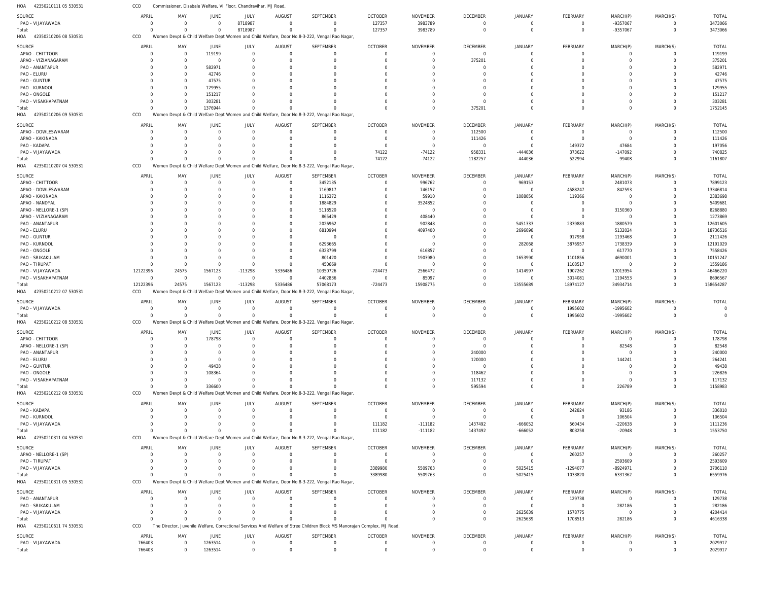HOA 42350210111 05 530531 CCO Commissioner, Disabale Welfare, VI Floor, Chandravihar, MJ Road,

| SOURCE | APRIL | MAY | JUNE | JULY | AUGUST | SEPTEMBER | OCTOBER | NOVEMBER | DECEMBER | JANUARY | FEBRUARY | MARCH(P) | MARCH(S) | TOTAL |
|---|---|---|---|---|---|---|---|---|---|---|---|---|---|---|
| PAO - VIJAYAWADA | 0 | 0 | 0 | 8718987 | 0 | 0 | 127357 | 3983789 | 0 | 0 | 0 | -9357067 | 0 | 3473066 |
| Total: | 0 | 0 | 0 | 8718987 | 0 | 0 | 127357 | 3983789 | 0 | 0 | 0 | -9357067 | 0 | 3473066 |

HOA 42350210206 08 530531 CCO Women Devpt & Child Welfare Dept Women and Child Welfare, Door No.8-3-222, Vengal Rao Nagar,

| SOURCE | APRIL | MAY | JUNE | JULY | AUGUST | SEPTEMBER | OCTOBER | NOVEMBER | DECEMBER | JANUARY | FEBRUARY | MARCH(P) | MARCH(S) | TOTAL |
|---|---|---|---|---|---|---|---|---|---|---|---|---|---|---|
| APAO - CHITTOOR | 0 | 0 | 119199 | 0 | 0 | 0 | 0 | 0 | 0 | 0 | 0 | 0 | 0 | 119199 |
| APAO - VIZIANAGARAM | 0 | 0 | 0 | 0 | 0 | 0 | 0 | 0 | 375201 | 0 | 0 | 0 | 0 | 375201 |
| PAO - ANANTAPUR | 0 | 0 | 582971 | 0 | 0 | 0 | 0 | 0 | 0 | 0 | 0 | 0 | 0 | 582971 |
| PAO - ELURU | 0 | 0 | 42746 | 0 | 0 | 0 | 0 | 0 | 0 | 0 | 0 | 0 | 0 | 42746 |
| PAO - GUNTUR | 0 | 0 | 47575 | 0 | 0 | 0 | 0 | 0 | 0 | 0 | 0 | 0 | 0 | 47575 |
| PAO - KURNOOL | 0 | 0 | 129955 | 0 | 0 | 0 | 0 | 0 | 0 | 0 | 0 | 0 | 0 | 129955 |
| PAO - ONGOLE | 0 | 0 | 151217 | 0 | 0 | 0 | 0 | 0 | 0 | 0 | 0 | 0 | 0 | 151217 |
| PAO - VISAKHAPATNAM | 0 | 0 | 303281 | 0 | 0 | 0 | 0 | 0 | 0 | 0 | 0 | 0 | 0 | 303281 |
| Total: | 0 | 0 | 1376944 | 0 | 0 | 0 | 0 | 0 | 375201 | 0 | 0 | 0 | 0 | 1752145 |

HOA 42350210206 09 530531 CCO Women Devpt & Child Welfare Dept Women and Child Welfare, Door No.8-3-222, Vengal Rao Nagar,

| SOURCE | APRIL | MAY | JUNE | JULY | AUGUST | SEPTEMBER | OCTOBER | NOVEMBER | DECEMBER | JANUARY | FEBRUARY | MARCH(P) | MARCH(S) | TOTAL |
|---|---|---|---|---|---|---|---|---|---|---|---|---|---|---|
| APAO - DOWLESWARAM | 0 | 0 | 0 | 0 | 0 | 0 | 0 | 0 | 112500 | 0 | 0 | 0 | 0 | 112500 |
| APAO - KAKINADA | 0 | 0 | 0 | 0 | 0 | 0 | 0 | 0 | 111426 | 0 | 0 | 0 | 0 | 111426 |
| PAO - KADAPA | 0 | 0 | 0 | 0 | 0 | 0 | 0 | 0 | 0 | 0 | 149372 | 47684 | 0 | 197056 |
| PAO - VIJAYAWADA | 0 | 0 | 0 | 0 | 0 | 0 | 74122 | -74122 | 958331 | -444036 | 373622 | -147092 | 0 | 740825 |
| Total: | 0 | 0 | 0 | 0 | 0 | 0 | 74122 | -74122 | 1182257 | -444036 | 522994 | -99408 | 0 | 1161807 |

HOA 42350210207 04 530531 CCO Women Devpt & Child Welfare Dept Women and Child Welfare, Door No.8-3-222, Vengal Rao Nagar,

| SOURCE | APRIL | MAY | JUNE | JULY | AUGUST | SEPTEMBER | OCTOBER | NOVEMBER | DECEMBER | JANUARY | FEBRUARY | MARCH(P) | MARCH(S) | TOTAL |
|---|---|---|---|---|---|---|---|---|---|---|---|---|---|---|
| APAO - CHITTOOR | 0 | 0 | 0 | 0 | 0 | 3452135 | 0 | 996762 | 0 | 969153 | 0 | 2481073 | 0 | 7899123 |
| APAO - DOWLESWARAM | 0 | 0 | 0 | 0 | 0 | 7169817 | 0 | 746157 | 0 | 0 | 4588247 | 842593 | 0 | 13346814 |
| APAO - KAKINADA | 0 | 0 | 0 | 0 | 0 | 1116372 | 0 | 59910 | 0 | 1088050 | 119366 | 0 | 0 | 2383698 |
| APAO - NANDYAL | 0 | 0 | 0 | 0 | 0 | 1884829 | 0 | 3524852 | 0 | 0 | 0 | 0 | 0 | 5409681 |
| APAO - NELLORE-1 (SP) | 0 | 0 | 0 | 0 | 0 | 5118520 | 0 | 0 | 0 | 0 | 0 | 3150360 | 0 | 8268880 |
| APAO - VIZIANAGARAM | 0 | 0 | 0 | 0 | 0 | 865429 | 0 | 408440 | 0 | 0 | 0 | 0 | 0 | 1273869 |
| PAO - ANANTAPUR | 0 | 0 | 0 | 0 | 0 | 2026962 | 0 | 902848 | 0 | 5451333 | 2339883 | 1880579 | 0 | 12601605 |
| PAO - ELURU | 0 | 0 | 0 | 0 | 0 | 6810994 | 0 | 4097400 | 0 | 2696098 | 0 | 5132024 | 0 | 18736516 |
| PAO - GUNTUR | 0 | 0 | 0 | 0 | 0 | 0 | 0 | 0 | 0 | 0 | 917958 | 1193468 | 0 | 2111426 |
| PAO - KURNOOL | 0 | 0 | 0 | 0 | 0 | 6293665 | 0 | 0 | 0 | 282068 | 3876957 | 1738339 | 0 | 12191029 |
| PAO - ONGOLE | 0 | 0 | 0 | 0 | 0 | 6323799 | 0 | 616857 | 0 | 0 | 0 | 617770 | 0 | 7558426 |
| PAO - SRIKAKULAM | 0 | 0 | 0 | 0 | 0 | 801420 | 0 | 1903980 | 0 | 1653990 | 1101856 | 4690001 | 0 | 10151247 |
| PAO - TIRUPATI | 0 | 0 | 0 | 0 | 0 | 450669 | 0 | 0 | 0 | 0 | 1108517 | 0 | 0 | 1559186 |
| PAO - VIJAYAWADA | 12122396 | 24575 | 1567123 | -113298 | 5336486 | 10350726 | -724473 | 2566472 | 0 | 1414997 | 1907262 | 12013954 | 0 | 46466220 |
| PAO - VISAKHAPATNAM | 0 | 0 | 0 | 0 | 0 | 4402836 | 0 | 85097 | 0 | 0 | 3014081 | 1194553 | 0 | 8696567 |
| Total: | 12122396 | 24575 | 1567123 | -113298 | 5336486 | 57068173 | -724473 | 15908775 | 0 | 13555689 | 18974127 | 34934714 | 0 | 158654287 |

HOA 42350210212 07 530531 CCO Women Devpt & Child Welfare Dept Women and Child Welfare, Door No.8-3-222, Vengal Rao Nagar,

| SOURCE | APRIL | MAY | JUNE | JULY | AUGUST | SEPTEMBER | OCTOBER | NOVEMBER | DECEMBER | JANUARY | FEBRUARY | MARCH(P) | MARCH(S) | TOTAL |
|---|---|---|---|---|---|---|---|---|---|---|---|---|---|---|
| PAO - VIJAYAWADA | 0 | 0 | 0 | 0 | 0 | 0 | 0 | 0 | 0 | 0 | 1995602 | -1995602 | 0 | 0 |
| Total: | 0 | 0 | 0 | 0 | 0 | 0 | 0 | 0 | 0 | 0 | 1995602 | -1995602 | 0 | 0 |

HOA 42350210212 08 530531 CCO Women Devpt & Child Welfare Dept Women and Child Welfare, Door No.8-3-222, Vengal Rao Nagar,

| SOURCE | APRIL | MAY | JUNE | JULY | AUGUST | SEPTEMBER | OCTOBER | NOVEMBER | DECEMBER | JANUARY | FEBRUARY | MARCH(P) | MARCH(S) | TOTAL |
|---|---|---|---|---|---|---|---|---|---|---|---|---|---|---|
| APAO - CHITTOOR | 0 | 0 | 178798 | 0 | 0 | 0 | 0 | 0 | 0 | 0 | 0 | 0 | 0 | 178798 |
| APAO - NELLORE-1 (SP) | 0 | 0 | 0 | 0 | 0 | 0 | 0 | 0 | 0 | 0 | 0 | 82548 | 0 | 82548 |
| PAO - ANANTAPUR | 0 | 0 | 0 | 0 | 0 | 0 | 0 | 0 | 240000 | 0 | 0 | 0 | 0 | 240000 |
| PAO - ELURU | 0 | 0 | 0 | 0 | 0 | 0 | 0 | 0 | 120000 | 0 | 0 | 144241 | 0 | 264241 |
| PAO - GUNTUR | 0 | 0 | 49438 | 0 | 0 | 0 | 0 | 0 | 0 | 0 | 0 | 0 | 0 | 49438 |
| PAO - ONGOLE | 0 | 0 | 108364 | 0 | 0 | 0 | 0 | 0 | 118462 | 0 | 0 | 0 | 0 | 226826 |
| PAO - VISAKHAPATNAM | 0 | 0 | 0 | 0 | 0 | 0 | 0 | 0 | 117132 | 0 | 0 | 0 | 0 | 117132 |
| Total: | 0 | 0 | 336600 | 0 | 0 | 0 | 0 | 0 | 595594 | 0 | 0 | 226789 | 0 | 1158983 |

HOA 42350210212 09 530531 CCO Women Devpt & Child Welfare Dept Women and Child Welfare, Door No.8-3-222, Vengal Rao Nagar,

| SOURCE | APRIL | MAY | JUNE | JULY | AUGUST | SEPTEMBER | OCTOBER | NOVEMBER | DECEMBER | JANUARY | FEBRUARY | MARCH(P) | MARCH(S) | TOTAL |
|---|---|---|---|---|---|---|---|---|---|---|---|---|---|---|
| PAO - KADAPA | 0 | 0 | 0 | 0 | 0 | 0 | 0 | 0 | 0 | 0 | 242824 | 93186 | 0 | 336010 |
| PAO - KURNOOL | 0 | 0 | 0 | 0 | 0 | 0 | 0 | 0 | 0 | 0 | 0 | 106504 | 0 | 106504 |
| PAO - VIJAYAWADA | 0 | 0 | 0 | 0 | 0 | 0 | 111182 | -111182 | 1437492 | -666052 | 560434 | -220638 | 0 | 1111236 |
| Total: | 0 | 0 | 0 | 0 | 0 | 0 | 111182 | -111182 | 1437492 | -666052 | 803258 | -20948 | 0 | 1553750 |

HOA 42350210311 04 530531 CCO Women Devpt & Child Welfare Dept Women and Child Welfare, Door No.8-3-222, Vengal Rao Nagar,

| SOURCE | APRIL | MAY | JUNE | JULY | AUGUST | SEPTEMBER | OCTOBER | NOVEMBER | DECEMBER | JANUARY | FEBRUARY | MARCH(P) | MARCH(S) | TOTAL |
|---|---|---|---|---|---|---|---|---|---|---|---|---|---|---|
| APAO - NELLORE-1 (SP) | 0 | 0 | 0 | 0 | 0 | 0 | 0 | 0 | 0 | 0 | 260257 | 0 | 0 | 260257 |
| PAO - TIRUPATI | 0 | 0 | 0 | 0 | 0 | 0 | 0 | 0 | 0 | 0 | 0 | 2593609 | 0 | 2593609 |
| PAO - VIJAYAWADA | 0 | 0 | 0 | 0 | 0 | 0 | 3389980 | 5509763 | 0 | 5025415 | -1294077 | -8924971 | 0 | 3706110 |
| Total: | 0 | 0 | 0 | 0 | 0 | 0 | 3389980 | 5509763 | 0 | 5025415 | -1033820 | -6331362 | 0 | 6559976 |

HOA 42350210311 05 530531 CCO Women Devpt & Child Welfare Dept Women and Child Welfare, Door No.8-3-222, Vengal Rao Nagar,

| SOURCE | APRIL | MAY | JUNE | JULY | AUGUST | SEPTEMBER | OCTOBER | NOVEMBER | DECEMBER | JANUARY | FEBRUARY | MARCH(P) | MARCH(S) | TOTAL |
|---|---|---|---|---|---|---|---|---|---|---|---|---|---|---|
| PAO - ANANTAPUR | 0 | 0 | 0 | 0 | 0 | 0 | 0 | 0 | 0 | 0 | 129738 | 0 | 0 | 129738 |
| PAO - SRIKAKULAM | 0 | 0 | 0 | 0 | 0 | 0 | 0 | 0 | 0 | 0 | 0 | 282186 | 0 | 282186 |
| PAO - VIJAYAWADA | 0 | 0 | 0 | 0 | 0 | 0 | 0 | 0 | 0 | 2625639 | 1578775 | 0 | 0 | 4204414 |
| Total: | 0 | 0 | 0 | 0 | 0 | 0 | 0 | 0 | 0 | 2625639 | 1708513 | 282186 | 0 | 4616338 |

HOA 42350210611 74 530531 CCO The Director, Juvenile Welfare, Correctional Services And Welfare of Stree Children Block MS Manorajan Complex, MJ Road,

| SOURCE | APRIL | MAY | JUNE | JULY | AUGUST | SEPTEMBER | OCTOBER | NOVEMBER | DECEMBER | JANUARY | FEBRUARY | MARCH(P) | MARCH(S) | TOTAL |
|---|---|---|---|---|---|---|---|---|---|---|---|---|---|---|
| PAO - VIJAYAWADA | 766403 | 0 | 1263514 | 0 | 0 | 0 | 0 | 0 | 0 | 0 | 0 | 0 | 0 | 2029917 |
| Total: | 766403 | 0 | 1263514 | 0 | 0 | 0 | 0 | 0 | 0 | 0 | 0 | 0 | 0 | 2029917 |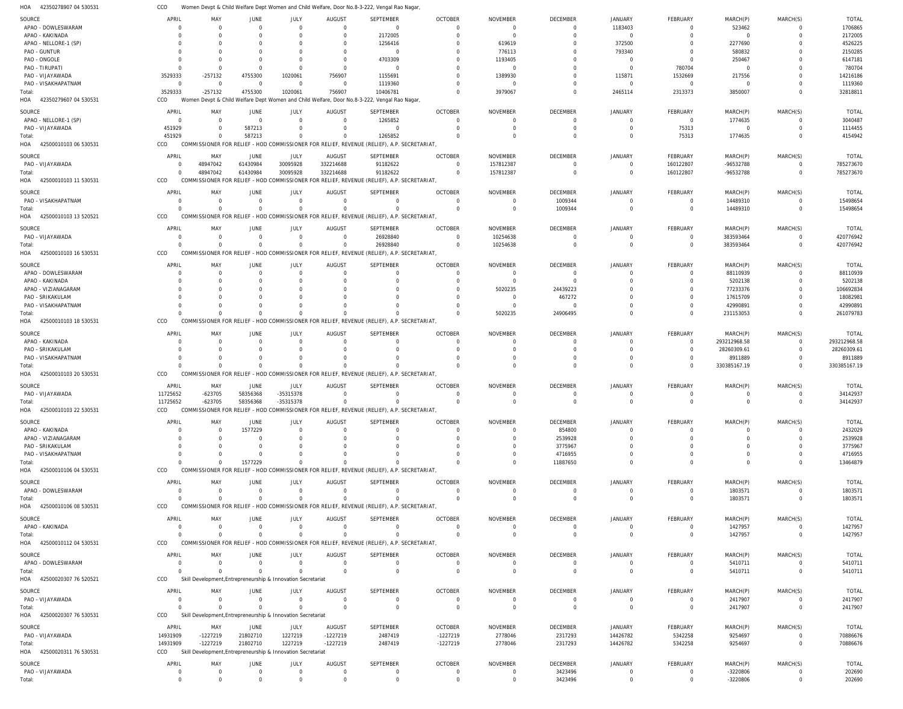HOA 42350278907 04 530531 CCO Women Devpt & Child Welfare Dept Women and Child Welfare, Door No.8-3-222, Vengal Rao Nagar,

| SOURCE | APRIL | MAY | JUNE | JULY | AUGUST | SEPTEMBER | OCTOBER | NOVEMBER | DECEMBER | JANUARY | FEBRUARY | MARCH(P) | MARCH(S) | TOTAL |
|---|---|---|---|---|---|---|---|---|---|---|---|---|---|---|
| APAO - DOWLESWARAM | 0 | 0 | 0 | 0 | 0 | 0 | 0 | 0 | 0 | 1183403 | 0 | 523462 | 0 | 1706865 |
| APAO - KAKINADA | 0 | 0 | 0 | 0 | 0 | 2172005 | 0 | 0 | 0 | 0 | 0 | 0 | 0 | 2172005 |
| APAO - NELLORE-1 (SP) | 0 | 0 | 0 | 0 | 0 | 1256416 | 0 | 619619 | 0 | 372500 | 0 | 2277690 | 0 | 4526225 |
| PAO - GUNTUR | 0 | 0 | 0 | 0 | 0 | 0 | 0 | 776113 | 0 | 793340 | 0 | 580832 | 0 | 2150285 |
| PAO - ONGOLE | 0 | 0 | 0 | 0 | 0 | 4703309 | 0 | 1193405 | 0 | 0 | 0 | 250467 | 0 | 6147181 |
| PAO - TIRUPATI | 0 | 0 | 0 | 0 | 0 | 0 | 0 | 0 | 0 | 0 | 780704 | 0 | 0 | 780704 |
| PAO - VIJAYAWADA | 3529333 | -257132 | 4755300 | 1020061 | 756907 | 1155691 | 0 | 1389930 | 0 | 115871 | 1532669 | 217556 | 0 | 14216186 |
| PAO - VISAKHAPATNAM | 0 | 0 | 0 | 0 | 0 | 1119360 | 0 | 0 | 0 | 0 | 0 | 0 | 0 | 1119360 |
| Total: | 3529333 | -257132 | 4755300 | 1020061 | 756907 | 10406781 | 0 | 3979067 | 0 | 2465114 | 2313373 | 3850007 | 0 | 32818811 |

HOA 42350279607 04 530531 CCO Women Devpt & Child Welfare Dept Women and Child Welfare, Door No.8-3-222, Vengal Rao Nagar,

| SOURCE | APRIL | MAY | JUNE | JULY | AUGUST | SEPTEMBER | OCTOBER | NOVEMBER | DECEMBER | JANUARY | FEBRUARY | MARCH(P) | MARCH(S) | TOTAL |
|---|---|---|---|---|---|---|---|---|---|---|---|---|---|---|
| APAO - NELLORE-1 (SP) | 0 | 0 | 0 | 0 | 0 | 1265852 | 0 | 0 | 0 | 0 | 0 | 1774635 | 0 | 3040487 |
| PAO - VIJAYAWADA | 451929 | 0 | 587213 | 0 | 0 | 0 | 0 | 0 | 0 | 0 | 75313 | 0 | 0 | 1114455 |
| Total: | 451929 | 0 | 587213 | 0 | 0 | 1265852 | 0 | 0 | 0 | 0 | 75313 | 1774635 | 0 | 4154942 |

HOA 42500010103 06 530531 CCO COMMISSIONER FOR RELIEF - HOD COMMISSIONER FOR RELIEF, REVENUE (RELIEF), A.P. SECRETARIAT,

| SOURCE | APRIL | MAY | JUNE | JULY | AUGUST | SEPTEMBER | OCTOBER | NOVEMBER | DECEMBER | JANUARY | FEBRUARY | MARCH(P) | MARCH(S) | TOTAL |
|---|---|---|---|---|---|---|---|---|---|---|---|---|---|---|
| PAO - VIJAYAWADA | 0 | 48947042 | 61430984 | 30095928 | 332214688 | 91182622 | 0 | 157812387 | 0 | 0 | 160122807 | -96532788 | 0 | 785273670 |
| Total: | 0 | 48947042 | 61430984 | 30095928 | 332214688 | 91182622 | 0 | 157812387 | 0 | 0 | 160122807 | -96532788 | 0 | 785273670 |

HOA 42500010103 11 530531 CCO COMMISSIONER FOR RELIEF - HOD COMMISSIONER FOR RELIEF, REVENUE (RELIEF), A.P. SECRETARIAT,

| SOURCE | APRIL | MAY | JUNE | JULY | AUGUST | SEPTEMBER | OCTOBER | NOVEMBER | DECEMBER | JANUARY | FEBRUARY | MARCH(P) | MARCH(S) | TOTAL |
|---|---|---|---|---|---|---|---|---|---|---|---|---|---|---|
| PAO - VISAKHAPATNAM | 0 | 0 | 0 | 0 | 0 | 0 | 0 | 0 | 1009344 | 0 | 0 | 14489310 | 0 | 15498654 |
| Total: | 0 | 0 | 0 | 0 | 0 | 0 | 0 | 0 | 1009344 | 0 | 0 | 14489310 | 0 | 15498654 |

HOA 42500010103 13 520521 CCO COMMISSIONER FOR RELIEF - HOD COMMISSIONER FOR RELIEF, REVENUE (RELIEF), A.P. SECRETARIAT,

| SOURCE | APRIL | MAY | JUNE | JULY | AUGUST | SEPTEMBER | OCTOBER | NOVEMBER | DECEMBER | JANUARY | FEBRUARY | MARCH(P) | MARCH(S) | TOTAL |
|---|---|---|---|---|---|---|---|---|---|---|---|---|---|---|
| PAO - VIJAYAWADA | 0 | 0 | 0 | 0 | 0 | 26928840 | 0 | 10254638 | 0 | 0 | 0 | 383593464 | 0 | 420776942 |
| Total: | 0 | 0 | 0 | 0 | 0 | 26928840 | 0 | 10254638 | 0 | 0 | 0 | 383593464 | 0 | 420776942 |

HOA 42500010103 16 530531 CCO COMMISSIONER FOR RELIEF - HOD COMMISSIONER FOR RELIEF, REVENUE (RELIEF), A.P. SECRETARIAT,

| SOURCE | APRIL | MAY | JUNE | JULY | AUGUST | SEPTEMBER | OCTOBER | NOVEMBER | DECEMBER | JANUARY | FEBRUARY | MARCH(P) | MARCH(S) | TOTAL |
|---|---|---|---|---|---|---|---|---|---|---|---|---|---|---|
| APAO - DOWLESWARAM | 0 | 0 | 0 | 0 | 0 | 0 | 0 | 0 | 0 | 0 | 0 | 88110939 | 0 | 88110939 |
| APAO - KAKINADA | 0 | 0 | 0 | 0 | 0 | 0 | 0 | 0 | 0 | 0 | 0 | 5202138 | 0 | 5202138 |
| APAO - VIZIANAGARAM | 0 | 0 | 0 | 0 | 0 | 0 | 0 | 5020235 | 24439223 | 0 | 0 | 77233376 | 0 | 106692834 |
| PAO - SRIKAKULAM | 0 | 0 | 0 | 0 | 0 | 0 | 0 | 0 | 467272 | 0 | 0 | 17615709 | 0 | 18082981 |
| PAO - VISAKHAPATNAM | 0 | 0 | 0 | 0 | 0 | 0 | 0 | 0 | 0 | 0 | 0 | 42990891 | 0 | 42990891 |
| Total: | 0 | 0 | 0 | 0 | 0 | 0 | 0 | 5020235 | 24906495 | 0 | 0 | 231153053 | 0 | 261079783 |

HOA 42500010103 18 530531 CCO COMMISSIONER FOR RELIEF - HOD COMMISSIONER FOR RELIEF, REVENUE (RELIEF), A.P. SECRETARIAT,

| SOURCE | APRIL | MAY | JUNE | JULY | AUGUST | SEPTEMBER | OCTOBER | NOVEMBER | DECEMBER | JANUARY | FEBRUARY | MARCH(P) | MARCH(S) | TOTAL |
|---|---|---|---|---|---|---|---|---|---|---|---|---|---|---|
| APAO - KAKINADA | 0 | 0 | 0 | 0 | 0 | 0 | 0 | 0 | 0 | 0 | 0 | 293212968.58 | 0 | 293212968.58 |
| PAO - SRIKAKULAM | 0 | 0 | 0 | 0 | 0 | 0 | 0 | 0 | 0 | 0 | 0 | 28260309.61 | 0 | 28260309.61 |
| PAO - VISAKHAPATNAM | 0 | 0 | 0 | 0 | 0 | 0 | 0 | 0 | 0 | 0 | 0 | 8911889 | 0 | 8911889 |
| Total: | 0 | 0 | 0 | 0 | 0 | 0 | 0 | 0 | 0 | 0 | 0 | 330385167.19 | 0 | 330385167.19 |

HOA 42500010103 20 530531 CCO COMMISSIONER FOR RELIEF - HOD COMMISSIONER FOR RELIEF, REVENUE (RELIEF), A.P. SECRETARIAT,

| SOURCE | APRIL | MAY | JUNE | JULY | AUGUST | SEPTEMBER | OCTOBER | NOVEMBER | DECEMBER | JANUARY | FEBRUARY | MARCH(P) | MARCH(S) | TOTAL |
|---|---|---|---|---|---|---|---|---|---|---|---|---|---|---|
| PAO - VIJAYAWADA | 11725652 | -623705 | 58356368 | -35315378 | 0 | 0 | 0 | 0 | 0 | 0 | 0 | 0 | 0 | 34142937 |
| Total: | 11725652 | -623705 | 58356368 | -35315378 | 0 | 0 | 0 | 0 | 0 | 0 | 0 | 0 | 0 | 34142937 |

HOA 42500010103 22 530531 CCO COMMISSIONER FOR RELIEF - HOD COMMISSIONER FOR RELIEF, REVENUE (RELIEF), A.P. SECRETARIAT,

| SOURCE | APRIL | MAY | JUNE | JULY | AUGUST | SEPTEMBER | OCTOBER | NOVEMBER | DECEMBER | JANUARY | FEBRUARY | MARCH(P) | MARCH(S) | TOTAL |
|---|---|---|---|---|---|---|---|---|---|---|---|---|---|---|
| APAO - KAKINADA | 0 | 0 | 1577229 | 0 | 0 | 0 | 0 | 0 | 854800 | 0 | 0 | 0 | 0 | 2432029 |
| APAO - VIZIANAGARAM | 0 | 0 | 0 | 0 | 0 | 0 | 0 | 0 | 2539928 | 0 | 0 | 0 | 0 | 2539928 |
| PAO - SRIKAKULAM | 0 | 0 | 0 | 0 | 0 | 0 | 0 | 0 | 3775967 | 0 | 0 | 0 | 0 | 3775967 |
| PAO - VISAKHAPATNAM | 0 | 0 | 0 | 0 | 0 | 0 | 0 | 0 | 4716955 | 0 | 0 | 0 | 0 | 4716955 |
| Total: | 0 | 0 | 1577229 | 0 | 0 | 0 | 0 | 0 | 11887650 | 0 | 0 | 0 | 0 | 13464879 |

HOA 42500010106 04 530531 CCO COMMISSIONER FOR RELIEF - HOD COMMISSIONER FOR RELIEF, REVENUE (RELIEF), A.P. SECRETARIAT,

| SOURCE | APRIL | MAY | JUNE | JULY | AUGUST | SEPTEMBER | OCTOBER | NOVEMBER | DECEMBER | JANUARY | FEBRUARY | MARCH(P) | MARCH(S) | TOTAL |
|---|---|---|---|---|---|---|---|---|---|---|---|---|---|---|
| APAO - DOWLESWARAM | 0 | 0 | 0 | 0 | 0 | 0 | 0 | 0 | 0 | 0 | 0 | 1803571 | 0 | 1803571 |
| Total: | 0 | 0 | 0 | 0 | 0 | 0 | 0 | 0 | 0 | 0 | 0 | 1803571 | 0 | 1803571 |

HOA 42500010106 08 530531 CCO COMMISSIONER FOR RELIEF - HOD COMMISSIONER FOR RELIEF, REVENUE (RELIEF), A.P. SECRETARIAT,

| SOURCE | APRIL | MAY | JUNE | JULY | AUGUST | SEPTEMBER | OCTOBER | NOVEMBER | DECEMBER | JANUARY | FEBRUARY | MARCH(P) | MARCH(S) | TOTAL |
|---|---|---|---|---|---|---|---|---|---|---|---|---|---|---|
| APAO - KAKINADA | 0 | 0 | 0 | 0 | 0 | 0 | 0 | 0 | 0 | 0 | 0 | 1427957 | 0 | 1427957 |
| Total: | 0 | 0 | 0 | 0 | 0 | 0 | 0 | 0 | 0 | 0 | 0 | 1427957 | 0 | 1427957 |

HOA 42500010112 04 530531 CCO COMMISSIONER FOR RELIEF - HOD COMMISSIONER FOR RELIEF, REVENUE (RELIEF), A.P. SECRETARIAT,

| SOURCE | APRIL | MAY | JUNE | JULY | AUGUST | SEPTEMBER | OCTOBER | NOVEMBER | DECEMBER | JANUARY | FEBRUARY | MARCH(P) | MARCH(S) | TOTAL |
|---|---|---|---|---|---|---|---|---|---|---|---|---|---|---|
| APAO - DOWLESWARAM | 0 | 0 | 0 | 0 | 0 | 0 | 0 | 0 | 0 | 0 | 0 | 5410711 | 0 | 5410711 |
| Total: | 0 | 0 | 0 | 0 | 0 | 0 | 0 | 0 | 0 | 0 | 0 | 5410711 | 0 | 5410711 |

HOA 42500020307 76 520521 CCO Skill Development,Entrepreneurship & Innovation Secretariat

| SOURCE | APRIL | MAY | JUNE | JULY | AUGUST | SEPTEMBER | OCTOBER | NOVEMBER | DECEMBER | JANUARY | FEBRUARY | MARCH(P) | MARCH(S) | TOTAL |
|---|---|---|---|---|---|---|---|---|---|---|---|---|---|---|
| PAO - VIJAYAWADA | 0 | 0 | 0 | 0 | 0 | 0 | 0 | 0 | 0 | 0 | 0 | 2417907 | 0 | 2417907 |
| Total: | 0 | 0 | 0 | 0 | 0 | 0 | 0 | 0 | 0 | 0 | 0 | 2417907 | 0 | 2417907 |

HOA 42500020307 76 530531 CCO Skill Development,Entrepreneurship & Innovation Secretariat

| SOURCE | APRIL | MAY | JUNE | JULY | AUGUST | SEPTEMBER | OCTOBER | NOVEMBER | DECEMBER | JANUARY | FEBRUARY | MARCH(P) | MARCH(S) | TOTAL |
|---|---|---|---|---|---|---|---|---|---|---|---|---|---|---|
| PAO - VIJAYAWADA | 14931909 | -1227219 | 21802710 | 1227219 | -1227219 | 2487419 | -1227219 | 2778046 | 2317293 | 14426782 | 5342258 | 9254697 | 0 | 70886676 |
| Total: | 14931909 | -1227219 | 21802710 | 1227219 | -1227219 | 2487419 | -1227219 | 2778046 | 2317293 | 14426782 | 5342258 | 9254697 | 0 | 70886676 |

HOA 42500020311 76 530531 CCO Skill Development,Entrepreneurship & Innovation Secretariat

| SOURCE | APRIL | MAY | JUNE | JULY | AUGUST | SEPTEMBER | OCTOBER | NOVEMBER | DECEMBER | JANUARY | FEBRUARY | MARCH(P) | MARCH(S) | TOTAL |
|---|---|---|---|---|---|---|---|---|---|---|---|---|---|---|
| PAO - VIJAYAWADA | 0 | 0 | 0 | 0 | 0 | 0 | 0 | 0 | 3423496 | 0 | 0 | -3220806 | 0 | 202690 |
| Total: | 0 | 0 | 0 | 0 | 0 | 0 | 0 | 0 | 3423496 | 0 | 0 | -3220806 | 0 | 202690 |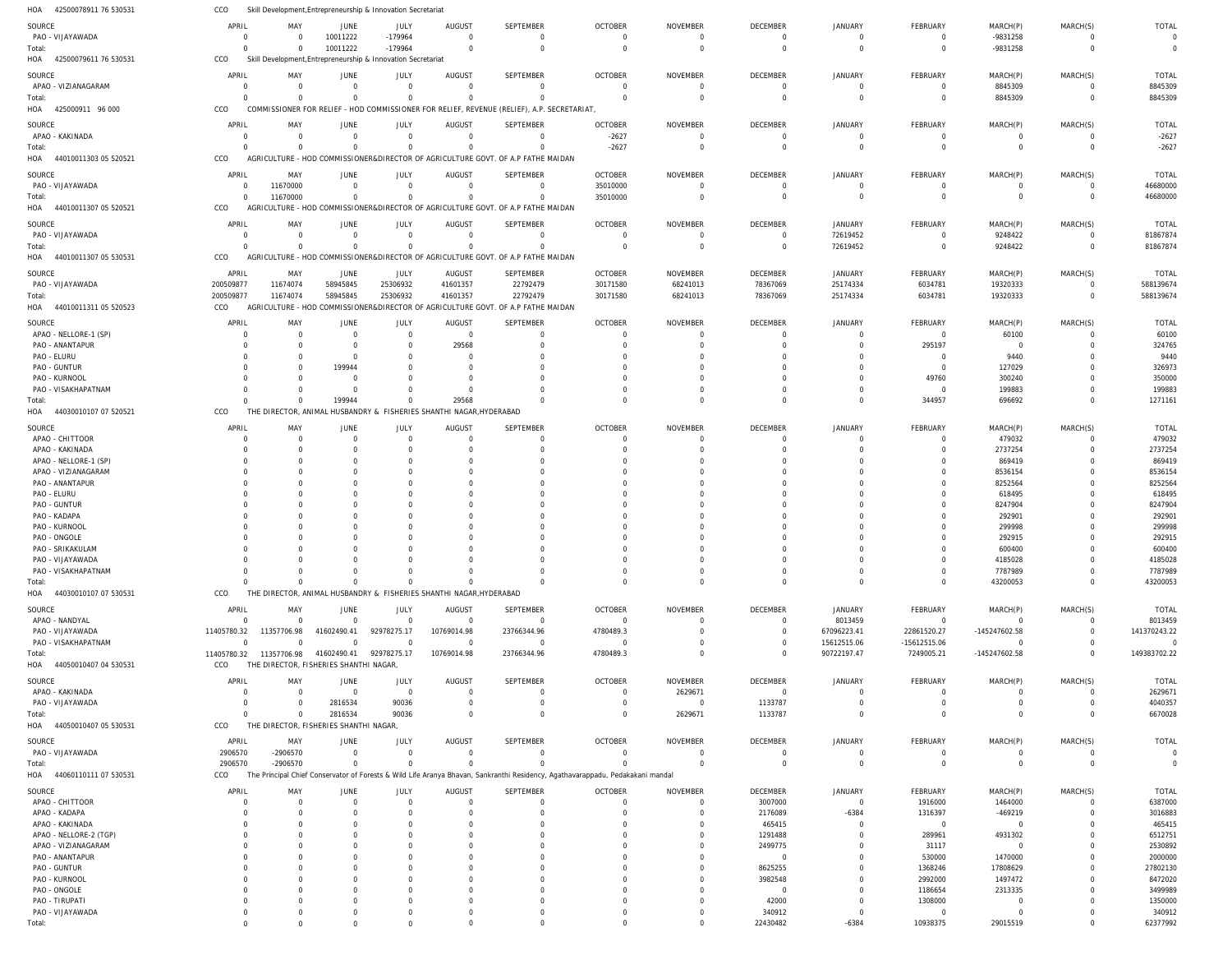HOA 42500078911 76 530531 CCO Skill Development,Entrepreneurship & Innovation Secretariat

| SOURCE | APRIL | MAY | JUNE | JULY | AUGUST | SEPTEMBER | OCTOBER | NOVEMBER | DECEMBER | JANUARY | FEBRUARY | MARCH(P) | MARCH(S) | TOTAL |
|---|---|---|---|---|---|---|---|---|---|---|---|---|---|---|
| PAO - VIJAYAWADA | 0 | 0 | 10011222 | -179964 | 0 | 0 | 0 | 0 | 0 | 0 | 0 | -9831258 | 0 | 0 |
| Total: | 0 | 0 | 10011222 | -179964 | 0 | 0 | 0 | 0 | 0 | 0 | 0 | -9831258 | 0 | 0 |

HOA 42500079611 76 530531 CCO Skill Development,Entrepreneurship & Innovation Secretariat

| SOURCE | APRIL | MAY | JUNE | JULY | AUGUST | SEPTEMBER | OCTOBER | NOVEMBER | DECEMBER | JANUARY | FEBRUARY | MARCH(P) | MARCH(S) | TOTAL |
|---|---|---|---|---|---|---|---|---|---|---|---|---|---|---|
| APAO - VIZIANAGARAM | 0 | 0 | 0 | 0 | 0 | 0 | 0 | 0 | 0 | 0 | 0 | 8845309 | 0 | 8845309 |
| Total: | 0 | 0 | 0 | 0 | 0 | 0 | 0 | 0 | 0 | 0 | 0 | 8845309 | 0 | 8845309 |

HOA 425000911 96 000 CCO COMMISSIONER FOR RELIEF - HOD COMMISSIONER FOR RELIEF, REVENUE (RELIEF), A.P. SECRETARIAT,

| SOURCE | APRIL | MAY | JUNE | JULY | AUGUST | SEPTEMBER | OCTOBER | NOVEMBER | DECEMBER | JANUARY | FEBRUARY | MARCH(P) | MARCH(S) | TOTAL |
|---|---|---|---|---|---|---|---|---|---|---|---|---|---|---|
| APAO - KAKINADA | 0 | 0 | 0 | 0 | 0 | 0 | -2627 | 0 | 0 | 0 | 0 | 0 | 0 | -2627 |
| Total: | 0 | 0 | 0 | 0 | 0 | 0 | -2627 | 0 | 0 | 0 | 0 | 0 | 0 | -2627 |

HOA 44010011303 05 520521 CCO AGRICULTURE - HOD COMMISSIONER&DIRECTOR OF AGRICULTURE GOVT. OF A.P FATHE MAIDAN

| SOURCE | APRIL | MAY | JUNE | JULY | AUGUST | SEPTEMBER | OCTOBER | NOVEMBER | DECEMBER | JANUARY | FEBRUARY | MARCH(P) | MARCH(S) | TOTAL |
|---|---|---|---|---|---|---|---|---|---|---|---|---|---|---|
| PAO - VIJAYAWADA | 0 | 11670000 | 0 | 0 | 0 | 0 | 35010000 | 0 | 0 | 0 | 0 | 0 | 0 | 46680000 |
| Total: | 0 | 11670000 | 0 | 0 | 0 | 0 | 35010000 | 0 | 0 | 0 | 0 | 0 | 0 | 46680000 |

HOA 44010011307 05 520521 CCO AGRICULTURE - HOD COMMISSIONER&DIRECTOR OF AGRICULTURE GOVT. OF A.P FATHE MAIDAN

| SOURCE | APRIL | MAY | JUNE | JULY | AUGUST | SEPTEMBER | OCTOBER | NOVEMBER | DECEMBER | JANUARY | FEBRUARY | MARCH(P) | MARCH(S) | TOTAL |
|---|---|---|---|---|---|---|---|---|---|---|---|---|---|---|
| PAO - VIJAYAWADA | 0 | 0 | 0 | 0 | 0 | 0 | 0 | 0 | 0 | 72619452 | 0 | 9248422 | 0 | 81867874 |
| Total: | 0 | 0 | 0 | 0 | 0 | 0 | 0 | 0 | 0 | 72619452 | 0 | 9248422 | 0 | 81867874 |

HOA 44010011307 05 530531 CCO AGRICULTURE - HOD COMMISSIONER&DIRECTOR OF AGRICULTURE GOVT. OF A.P FATHE MAIDAN

| SOURCE | APRIL | MAY | JUNE | JULY | AUGUST | SEPTEMBER | OCTOBER | NOVEMBER | DECEMBER | JANUARY | FEBRUARY | MARCH(P) | MARCH(S) | TOTAL |
|---|---|---|---|---|---|---|---|---|---|---|---|---|---|---|
| PAO - VIJAYAWADA | 200509877 | 11674074 | 58945845 | 25306932 | 41601357 | 22792479 | 30171580 | 68241013 | 78367069 | 25174334 | 6034781 | 19320333 | 0 | 588139674 |
| Total: | 200509877 | 11674074 | 58945845 | 25306932 | 41601357 | 22792479 | 30171580 | 68241013 | 78367069 | 25174334 | 6034781 | 19320333 | 0 | 588139674 |

HOA 44010011311 05 520523 CCO AGRICULTURE - HOD COMMISSIONER&DIRECTOR OF AGRICULTURE GOVT. OF A.P FATHE MAIDAN

| SOURCE | APRIL | MAY | JUNE | JULY | AUGUST | SEPTEMBER | OCTOBER | NOVEMBER | DECEMBER | JANUARY | FEBRUARY | MARCH(P) | MARCH(S) | TOTAL |
|---|---|---|---|---|---|---|---|---|---|---|---|---|---|---|
| APAO - NELLORE-1 (SP) | 0 | 0 | 0 | 0 | 0 | 0 | 0 | 0 | 0 | 0 | 0 | 60100 | 0 | 60100 |
| PAO - ANANTAPUR | 0 | 0 | 0 | 0 | 29568 | 0 | 0 | 0 | 0 | 0 | 295197 | 0 | 0 | 324765 |
| PAO - ELURU | 0 | 0 | 0 | 0 | 0 | 0 | 0 | 0 | 0 | 0 | 0 | 9440 | 0 | 9440 |
| PAO - GUNTUR | 0 | 0 | 199944 | 0 | 0 | 0 | 0 | 0 | 0 | 0 | 0 | 127029 | 0 | 326973 |
| PAO - KURNOOL | 0 | 0 | 0 | 0 | 0 | 0 | 0 | 0 | 0 | 0 | 49760 | 300240 | 0 | 350000 |
| PAO - VISAKHAPATNAM | 0 | 0 | 0 | 0 | 0 | 0 | 0 | 0 | 0 | 0 | 0 | 199883 | 0 | 199883 |
| Total: | 0 | 0 | 199944 | 0 | 29568 | 0 | 0 | 0 | 0 | 0 | 344957 | 696692 | 0 | 1271161 |

HOA 44030010107 07 520521 CCO THE DIRECTOR, ANIMAL HUSBANDRY & FISHERIES SHANTHI NAGAR,HYDERABAD

| SOURCE | APRIL | MAY | JUNE | JULY | AUGUST | SEPTEMBER | OCTOBER | NOVEMBER | DECEMBER | JANUARY | FEBRUARY | MARCH(P) | MARCH(S) | TOTAL |
|---|---|---|---|---|---|---|---|---|---|---|---|---|---|---|
| APAO - CHITTOOR | 0 | 0 | 0 | 0 | 0 | 0 | 0 | 0 | 0 | 0 | 0 | 479032 | 0 | 479032 |
| APAO - KAKINADA | 0 | 0 | 0 | 0 | 0 | 0 | 0 | 0 | 0 | 0 | 0 | 2737254 | 0 | 2737254 |
| APAO - NELLORE-1 (SP) | 0 | 0 | 0 | 0 | 0 | 0 | 0 | 0 | 0 | 0 | 0 | 869419 | 0 | 869419 |
| APAO - VIZIANAGARAM | 0 | 0 | 0 | 0 | 0 | 0 | 0 | 0 | 0 | 0 | 0 | 8536154 | 0 | 8536154 |
| PAO - ANANTAPUR | 0 | 0 | 0 | 0 | 0 | 0 | 0 | 0 | 0 | 0 | 0 | 8252564 | 0 | 8252564 |
| PAO - ELURU | 0 | 0 | 0 | 0 | 0 | 0 | 0 | 0 | 0 | 0 | 0 | 618495 | 0 | 618495 |
| PAO - GUNTUR | 0 | 0 | 0 | 0 | 0 | 0 | 0 | 0 | 0 | 0 | 0 | 8247904 | 0 | 8247904 |
| PAO - KADAPA | 0 | 0 | 0 | 0 | 0 | 0 | 0 | 0 | 0 | 0 | 0 | 292901 | 0 | 292901 |
| PAO - KURNOOL | 0 | 0 | 0 | 0 | 0 | 0 | 0 | 0 | 0 | 0 | 0 | 299998 | 0 | 299998 |
| PAO - ONGOLE | 0 | 0 | 0 | 0 | 0 | 0 | 0 | 0 | 0 | 0 | 0 | 292915 | 0 | 292915 |
| PAO - SRIKAKULAM | 0 | 0 | 0 | 0 | 0 | 0 | 0 | 0 | 0 | 0 | 0 | 600400 | 0 | 600400 |
| PAO - VIJAYAWADA | 0 | 0 | 0 | 0 | 0 | 0 | 0 | 0 | 0 | 0 | 0 | 4185028 | 0 | 4185028 |
| PAO - VISAKHAPATNAM | 0 | 0 | 0 | 0 | 0 | 0 | 0 | 0 | 0 | 0 | 0 | 7787989 | 0 | 7787989 |
| Total: | 0 | 0 | 0 | 0 | 0 | 0 | 0 | 0 | 0 | 0 | 0 | 43200053 | 0 | 43200053 |

HOA 44030010107 07 530531 CCO THE DIRECTOR, ANIMAL HUSBANDRY & FISHERIES SHANTHI NAGAR,HYDERABAD

| SOURCE | APRIL | MAY | JUNE | JULY | AUGUST | SEPTEMBER | OCTOBER | NOVEMBER | DECEMBER | JANUARY | FEBRUARY | MARCH(P) | MARCH(S) | TOTAL |
|---|---|---|---|---|---|---|---|---|---|---|---|---|---|---|
| APAO - NANDYAL | 0 | 0 | 0 | 0 | 0 | 0 | 0 | 0 | 0 | 8013459 | 0 | 0 | 0 | 8013459 |
| PAO - VIJAYAWADA | 11405780.32 | 11357706.98 | 41602490.41 | 92978275.17 | 10769014.98 | 23766344.96 | 4780489.3 | 0 | 0 | 67096223.41 | 22861520.27 | -145247602.58 | 0 | 141370243.22 |
| PAO - VISAKHAPATNAM | 0 | 0 | 0 | 0 | 0 | 0 | 0 | 0 | 0 | 15612515.06 | -15612515.06 | 0 | 0 | 0 |
| Total: | 11405780.32 | 11357706.98 | 41602490.41 | 92978275.17 | 10769014.98 | 23766344.96 | 4780489.3 | 0 | 0 | 90722197.47 | 7249005.21 | -145247602.58 | 0 | 149383702.22 |

HOA 44050010407 04 530531 CCO THE DIRECTOR, FISHERIES SHANTHI NAGAR,

| SOURCE | APRIL | MAY | JUNE | JULY | AUGUST | SEPTEMBER | OCTOBER | NOVEMBER | DECEMBER | JANUARY | FEBRUARY | MARCH(P) | MARCH(S) | TOTAL |
|---|---|---|---|---|---|---|---|---|---|---|---|---|---|---|
| APAO - KAKINADA | 0 | 0 | 0 | 0 | 0 | 0 | 0 | 2629671 | 0 | 0 | 0 | 0 | 0 | 2629671 |
| PAO - VIJAYAWADA | 0 | 0 | 2816534 | 90036 | 0 | 0 | 0 | 0 | 1133787 | 0 | 0 | 0 | 0 | 4040357 |
| Total: | 0 | 0 | 2816534 | 90036 | 0 | 0 | 0 | 2629671 | 1133787 | 0 | 0 | 0 | 0 | 6670028 |

HOA 44050010407 05 530531 CCO THE DIRECTOR, FISHERIES SHANTHI NAGAR,

| SOURCE | APRIL | MAY | JUNE | JULY | AUGUST | SEPTEMBER | OCTOBER | NOVEMBER | DECEMBER | JANUARY | FEBRUARY | MARCH(P) | MARCH(S) | TOTAL |
|---|---|---|---|---|---|---|---|---|---|---|---|---|---|---|
| PAO - VIJAYAWADA | 2906570 | -2906570 | 0 | 0 | 0 | 0 | 0 | 0 | 0 | 0 | 0 | 0 | 0 | 0 |
| Total: | 2906570 | -2906570 | 0 | 0 | 0 | 0 | 0 | 0 | 0 | 0 | 0 | 0 | 0 | 0 |

HOA 44060110111 07 530531 CCO The Principal Chief Conservator of Forests & Wild Life Aranya Bhavan, Sankranthi Residency, Agathavarappadu, Pedakakani mandal

| SOURCE | APRIL | MAY | JUNE | JULY | AUGUST | SEPTEMBER | OCTOBER | NOVEMBER | DECEMBER | JANUARY | FEBRUARY | MARCH(P) | MARCH(S) | TOTAL |
|---|---|---|---|---|---|---|---|---|---|---|---|---|---|---|
| APAO - CHITTOOR | 0 | 0 | 0 | 0 | 0 | 0 | 0 | 0 | 3007000 | 0 | 1916000 | 1464000 | 0 | 6387000 |
| APAO - KADAPA | 0 | 0 | 0 | 0 | 0 | 0 | 0 | 0 | 2176089 | -6384 | 1316397 | -469219 | 0 | 3016883 |
| APAO - KAKINADA | 0 | 0 | 0 | 0 | 0 | 0 | 0 | 0 | 465415 | 0 | 0 | 0 | 0 | 465415 |
| APAO - NELLORE-2 (TGP) | 0 | 0 | 0 | 0 | 0 | 0 | 0 | 0 | 1291488 | 0 | 289961 | 4931302 | 0 | 6512751 |
| APAO - VIZIANAGARAM | 0 | 0 | 0 | 0 | 0 | 0 | 0 | 0 | 2499775 | 0 | 31117 | 0 | 0 | 2530892 |
| PAO - ANANTAPUR | 0 | 0 | 0 | 0 | 0 | 0 | 0 | 0 | 0 | 0 | 530000 | 1470000 | 0 | 2000000 |
| PAO - GUNTUR | 0 | 0 | 0 | 0 | 0 | 0 | 0 | 0 | 8625255 | 0 | 1368246 | 17808629 | 0 | 27802130 |
| PAO - KURNOOL | 0 | 0 | 0 | 0 | 0 | 0 | 0 | 0 | 3982548 | 0 | 2992000 | 1497472 | 0 | 8472020 |
| PAO - ONGOLE | 0 | 0 | 0 | 0 | 0 | 0 | 0 | 0 | 0 | 0 | 1186654 | 2313335 | 0 | 3499989 |
| PAO - TIRUPATI | 0 | 0 | 0 | 0 | 0 | 0 | 0 | 0 | 42000 | 0 | 1308000 | 0 | 0 | 1350000 |
| PAO - VIJAYAWADA | 0 | 0 | 0 | 0 | 0 | 0 | 0 | 0 | 340912 | 0 | 0 | 0 | 0 | 340912 |
| Total: | 0 | 0 | 0 | 0 | 0 | 0 | 0 | 0 | 22430482 | -6384 | 10938375 | 29015519 | 0 | 62377992 |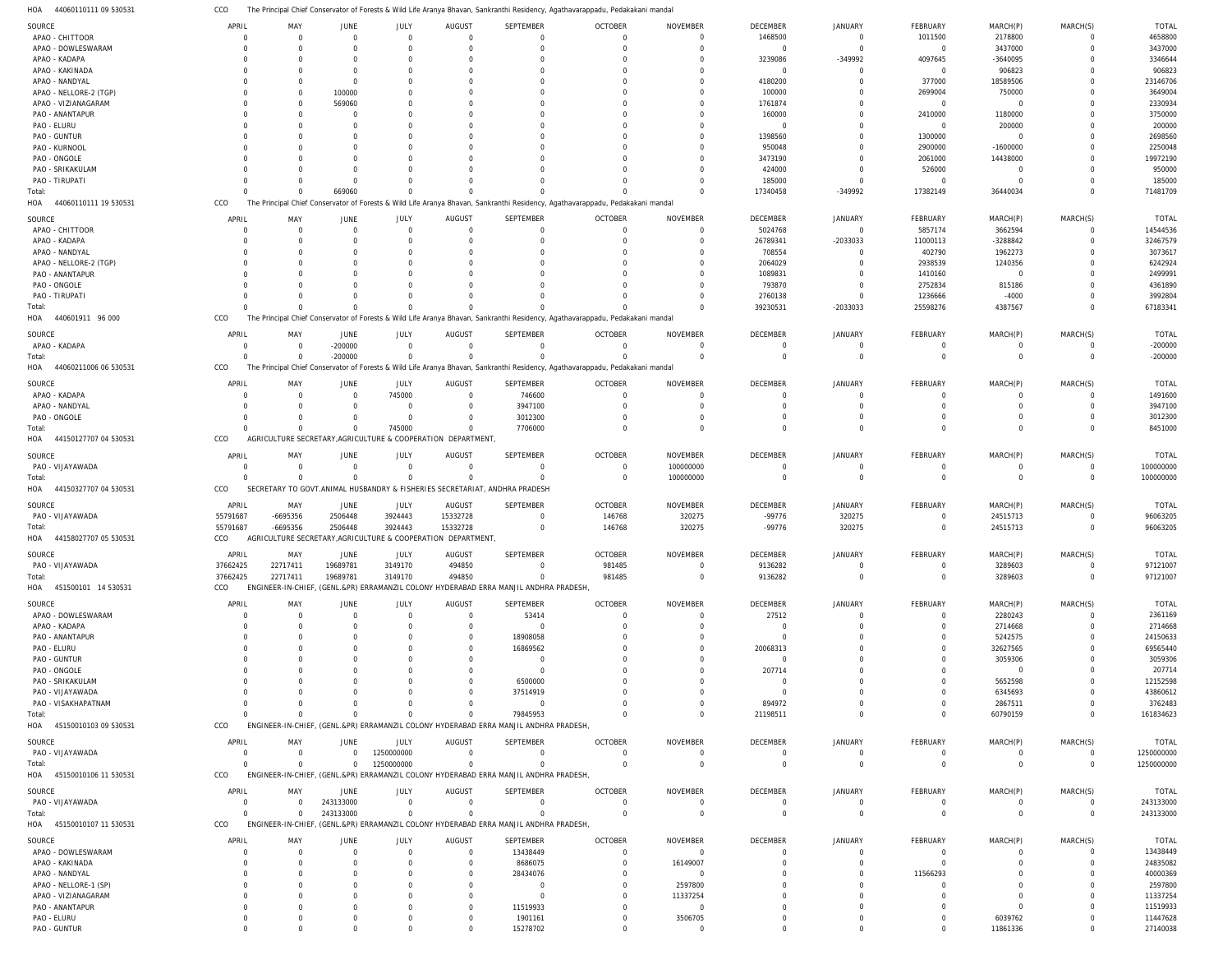HOA 44060110111 09 530531 CCO The Principal Chief Conservator of Forests & Wild Life Aranya Bhavan, Sankranthi Residency, Agathavarappadu, Pedakakani mandal

| SOURCE | APRIL | MAY | JUNE | JULY | AUGUST | SEPTEMBER | OCTOBER | NOVEMBER | DECEMBER | JANUARY | FEBRUARY | MARCH(P) | MARCH(S) | TOTAL |
|---|---|---|---|---|---|---|---|---|---|---|---|---|---|---|
| APAO - CHITTOOR | 0 | 0 | 0 | 0 | 0 | 0 | 0 | 0 | 1468500 | 0 | 1011500 | 2178800 | 0 | 4658800 |
| APAO - DOWLESWARAM | 0 | 0 | 0 | 0 | 0 | 0 | 0 | 0 | 0 | 0 | 0 | 3437000 | 0 | 3437000 |
| APAO - KADAPA | 0 | 0 | 0 | 0 | 0 | 0 | 0 | 0 | 3239086 | -349992 | 4097645 | -3640095 | 0 | 3346644 |
| APAO - KAKINADA | 0 | 0 | 0 | 0 | 0 | 0 | 0 | 0 | 0 | 0 | 0 | 906823 | 0 | 906823 |
| APAO - NANDYAL | 0 | 0 | 0 | 0 | 0 | 0 | 0 | 0 | 4180200 | 0 | 377000 | 18589506 | 0 | 23146706 |
| APAO - NELLORE-2 (TGP) | 0 | 0 | 100000 | 0 | 0 | 0 | 0 | 0 | 100000 | 0 | 2699004 | 750000 | 0 | 3649004 |
| APAO - VIZIANAGARAM | 0 | 0 | 569060 | 0 | 0 | 0 | 0 | 0 | 1761874 | 0 | 0 | 0 | 0 | 2330934 |
| PAO - ANANTAPUR | 0 | 0 | 0 | 0 | 0 | 0 | 0 | 0 | 160000 | 0 | 2410000 | 1180000 | 0 | 3750000 |
| PAO - ELURU | 0 | 0 | 0 | 0 | 0 | 0 | 0 | 0 | 0 | 0 | 0 | 200000 | 0 | 200000 |
| PAO - GUNTUR | 0 | 0 | 0 | 0 | 0 | 0 | 0 | 0 | 1398560 | 0 | 1300000 | 0 | 0 | 2698560 |
| PAO - KURNOOL | 0 | 0 | 0 | 0 | 0 | 0 | 0 | 0 | 950048 | 0 | 2900000 | -1600000 | 0 | 2250048 |
| PAO - ONGOLE | 0 | 0 | 0 | 0 | 0 | 0 | 0 | 0 | 3473190 | 0 | 2061000 | 14438000 | 0 | 19972190 |
| PAO - SRIKAKULAM | 0 | 0 | 0 | 0 | 0 | 0 | 0 | 0 | 424000 | 0 | 526000 | 0 | 0 | 950000 |
| PAO - TIRUPATI | 0 | 0 | 0 | 0 | 0 | 0 | 0 | 0 | 185000 | 0 | 0 | 0 | 0 | 185000 |
| Total: | 0 | 0 | 669060 | 0 | 0 | 0 | 0 | 0 | 17340458 | -349992 | 17382149 | 36440034 | 0 | 71481709 |

HOA 44060110111 19 530531 CCO The Principal Chief Conservator of Forests & Wild Life Aranya Bhavan, Sankranthi Residency, Agathavarappadu, Pedakakani mandal

| SOURCE | APRIL | MAY | JUNE | JULY | AUGUST | SEPTEMBER | OCTOBER | NOVEMBER | DECEMBER | JANUARY | FEBRUARY | MARCH(P) | MARCH(S) | TOTAL |
|---|---|---|---|---|---|---|---|---|---|---|---|---|---|---|
| APAO - CHITTOOR | 0 | 0 | 0 | 0 | 0 | 0 | 0 | 0 | 5024768 | 0 | 5857174 | 3662594 | 0 | 14544536 |
| APAO - KADAPA | 0 | 0 | 0 | 0 | 0 | 0 | 0 | 0 | 26789341 | -2033033 | 11000113 | -3288842 | 0 | 32467579 |
| APAO - NANDYAL | 0 | 0 | 0 | 0 | 0 | 0 | 0 | 0 | 708554 | 0 | 402790 | 1962273 | 0 | 3073617 |
| APAO - NELLORE-2 (TGP) | 0 | 0 | 0 | 0 | 0 | 0 | 0 | 0 | 2064029 | 0 | 2938539 | 1240356 | 0 | 6242924 |
| PAO - ANANTAPUR | 0 | 0 | 0 | 0 | 0 | 0 | 0 | 0 | 1089831 | 0 | 1410160 | 0 | 0 | 2499991 |
| PAO - ONGOLE | 0 | 0 | 0 | 0 | 0 | 0 | 0 | 0 | 793870 | 0 | 2752834 | 815186 | 0 | 4361890 |
| PAO - TIRUPATI | 0 | 0 | 0 | 0 | 0 | 0 | 0 | 0 | 2760138 | 0 | 1236666 | -4000 | 0 | 3992804 |
| Total: | 0 | 0 | 0 | 0 | 0 | 0 | 0 | 0 | 39230531 | -2033033 | 25598276 | 4387567 | 0 | 67183341 |

HOA 440601911 96 000 CCO The Principal Chief Conservator of Forests & Wild Life Aranya Bhavan, Sankranthi Residency, Agathavarappadu, Pedakakani mandal

| SOURCE | APRIL | MAY | JUNE | JULY | AUGUST | SEPTEMBER | OCTOBER | NOVEMBER | DECEMBER | JANUARY | FEBRUARY | MARCH(P) | MARCH(S) | TOTAL |
|---|---|---|---|---|---|---|---|---|---|---|---|---|---|---|
| APAO - KADAPA | 0 | 0 | -200000 | 0 | 0 | 0 | 0 | 0 | 0 | 0 | 0 | 0 | 0 | -200000 |
| Total: | 0 | 0 | -200000 | 0 | 0 | 0 | 0 | 0 | 0 | 0 | 0 | 0 | 0 | -200000 |

HOA 44060211006 06 530531 CCO The Principal Chief Conservator of Forests & Wild Life Aranya Bhavan, Sankranthi Residency, Agathavarappadu, Pedakakani mandal

| SOURCE | APRIL | MAY | JUNE | JULY | AUGUST | SEPTEMBER | OCTOBER | NOVEMBER | DECEMBER | JANUARY | FEBRUARY | MARCH(P) | MARCH(S) | TOTAL |
|---|---|---|---|---|---|---|---|---|---|---|---|---|---|---|
| APAO - KADAPA | 0 | 0 | 0 | 745000 | 0 | 746600 | 0 | 0 | 0 | 0 | 0 | 0 | 0 | 1491600 |
| APAO - NANDYAL | 0 | 0 | 0 | 0 | 0 | 3947100 | 0 | 0 | 0 | 0 | 0 | 0 | 0 | 3947100 |
| PAO - ONGOLE | 0 | 0 | 0 | 0 | 0 | 3012300 | 0 | 0 | 0 | 0 | 0 | 0 | 0 | 3012300 |
| Total: | 0 | 0 | 0 | 745000 | 0 | 7706000 | 0 | 0 | 0 | 0 | 0 | 0 | 0 | 8451000 |

HOA 44150127707 04 530531 CCO AGRICULTURE SECRETARY,AGRICULTURE & COOPERATION DEPARTMENT,

| SOURCE | APRIL | MAY | JUNE | JULY | AUGUST | SEPTEMBER | OCTOBER | NOVEMBER | DECEMBER | JANUARY | FEBRUARY | MARCH(P) | MARCH(S) | TOTAL |
|---|---|---|---|---|---|---|---|---|---|---|---|---|---|---|
| PAO - VIJAYAWADA | 0 | 0 | 0 | 0 | 0 | 0 | 0 | 100000000 | 0 | 0 | 0 | 0 | 0 | 100000000 |
| Total: | 0 | 0 | 0 | 0 | 0 | 0 | 0 | 100000000 | 0 | 0 | 0 | 0 | 0 | 100000000 |

HOA 44150327707 04 530531 CCO SECRETARY TO GOVT.ANIMAL HUSBANDRY & FISHERIES SECRETARIAT, ANDHRA PRADESH

| SOURCE | APRIL | MAY | JUNE | JULY | AUGUST | SEPTEMBER | OCTOBER | NOVEMBER | DECEMBER | JANUARY | FEBRUARY | MARCH(P) | MARCH(S) | TOTAL |
|---|---|---|---|---|---|---|---|---|---|---|---|---|---|---|
| PAO - VIJAYAWADA | 55791687 | -6695356 | 2506448 | 3924443 | 15332728 | 0 | 146768 | 320275 | -99776 | 320275 | 0 | 24515713 | 0 | 96063205 |
| Total: | 55791687 | -6695356 | 2506448 | 3924443 | 15332728 | 0 | 146768 | 320275 | -99776 | 320275 | 0 | 24515713 | 0 | 96063205 |

HOA 44158027707 05 530531 CCO AGRICULTURE SECRETARY,AGRICULTURE & COOPERATION DEPARTMENT,

| SOURCE | APRIL | MAY | JUNE | JULY | AUGUST | SEPTEMBER | OCTOBER | NOVEMBER | DECEMBER | JANUARY | FEBRUARY | MARCH(P) | MARCH(S) | TOTAL |
|---|---|---|---|---|---|---|---|---|---|---|---|---|---|---|
| PAO - VIJAYAWADA | 37662425 | 22717411 | 19689781 | 3149170 | 494850 | 0 | 981485 | 0 | 9136282 | 0 | 0 | 3289603 | 0 | 97121007 |
| Total: | 37662425 | 22717411 | 19689781 | 3149170 | 494850 | 0 | 981485 | 0 | 9136282 | 0 | 0 | 3289603 | 0 | 97121007 |

HOA 451500101 14 530531 CCO ENGINEER-IN-CHIEF, (GENL.&PR) ERRAMANZIL COLONY HYDERABAD ERRA MANJIL ANDHRA PRADESH,

| SOURCE | APRIL | MAY | JUNE | JULY | AUGUST | SEPTEMBER | OCTOBER | NOVEMBER | DECEMBER | JANUARY | FEBRUARY | MARCH(P) | MARCH(S) | TOTAL |
|---|---|---|---|---|---|---|---|---|---|---|---|---|---|---|
| APAO - DOWLESWARAM | 0 | 0 | 0 | 0 | 0 | 53414 | 0 | 0 | 27512 | 0 | 0 | 2280243 | 0 | 2361169 |
| APAO - KADAPA | 0 | 0 | 0 | 0 | 0 | 0 | 0 | 0 | 0 | 0 | 0 | 2714668 | 0 | 2714668 |
| PAO - ANANTAPUR | 0 | 0 | 0 | 0 | 0 | 18908058 | 0 | 0 | 0 | 0 | 0 | 5242575 | 0 | 24150633 |
| PAO - ELURU | 0 | 0 | 0 | 0 | 0 | 16869562 | 0 | 0 | 20068313 | 0 | 0 | 32627565 | 0 | 69565440 |
| PAO - GUNTUR | 0 | 0 | 0 | 0 | 0 | 0 | 0 | 0 | 0 | 0 | 0 | 3059306 | 0 | 3059306 |
| PAO - ONGOLE | 0 | 0 | 0 | 0 | 0 | 0 | 0 | 0 | 207714 | 0 | 0 | 0 | 0 | 207714 |
| PAO - SRIKAKULAM | 0 | 0 | 0 | 0 | 0 | 6500000 | 0 | 0 | 0 | 0 | 0 | 5652598 | 0 | 12152598 |
| PAO - VIJAYAWADA | 0 | 0 | 0 | 0 | 0 | 37514919 | 0 | 0 | 0 | 0 | 0 | 6345693 | 0 | 43860612 |
| PAO - VISAKHAPATNAM | 0 | 0 | 0 | 0 | 0 | 0 | 0 | 0 | 894972 | 0 | 0 | 2867511 | 0 | 3762483 |
| Total: | 0 | 0 | 0 | 0 | 0 | 79845953 | 0 | 0 | 21198511 | 0 | 0 | 60790159 | 0 | 161834623 |

HOA 45150010103 09 530531 CCO ENGINEER-IN-CHIEF, (GENL.&PR) ERRAMANZIL COLONY HYDERABAD ERRA MANJIL ANDHRA PRADESH,

| SOURCE | APRIL | MAY | JUNE | JULY | AUGUST | SEPTEMBER | OCTOBER | NOVEMBER | DECEMBER | JANUARY | FEBRUARY | MARCH(P) | MARCH(S) | TOTAL |
|---|---|---|---|---|---|---|---|---|---|---|---|---|---|---|
| PAO - VIJAYAWADA | 0 | 0 | 0 | 1250000000 | 0 | 0 | 0 | 0 | 0 | 0 | 0 | 0 | 0 | 1250000000 |
| Total: | 0 | 0 | 0 | 1250000000 | 0 | 0 | 0 | 0 | 0 | 0 | 0 | 0 | 0 | 1250000000 |

HOA 45150010106 11 530531 CCO ENGINEER-IN-CHIEF, (GENL.&PR) ERRAMANZIL COLONY HYDERABAD ERRA MANJIL ANDHRA PRADESH,

| SOURCE | APRIL | MAY | JUNE | JULY | AUGUST | SEPTEMBER | OCTOBER | NOVEMBER | DECEMBER | JANUARY | FEBRUARY | MARCH(P) | MARCH(S) | TOTAL |
|---|---|---|---|---|---|---|---|---|---|---|---|---|---|---|
| PAO - VIJAYAWADA | 0 | 0 | 243133000 | 0 | 0 | 0 | 0 | 0 | 0 | 0 | 0 | 0 | 0 | 243133000 |
| Total: | 0 | 0 | 243133000 | 0 | 0 | 0 | 0 | 0 | 0 | 0 | 0 | 0 | 0 | 243133000 |

HOA 45150010107 11 530531 CCO ENGINEER-IN-CHIEF, (GENL.&PR) ERRAMANZIL COLONY HYDERABAD ERRA MANJIL ANDHRA PRADESH,

| SOURCE | APRIL | MAY | JUNE | JULY | AUGUST | SEPTEMBER | OCTOBER | NOVEMBER | DECEMBER | JANUARY | FEBRUARY | MARCH(P) | MARCH(S) | TOTAL |
|---|---|---|---|---|---|---|---|---|---|---|---|---|---|---|
| APAO - DOWLESWARAM | 0 | 0 | 0 | 0 | 0 | 13438449 | 0 | 0 | 0 | 0 | 0 | 0 | 0 | 13438449 |
| APAO - KAKINADA | 0 | 0 | 0 | 0 | 0 | 8686075 | 0 | 16149007 | 0 | 0 | 0 | 0 | 0 | 24835082 |
| APAO - NANDYAL | 0 | 0 | 0 | 0 | 0 | 28434076 | 0 | 0 | 0 | 0 | 11566293 | 0 | 0 | 40000369 |
| APAO - NELLORE-1 (SP) | 0 | 0 | 0 | 0 | 0 | 0 | 0 | 2597800 | 0 | 0 | 0 | 0 | 0 | 2597800 |
| APAO - VIZIANAGARAM | 0 | 0 | 0 | 0 | 0 | 0 | 0 | 11337254 | 0 | 0 | 0 | 0 | 0 | 11337254 |
| PAO - ANANTAPUR | 0 | 0 | 0 | 0 | 0 | 11519933 | 0 | 0 | 0 | 0 | 0 | 0 | 0 | 11519933 |
| PAO - ELURU | 0 | 0 | 0 | 0 | 0 | 1901161 | 0 | 3506705 | 0 | 0 | 0 | 6039762 | 0 | 11447628 |
| PAO - GUNTUR | 0 | 0 | 0 | 0 | 0 | 15278702 | 0 | 0 | 0 | 0 | 0 | 11861336 | 0 | 27140038 |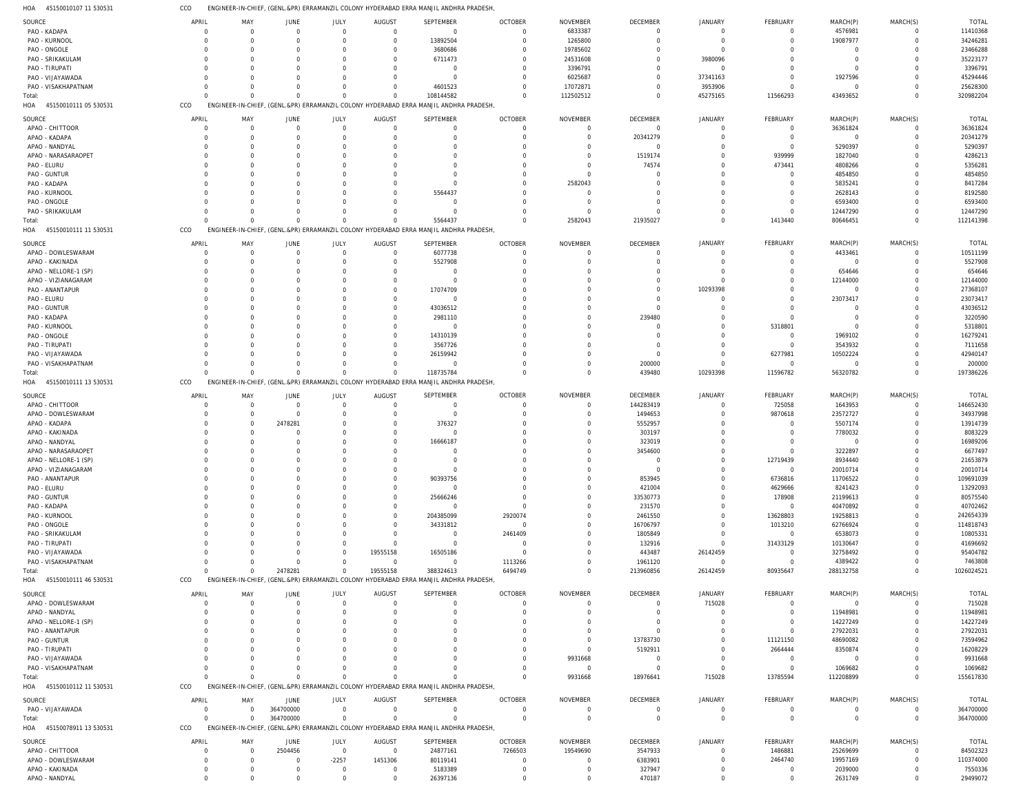HOA 45150010107 11 530531 CCO ENGINEER-IN-CHIEF, (GENL.&PR) ERRAMANZIL COLONY HYDERABAD ERRA MANJIL ANDHRA PRADESH,

| SOURCE | APRIL | MAY | JUNE | JULY | AUGUST | SEPTEMBER | OCTOBER | NOVEMBER | DECEMBER | JANUARY | FEBRUARY | MARCH(P) | MARCH(S) | TOTAL |
|---|---|---|---|---|---|---|---|---|---|---|---|---|---|---|
| PAO - KADAPA | 0 | 0 | 0 | 0 | 0 | 0 | 0 | 6833387 | 0 | 0 | 0 | 4576981 | 0 | 11410368 |
| PAO - KURNOOL | 0 | 0 | 0 | 0 | 0 | 13892504 | 0 | 1265800 | 0 | 0 | 0 | 19087977 | 0 | 34246281 |
| PAO - ONGOLE | 0 | 0 | 0 | 0 | 0 | 3680686 | 0 | 19785602 | 0 | 0 | 0 | 0 | 0 | 23466288 |
| PAO - SRIKAKULAM | 0 | 0 | 0 | 0 | 0 | 6711473 | 0 | 24531608 | 0 | 3980096 | 0 | 0 | 0 | 35223177 |
| PAO - TIRUPATI | 0 | 0 | 0 | 0 | 0 | 0 | 0 | 3396791 | 0 | 0 | 0 | 0 | 0 | 3396791 |
| PAO - VIJAYAWADA | 0 | 0 | 0 | 0 | 0 | 0 | 0 | 6025687 | 0 | 37341163 | 0 | 1927596 | 0 | 45294446 |
| PAO - VISAKHAPATNAM | 0 | 0 | 0 | 0 | 0 | 4601523 | 0 | 17072871 | 0 | 3953906 | 0 | 0 | 0 | 25628300 |
| Total: | 0 | 0 | 0 | 0 | 0 | 108144582 | 0 | 112502512 | 0 | 45275165 | 11566293 | 43493652 | 0 | 320982204 |

HOA 45150010111 05 530531 CCO ENGINEER-IN-CHIEF, (GENL.&PR) ERRAMANZIL COLONY HYDERABAD ERRA MANJIL ANDHRA PRADESH,

| SOURCE | APRIL | MAY | JUNE | JULY | AUGUST | SEPTEMBER | OCTOBER | NOVEMBER | DECEMBER | JANUARY | FEBRUARY | MARCH(P) | MARCH(S) | TOTAL |
|---|---|---|---|---|---|---|---|---|---|---|---|---|---|---|
| APAO - CHITTOOR | 0 | 0 | 0 | 0 | 0 | 0 | 0 | 0 | 0 | 0 | 0 | 36361824 | 0 | 36361824 |
| APAO - KADAPA | 0 | 0 | 0 | 0 | 0 | 0 | 0 | 0 | 20341279 | 0 | 0 | 0 | 0 | 20341279 |
| APAO - NANDYAL | 0 | 0 | 0 | 0 | 0 | 0 | 0 | 0 | 0 | 0 | 0 | 5290397 | 0 | 5290397 |
| APAO - NARASARAOPET | 0 | 0 | 0 | 0 | 0 | 0 | 0 | 0 | 1519174 | 0 | 939999 | 1827040 | 0 | 4286213 |
| PAO - ELURU | 0 | 0 | 0 | 0 | 0 | 0 | 0 | 0 | 74574 | 0 | 473441 | 4808266 | 0 | 5356281 |
| PAO - GUNTUR | 0 | 0 | 0 | 0 | 0 | 0 | 0 | 0 | 0 | 0 | 0 | 4854850 | 0 | 4854850 |
| PAO - KADAPA | 0 | 0 | 0 | 0 | 0 | 0 | 0 | 2582043 | 0 | 0 | 0 | 5835241 | 0 | 8417284 |
| PAO - KURNOOL | 0 | 0 | 0 | 0 | 0 | 5564437 | 0 | 0 | 0 | 0 | 0 | 2628143 | 0 | 8192580 |
| PAO - ONGOLE | 0 | 0 | 0 | 0 | 0 | 0 | 0 | 0 | 0 | 0 | 0 | 6593400 | 0 | 6593400 |
| PAO - SRIKAKULAM | 0 | 0 | 0 | 0 | 0 | 0 | 0 | 0 | 0 | 0 | 0 | 12447290 | 0 | 12447290 |
| Total: | 0 | 0 | 0 | 0 | 0 | 5564437 | 0 | 2582043 | 21935027 | 0 | 1413440 | 80646451 | 0 | 112141398 |

HOA 45150010111 11 530531 CCO ENGINEER-IN-CHIEF, (GENL.&PR) ERRAMANZIL COLONY HYDERABAD ERRA MANJIL ANDHRA PRADESH,

| SOURCE | APRIL | MAY | JUNE | JULY | AUGUST | SEPTEMBER | OCTOBER | NOVEMBER | DECEMBER | JANUARY | FEBRUARY | MARCH(P) | MARCH(S) | TOTAL |
|---|---|---|---|---|---|---|---|---|---|---|---|---|---|---|
| APAO - DOWLESWARAM | 0 | 0 | 0 | 0 | 0 | 6077738 | 0 | 0 | 0 | 0 | 0 | 4433461 | 0 | 10511199 |
| APAO - KAKINADA | 0 | 0 | 0 | 0 | 0 | 5527908 | 0 | 0 | 0 | 0 | 0 | 0 | 0 | 5527908 |
| APAO - NELLORE-1 (SP) | 0 | 0 | 0 | 0 | 0 | 0 | 0 | 0 | 0 | 0 | 0 | 654646 | 0 | 654646 |
| APAO - VIZIANAGARAM | 0 | 0 | 0 | 0 | 0 | 0 | 0 | 0 | 0 | 0 | 0 | 12144000 | 0 | 12144000 |
| PAO - ANANTAPUR | 0 | 0 | 0 | 0 | 0 | 17074709 | 0 | 0 | 0 | 10293398 | 0 | 0 | 0 | 27368107 |
| PAO - ELURU | 0 | 0 | 0 | 0 | 0 | 0 | 0 | 0 | 0 | 0 | 0 | 23073417 | 0 | 23073417 |
| PAO - GUNTUR | 0 | 0 | 0 | 0 | 0 | 43036512 | 0 | 0 | 0 | 0 | 0 | 0 | 0 | 43036512 |
| PAO - KADAPA | 0 | 0 | 0 | 0 | 0 | 2981110 | 0 | 0 | 239480 | 0 | 0 | 0 | 0 | 3220590 |
| PAO - KURNOOL | 0 | 0 | 0 | 0 | 0 | 0 | 0 | 0 | 0 | 0 | 5318801 | 0 | 0 | 5318801 |
| PAO - ONGOLE | 0 | 0 | 0 | 0 | 0 | 14310139 | 0 | 0 | 0 | 0 | 0 | 1969102 | 0 | 16279241 |
| PAO - TIRUPATI | 0 | 0 | 0 | 0 | 0 | 3567726 | 0 | 0 | 0 | 0 | 0 | 3543932 | 0 | 7111658 |
| PAO - VIJAYAWADA | 0 | 0 | 0 | 0 | 0 | 26159942 | 0 | 0 | 0 | 0 | 6277981 | 10502224 | 0 | 42940147 |
| PAO - VISAKHAPATNAM | 0 | 0 | 0 | 0 | 0 | 0 | 0 | 0 | 200000 | 0 | 0 | 0 | 0 | 200000 |
| Total: | 0 | 0 | 0 | 0 | 0 | 118735784 | 0 | 0 | 439480 | 10293398 | 11596782 | 56320782 | 0 | 197386226 |

HOA 45150010111 13 530531 CCO ENGINEER-IN-CHIEF, (GENL.&PR) ERRAMANZIL COLONY HYDERABAD ERRA MANJIL ANDHRA PRADESH,

| SOURCE | APRIL | MAY | JUNE | JULY | AUGUST | SEPTEMBER | OCTOBER | NOVEMBER | DECEMBER | JANUARY | FEBRUARY | MARCH(P) | MARCH(S) | TOTAL |
|---|---|---|---|---|---|---|---|---|---|---|---|---|---|---|
| APAO - CHITTOOR | 0 | 0 | 0 | 0 | 0 | 0 | 0 | 0 | 144283419 | 0 | 725058 | 1643953 | 0 | 146652430 |
| APAO - DOWLESWARAM | 0 | 0 | 0 | 0 | 0 | 0 | 0 | 0 | 1494653 | 0 | 9870618 | 23572727 | 0 | 34937998 |
| APAO - KADAPA | 0 | 0 | 2478281 | 0 | 0 | 376327 | 0 | 0 | 5552957 | 0 | 0 | 5507174 | 0 | 13914739 |
| APAO - KAKINADA | 0 | 0 | 0 | 0 | 0 | 0 | 0 | 0 | 303197 | 0 | 0 | 7780032 | 0 | 8083229 |
| APAO - NANDYAL | 0 | 0 | 0 | 0 | 0 | 16666187 | 0 | 0 | 323019 | 0 | 0 | 0 | 0 | 16989206 |
| APAO - NARASARAOPET | 0 | 0 | 0 | 0 | 0 | 0 | 0 | 0 | 3454600 | 0 | 0 | 3222897 | 0 | 6677497 |
| APAO - NELLORE-1 (SP) | 0 | 0 | 0 | 0 | 0 | 0 | 0 | 0 | 0 | 0 | 12719439 | 8934440 | 0 | 21653879 |
| APAO - VIZIANAGARAM | 0 | 0 | 0 | 0 | 0 | 0 | 0 | 0 | 0 | 0 | 0 | 20010714 | 0 | 20010714 |
| PAO - ANANTAPUR | 0 | 0 | 0 | 0 | 0 | 90393756 | 0 | 0 | 853945 | 0 | 6736816 | 11706522 | 0 | 109691039 |
| PAO - ELURU | 0 | 0 | 0 | 0 | 0 | 0 | 0 | 0 | 421004 | 0 | 4629666 | 8241423 | 0 | 13292093 |
| PAO - GUNTUR | 0 | 0 | 0 | 0 | 0 | 25666246 | 0 | 0 | 33530773 | 0 | 178908 | 21199613 | 0 | 80575540 |
| PAO - KADAPA | 0 | 0 | 0 | 0 | 0 | 0 | 0 | 0 | 231570 | 0 | 0 | 40470892 | 0 | 40702462 |
| PAO - KURNOOL | 0 | 0 | 0 | 0 | 0 | 204385099 | 2920074 | 0 | 2461550 | 0 | 13628803 | 19258813 | 0 | 242654339 |
| PAO - ONGOLE | 0 | 0 | 0 | 0 | 0 | 34331812 | 0 | 0 | 16706797 | 0 | 1013210 | 62766924 | 0 | 114818743 |
| PAO - SRIKAKULAM | 0 | 0 | 0 | 0 | 0 | 0 | 2461409 | 0 | 1805849 | 0 | 0 | 6538073 | 0 | 10805331 |
| PAO - TIRUPATI | 0 | 0 | 0 | 0 | 0 | 0 | 0 | 0 | 132916 | 0 | 31433129 | 10130647 | 0 | 41696692 |
| PAO - VIJAYAWADA | 0 | 0 | 0 | 0 | 19555158 | 16505186 | 0 | 0 | 443487 | 26142459 | 0 | 32758492 | 0 | 95404782 |
| PAO - VISAKHAPATNAM | 0 | 0 | 0 | 0 | 0 | 0 | 1113266 | 0 | 1961120 | 0 | 0 | 4389422 | 0 | 7463808 |
| Total: | 0 | 0 | 2478281 | 0 | 19555158 | 388324613 | 6494749 | 0 | 213960856 | 26142459 | 80935647 | 288132758 | 0 | 1026024521 |

HOA 45150010111 46 530531 CCO ENGINEER-IN-CHIEF, (GENL.&PR) ERRAMANZIL COLONY HYDERABAD ERRA MANJIL ANDHRA PRADESH,

| SOURCE | APRIL | MAY | JUNE | JULY | AUGUST | SEPTEMBER | OCTOBER | NOVEMBER | DECEMBER | JANUARY | FEBRUARY | MARCH(P) | MARCH(S) | TOTAL |
|---|---|---|---|---|---|---|---|---|---|---|---|---|---|---|
| APAO - DOWLESWARAM | 0 | 0 | 0 | 0 | 0 | 0 | 0 | 0 | 0 | 715028 | 0 | 0 | 0 | 715028 |
| APAO - NANDYAL | 0 | 0 | 0 | 0 | 0 | 0 | 0 | 0 | 0 | 0 | 0 | 11948981 | 0 | 11948981 |
| APAO - NELLORE-1 (SP) | 0 | 0 | 0 | 0 | 0 | 0 | 0 | 0 | 0 | 0 | 0 | 14227249 | 0 | 14227249 |
| PAO - ANANTAPUR | 0 | 0 | 0 | 0 | 0 | 0 | 0 | 0 | 0 | 0 | 0 | 27922031 | 0 | 27922031 |
| PAO - GUNTUR | 0 | 0 | 0 | 0 | 0 | 0 | 0 | 0 | 13783730 | 0 | 11121150 | 48690082 | 0 | 73594962 |
| PAO - TIRUPATI | 0 | 0 | 0 | 0 | 0 | 0 | 0 | 0 | 5192911 | 0 | 2664444 | 8350874 | 0 | 16208229 |
| PAO - VIJAYAWADA | 0 | 0 | 0 | 0 | 0 | 0 | 0 | 9931668 | 0 | 0 | 0 | 0 | 0 | 9931668 |
| PAO - VISAKHAPATNAM | 0 | 0 | 0 | 0 | 0 | 0 | 0 | 0 | 0 | 0 | 0 | 1069682 | 0 | 1069682 |
| Total: | 0 | 0 | 0 | 0 | 0 | 0 | 0 | 9931668 | 18976641 | 715028 | 13785594 | 112208899 | 0 | 155617830 |

HOA 45150010112 11 530531 CCO ENGINEER-IN-CHIEF, (GENL.&PR) ERRAMANZIL COLONY HYDERABAD ERRA MANJIL ANDHRA PRADESH,

| SOURCE | APRIL | MAY | JUNE | JULY | AUGUST | SEPTEMBER | OCTOBER | NOVEMBER | DECEMBER | JANUARY | FEBRUARY | MARCH(P) | MARCH(S) | TOTAL |
|---|---|---|---|---|---|---|---|---|---|---|---|---|---|---|
| PAO - VIJAYAWADA | 0 | 0 | 364700000 | 0 | 0 | 0 | 0 | 0 | 0 | 0 | 0 | 0 | 0 | 364700000 |
| Total: | 0 | 0 | 364700000 | 0 | 0 | 0 | 0 | 0 | 0 | 0 | 0 | 0 | 0 | 364700000 |

HOA 45150078911 13 530531 CCO ENGINEER-IN-CHIEF, (GENL.&PR) ERRAMANZIL COLONY HYDERABAD ERRA MANJIL ANDHRA PRADESH,

| SOURCE | APRIL | MAY | JUNE | JULY | AUGUST | SEPTEMBER | OCTOBER | NOVEMBER | DECEMBER | JANUARY | FEBRUARY | MARCH(P) | MARCH(S) | TOTAL |
|---|---|---|---|---|---|---|---|---|---|---|---|---|---|---|
| APAO - CHITTOOR | 0 | 0 | 2504456 | 0 | 0 | 24877161 | 7266503 | 19549690 | 3547933 | 0 | 1486881 | 25269699 | 0 | 84502323 |
| APAO - DOWLESWARAM | 0 | 0 | 0 | -2257 | 1451306 | 80119141 | 0 | 0 | 6383901 | 0 | 2464740 | 19957169 | 0 | 110374000 |
| APAO - KAKINADA | 0 | 0 | 0 | 0 | 0 | 5183389 | 0 | 0 | 327947 | 0 | 0 | 2039000 | 0 | 7550336 |
| APAO - NANDYAL | 0 | 0 | 0 | 0 | 0 | 26397136 | 0 | 0 | 470187 | 0 | 0 | 2631749 | 0 | 29499072 |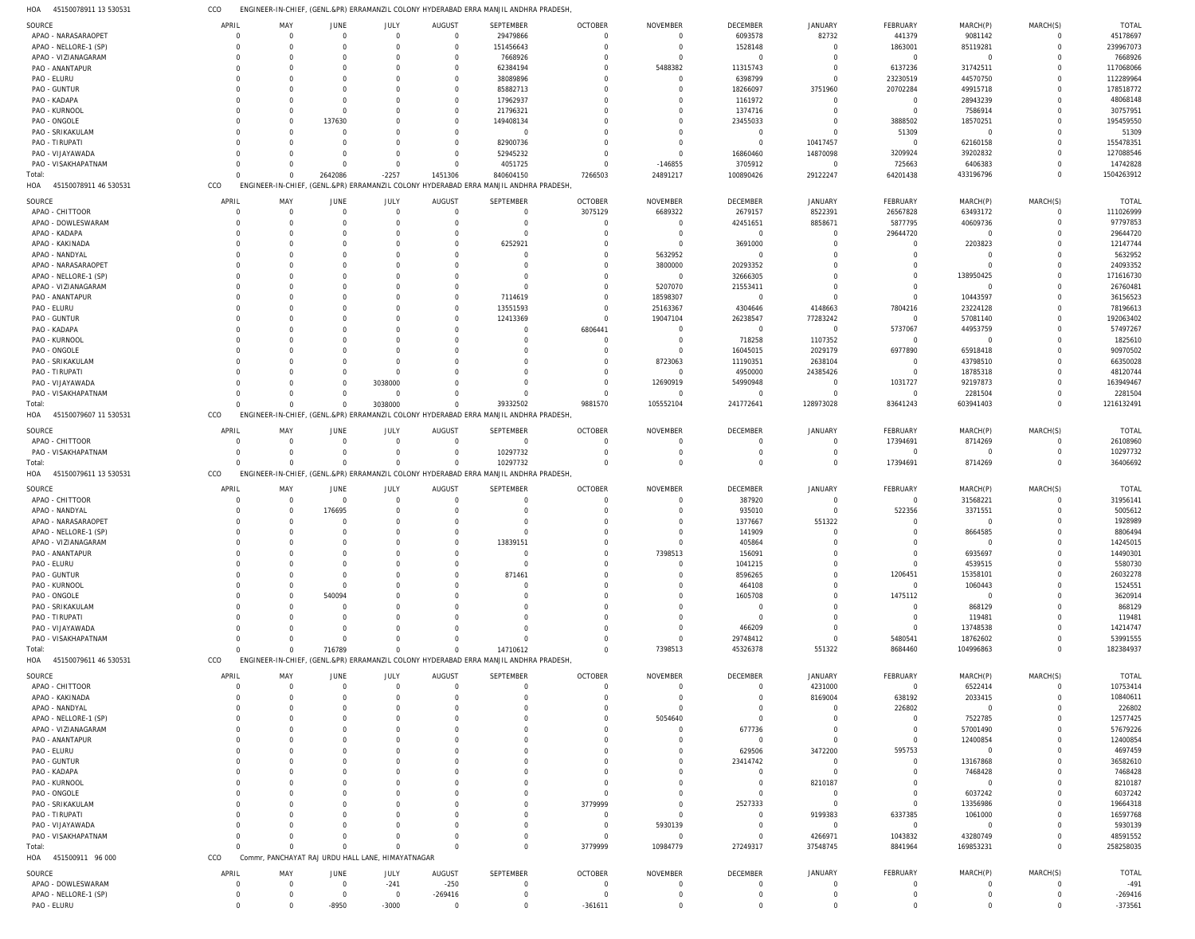HOA 45150078911 13 530531 CCO ENGINEER-IN-CHIEF, (GENL.&PR) ERRAMANZIL COLONY HYDERABAD ERRA MANJIL ANDHRA PRADESH,

| SOURCE | APRIL | MAY | JUNE | JULY | AUGUST | SEPTEMBER | OCTOBER | NOVEMBER | DECEMBER | JANUARY | FEBRUARY | MARCH(P) | MARCH(S) | TOTAL |
|---|---|---|---|---|---|---|---|---|---|---|---|---|---|---|
| APAO - NARASARAOPET | 0 | 0 | 0 | 0 | 0 | 29479866 | 0 | 0 | 6093578 | 82732 | 441379 | 9081142 | 0 | 45178697 |
| APAO - NELLORE-1 (SP) | 0 | 0 | 0 | 0 | 0 | 151456643 | 0 | 0 | 1528148 | 0 | 1863001 | 85119281 | 0 | 239967073 |
| APAO - VIZIANAGARAM | 0 | 0 | 0 | 0 | 0 | 7668926 | 0 | 0 | 0 | 0 | 0 | 0 | 0 | 7668926 |
| PAO - ANANTAPUR | 0 | 0 | 0 | 0 | 0 | 62384194 | 0 | 5488382 | 11315743 | 0 | 6137236 | 31742511 | 0 | 117068066 |
| PAO - ELURU | 0 | 0 | 0 | 0 | 0 | 38089896 | 0 | 0 | 6398799 | 0 | 23230519 | 44570750 | 0 | 112289964 |
| PAO - GUNTUR | 0 | 0 | 0 | 0 | 0 | 85882713 | 0 | 0 | 18266097 | 3751960 | 20702284 | 49915718 | 0 | 178518772 |
| PAO - KADAPA | 0 | 0 | 0 | 0 | 0 | 17962937 | 0 | 0 | 1161972 | 0 | 0 | 28943239 | 0 | 48068148 |
| PAO - KURNOOL | 0 | 0 | 0 | 0 | 0 | 21796321 | 0 | 0 | 1374716 | 0 | 0 | 7586914 | 0 | 30757951 |
| PAO - ONGOLE | 0 | 0 | 137630 | 0 | 0 | 149408134 | 0 | 0 | 23455033 | 0 | 3888502 | 18570251 | 0 | 195459550 |
| PAO - SRIKAKULAM | 0 | 0 | 0 | 0 | 0 | 0 | 0 | 0 | 0 | 0 | 51309 | 0 | 0 | 51309 |
| PAO - TIRUPATI | 0 | 0 | 0 | 0 | 0 | 82900736 | 0 | 0 | 0 | 10417457 | 0 | 62160158 | 0 | 155478351 |
| PAO - VIJAYAWADA | 0 | 0 | 0 | 0 | 0 | 52945232 | 0 | 0 | 16860460 | 14870098 | 3209924 | 39202832 | 0 | 127088546 |
| PAO - VISAKHAPATNAM | 0 | 0 | 0 | 0 | 0 | 4051725 | 0 | -146855 | 3705912 | 0 | 725663 | 6406383 | 0 | 14742828 |
| Total: | 0 | 0 | 2642086 | -2257 | 1451306 | 840604150 | 7266503 | 24891217 | 100890426 | 29122247 | 64201438 | 433196796 | 0 | 1504263912 |

HOA 45150078911 46 530531 CCO ENGINEER-IN-CHIEF, (GENL.&PR) ERRAMANZIL COLONY HYDERABAD ERRA MANJIL ANDHRA PRADESH,

| SOURCE | APRIL | MAY | JUNE | JULY | AUGUST | SEPTEMBER | OCTOBER | NOVEMBER | DECEMBER | JANUARY | FEBRUARY | MARCH(P) | MARCH(S) | TOTAL |
|---|---|---|---|---|---|---|---|---|---|---|---|---|---|---|
| APAO - CHITTOOR | 0 | 0 | 0 | 0 | 0 | 0 | 3075129 | 6689322 | 2679157 | 8522391 | 26567828 | 63493172 | 0 | 111026999 |
| APAO - DOWLESWARAM | 0 | 0 | 0 | 0 | 0 | 0 | 0 | 0 | 42451651 | 8858671 | 5877795 | 40609736 | 0 | 97797853 |
| APAO - KADAPA | 0 | 0 | 0 | 0 | 0 | 0 | 0 | 0 | 0 | 0 | 29644720 | 0 | 0 | 29644720 |
| APAO - KAKINADA | 0 | 0 | 0 | 0 | 0 | 6252921 | 0 | 0 | 3691000 | 0 | 0 | 2203823 | 0 | 12147744 |
| APAO - NANDYAL | 0 | 0 | 0 | 0 | 0 | 0 | 0 | 5632952 | 0 | 0 | 0 | 0 | 0 | 5632952 |
| APAO - NARASARAOPET | 0 | 0 | 0 | 0 | 0 | 0 | 0 | 3800000 | 20293352 | 0 | 0 | 0 | 0 | 24093352 |
| APAO - NELLORE-1 (SP) | 0 | 0 | 0 | 0 | 0 | 0 | 0 | 0 | 32666305 | 0 | 0 | 138950425 | 0 | 171616730 |
| APAO - VIZIANAGARAM | 0 | 0 | 0 | 0 | 0 | 0 | 0 | 5207070 | 21553411 | 0 | 0 | 0 | 0 | 26760481 |
| PAO - ANANTAPUR | 0 | 0 | 0 | 0 | 0 | 7114619 | 0 | 18598307 | 0 | 0 | 0 | 10443597 | 0 | 36156523 |
| PAO - ELURU | 0 | 0 | 0 | 0 | 0 | 13551593 | 0 | 25163367 | 4304646 | 4148663 | 7804216 | 23224128 | 0 | 78196613 |
| PAO - GUNTUR | 0 | 0 | 0 | 0 | 0 | 12413369 | 0 | 19047104 | 26238547 | 77283242 | 0 | 57081140 | 0 | 192063402 |
| PAO - KADAPA | 0 | 0 | 0 | 0 | 0 | 0 | 6806441 | 0 | 0 | 0 | 5737067 | 44953759 | 0 | 57497267 |
| PAO - KURNOOL | 0 | 0 | 0 | 0 | 0 | 0 | 0 | 0 | 718258 | 1107352 | 0 | 0 | 0 | 1825610 |
| PAO - ONGOLE | 0 | 0 | 0 | 0 | 0 | 0 | 0 | 0 | 16045015 | 2029179 | 6977890 | 65918418 | 0 | 90970502 |
| PAO - SRIKAKULAM | 0 | 0 | 0 | 0 | 0 | 0 | 0 | 8723063 | 11190351 | 2638104 | 0 | 43798510 | 0 | 66350028 |
| PAO - TIRUPATI | 0 | 0 | 0 | 0 | 0 | 0 | 0 | 0 | 4950000 | 24385426 | 0 | 18785318 | 0 | 48120744 |
| PAO - VIJAYAWADA | 0 | 0 | 0 | 3038000 | 0 | 0 | 0 | 12690919 | 54990948 | 0 | 1031727 | 92197873 | 0 | 163949467 |
| PAO - VISAKHAPATNAM | 0 | 0 | 0 | 0 | 0 | 0 | 0 | 0 | 0 | 0 | 0 | 2281504 | 0 | 2281504 |
| Total: | 0 | 0 | 0 | 3038000 | 0 | 39332502 | 9881570 | 105552104 | 241772641 | 128973028 | 83641243 | 603941403 | 0 | 1216132491 |

HOA 45150079607 11 530531 CCO ENGINEER-IN-CHIEF, (GENL.&PR) ERRAMANZIL COLONY HYDERABAD ERRA MANJIL ANDHRA PRADESH,

| SOURCE | APRIL | MAY | JUNE | JULY | AUGUST | SEPTEMBER | OCTOBER | NOVEMBER | DECEMBER | JANUARY | FEBRUARY | MARCH(P) | MARCH(S) | TOTAL |
|---|---|---|---|---|---|---|---|---|---|---|---|---|---|---|
| APAO - CHITTOOR | 0 | 0 | 0 | 0 | 0 | 0 | 0 | 0 | 0 | 0 | 17394691 | 8714269 | 0 | 26108960 |
| PAO - VISAKHAPATNAM | 0 | 0 | 0 | 0 | 0 | 10297732 | 0 | 0 | 0 | 0 | 0 | 0 | 0 | 10297732 |
| Total: | 0 | 0 | 0 | 0 | 0 | 10297732 | 0 | 0 | 0 | 0 | 17394691 | 8714269 | 0 | 36406692 |

HOA 45150079611 13 530531 CCO ENGINEER-IN-CHIEF, (GENL.&PR) ERRAMANZIL COLONY HYDERABAD ERRA MANJIL ANDHRA PRADESH,

| SOURCE | APRIL | MAY | JUNE | JULY | AUGUST | SEPTEMBER | OCTOBER | NOVEMBER | DECEMBER | JANUARY | FEBRUARY | MARCH(P) | MARCH(S) | TOTAL |
|---|---|---|---|---|---|---|---|---|---|---|---|---|---|---|
| APAO - CHITTOOR | 0 | 0 | 0 | 0 | 0 | 0 | 0 | 0 | 387920 | 0 | 0 | 31568221 | 0 | 31956141 |
| APAO - NANDYAL | 0 | 0 | 176695 | 0 | 0 | 0 | 0 | 0 | 935010 | 0 | 522356 | 3371551 | 0 | 5005612 |
| APAO - NARASARAOPET | 0 | 0 | 0 | 0 | 0 | 0 | 0 | 0 | 1377667 | 551322 | 0 | 0 | 0 | 1928989 |
| APAO - NELLORE-1 (SP) | 0 | 0 | 0 | 0 | 0 | 0 | 0 | 0 | 141909 | 0 | 0 | 8664585 | 0 | 8806494 |
| APAO - VIZIANAGARAM | 0 | 0 | 0 | 0 | 0 | 13839151 | 0 | 0 | 405864 | 0 | 0 | 0 | 0 | 14245015 |
| PAO - ANANTAPUR | 0 | 0 | 0 | 0 | 0 | 0 | 0 | 7398513 | 156091 | 0 | 0 | 6935697 | 0 | 14490301 |
| PAO - ELURU | 0 | 0 | 0 | 0 | 0 | 0 | 0 | 0 | 1041215 | 0 | 0 | 4539515 | 0 | 5580730 |
| PAO - GUNTUR | 0 | 0 | 0 | 0 | 0 | 871461 | 0 | 0 | 8596265 | 0 | 1206451 | 15358101 | 0 | 26032278 |
| PAO - KURNOOL | 0 | 0 | 0 | 0 | 0 | 0 | 0 | 0 | 464108 | 0 | 0 | 1060443 | 0 | 1524551 |
| PAO - ONGOLE | 0 | 0 | 540094 | 0 | 0 | 0 | 0 | 0 | 1605708 | 0 | 1475112 | 0 | 0 | 3620914 |
| PAO - SRIKAKULAM | 0 | 0 | 0 | 0 | 0 | 0 | 0 | 0 | 0 | 0 | 0 | 868129 | 0 | 868129 |
| PAO - TIRUPATI | 0 | 0 | 0 | 0 | 0 | 0 | 0 | 0 | 0 | 0 | 0 | 119481 | 0 | 119481 |
| PAO - VIJAYAWADA | 0 | 0 | 0 | 0 | 0 | 0 | 0 | 0 | 466209 | 0 | 0 | 13748538 | 0 | 14214747 |
| PAO - VISAKHAPATNAM | 0 | 0 | 0 | 0 | 0 | 0 | 0 | 0 | 29748412 | 0 | 5480541 | 18762602 | 0 | 53991555 |
| Total: | 0 | 0 | 716789 | 0 | 0 | 14710612 | 0 | 7398513 | 45326378 | 551322 | 8684460 | 104996863 | 0 | 182384937 |

HOA 45150079611 46 530531 CCO ENGINEER-IN-CHIEF, (GENL.&PR) ERRAMANZIL COLONY HYDERABAD ERRA MANJIL ANDHRA PRADESH,

| SOURCE | APRIL | MAY | JUNE | JULY | AUGUST | SEPTEMBER | OCTOBER | NOVEMBER | DECEMBER | JANUARY | FEBRUARY | MARCH(P) | MARCH(S) | TOTAL |
|---|---|---|---|---|---|---|---|---|---|---|---|---|---|---|
| APAO - CHITTOOR | 0 | 0 | 0 | 0 | 0 | 0 | 0 | 0 | 0 | 4231000 | 0 | 6522414 | 0 | 10753414 |
| APAO - KAKINADA | 0 | 0 | 0 | 0 | 0 | 0 | 0 | 0 | 0 | 8169004 | 638192 | 2033415 | 0 | 10840611 |
| APAO - NANDYAL | 0 | 0 | 0 | 0 | 0 | 0 | 0 | 0 | 0 | 0 | 226802 | 0 | 0 | 226802 |
| APAO - NELLORE-1 (SP) | 0 | 0 | 0 | 0 | 0 | 0 | 0 | 5054640 | 0 | 0 | 0 | 7522785 | 0 | 12577425 |
| APAO - VIZIANAGARAM | 0 | 0 | 0 | 0 | 0 | 0 | 0 | 0 | 677736 | 0 | 0 | 57001490 | 0 | 57679226 |
| PAO - ANANTAPUR | 0 | 0 | 0 | 0 | 0 | 0 | 0 | 0 | 0 | 0 | 0 | 12400854 | 0 | 12400854 |
| PAO - ELURU | 0 | 0 | 0 | 0 | 0 | 0 | 0 | 0 | 629506 | 3472200 | 595753 | 0 | 0 | 4697459 |
| PAO - GUNTUR | 0 | 0 | 0 | 0 | 0 | 0 | 0 | 0 | 23414742 | 0 | 0 | 13167868 | 0 | 36582610 |
| PAO - KADAPA | 0 | 0 | 0 | 0 | 0 | 0 | 0 | 0 | 0 | 0 | 0 | 7468428 | 0 | 7468428 |
| PAO - KURNOOL | 0 | 0 | 0 | 0 | 0 | 0 | 0 | 0 | 0 | 8210187 | 0 | 0 | 0 | 8210187 |
| PAO - ONGOLE | 0 | 0 | 0 | 0 | 0 | 0 | 0 | 0 | 0 | 0 | 0 | 6037242 | 0 | 6037242 |
| PAO - SRIKAKULAM | 0 | 0 | 0 | 0 | 0 | 0 | 3779999 | 0 | 2527333 | 0 | 0 | 13356986 | 0 | 19664318 |
| PAO - TIRUPATI | 0 | 0 | 0 | 0 | 0 | 0 | 0 | 0 | 0 | 9199383 | 6337385 | 1061000 | 0 | 16597768 |
| PAO - VIJAYAWADA | 0 | 0 | 0 | 0 | 0 | 0 | 0 | 5930139 | 0 | 0 | 0 | 0 | 0 | 5930139 |
| PAO - VISAKHAPATNAM | 0 | 0 | 0 | 0 | 0 | 0 | 0 | 0 | 0 | 4266971 | 1043832 | 43280749 | 0 | 48591552 |
| Total: | 0 | 0 | 0 | 0 | 0 | 0 | 3779999 | 10984779 | 27249317 | 37548745 | 8841964 | 169853231 | 0 | 258258035 |

HOA 451500911 96 000 CCO Commr, PANCHAYAT RAJ URDU HALL LANE, HIMAYATNAGAR

| SOURCE | APRIL | MAY | JUNE | JULY | AUGUST | SEPTEMBER | OCTOBER | NOVEMBER | DECEMBER | JANUARY | FEBRUARY | MARCH(P) | MARCH(S) | TOTAL |
|---|---|---|---|---|---|---|---|---|---|---|---|---|---|---|
| APAO - DOWLESWARAM | 0 | 0 | 0 | -241 | -250 | 0 | 0 | 0 | 0 | 0 | 0 | 0 | 0 | -491 |
| APAO - NELLORE-1 (SP) | 0 | 0 | 0 | 0 | -269416 | 0 | 0 | 0 | 0 | 0 | 0 | 0 | 0 | -269416 |
| PAO - ELURU | 0 | 0 | -8950 | -3000 | 0 | 0 | -361611 | 0 | 0 | 0 | 0 | 0 | 0 | -373561 |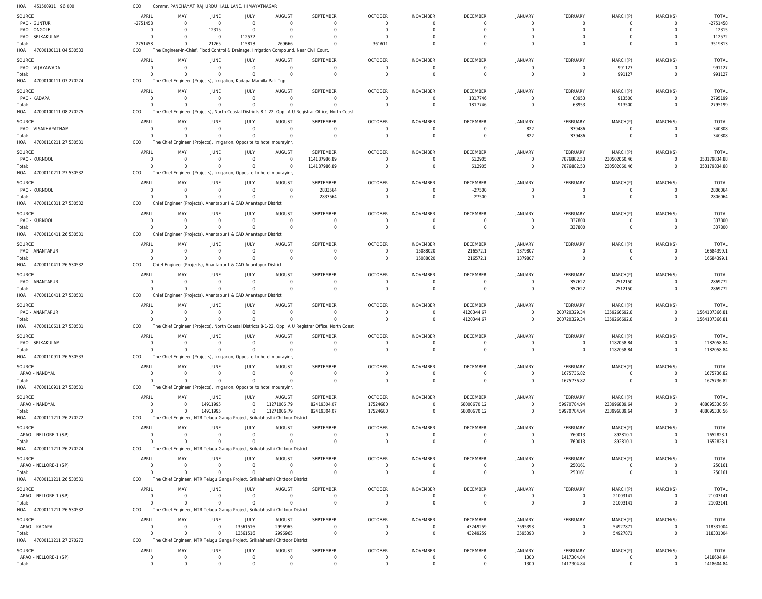HOA 451500911 96 000 CCO Commr, PANCHAYAT RAJ URDU HALL LANE, HIMAYATNAGAR

| SOURCE | APRIL | MAY | JUNE | JULY | AUGUST | SEPTEMBER | OCTOBER | NOVEMBER | DECEMBER | JANUARY | FEBRUARY | MARCH(P) | MARCH(S) | TOTAL |
|---|---|---|---|---|---|---|---|---|---|---|---|---|---|---|
| PAO - GUNTUR | -2751458 | 0 | 0 | 0 | 0 | 0 | 0 | 0 | 0 | 0 | 0 | 0 | 0 | -2751458 |
| PAO - ONGOLE | 0 | 0 | -12315 | 0 | 0 | 0 | 0 | 0 | 0 | 0 | 0 | 0 | 0 | -12315 |
| PAO - SRIKAKULAM | 0 | 0 | 0 | -112572 | 0 | 0 | 0 | 0 | 0 | 0 | 0 | 0 | 0 | -112572 |
| Total: | -2751458 | 0 | -21265 | -115813 | -269666 | 0 | -361611 | 0 | 0 | 0 | 0 | 0 | 0 | -3519813 |

HOA 47000100111 04 530533 CCO The Engineer-in-Chief, Flood Control & Drainage, Irrigation Compound, Near Civil Court,

| SOURCE | APRIL | MAY | JUNE | JULY | AUGUST | SEPTEMBER | OCTOBER | NOVEMBER | DECEMBER | JANUARY | FEBRUARY | MARCH(P) | MARCH(S) | TOTAL |
|---|---|---|---|---|---|---|---|---|---|---|---|---|---|---|
| PAO - VIJAYAWADA | 0 | 0 | 0 | 0 | 0 | 0 | 0 | 0 | 0 | 0 | 0 | 991127 | 0 | 991127 |
| Total: | 0 | 0 | 0 | 0 | 0 | 0 | 0 | 0 | 0 | 0 | 0 | 991127 | 0 | 991127 |

HOA 47000100111 07 270274 CCO The Chief Engineer (Projects), Irrigation, Kadapa Mamilla Palli Tgp

| SOURCE | APRIL | MAY | JUNE | JULY | AUGUST | SEPTEMBER | OCTOBER | NOVEMBER | DECEMBER | JANUARY | FEBRUARY | MARCH(P) | MARCH(S) | TOTAL |
|---|---|---|---|---|---|---|---|---|---|---|---|---|---|---|
| PAO - KADAPA | 0 | 0 | 0 | 0 | 0 | 0 | 0 | 0 | 1817746 | 0 | 63953 | 913500 | 0 | 2795199 |
| Total: | 0 | 0 | 0 | 0 | 0 | 0 | 0 | 0 | 1817746 | 0 | 63953 | 913500 | 0 | 2795199 |

HOA 47000100111 08 270275 CCO The Chief Engineer (Projects), North Coastal Districts 8-1-22, Opp: A U Registrar Office, North Coast

| SOURCE | APRIL | MAY | JUNE | JULY | AUGUST | SEPTEMBER | OCTOBER | NOVEMBER | DECEMBER | JANUARY | FEBRUARY | MARCH(P) | MARCH(S) | TOTAL |
|---|---|---|---|---|---|---|---|---|---|---|---|---|---|---|
| PAO - VISAKHAPATNAM | 0 | 0 | 0 | 0 | 0 | 0 | 0 | 0 | 0 | 822 | 339486 | 0 | 0 | 340308 |
| Total: | 0 | 0 | 0 | 0 | 0 | 0 | 0 | 0 | 0 | 822 | 339486 | 0 | 0 | 340308 |

HOA 47000110211 27 530531 CCO The Chief Engineer (Projects), Irrigarion, Opposite to hotel mourayinr,

| SOURCE | APRIL | MAY | JUNE | JULY | AUGUST | SEPTEMBER | OCTOBER | NOVEMBER | DECEMBER | JANUARY | FEBRUARY | MARCH(P) | MARCH(S) | TOTAL |
|---|---|---|---|---|---|---|---|---|---|---|---|---|---|---|
| PAO - KURNOOL | 0 | 0 | 0 | 0 | 0 | 114187986.89 | 0 | 0 | 612905 | 0 | 7876882.53 | 230502060.46 | 0 | 353179834.88 |
| Total: | 0 | 0 | 0 | 0 | 0 | 114187986.89 | 0 | 0 | 612905 | 0 | 7876882.53 | 230502060.46 | 0 | 353179834.88 |

HOA 47000110211 27 530532 CCO The Chief Engineer (Projects), Irrigarion, Opposite to hotel mourayinr,

| SOURCE | APRIL | MAY | JUNE | JULY | AUGUST | SEPTEMBER | OCTOBER | NOVEMBER | DECEMBER | JANUARY | FEBRUARY | MARCH(P) | MARCH(S) | TOTAL |
|---|---|---|---|---|---|---|---|---|---|---|---|---|---|---|
| PAO - KURNOOL | 0 | 0 | 0 | 0 | 0 | 2833564 | 0 | 0 | -27500 | 0 | 0 | 0 | 0 | 2806064 |
| Total: | 0 | 0 | 0 | 0 | 0 | 2833564 | 0 | 0 | -27500 | 0 | 0 | 0 | 0 | 2806064 |

HOA 47000110311 27 530532 CCO Chief Engineer (Projects), Anantapur I & CAD Anantapur District

| SOURCE | APRIL | MAY | JUNE | JULY | AUGUST | SEPTEMBER | OCTOBER | NOVEMBER | DECEMBER | JANUARY | FEBRUARY | MARCH(P) | MARCH(S) | TOTAL |
|---|---|---|---|---|---|---|---|---|---|---|---|---|---|---|
| PAO - KURNOOL | 0 | 0 | 0 | 0 | 0 | 0 | 0 | 0 | 0 | 0 | 337800 | 0 | 0 | 337800 |
| Total: | 0 | 0 | 0 | 0 | 0 | 0 | 0 | 0 | 0 | 0 | 337800 | 0 | 0 | 337800 |

HOA 47000110411 26 530531 CCO Chief Engineer (Projects), Anantapur I & CAD Anantapur District

| SOURCE | APRIL | MAY | JUNE | JULY | AUGUST | SEPTEMBER | OCTOBER | NOVEMBER | DECEMBER | JANUARY | FEBRUARY | MARCH(P) | MARCH(S) | TOTAL |
|---|---|---|---|---|---|---|---|---|---|---|---|---|---|---|
| PAO - ANANTAPUR | 0 | 0 | 0 | 0 | 0 | 0 | 0 | 15088020 | 216572.1 | 1379807 | 0 | 0 | 0 | 16684399.1 |
| Total: | 0 | 0 | 0 | 0 | 0 | 0 | 0 | 15088020 | 216572.1 | 1379807 | 0 | 0 | 0 | 16684399.1 |

HOA 47000110411 26 530532 CCO Chief Engineer (Projects), Anantapur I & CAD Anantapur District

| SOURCE | APRIL | MAY | JUNE | JULY | AUGUST | SEPTEMBER | OCTOBER | NOVEMBER | DECEMBER | JANUARY | FEBRUARY | MARCH(P) | MARCH(S) | TOTAL |
|---|---|---|---|---|---|---|---|---|---|---|---|---|---|---|
| PAO - ANANTAPUR | 0 | 0 | 0 | 0 | 0 | 0 | 0 | 0 | 0 | 0 | 357622 | 2512150 | 0 | 2869772 |
| Total: | 0 | 0 | 0 | 0 | 0 | 0 | 0 | 0 | 0 | 0 | 357622 | 2512150 | 0 | 2869772 |

HOA 47000110411 27 530531 CCO Chief Engineer (Projects), Anantapur I & CAD Anantapur District

| SOURCE | APRIL | MAY | JUNE | JULY | AUGUST | SEPTEMBER | OCTOBER | NOVEMBER | DECEMBER | JANUARY | FEBRUARY | MARCH(P) | MARCH(S) | TOTAL |
|---|---|---|---|---|---|---|---|---|---|---|---|---|---|---|
| PAO - ANANTAPUR | 0 | 0 | 0 | 0 | 0 | 0 | 0 | 0 | 4120344.67 | 0 | 200720329.34 | 1359266692.8 | 0 | 1564107366.81 |
| Total: | 0 | 0 | 0 | 0 | 0 | 0 | 0 | 0 | 4120344.67 | 0 | 200720329.34 | 1359266692.8 | 0 | 1564107366.81 |

HOA 47000110611 27 530531 CCO The Chief Engineer (Projects), North Coastal Districts 8-1-22, Opp: A U Registrar Office, North Coast

| SOURCE | APRIL | MAY | JUNE | JULY | AUGUST | SEPTEMBER | OCTOBER | NOVEMBER | DECEMBER | JANUARY | FEBRUARY | MARCH(P) | MARCH(S) | TOTAL |
|---|---|---|---|---|---|---|---|---|---|---|---|---|---|---|
| PAO - SRIKAKULAM | 0 | 0 | 0 | 0 | 0 | 0 | 0 | 0 | 0 | 0 | 0 | 1182058.84 | 0 | 1182058.84 |
| Total: | 0 | 0 | 0 | 0 | 0 | 0 | 0 | 0 | 0 | 0 | 0 | 1182058.84 | 0 | 1182058.84 |

HOA 47000110911 26 530533 CCO The Chief Engineer (Projects), Irrigarion, Opposite to hotel mourayinr,

| SOURCE | APRIL | MAY | JUNE | JULY | AUGUST | SEPTEMBER | OCTOBER | NOVEMBER | DECEMBER | JANUARY | FEBRUARY | MARCH(P) | MARCH(S) | TOTAL |
|---|---|---|---|---|---|---|---|---|---|---|---|---|---|---|
| APAO - NANDYAL | 0 | 0 | 0 | 0 | 0 | 0 | 0 | 0 | 0 | 0 | 1675736.82 | 0 | 0 | 1675736.82 |
| Total: | 0 | 0 | 0 | 0 | 0 | 0 | 0 | 0 | 0 | 0 | 1675736.82 | 0 | 0 | 1675736.82 |

HOA 47000110911 27 530531 CCO The Chief Engineer (Projects), Irrigarion, Opposite to hotel mourayinr,

| SOURCE | APRIL | MAY | JUNE | JULY | AUGUST | SEPTEMBER | OCTOBER | NOVEMBER | DECEMBER | JANUARY | FEBRUARY | MARCH(P) | MARCH(S) | TOTAL |
|---|---|---|---|---|---|---|---|---|---|---|---|---|---|---|
| APAO - NANDYAL | 0 | 0 | 14911995 | 0 | 11271006.79 | 82419304.07 | 17524680 | 0 | 68000670.12 | 0 | 59970784.94 | 233996889.64 | 0 | 488095330.56 |
| Total: | 0 | 0 | 14911995 | 0 | 11271006.79 | 82419304.07 | 17524680 | 0 | 68000670.12 | 0 | 59970784.94 | 233996889.64 | 0 | 488095330.56 |

HOA 47000111211 26 270272 CCO The Chief Engineer, NTR Telugu Ganga Project, Srikalahasthi Chittoor District

| SOURCE | APRIL | MAY | JUNE | JULY | AUGUST | SEPTEMBER | OCTOBER | NOVEMBER | DECEMBER | JANUARY | FEBRUARY | MARCH(P) | MARCH(S) | TOTAL |
|---|---|---|---|---|---|---|---|---|---|---|---|---|---|---|
| APAO - NELLORE-1 (SP) | 0 | 0 | 0 | 0 | 0 | 0 | 0 | 0 | 0 | 0 | 760013 | 892810.1 | 0 | 1652823.1 |
| Total: | 0 | 0 | 0 | 0 | 0 | 0 | 0 | 0 | 0 | 0 | 760013 | 892810.1 | 0 | 1652823.1 |

HOA 47000111211 26 270274 CCO The Chief Engineer, NTR Telugu Ganga Project, Srikalahasthi Chittoor District

| SOURCE | APRIL | MAY | JUNE | JULY | AUGUST | SEPTEMBER | OCTOBER | NOVEMBER | DECEMBER | JANUARY | FEBRUARY | MARCH(P) | MARCH(S) | TOTAL |
|---|---|---|---|---|---|---|---|---|---|---|---|---|---|---|
| APAO - NELLORE-1 (SP) | 0 | 0 | 0 | 0 | 0 | 0 | 0 | 0 | 0 | 0 | 250161 | 0 | 0 | 250161 |
| Total: | 0 | 0 | 0 | 0 | 0 | 0 | 0 | 0 | 0 | 0 | 250161 | 0 | 0 | 250161 |

HOA 47000111211 26 530531 CCO The Chief Engineer, NTR Telugu Ganga Project, Srikalahasthi Chittoor District

| SOURCE | APRIL | MAY | JUNE | JULY | AUGUST | SEPTEMBER | OCTOBER | NOVEMBER | DECEMBER | JANUARY | FEBRUARY | MARCH(P) | MARCH(S) | TOTAL |
|---|---|---|---|---|---|---|---|---|---|---|---|---|---|---|
| APAO - NELLORE-1 (SP) | 0 | 0 | 0 | 0 | 0 | 0 | 0 | 0 | 0 | 0 | 0 | 21003141 | 0 | 21003141 |
| Total: | 0 | 0 | 0 | 0 | 0 | 0 | 0 | 0 | 0 | 0 | 0 | 21003141 | 0 | 21003141 |

HOA 47000111211 26 530532 CCO The Chief Engineer, NTR Telugu Ganga Project, Srikalahasthi Chittoor District

| SOURCE | APRIL | MAY | JUNE | JULY | AUGUST | SEPTEMBER | OCTOBER | NOVEMBER | DECEMBER | JANUARY | FEBRUARY | MARCH(P) | MARCH(S) | TOTAL |
|---|---|---|---|---|---|---|---|---|---|---|---|---|---|---|
| APAO - KADAPA | 0 | 0 | 0 | 13561516 | 2996965 | 0 | 0 | 0 | 43249259 | 3595393 | 0 | 54927871 | 0 | 118331004 |
| Total: | 0 | 0 | 0 | 13561516 | 2996965 | 0 | 0 | 0 | 43249259 | 3595393 | 0 | 54927871 | 0 | 118331004 |

HOA 47000111211 27 270272 CCO The Chief Engineer, NTR Telugu Ganga Project, Srikalahasthi Chittoor District

| SOURCE | APRIL | MAY | JUNE | JULY | AUGUST | SEPTEMBER | OCTOBER | NOVEMBER | DECEMBER | JANUARY | FEBRUARY | MARCH(P) | MARCH(S) | TOTAL |
|---|---|---|---|---|---|---|---|---|---|---|---|---|---|---|
| APAO - NELLORE-1 (SP) | 0 | 0 | 0 | 0 | 0 | 0 | 0 | 0 | 0 | 1300 | 1417304.84 | 0 | 0 | 1418604.84 |
| Total: | 0 | 0 | 0 | 0 | 0 | 0 | 0 | 0 | 0 | 1300 | 1417304.84 | 0 | 0 | 1418604.84 |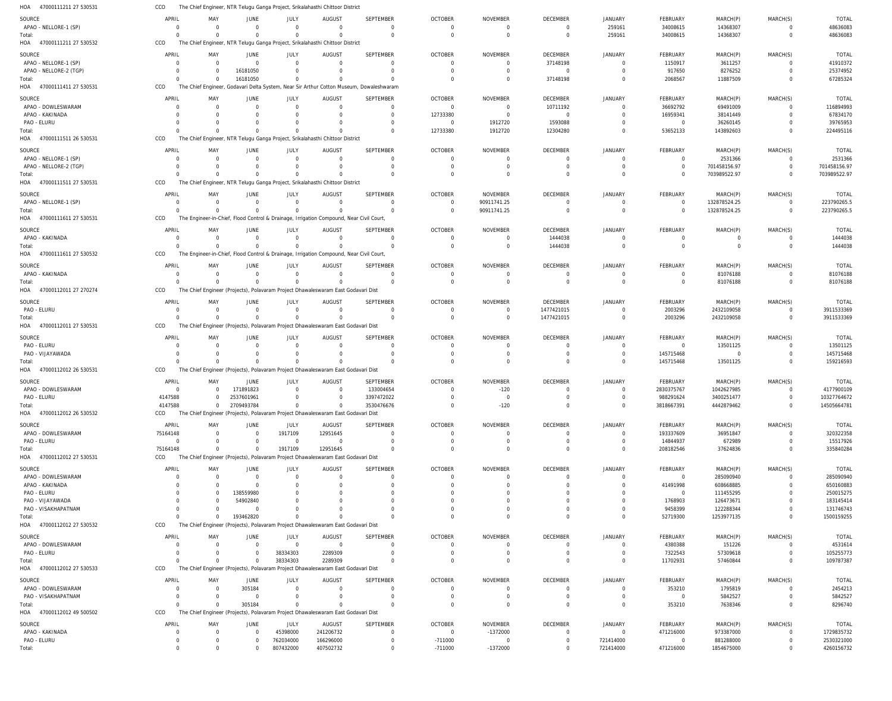HOA 47000111211 27 530531 CCO The Chief Engineer, NTR Telugu Ganga Project, Srikalahasthi Chittoor District

| SOURCE | APRIL | MAY | JUNE | JULY | AUGUST | SEPTEMBER | OCTOBER | NOVEMBER | DECEMBER | JANUARY | FEBRUARY | MARCH(P) | MARCH(S) | TOTAL |
|---|---|---|---|---|---|---|---|---|---|---|---|---|---|---|
| APAO - NELLORE-1 (SP) | 0 | 0 | 0 | 0 | 0 | 0 | 0 | 0 | 0 | 259161 | 34008615 | 14368307 | 0 | 48636083 |
| Total: | 0 | 0 | 0 | 0 | 0 | 0 | 0 | 0 | 0 | 259161 | 34008615 | 14368307 | 0 | 48636083 |

HOA 47000111211 27 530532 CCO The Chief Engineer, NTR Telugu Ganga Project, Srikalahasthi Chittoor District

| SOURCE | APRIL | MAY | JUNE | JULY | AUGUST | SEPTEMBER | OCTOBER | NOVEMBER | DECEMBER | JANUARY | FEBRUARY | MARCH(P) | MARCH(S) | TOTAL |
|---|---|---|---|---|---|---|---|---|---|---|---|---|---|---|
| APAO - NELLORE-1 (SP) | 0 | 0 | 0 | 0 | 0 | 0 | 0 | 0 | 37148198 | 0 | 1150917 | 3611257 | 0 | 41910372 |
| APAO - NELLORE-2 (TGP) | 0 | 0 | 16181050 | 0 | 0 | 0 | 0 | 0 | 0 | 0 | 917650 | 8276252 | 0 | 25374952 |
| Total: | 0 | 0 | 16181050 | 0 | 0 | 0 | 0 | 0 | 37148198 | 0 | 2068567 | 11887509 | 0 | 67285324 |

HOA 47000111411 27 530531 CCO The Chief Engineer, Godavari Delta System, Near Sir Arthur Cotton Museum, Dowaleshwaram

| SOURCE | APRIL | MAY | JUNE | JULY | AUGUST | SEPTEMBER | OCTOBER | NOVEMBER | DECEMBER | JANUARY | FEBRUARY | MARCH(P) | MARCH(S) | TOTAL |
|---|---|---|---|---|---|---|---|---|---|---|---|---|---|---|
| APAO - DOWLESWARAM | 0 | 0 | 0 | 0 | 0 | 0 | 0 | 0 | 10711192 | 0 | 36692792 | 69491009 | 0 | 116894993 |
| APAO - KAKINADA | 0 | 0 | 0 | 0 | 0 | 0 | 12733380 | 0 | 0 | 0 | 16959341 | 38141449 | 0 | 67834170 |
| PAO - ELURU | 0 | 0 | 0 | 0 | 0 | 0 | 0 | 1912720 | 1593088 | 0 | 0 | 36260145 | 0 | 39765953 |
| Total: | 0 | 0 | 0 | 0 | 0 | 0 | 12733380 | 1912720 | 12304280 | 0 | 53652133 | 143892603 | 0 | 224495116 |

HOA 47000111511 26 530531 CCO The Chief Engineer, NTR Telugu Ganga Project, Srikalahasthi Chittoor District

| SOURCE | APRIL | MAY | JUNE | JULY | AUGUST | SEPTEMBER | OCTOBER | NOVEMBER | DECEMBER | JANUARY | FEBRUARY | MARCH(P) | MARCH(S) | TOTAL |
|---|---|---|---|---|---|---|---|---|---|---|---|---|---|---|
| APAO - NELLORE-1 (SP) | 0 | 0 | 0 | 0 | 0 | 0 | 0 | 0 | 0 | 0 | 0 | 2531366 | 0 | 2531366 |
| APAO - NELLORE-2 (TGP) | 0 | 0 | 0 | 0 | 0 | 0 | 0 | 0 | 0 | 0 | 0 | 701458156.97 | 0 | 701458156.97 |
| Total: | 0 | 0 | 0 | 0 | 0 | 0 | 0 | 0 | 0 | 0 | 0 | 703989522.97 | 0 | 703989522.97 |

HOA 47000111511 27 530531 CCO The Chief Engineer, NTR Telugu Ganga Project, Srikalahasthi Chittoor District

| SOURCE | APRIL | MAY | JUNE | JULY | AUGUST | SEPTEMBER | OCTOBER | NOVEMBER | DECEMBER | JANUARY | FEBRUARY | MARCH(P) | MARCH(S) | TOTAL |
|---|---|---|---|---|---|---|---|---|---|---|---|---|---|---|
| APAO - NELLORE-1 (SP) | 0 | 0 | 0 | 0 | 0 | 0 | 0 | 90911741.25 | 0 | 0 | 0 | 132878524.25 | 0 | 223790265.5 |
| Total: | 0 | 0 | 0 | 0 | 0 | 0 | 0 | 90911741.25 | 0 | 0 | 0 | 132878524.25 | 0 | 223790265.5 |

HOA 47000111611 27 530531 CCO The Engineer-in-Chief, Flood Control & Drainage, Irrigation Compound, Near Civil Court,

| SOURCE | APRIL | MAY | JUNE | JULY | AUGUST | SEPTEMBER | OCTOBER | NOVEMBER | DECEMBER | JANUARY | FEBRUARY | MARCH(P) | MARCH(S) | TOTAL |
|---|---|---|---|---|---|---|---|---|---|---|---|---|---|---|
| APAO - KAKINADA | 0 | 0 | 0 | 0 | 0 | 0 | 0 | 0 | 1444038 | 0 | 0 | 0 | 0 | 1444038 |
| Total: | 0 | 0 | 0 | 0 | 0 | 0 | 0 | 0 | 1444038 | 0 | 0 | 0 | 0 | 1444038 |

HOA 47000111611 27 530532 CCO The Engineer-in-Chief, Flood Control & Drainage, Irrigation Compound, Near Civil Court,

| SOURCE | APRIL | MAY | JUNE | JULY | AUGUST | SEPTEMBER | OCTOBER | NOVEMBER | DECEMBER | JANUARY | FEBRUARY | MARCH(P) | MARCH(S) | TOTAL |
|---|---|---|---|---|---|---|---|---|---|---|---|---|---|---|
| APAO - KAKINADA | 0 | 0 | 0 | 0 | 0 | 0 | 0 | 0 | 0 | 0 | 0 | 81076188 | 0 | 81076188 |
| Total: | 0 | 0 | 0 | 0 | 0 | 0 | 0 | 0 | 0 | 0 | 0 | 81076188 | 0 | 81076188 |

HOA 47000112011 27 270274 CCO The Chief Engineer (Projects), Polavaram Project Dhawaleswaram East Godavari Dist

| SOURCE | APRIL | MAY | JUNE | JULY | AUGUST | SEPTEMBER | OCTOBER | NOVEMBER | DECEMBER | JANUARY | FEBRUARY | MARCH(P) | MARCH(S) | TOTAL |
|---|---|---|---|---|---|---|---|---|---|---|---|---|---|---|
| PAO - ELURU | 0 | 0 | 0 | 0 | 0 | 0 | 0 | 0 | 1477421015 | 0 | 2003296 | 2432109058 | 0 | 3911533369 |
| Total: | 0 | 0 | 0 | 0 | 0 | 0 | 0 | 0 | 1477421015 | 0 | 2003296 | 2432109058 | 0 | 3911533369 |

HOA 47000112011 27 530531 CCO The Chief Engineer (Projects), Polavaram Project Dhawaleswaram East Godavari Dist

| SOURCE | APRIL | MAY | JUNE | JULY | AUGUST | SEPTEMBER | OCTOBER | NOVEMBER | DECEMBER | JANUARY | FEBRUARY | MARCH(P) | MARCH(S) | TOTAL |
|---|---|---|---|---|---|---|---|---|---|---|---|---|---|---|
| PAO - ELURU | 0 | 0 | 0 | 0 | 0 | 0 | 0 | 0 | 0 | 0 | 0 | 13501125 | 0 | 13501125 |
| PAO - VIJAYAWADA | 0 | 0 | 0 | 0 | 0 | 0 | 0 | 0 | 0 | 0 | 145715468 | 0 | 0 | 145715468 |
| Total: | 0 | 0 | 0 | 0 | 0 | 0 | 0 | 0 | 0 | 0 | 145715468 | 13501125 | 0 | 159216593 |

HOA 47000112012 26 530531 CCO The Chief Engineer (Projects), Polavaram Project Dhawaleswaram East Godavari Dist

| SOURCE | APRIL | MAY | JUNE | JULY | AUGUST | SEPTEMBER | OCTOBER | NOVEMBER | DECEMBER | JANUARY | FEBRUARY | MARCH(P) | MARCH(S) | TOTAL |
|---|---|---|---|---|---|---|---|---|---|---|---|---|---|---|
| APAO - DOWLESWARAM | 0 | 0 | 171891823 | 0 | 0 | 133004654 | 0 | -120 | 0 | 0 | 2830375767 | 1042627985 | 0 | 4177900109 |
| PAO - ELURU | 4147588 | 0 | 2537601961 | 0 | 0 | 3397472022 | 0 | 0 | 0 | 0 | 988291624 | 3400251477 | 0 | 10327764672 |
| Total: | 4147588 | 0 | 2709493784 | 0 | 0 | 3530476676 | 0 | -120 | 0 | 0 | 3818667391 | 4442879462 | 0 | 14505664781 |

HOA 47000112012 26 530532 CCO The Chief Engineer (Projects), Polavaram Project Dhawaleswaram East Godavari Dist

| SOURCE | APRIL | MAY | JUNE | JULY | AUGUST | SEPTEMBER | OCTOBER | NOVEMBER | DECEMBER | JANUARY | FEBRUARY | MARCH(P) | MARCH(S) | TOTAL |
|---|---|---|---|---|---|---|---|---|---|---|---|---|---|---|
| APAO - DOWLESWARAM | 75164148 | 0 | 0 | 1917109 | 12951645 | 0 | 0 | 0 | 0 | 0 | 193337609 | 36951847 | 0 | 320322358 |
| PAO - ELURU | 0 | 0 | 0 | 0 | 0 | 0 | 0 | 0 | 0 | 0 | 14844937 | 672989 | 0 | 15517926 |
| Total: | 75164148 | 0 | 0 | 1917109 | 12951645 | 0 | 0 | 0 | 0 | 0 | 208182546 | 37624836 | 0 | 335840284 |

HOA 47000112012 27 530531 CCO The Chief Engineer (Projects), Polavaram Project Dhawaleswaram East Godavari Dist

| SOURCE | APRIL | MAY | JUNE | JULY | AUGUST | SEPTEMBER | OCTOBER | NOVEMBER | DECEMBER | JANUARY | FEBRUARY | MARCH(P) | MARCH(S) | TOTAL |
|---|---|---|---|---|---|---|---|---|---|---|---|---|---|---|
| APAO - DOWLESWARAM | 0 | 0 | 0 | 0 | 0 | 0 | 0 | 0 | 0 | 0 | 0 | 285090940 | 0 | 285090940 |
| APAO - KAKINADA | 0 | 0 | 0 | 0 | 0 | 0 | 0 | 0 | 0 | 0 | 41491998 | 608668885 | 0 | 650160883 |
| PAO - ELURU | 0 | 0 | 138559980 | 0 | 0 | 0 | 0 | 0 | 0 | 0 | 0 | 111455295 | 0 | 250015275 |
| PAO - VIJAYAWADA | 0 | 0 | 54902840 | 0 | 0 | 0 | 0 | 0 | 0 | 0 | 1768903 | 126473671 | 0 | 183145414 |
| PAO - VISAKHAPATNAM | 0 | 0 | 0 | 0 | 0 | 0 | 0 | 0 | 0 | 0 | 9458399 | 122288344 | 0 | 131746743 |
| Total: | 0 | 0 | 193462820 | 0 | 0 | 0 | 0 | 0 | 0 | 0 | 52719300 | 1253977135 | 0 | 1500159255 |

HOA 47000112012 27 530532 CCO The Chief Engineer (Projects), Polavaram Project Dhawaleswaram East Godavari Dist

| SOURCE | APRIL | MAY | JUNE | JULY | AUGUST | SEPTEMBER | OCTOBER | NOVEMBER | DECEMBER | JANUARY | FEBRUARY | MARCH(P) | MARCH(S) | TOTAL |
|---|---|---|---|---|---|---|---|---|---|---|---|---|---|---|
| APAO - DOWLESWARAM | 0 | 0 | 0 | 0 | 0 | 0 | 0 | 0 | 0 | 0 | 4380388 | 151226 | 0 | 4531614 |
| PAO - ELURU | 0 | 0 | 0 | 38334303 | 2289309 | 0 | 0 | 0 | 0 | 0 | 7322543 | 57309618 | 0 | 105255773 |
| Total: | 0 | 0 | 0 | 38334303 | 2289309 | 0 | 0 | 0 | 0 | 0 | 11702931 | 57460844 | 0 | 109787387 |

HOA 47000112012 27 530533 CCO The Chief Engineer (Projects), Polavaram Project Dhawaleswaram East Godavari Dist

| SOURCE | APRIL | MAY | JUNE | JULY | AUGUST | SEPTEMBER | OCTOBER | NOVEMBER | DECEMBER | JANUARY | FEBRUARY | MARCH(P) | MARCH(S) | TOTAL |
|---|---|---|---|---|---|---|---|---|---|---|---|---|---|---|
| APAO - DOWLESWARAM | 0 | 0 | 305184 | 0 | 0 | 0 | 0 | 0 | 0 | 0 | 353210 | 1795819 | 0 | 2454213 |
| PAO - VISAKHAPATNAM | 0 | 0 | 0 | 0 | 0 | 0 | 0 | 0 | 0 | 0 | 0 | 5842527 | 0 | 5842527 |
| Total: | 0 | 0 | 305184 | 0 | 0 | 0 | 0 | 0 | 0 | 0 | 353210 | 7638346 | 0 | 8296740 |

HOA 47000112012 49 500502 CCO The Chief Engineer (Projects), Polavaram Project Dhawaleswaram East Godavari Dist

| SOURCE | APRIL | MAY | JUNE | JULY | AUGUST | SEPTEMBER | OCTOBER | NOVEMBER | DECEMBER | JANUARY | FEBRUARY | MARCH(P) | MARCH(S) | TOTAL |
|---|---|---|---|---|---|---|---|---|---|---|---|---|---|---|
| APAO - KAKINADA | 0 | 0 | 0 | 45398000 | 241206732 | 0 | 0 | -1372000 | 0 | 0 | 471216000 | 973387000 | 0 | 1729835732 |
| PAO - ELURU | 0 | 0 | 0 | 762034000 | 166296000 | 0 | -711000 | 0 | 0 | 721414000 | 0 | 881288000 | 0 | 2530321000 |
| Total: | 0 | 0 | 0 | 807432000 | 407502732 | 0 | -711000 | -1372000 | 0 | 721414000 | 471216000 | 1854675000 | 0 | 4260156732 |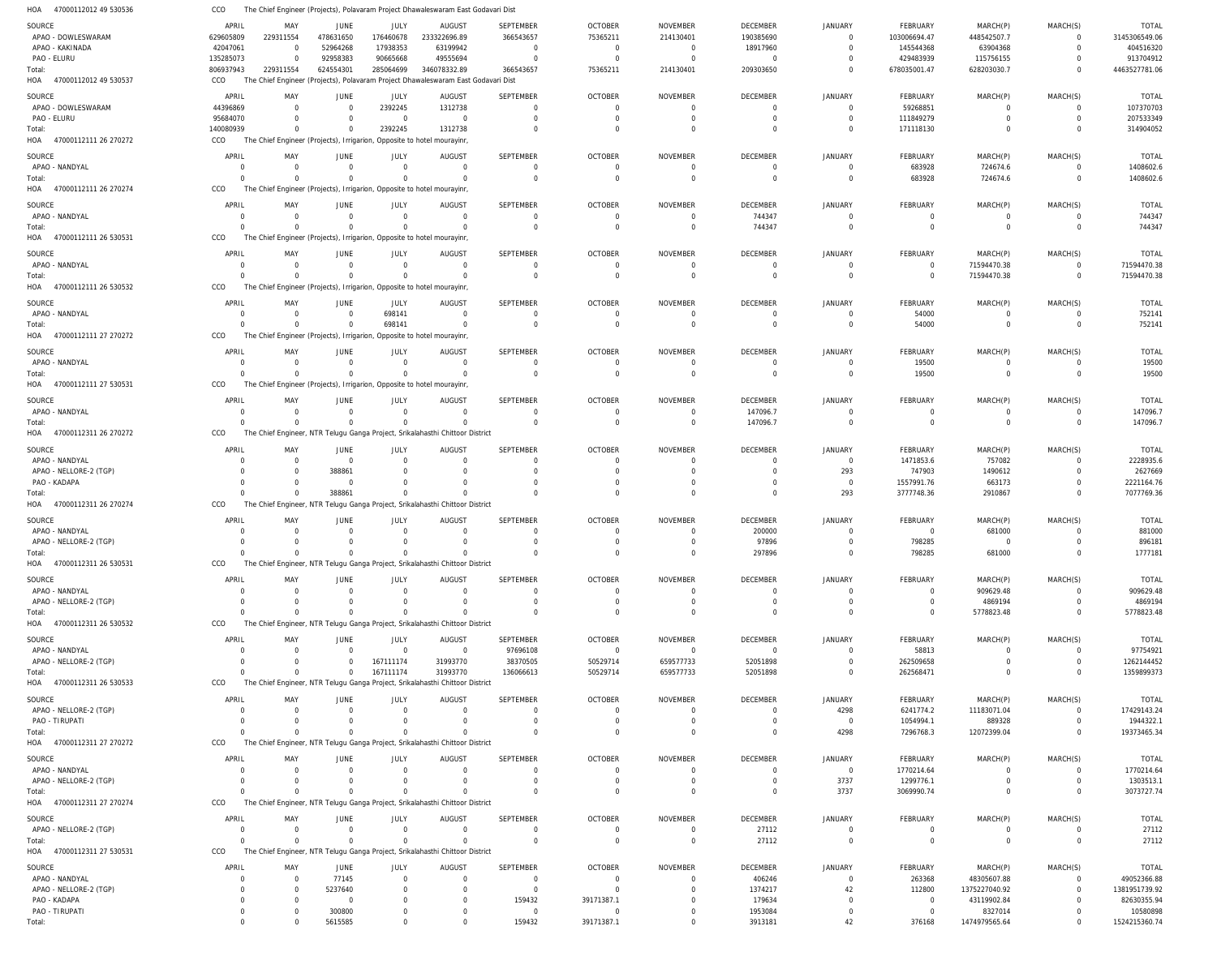HOA 47000112012 49 530536 CCO The Chief Engineer (Projects), Polavaram Project Dhawaleswaram East Godavari Dist

| SOURCE | APRIL | MAY | JUNE | JULY | AUGUST | SEPTEMBER | OCTOBER | NOVEMBER | DECEMBER | JANUARY | FEBRUARY | MARCH(P) | MARCH(S) | TOTAL |
|---|---|---|---|---|---|---|---|---|---|---|---|---|---|---|
| APAO - DOWLESWARAM | 629605809 | 229311554 | 478631650 | 176460678 | 233322696.89 | 366543657 | 75365211 | 214130401 | 190385690 | 0 | 103006694.47 | 448542507.7 | 0 | 3145306549.06 |
| APAO - KAKINADA | 42047061 | 0 | 52964268 | 17938353 | 63199942 | 0 | 0 | 0 | 18917960 | 0 | 145544368 | 63904368 | 0 | 404516320 |
| PAO - ELURU | 135285073 | 0 | 92958383 | 90665668 | 49555694 | 0 | 0 | 0 | 0 | 0 | 429483939 | 115756155 | 0 | 913704912 |
| Total: | 806937943 | 229311554 | 624554301 | 285064699 | 346078332.89 | 366543657 | 75365211 | 214130401 | 209303650 | 0 | 678035001.47 | 628203030.7 | 0 | 4463527781.06 |

HOA 47000112012 49 530537 CCO The Chief Engineer (Projects), Polavaram Project Dhawaleswaram East Godavari Dist

| SOURCE | APRIL | MAY | JUNE | JULY | AUGUST | SEPTEMBER | OCTOBER | NOVEMBER | DECEMBER | JANUARY | FEBRUARY | MARCH(P) | MARCH(S) | TOTAL |
|---|---|---|---|---|---|---|---|---|---|---|---|---|---|---|
| APAO - DOWLESWARAM | 44396869 | 0 | 0 | 2392245 | 1312738 | 0 | 0 | 0 | 0 | 0 | 59268851 | 0 | 0 | 107370703 |
| PAO - ELURU | 95684070 | 0 | 0 | 0 | 0 | 0 | 0 | 0 | 0 | 0 | 111849279 | 0 | 0 | 207533349 |
| Total: | 140080939 | 0 | 0 | 2392245 | 1312738 | 0 | 0 | 0 | 0 | 0 | 171118130 | 0 | 0 | 314904052 |

HOA 47000112111 26 270272 CCO The Chief Engineer (Projects), Irrigarion, Opposite to hotel mourayinr,

| SOURCE | APRIL | MAY | JUNE | JULY | AUGUST | SEPTEMBER | OCTOBER | NOVEMBER | DECEMBER | JANUARY | FEBRUARY | MARCH(P) | MARCH(S) | TOTAL |
|---|---|---|---|---|---|---|---|---|---|---|---|---|---|---|
| APAO - NANDYAL | 0 | 0 | 0 | 0 | 0 | 0 | 0 | 0 | 0 | 0 | 683928 | 724674.6 | 0 | 1408602.6 |
| Total: | 0 | 0 | 0 | 0 | 0 | 0 | 0 | 0 | 0 | 0 | 683928 | 724674.6 | 0 | 1408602.6 |

HOA 47000112111 26 270274 CCO The Chief Engineer (Projects), Irrigarion, Opposite to hotel mourayinr,

| SOURCE | APRIL | MAY | JUNE | JULY | AUGUST | SEPTEMBER | OCTOBER | NOVEMBER | DECEMBER | JANUARY | FEBRUARY | MARCH(P) | MARCH(S) | TOTAL |
|---|---|---|---|---|---|---|---|---|---|---|---|---|---|---|
| APAO - NANDYAL | 0 | 0 | 0 | 0 | 0 | 0 | 0 | 0 | 744347 | 0 | 0 | 0 | 0 | 744347 |
| Total: | 0 | 0 | 0 | 0 | 0 | 0 | 0 | 0 | 744347 | 0 | 0 | 0 | 0 | 744347 |

HOA 47000112111 26 530531 CCO The Chief Engineer (Projects), Irrigarion, Opposite to hotel mourayinr,

| SOURCE | APRIL | MAY | JUNE | JULY | AUGUST | SEPTEMBER | OCTOBER | NOVEMBER | DECEMBER | JANUARY | FEBRUARY | MARCH(P) | MARCH(S) | TOTAL |
|---|---|---|---|---|---|---|---|---|---|---|---|---|---|---|
| APAO - NANDYAL | 0 | 0 | 0 | 0 | 0 | 0 | 0 | 0 | 0 | 0 | 0 | 71594470.38 | 0 | 71594470.38 |
| Total: | 0 | 0 | 0 | 0 | 0 | 0 | 0 | 0 | 0 | 0 | 0 | 71594470.38 | 0 | 71594470.38 |

HOA 47000112111 26 530532 CCO The Chief Engineer (Projects), Irrigarion, Opposite to hotel mourayinr,

| SOURCE | APRIL | MAY | JUNE | JULY | AUGUST | SEPTEMBER | OCTOBER | NOVEMBER | DECEMBER | JANUARY | FEBRUARY | MARCH(P) | MARCH(S) | TOTAL |
|---|---|---|---|---|---|---|---|---|---|---|---|---|---|---|
| APAO - NANDYAL | 0 | 0 | 0 | 698141 | 0 | 0 | 0 | 0 | 0 | 0 | 54000 | 0 | 0 | 752141 |
| Total: | 0 | 0 | 0 | 698141 | 0 | 0 | 0 | 0 | 0 | 0 | 54000 | 0 | 0 | 752141 |

HOA 47000112111 27 270272 CCO The Chief Engineer (Projects), Irrigarion, Opposite to hotel mourayinr,

| SOURCE | APRIL | MAY | JUNE | JULY | AUGUST | SEPTEMBER | OCTOBER | NOVEMBER | DECEMBER | JANUARY | FEBRUARY | MARCH(P) | MARCH(S) | TOTAL |
|---|---|---|---|---|---|---|---|---|---|---|---|---|---|---|
| APAO - NANDYAL | 0 | 0 | 0 | 0 | 0 | 0 | 0 | 0 | 0 | 0 | 19500 | 0 | 0 | 19500 |
| Total: | 0 | 0 | 0 | 0 | 0 | 0 | 0 | 0 | 0 | 0 | 19500 | 0 | 0 | 19500 |

HOA 47000112111 27 530531 CCO The Chief Engineer (Projects), Irrigarion, Opposite to hotel mourayinr,

| SOURCE | APRIL | MAY | JUNE | JULY | AUGUST | SEPTEMBER | OCTOBER | NOVEMBER | DECEMBER | JANUARY | FEBRUARY | MARCH(P) | MARCH(S) | TOTAL |
|---|---|---|---|---|---|---|---|---|---|---|---|---|---|---|
| APAO - NANDYAL | 0 | 0 | 0 | 0 | 0 | 0 | 0 | 0 | 147096.7 | 0 | 0 | 0 | 0 | 147096.7 |
| Total: | 0 | 0 | 0 | 0 | 0 | 0 | 0 | 0 | 147096.7 | 0 | 0 | 0 | 0 | 147096.7 |

HOA 47000112311 26 270272 CCO The Chief Engineer, NTR Telugu Ganga Project, Srikalahasthi Chittoor District

| SOURCE | APRIL | MAY | JUNE | JULY | AUGUST | SEPTEMBER | OCTOBER | NOVEMBER | DECEMBER | JANUARY | FEBRUARY | MARCH(P) | MARCH(S) | TOTAL |
|---|---|---|---|---|---|---|---|---|---|---|---|---|---|---|
| APAO - NANDYAL | 0 | 0 | 0 | 0 | 0 | 0 | 0 | 0 | 0 | 0 | 1471853.6 | 757082 | 0 | 2228935.6 |
| APAO - NELLORE-2 (TGP) | 0 | 0 | 388861 | 0 | 0 | 0 | 0 | 0 | 0 | 293 | 747903 | 1490612 | 0 | 2627669 |
| PAO - KADAPA | 0 | 0 | 0 | 0 | 0 | 0 | 0 | 0 | 0 | 0 | 1557991.76 | 663173 | 0 | 2221164.76 |
| Total: | 0 | 0 | 388861 | 0 | 0 | 0 | 0 | 0 | 0 | 293 | 3777748.36 | 2910867 | 0 | 7077769.36 |

HOA 47000112311 26 270274 CCO The Chief Engineer, NTR Telugu Ganga Project, Srikalahasthi Chittoor District

| SOURCE | APRIL | MAY | JUNE | JULY | AUGUST | SEPTEMBER | OCTOBER | NOVEMBER | DECEMBER | JANUARY | FEBRUARY | MARCH(P) | MARCH(S) | TOTAL |
|---|---|---|---|---|---|---|---|---|---|---|---|---|---|---|
| APAO - NANDYAL | 0 | 0 | 0 | 0 | 0 | 0 | 0 | 0 | 200000 | 0 | 0 | 681000 | 0 | 881000 |
| APAO - NELLORE-2 (TGP) | 0 | 0 | 0 | 0 | 0 | 0 | 0 | 0 | 97896 | 0 | 798285 | 0 | 0 | 896181 |
| Total: | 0 | 0 | 0 | 0 | 0 | 0 | 0 | 0 | 297896 | 0 | 798285 | 681000 | 0 | 1777181 |

HOA 47000112311 26 530531 CCO The Chief Engineer, NTR Telugu Ganga Project, Srikalahasthi Chittoor District

| SOURCE | APRIL | MAY | JUNE | JULY | AUGUST | SEPTEMBER | OCTOBER | NOVEMBER | DECEMBER | JANUARY | FEBRUARY | MARCH(P) | MARCH(S) | TOTAL |
|---|---|---|---|---|---|---|---|---|---|---|---|---|---|---|
| APAO - NANDYAL | 0 | 0 | 0 | 0 | 0 | 0 | 0 | 0 | 0 | 0 | 0 | 909629.48 | 0 | 909629.48 |
| APAO - NELLORE-2 (TGP) | 0 | 0 | 0 | 0 | 0 | 0 | 0 | 0 | 0 | 0 | 0 | 4869194 | 0 | 4869194 |
| Total: | 0 | 0 | 0 | 0 | 0 | 0 | 0 | 0 | 0 | 0 | 0 | 5778823.48 | 0 | 5778823.48 |

HOA 47000112311 26 530532 CCO The Chief Engineer, NTR Telugu Ganga Project, Srikalahasthi Chittoor District

| SOURCE | APRIL | MAY | JUNE | JULY | AUGUST | SEPTEMBER | OCTOBER | NOVEMBER | DECEMBER | JANUARY | FEBRUARY | MARCH(P) | MARCH(S) | TOTAL |
|---|---|---|---|---|---|---|---|---|---|---|---|---|---|---|
| APAO - NANDYAL | 0 | 0 | 0 | 0 | 0 | 97696108 | 0 | 0 | 0 | 0 | 58813 | 0 | 0 | 97754921 |
| APAO - NELLORE-2 (TGP) | 0 | 0 | 0 | 167111174 | 31993770 | 38370505 | 50529714 | 659577733 | 52051898 | 0 | 262509658 | 0 | 0 | 1262144452 |
| Total: | 0 | 0 | 0 | 167111174 | 31993770 | 136066613 | 50529714 | 659577733 | 52051898 | 0 | 262568471 | 0 | 0 | 1359899373 |

HOA 47000112311 26 530533 CCO The Chief Engineer, NTR Telugu Ganga Project, Srikalahasthi Chittoor District

| SOURCE | APRIL | MAY | JUNE | JULY | AUGUST | SEPTEMBER | OCTOBER | NOVEMBER | DECEMBER | JANUARY | FEBRUARY | MARCH(P) | MARCH(S) | TOTAL |
|---|---|---|---|---|---|---|---|---|---|---|---|---|---|---|
| APAO - NELLORE-2 (TGP) | 0 | 0 | 0 | 0 | 0 | 0 | 0 | 0 | 0 | 4298 | 6241774.2 | 11183071.04 | 0 | 17429143.24 |
| PAO - TIRUPATI | 0 | 0 | 0 | 0 | 0 | 0 | 0 | 0 | 0 | 0 | 1054994.1 | 889328 | 0 | 1944322.1 |
| Total: | 0 | 0 | 0 | 0 | 0 | 0 | 0 | 0 | 0 | 4298 | 7296768.3 | 12072399.04 | 0 | 19373465.34 |

HOA 47000112311 27 270272 CCO The Chief Engineer, NTR Telugu Ganga Project, Srikalahasthi Chittoor District

| SOURCE | APRIL | MAY | JUNE | JULY | AUGUST | SEPTEMBER | OCTOBER | NOVEMBER | DECEMBER | JANUARY | FEBRUARY | MARCH(P) | MARCH(S) | TOTAL |
|---|---|---|---|---|---|---|---|---|---|---|---|---|---|---|
| APAO - NANDYAL | 0 | 0 | 0 | 0 | 0 | 0 | 0 | 0 | 0 | 0 | 1770214.64 | 0 | 0 | 1770214.64 |
| APAO - NELLORE-2 (TGP) | 0 | 0 | 0 | 0 | 0 | 0 | 0 | 0 | 0 | 3737 | 1299776.1 | 0 | 0 | 1303513.1 |
| Total: | 0 | 0 | 0 | 0 | 0 | 0 | 0 | 0 | 0 | 3737 | 3069990.74 | 0 | 0 | 3073727.74 |

HOA 47000112311 27 270274 CCO The Chief Engineer, NTR Telugu Ganga Project, Srikalahasthi Chittoor District

| SOURCE | APRIL | MAY | JUNE | JULY | AUGUST | SEPTEMBER | OCTOBER | NOVEMBER | DECEMBER | JANUARY | FEBRUARY | MARCH(P) | MARCH(S) | TOTAL |
|---|---|---|---|---|---|---|---|---|---|---|---|---|---|---|
| APAO - NELLORE-2 (TGP) | 0 | 0 | 0 | 0 | 0 | 0 | 0 | 0 | 27112 | 0 | 0 | 0 | 0 | 27112 |
| Total: | 0 | 0 | 0 | 0 | 0 | 0 | 0 | 0 | 27112 | 0 | 0 | 0 | 0 | 27112 |

HOA 47000112311 27 530531 CCO The Chief Engineer, NTR Telugu Ganga Project, Srikalahasthi Chittoor District

| SOURCE | APRIL | MAY | JUNE | JULY | AUGUST | SEPTEMBER | OCTOBER | NOVEMBER | DECEMBER | JANUARY | FEBRUARY | MARCH(P) | MARCH(S) | TOTAL |
|---|---|---|---|---|---|---|---|---|---|---|---|---|---|---|
| APAO - NANDYAL | 0 | 0 | 77145 | 0 | 0 | 0 | 0 | 0 | 406246 | 0 | 263368 | 48305607.88 | 0 | 49052366.88 |
| APAO - NELLORE-2 (TGP) | 0 | 0 | 5237640 | 0 | 0 | 0 | 0 | 0 | 1374217 | 42 | 112800 | 1375227040.92 | 0 | 1381951739.92 |
| PAO - KADAPA | 0 | 0 | 0 | 0 | 0 | 159432 | 39171387.1 | 0 | 179634 | 0 | 0 | 43119902.84 | 0 | 82630355.94 |
| PAO - TIRUPATI | 0 | 0 | 300800 | 0 | 0 | 0 | 0 | 0 | 1953084 | 0 | 0 | 8327014 | 0 | 10580898 |
| Total: | 0 | 0 | 5615585 | 0 | 0 | 159432 | 39171387.1 | 0 | 3913181 | 42 | 376168 | 1474979565.64 | 0 | 1524215360.74 |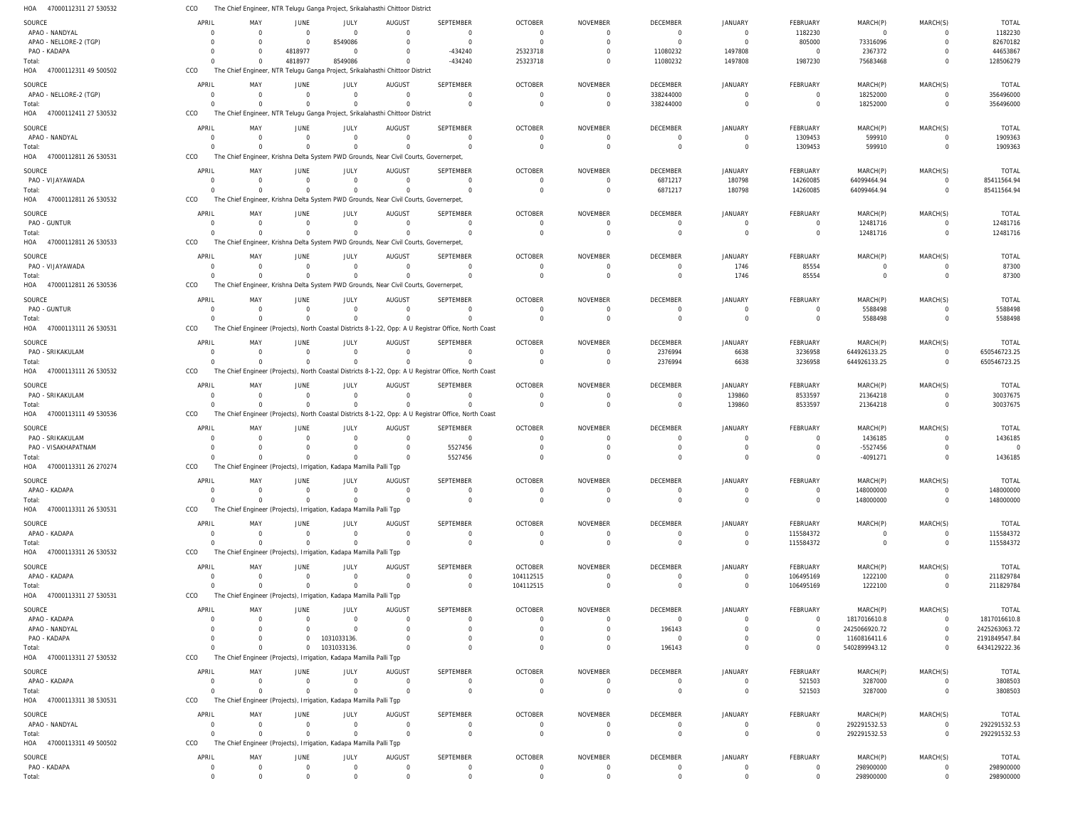HOA 47000112311 27 530532 CCO The Chief Engineer, NTR Telugu Ganga Project, Srikalahasthi Chittoor District

| SOURCE | APRIL | MAY | JUNE | JULY | AUGUST | SEPTEMBER | OCTOBER | NOVEMBER | DECEMBER | JANUARY | FEBRUARY | MARCH(P) | MARCH(S) | TOTAL |
|---|---|---|---|---|---|---|---|---|---|---|---|---|---|---|
| APAO - NANDYAL | 0 | 0 | 0 | 0 | 0 | 0 | 0 | 0 | 0 | 0 | 1182230 | 0 | 0 | 1182230 |
| APAO - NELLORE-2 (TGP) | 0 | 0 | 0 | 8549086 | 0 | 0 | 0 | 0 | 0 | 0 | 805000 | 73316096 | 0 | 82670182 |
| PAO - KADAPA | 0 | 0 | 4818977 | 0 | 0 | -434240 | 25323718 | 0 | 11080232 | 1497808 | 0 | 2367372 | 0 | 44653867 |
| Total: | 0 | 0 | 4818977 | 8549086 | 0 | -434240 | 25323718 | 0 | 11080232 | 1497808 | 1987230 | 75683468 | 0 | 128506279 |

HOA 47000112311 49 500502 CCO The Chief Engineer, NTR Telugu Ganga Project, Srikalahasthi Chittoor District

| SOURCE | APRIL | MAY | JUNE | JULY | AUGUST | SEPTEMBER | OCTOBER | NOVEMBER | DECEMBER | JANUARY | FEBRUARY | MARCH(P) | MARCH(S) | TOTAL |
|---|---|---|---|---|---|---|---|---|---|---|---|---|---|---|
| APAO - NELLORE-2 (TGP) | 0 | 0 | 0 | 0 | 0 | 0 | 0 | 0 | 338244000 | 0 | 0 | 18252000 | 0 | 356496000 |
| Total: | 0 | 0 | 0 | 0 | 0 | 0 | 0 | 0 | 338244000 | 0 | 0 | 18252000 | 0 | 356496000 |

HOA 47000112411 27 530532 CCO The Chief Engineer, NTR Telugu Ganga Project, Srikalahasthi Chittoor District

| SOURCE | APRIL | MAY | JUNE | JULY | AUGUST | SEPTEMBER | OCTOBER | NOVEMBER | DECEMBER | JANUARY | FEBRUARY | MARCH(P) | MARCH(S) | TOTAL |
|---|---|---|---|---|---|---|---|---|---|---|---|---|---|---|
| APAO - NANDYAL | 0 | 0 | 0 | 0 | 0 | 0 | 0 | 0 | 0 | 0 | 1309453 | 599910 | 0 | 1909363 |
| Total: | 0 | 0 | 0 | 0 | 0 | 0 | 0 | 0 | 0 | 0 | 1309453 | 599910 | 0 | 1909363 |

HOA 47000112811 26 530531 CCO The Chief Engineer, Krishna Delta System PWD Grounds, Near Civil Courts, Governerpet,

| SOURCE | APRIL | MAY | JUNE | JULY | AUGUST | SEPTEMBER | OCTOBER | NOVEMBER | DECEMBER | JANUARY | FEBRUARY | MARCH(P) | MARCH(S) | TOTAL |
|---|---|---|---|---|---|---|---|---|---|---|---|---|---|---|
| PAO - VIJAYAWADA | 0 | 0 | 0 | 0 | 0 | 0 | 0 | 0 | 6871217 | 180798 | 14260085 | 64099464.94 | 0 | 85411564.94 |
| Total: | 0 | 0 | 0 | 0 | 0 | 0 | 0 | 0 | 6871217 | 180798 | 14260085 | 64099464.94 | 0 | 85411564.94 |

HOA 47000112811 26 530532 CCO The Chief Engineer, Krishna Delta System PWD Grounds, Near Civil Courts, Governerpet,

| SOURCE | APRIL | MAY | JUNE | JULY | AUGUST | SEPTEMBER | OCTOBER | NOVEMBER | DECEMBER | JANUARY | FEBRUARY | MARCH(P) | MARCH(S) | TOTAL |
|---|---|---|---|---|---|---|---|---|---|---|---|---|---|---|
| PAO - GUNTUR | 0 | 0 | 0 | 0 | 0 | 0 | 0 | 0 | 0 | 0 | 0 | 12481716 | 0 | 12481716 |
| Total: | 0 | 0 | 0 | 0 | 0 | 0 | 0 | 0 | 0 | 0 | 0 | 12481716 | 0 | 12481716 |

HOA 47000112811 26 530533 CCO The Chief Engineer, Krishna Delta System PWD Grounds, Near Civil Courts, Governerpet,

| SOURCE | APRIL | MAY | JUNE | JULY | AUGUST | SEPTEMBER | OCTOBER | NOVEMBER | DECEMBER | JANUARY | FEBRUARY | MARCH(P) | MARCH(S) | TOTAL |
|---|---|---|---|---|---|---|---|---|---|---|---|---|---|---|
| PAO - VIJAYAWADA | 0 | 0 | 0 | 0 | 0 | 0 | 0 | 0 | 0 | 1746 | 85554 | 0 | 0 | 87300 |
| Total: | 0 | 0 | 0 | 0 | 0 | 0 | 0 | 0 | 0 | 1746 | 85554 | 0 | 0 | 87300 |

HOA 47000112811 26 530536 CCO The Chief Engineer, Krishna Delta System PWD Grounds, Near Civil Courts, Governerpet,

| SOURCE | APRIL | MAY | JUNE | JULY | AUGUST | SEPTEMBER | OCTOBER | NOVEMBER | DECEMBER | JANUARY | FEBRUARY | MARCH(P) | MARCH(S) | TOTAL |
|---|---|---|---|---|---|---|---|---|---|---|---|---|---|---|
| PAO - GUNTUR | 0 | 0 | 0 | 0 | 0 | 0 | 0 | 0 | 0 | 0 | 0 | 5588498 | 0 | 5588498 |
| Total: | 0 | 0 | 0 | 0 | 0 | 0 | 0 | 0 | 0 | 0 | 0 | 5588498 | 0 | 5588498 |

HOA 47000113111 26 530531 CCO The Chief Engineer (Projects), North Coastal Districts 8-1-22, Opp: A U Registrar Office, North Coast

| SOURCE | APRIL | MAY | JUNE | JULY | AUGUST | SEPTEMBER | OCTOBER | NOVEMBER | DECEMBER | JANUARY | FEBRUARY | MARCH(P) | MARCH(S) | TOTAL |
|---|---|---|---|---|---|---|---|---|---|---|---|---|---|---|
| PAO - SRIKAKULAM | 0 | 0 | 0 | 0 | 0 | 0 | 0 | 0 | 2376994 | 6638 | 3236958 | 644926133.25 | 0 | 650546723.25 |
| Total: | 0 | 0 | 0 | 0 | 0 | 0 | 0 | 0 | 2376994 | 6638 | 3236958 | 644926133.25 | 0 | 650546723.25 |

HOA 47000113111 26 530532 CCO The Chief Engineer (Projects), North Coastal Districts 8-1-22, Opp: A U Registrar Office, North Coast

| SOURCE | APRIL | MAY | JUNE | JULY | AUGUST | SEPTEMBER | OCTOBER | NOVEMBER | DECEMBER | JANUARY | FEBRUARY | MARCH(P) | MARCH(S) | TOTAL |
|---|---|---|---|---|---|---|---|---|---|---|---|---|---|---|
| PAO - SRIKAKULAM | 0 | 0 | 0 | 0 | 0 | 0 | 0 | 0 | 0 | 139860 | 8533597 | 21364218 | 0 | 30037675 |
| Total: | 0 | 0 | 0 | 0 | 0 | 0 | 0 | 0 | 0 | 139860 | 8533597 | 21364218 | 0 | 30037675 |

HOA 47000113111 49 530536 CCO The Chief Engineer (Projects), North Coastal Districts 8-1-22, Opp: A U Registrar Office, North Coast

| SOURCE | APRIL | MAY | JUNE | JULY | AUGUST | SEPTEMBER | OCTOBER | NOVEMBER | DECEMBER | JANUARY | FEBRUARY | MARCH(P) | MARCH(S) | TOTAL |
|---|---|---|---|---|---|---|---|---|---|---|---|---|---|---|
| PAO - SRIKAKULAM | 0 | 0 | 0 | 0 | 0 | 0 | 0 | 0 | 0 | 0 | 0 | 1436185 | 0 | 1436185 |
| PAO - VISAKHAPATNAM | 0 | 0 | 0 | 0 | 0 | 5527456 | 0 | 0 | 0 | 0 | 0 | -5527456 | 0 | 0 |
| Total: | 0 | 0 | 0 | 0 | 0 | 5527456 | 0 | 0 | 0 | 0 | 0 | -4091271 | 0 | 1436185 |

HOA 47000113311 26 270274 CCO The Chief Engineer (Projects), Irrigation, Kadapa Mamilla Palli Tgp

| SOURCE | APRIL | MAY | JUNE | JULY | AUGUST | SEPTEMBER | OCTOBER | NOVEMBER | DECEMBER | JANUARY | FEBRUARY | MARCH(P) | MARCH(S) | TOTAL |
|---|---|---|---|---|---|---|---|---|---|---|---|---|---|---|
| APAO - KADAPA | 0 | 0 | 0 | 0 | 0 | 0 | 0 | 0 | 0 | 0 | 0 | 148000000 | 0 | 148000000 |
| Total: | 0 | 0 | 0 | 0 | 0 | 0 | 0 | 0 | 0 | 0 | 0 | 148000000 | 0 | 148000000 |

HOA 47000113311 26 530531 CCO The Chief Engineer (Projects), Irrigation, Kadapa Mamilla Palli Tgp

| SOURCE | APRIL | MAY | JUNE | JULY | AUGUST | SEPTEMBER | OCTOBER | NOVEMBER | DECEMBER | JANUARY | FEBRUARY | MARCH(P) | MARCH(S) | TOTAL |
|---|---|---|---|---|---|---|---|---|---|---|---|---|---|---|
| APAO - KADAPA | 0 | 0 | 0 | 0 | 0 | 0 | 0 | 0 | 0 | 0 | 115584372 | 0 | 0 | 115584372 |
| Total: | 0 | 0 | 0 | 0 | 0 | 0 | 0 | 0 | 0 | 0 | 115584372 | 0 | 0 | 115584372 |

HOA 47000113311 26 530532 CCO The Chief Engineer (Projects), Irrigation, Kadapa Mamilla Palli Tgp

| SOURCE | APRIL | MAY | JUNE | JULY | AUGUST | SEPTEMBER | OCTOBER | NOVEMBER | DECEMBER | JANUARY | FEBRUARY | MARCH(P) | MARCH(S) | TOTAL |
|---|---|---|---|---|---|---|---|---|---|---|---|---|---|---|
| APAO - KADAPA | 0 | 0 | 0 | 0 | 0 | 0 | 104112515 | 0 | 0 | 0 | 106495169 | 1222100 | 0 | 211829784 |
| Total: | 0 | 0 | 0 | 0 | 0 | 0 | 104112515 | 0 | 0 | 0 | 106495169 | 1222100 | 0 | 211829784 |

HOA 47000113311 27 530531 CCO The Chief Engineer (Projects), Irrigation, Kadapa Mamilla Palli Tgp

| SOURCE | APRIL | MAY | JUNE | JULY | AUGUST | SEPTEMBER | OCTOBER | NOVEMBER | DECEMBER | JANUARY | FEBRUARY | MARCH(P) | MARCH(S) | TOTAL |
|---|---|---|---|---|---|---|---|---|---|---|---|---|---|---|
| APAO - KADAPA | 0 | 0 | 0 | 0 | 0 | 0 | 0 | 0 | 0 | 0 | 0 | 1817016610.8 | 0 | 1817016610.8 |
| APAO - NANDYAL | 0 | 0 | 0 | 0 | 0 | 0 | 0 | 0 | 196143 | 0 | 0 | 2425066920.72 | 0 | 2425263063.72 |
| PAO - KADAPA | 0 | 0 | 0 | 1031033136. | 0 | 0 | 0 | 0 | 0 | 0 | 0 | 1160816411.6 | 0 | 2191849547.84 |
| Total: | 0 | 0 | 0 | 1031033136. | 0 | 0 | 0 | 0 | 196143 | 0 | 0 | 5402899943.12 | 0 | 6434129222.36 |

HOA 47000113311 27 530532 CCO The Chief Engineer (Projects), Irrigation, Kadapa Mamilla Palli Tgp

| SOURCE | APRIL | MAY | JUNE | JULY | AUGUST | SEPTEMBER | OCTOBER | NOVEMBER | DECEMBER | JANUARY | FEBRUARY | MARCH(P) | MARCH(S) | TOTAL |
|---|---|---|---|---|---|---|---|---|---|---|---|---|---|---|
| APAO - KADAPA | 0 | 0 | 0 | 0 | 0 | 0 | 0 | 0 | 0 | 0 | 521503 | 3287000 | 0 | 3808503 |
| Total: | 0 | 0 | 0 | 0 | 0 | 0 | 0 | 0 | 0 | 0 | 521503 | 3287000 | 0 | 3808503 |

HOA 47000113311 38 530531 CCO The Chief Engineer (Projects), Irrigation, Kadapa Mamilla Palli Tgp

| SOURCE | APRIL | MAY | JUNE | JULY | AUGUST | SEPTEMBER | OCTOBER | NOVEMBER | DECEMBER | JANUARY | FEBRUARY | MARCH(P) | MARCH(S) | TOTAL |
|---|---|---|---|---|---|---|---|---|---|---|---|---|---|---|
| APAO - NANDYAL | 0 | 0 | 0 | 0 | 0 | 0 | 0 | 0 | 0 | 0 | 0 | 292291532.53 | 0 | 292291532.53 |
| Total: | 0 | 0 | 0 | 0 | 0 | 0 | 0 | 0 | 0 | 0 | 0 | 292291532.53 | 0 | 292291532.53 |

HOA 47000113311 49 500502 CCO The Chief Engineer (Projects), Irrigation, Kadapa Mamilla Palli Tgp

| SOURCE | APRIL | MAY | JUNE | JULY | AUGUST | SEPTEMBER | OCTOBER | NOVEMBER | DECEMBER | JANUARY | FEBRUARY | MARCH(P) | MARCH(S) | TOTAL |
|---|---|---|---|---|---|---|---|---|---|---|---|---|---|---|
| PAO - KADAPA | 0 | 0 | 0 | 0 | 0 | 0 | 0 | 0 | 0 | 0 | 0 | 298900000 | 0 | 298900000 |
| Total: | 0 | 0 | 0 | 0 | 0 | 0 | 0 | 0 | 0 | 0 | 0 | 298900000 | 0 | 298900000 |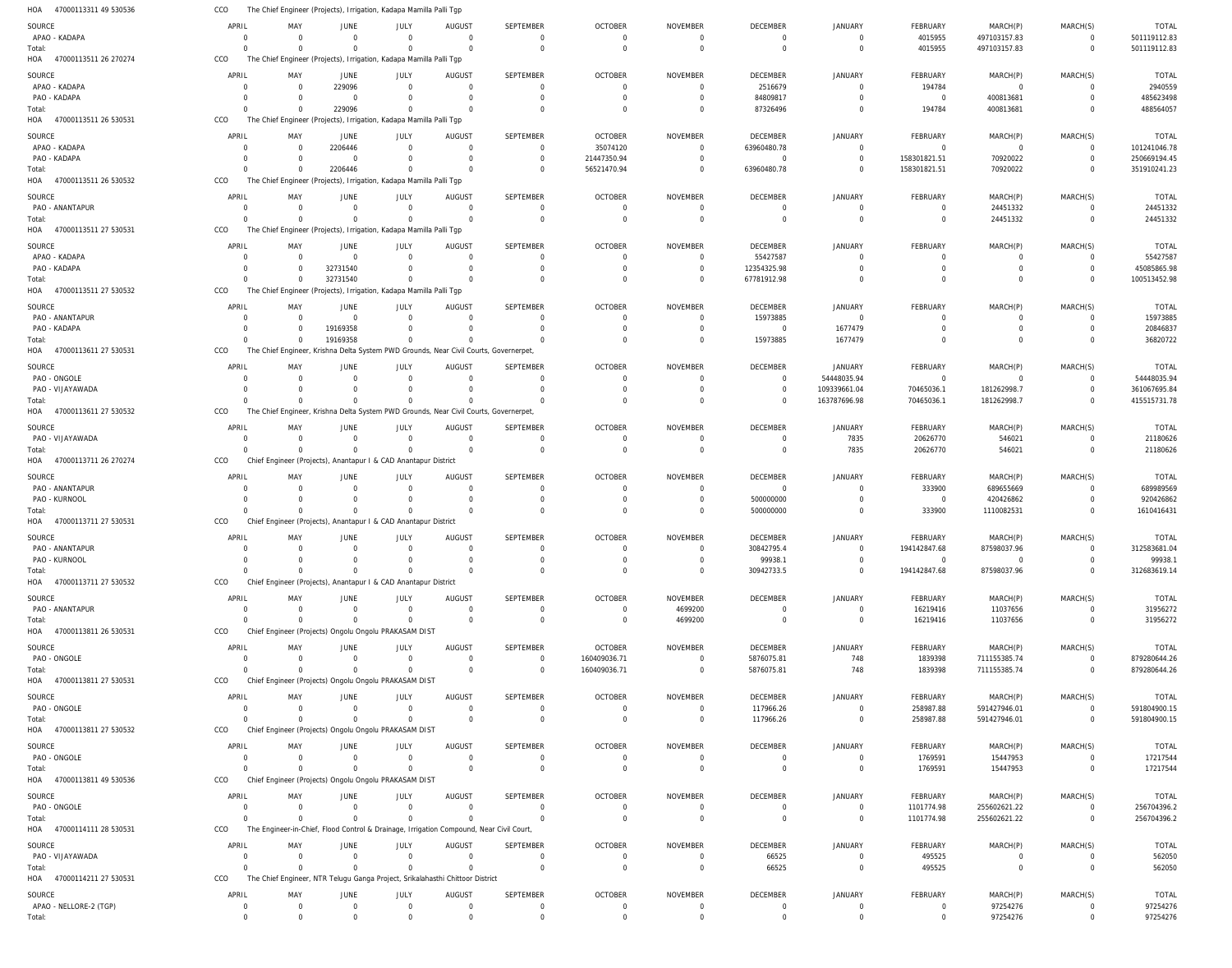HOA 47000113311 49 530536 CCO The Chief Engineer (Projects), Irrigation, Kadapa Mamilla Palli Tgp

| SOURCE | APRIL | MAY | JUNE | JULY | AUGUST | SEPTEMBER | OCTOBER | NOVEMBER | DECEMBER | JANUARY | FEBRUARY | MARCH(P) | MARCH(S) | TOTAL |
|---|---|---|---|---|---|---|---|---|---|---|---|---|---|---|
| APAO - KADAPA | 0 | 0 | 0 | 0 | 0 | 0 | 0 | 0 | 0 | 0 | 4015955 | 497103157.83 | 0 | 501119112.83 |
| Total: | 0 | 0 | 0 | 0 | 0 | 0 | 0 | 0 | 0 | 0 | 4015955 | 497103157.83 | 0 | 501119112.83 |

HOA 47000113511 26 270274 CCO The Chief Engineer (Projects), Irrigation, Kadapa Mamilla Palli Tgp

| SOURCE | APRIL | MAY | JUNE | JULY | AUGUST | SEPTEMBER | OCTOBER | NOVEMBER | DECEMBER | JANUARY | FEBRUARY | MARCH(P) | MARCH(S) | TOTAL |
|---|---|---|---|---|---|---|---|---|---|---|---|---|---|---|
| APAO - KADAPA | 0 | 0 | 229096 | 0 | 0 | 0 | 0 | 0 | 2516679 | 0 | 194784 | 0 | 0 | 2940559 |
| PAO - KADAPA | 0 | 0 | 0 | 0 | 0 | 0 | 0 | 0 | 84809817 | 0 | 0 | 400813681 | 0 | 485623498 |
| Total: | 0 | 0 | 229096 | 0 | 0 | 0 | 0 | 0 | 87326496 | 0 | 194784 | 400813681 | 0 | 488564057 |

HOA 47000113511 26 530531 CCO The Chief Engineer (Projects), Irrigation, Kadapa Mamilla Palli Tgp

| SOURCE | APRIL | MAY | JUNE | JULY | AUGUST | SEPTEMBER | OCTOBER | NOVEMBER | DECEMBER | JANUARY | FEBRUARY | MARCH(P) | MARCH(S) | TOTAL |
|---|---|---|---|---|---|---|---|---|---|---|---|---|---|---|
| APAO - KADAPA | 0 | 0 | 2206446 | 0 | 0 | 0 | 35074120 | 0 | 63960480.78 | 0 | 0 | 0 | 0 | 101241046.78 |
| PAO - KADAPA | 0 | 0 | 0 | 0 | 0 | 0 | 21447350.94 | 0 | 0 | 0 | 158301821.51 | 70920022 | 0 | 250669194.45 |
| Total: | 0 | 0 | 2206446 | 0 | 0 | 0 | 56521470.94 | 0 | 63960480.78 | 0 | 158301821.51 | 70920022 | 0 | 351910241.23 |

HOA 47000113511 26 530532 CCO The Chief Engineer (Projects), Irrigation, Kadapa Mamilla Palli Tgp

| SOURCE | APRIL | MAY | JUNE | JULY | AUGUST | SEPTEMBER | OCTOBER | NOVEMBER | DECEMBER | JANUARY | FEBRUARY | MARCH(P) | MARCH(S) | TOTAL |
|---|---|---|---|---|---|---|---|---|---|---|---|---|---|---|
| PAO - ANANTAPUR | 0 | 0 | 0 | 0 | 0 | 0 | 0 | 0 | 0 | 0 | 0 | 24451332 | 0 | 24451332 |
| Total: | 0 | 0 | 0 | 0 | 0 | 0 | 0 | 0 | 0 | 0 | 0 | 24451332 | 0 | 24451332 |

HOA 47000113511 27 530531 CCO The Chief Engineer (Projects), Irrigation, Kadapa Mamilla Palli Tgp

| SOURCE | APRIL | MAY | JUNE | JULY | AUGUST | SEPTEMBER | OCTOBER | NOVEMBER | DECEMBER | JANUARY | FEBRUARY | MARCH(P) | MARCH(S) | TOTAL |
|---|---|---|---|---|---|---|---|---|---|---|---|---|---|---|
| APAO - KADAPA | 0 | 0 | 0 | 0 | 0 | 0 | 0 | 0 | 55427587 | 0 | 0 | 0 | 0 | 55427587 |
| PAO - KADAPA | 0 | 0 | 32731540 | 0 | 0 | 0 | 0 | 0 | 12354325.98 | 0 | 0 | 0 | 0 | 45085865.98 |
| Total: | 0 | 0 | 32731540 | 0 | 0 | 0 | 0 | 0 | 67781912.98 | 0 | 0 | 0 | 0 | 100513452.98 |

HOA 47000113511 27 530532 CCO The Chief Engineer (Projects), Irrigation, Kadapa Mamilla Palli Tgp

| SOURCE | APRIL | MAY | JUNE | JULY | AUGUST | SEPTEMBER | OCTOBER | NOVEMBER | DECEMBER | JANUARY | FEBRUARY | MARCH(P) | MARCH(S) | TOTAL |
|---|---|---|---|---|---|---|---|---|---|---|---|---|---|---|
| PAO - ANANTAPUR | 0 | 0 | 0 | 0 | 0 | 0 | 0 | 0 | 15973885 | 0 | 0 | 0 | 0 | 15973885 |
| PAO - KADAPA | 0 | 0 | 19169358 | 0 | 0 | 0 | 0 | 0 | 0 | 1677479 | 0 | 0 | 0 | 20846837 |
| Total: | 0 | 0 | 19169358 | 0 | 0 | 0 | 0 | 0 | 15973885 | 1677479 | 0 | 0 | 0 | 36820722 |

HOA 47000113611 27 530531 CCO The Chief Engineer, Krishna Delta System PWD Grounds, Near Civil Courts, Governerpet,

| SOURCE | APRIL | MAY | JUNE | JULY | AUGUST | SEPTEMBER | OCTOBER | NOVEMBER | DECEMBER | JANUARY | FEBRUARY | MARCH(P) | MARCH(S) | TOTAL |
|---|---|---|---|---|---|---|---|---|---|---|---|---|---|---|
| PAO - ONGOLE | 0 | 0 | 0 | 0 | 0 | 0 | 0 | 0 | 0 | 54448035.94 | 0 | 0 | 0 | 54448035.94 |
| PAO - VIJAYAWADA | 0 | 0 | 0 | 0 | 0 | 0 | 0 | 0 | 0 | 109339661.04 | 70465036.1 | 181262998.7 | 0 | 361067695.84 |
| Total: | 0 | 0 | 0 | 0 | 0 | 0 | 0 | 0 | 0 | 163787696.98 | 70465036.1 | 181262998.7 | 0 | 415515731.78 |

HOA 47000113611 27 530532 CCO The Chief Engineer, Krishna Delta System PWD Grounds, Near Civil Courts, Governerpet,

| SOURCE | APRIL | MAY | JUNE | JULY | AUGUST | SEPTEMBER | OCTOBER | NOVEMBER | DECEMBER | JANUARY | FEBRUARY | MARCH(P) | MARCH(S) | TOTAL |
|---|---|---|---|---|---|---|---|---|---|---|---|---|---|---|
| PAO - VIJAYAWADA | 0 | 0 | 0 | 0 | 0 | 0 | 0 | 0 | 0 | 7835 | 20626770 | 546021 | 0 | 21180626 |
| Total: | 0 | 0 | 0 | 0 | 0 | 0 | 0 | 0 | 0 | 7835 | 20626770 | 546021 | 0 | 21180626 |

HOA 47000113711 26 270274 CCO Chief Engineer (Projects), Anantapur I & CAD Anantapur District

| SOURCE | APRIL | MAY | JUNE | JULY | AUGUST | SEPTEMBER | OCTOBER | NOVEMBER | DECEMBER | JANUARY | FEBRUARY | MARCH(P) | MARCH(S) | TOTAL |
|---|---|---|---|---|---|---|---|---|---|---|---|---|---|---|
| PAO - ANANTAPUR | 0 | 0 | 0 | 0 | 0 | 0 | 0 | 0 | 0 | 0 | 333900 | 689655669 | 0 | 689989569 |
| PAO - KURNOOL | 0 | 0 | 0 | 0 | 0 | 0 | 0 | 0 | 500000000 | 0 | 0 | 420426862 | 0 | 920426862 |
| Total: | 0 | 0 | 0 | 0 | 0 | 0 | 0 | 0 | 500000000 | 0 | 333900 | 1110082531 | 0 | 1610416431 |

HOA 47000113711 27 530531 CCO Chief Engineer (Projects), Anantapur I & CAD Anantapur District

| SOURCE | APRIL | MAY | JUNE | JULY | AUGUST | SEPTEMBER | OCTOBER | NOVEMBER | DECEMBER | JANUARY | FEBRUARY | MARCH(P) | MARCH(S) | TOTAL |
|---|---|---|---|---|---|---|---|---|---|---|---|---|---|---|
| PAO - ANANTAPUR | 0 | 0 | 0 | 0 | 0 | 0 | 0 | 0 | 30842795.4 | 0 | 194142847.68 | 87598037.96 | 0 | 312583681.04 |
| PAO - KURNOOL | 0 | 0 | 0 | 0 | 0 | 0 | 0 | 0 | 99938.1 | 0 | 0 | 0 | 0 | 99938.1 |
| Total: | 0 | 0 | 0 | 0 | 0 | 0 | 0 | 0 | 30942733.5 | 0 | 194142847.68 | 87598037.96 | 0 | 312683619.14 |

HOA 47000113711 27 530532 CCO Chief Engineer (Projects), Anantapur I & CAD Anantapur District

| SOURCE | APRIL | MAY | JUNE | JULY | AUGUST | SEPTEMBER | OCTOBER | NOVEMBER | DECEMBER | JANUARY | FEBRUARY | MARCH(P) | MARCH(S) | TOTAL |
|---|---|---|---|---|---|---|---|---|---|---|---|---|---|---|
| PAO - ANANTAPUR | 0 | 0 | 0 | 0 | 0 | 0 | 0 | 4699200 | 0 | 0 | 16219416 | 11037656 | 0 | 31956272 |
| Total: | 0 | 0 | 0 | 0 | 0 | 0 | 0 | 4699200 | 0 | 0 | 16219416 | 11037656 | 0 | 31956272 |

HOA 47000113811 26 530531 CCO Chief Engineer (Projects) Ongolu Ongolu PRAKASAM DIST

| SOURCE | APRIL | MAY | JUNE | JULY | AUGUST | SEPTEMBER | OCTOBER | NOVEMBER | DECEMBER | JANUARY | FEBRUARY | MARCH(P) | MARCH(S) | TOTAL |
|---|---|---|---|---|---|---|---|---|---|---|---|---|---|---|
| PAO - ONGOLE | 0 | 0 | 0 | 0 | 0 | 0 | 160409036.71 | 0 | 5876075.81 | 748 | 1839398 | 711155385.74 | 0 | 879280644.26 |
| Total: | 0 | 0 | 0 | 0 | 0 | 0 | 160409036.71 | 0 | 5876075.81 | 748 | 1839398 | 711155385.74 | 0 | 879280644.26 |

HOA 47000113811 27 530531 CCO Chief Engineer (Projects) Ongolu Ongolu PRAKASAM DIST

| SOURCE | APRIL | MAY | JUNE | JULY | AUGUST | SEPTEMBER | OCTOBER | NOVEMBER | DECEMBER | JANUARY | FEBRUARY | MARCH(P) | MARCH(S) | TOTAL |
|---|---|---|---|---|---|---|---|---|---|---|---|---|---|---|
| PAO - ONGOLE | 0 | 0 | 0 | 0 | 0 | 0 | 0 | 0 | 117966.26 | 0 | 258987.88 | 591427946.01 | 0 | 591804900.15 |
| Total: | 0 | 0 | 0 | 0 | 0 | 0 | 0 | 0 | 117966.26 | 0 | 258987.88 | 591427946.01 | 0 | 591804900.15 |

HOA 47000113811 27 530532 CCO Chief Engineer (Projects) Ongolu Ongolu PRAKASAM DIST

| SOURCE | APRIL | MAY | JUNE | JULY | AUGUST | SEPTEMBER | OCTOBER | NOVEMBER | DECEMBER | JANUARY | FEBRUARY | MARCH(P) | MARCH(S) | TOTAL |
|---|---|---|---|---|---|---|---|---|---|---|---|---|---|---|
| PAO - ONGOLE | 0 | 0 | 0 | 0 | 0 | 0 | 0 | 0 | 0 | 0 | 1769591 | 15447953 | 0 | 17217544 |
| Total: | 0 | 0 | 0 | 0 | 0 | 0 | 0 | 0 | 0 | 0 | 1769591 | 15447953 | 0 | 17217544 |

HOA 47000113811 49 530536 CCO Chief Engineer (Projects) Ongolu Ongolu PRAKASAM DIST

| SOURCE | APRIL | MAY | JUNE | JULY | AUGUST | SEPTEMBER | OCTOBER | NOVEMBER | DECEMBER | JANUARY | FEBRUARY | MARCH(P) | MARCH(S) | TOTAL |
|---|---|---|---|---|---|---|---|---|---|---|---|---|---|---|
| PAO - ONGOLE | 0 | 0 | 0 | 0 | 0 | 0 | 0 | 0 | 0 | 0 | 1101774.98 | 255602621.22 | 0 | 256704396.2 |
| Total: | 0 | 0 | 0 | 0 | 0 | 0 | 0 | 0 | 0 | 0 | 1101774.98 | 255602621.22 | 0 | 256704396.2 |

HOA 47000114111 28 530531 CCO The Engineer-in-Chief, Flood Control & Drainage, Irrigation Compound, Near Civil Court,

| SOURCE | APRIL | MAY | JUNE | JULY | AUGUST | SEPTEMBER | OCTOBER | NOVEMBER | DECEMBER | JANUARY | FEBRUARY | MARCH(P) | MARCH(S) | TOTAL |
|---|---|---|---|---|---|---|---|---|---|---|---|---|---|---|
| PAO - VIJAYAWADA | 0 | 0 | 0 | 0 | 0 | 0 | 0 | 0 | 66525 | 0 | 495525 | 0 | 0 | 562050 |
| Total: | 0 | 0 | 0 | 0 | 0 | 0 | 0 | 0 | 66525 | 0 | 495525 | 0 | 0 | 562050 |

HOA 47000114211 27 530531 CCO The Chief Engineer, NTR Telugu Ganga Project, Srikalahasthi Chittoor District

| SOURCE | APRIL | MAY | JUNE | JULY | AUGUST | SEPTEMBER | OCTOBER | NOVEMBER | DECEMBER | JANUARY | FEBRUARY | MARCH(P) | MARCH(S) | TOTAL |
|---|---|---|---|---|---|---|---|---|---|---|---|---|---|---|
| APAO - NELLORE-2 (TGP) | 0 | 0 | 0 | 0 | 0 | 0 | 0 | 0 | 0 | 0 | 0 | 97254276 | 0 | 97254276 |
| Total: | 0 | 0 | 0 | 0 | 0 | 0 | 0 | 0 | 0 | 0 | 0 | 97254276 | 0 | 97254276 |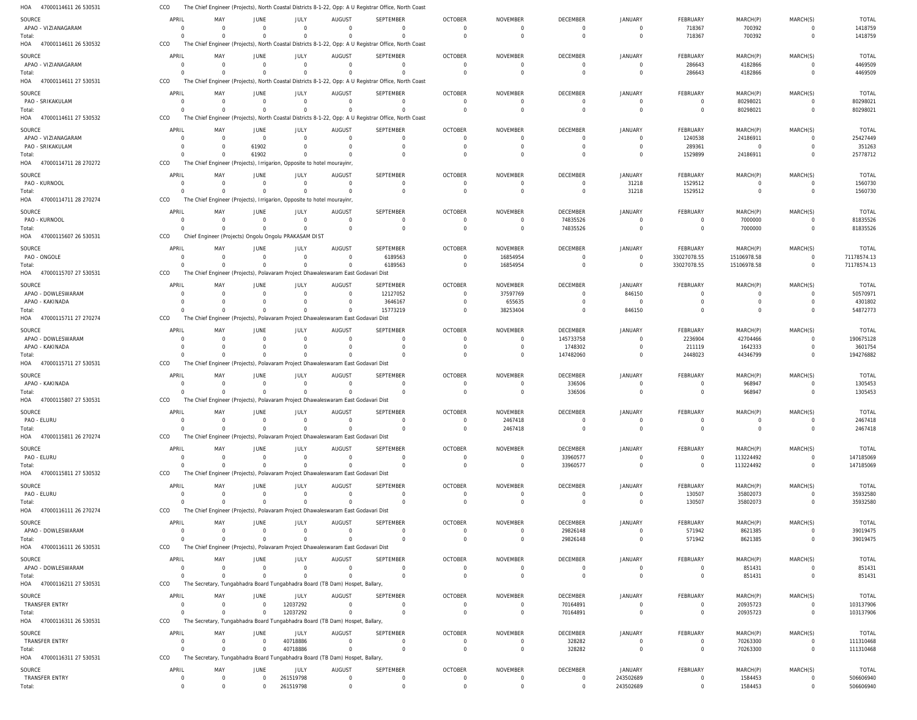HOA 47000114611 26 530531 CCO The Chief Engineer (Projects), North Coastal Districts 8-1-22, Opp: A U Registrar Office, North Coast

| SOURCE | APRIL | MAY | JUNE | JULY | AUGUST | SEPTEMBER | OCTOBER | NOVEMBER | DECEMBER | JANUARY | FEBRUARY | MARCH(P) | MARCH(S) | TOTAL |
|---|---|---|---|---|---|---|---|---|---|---|---|---|---|---|
| APAO - VIZIANAGARAM | 0 | 0 | 0 | 0 | 0 | 0 | 0 | 0 | 0 | 0 | 718367 | 700392 | 0 | 1418759 |
| Total: | 0 | 0 | 0 | 0 | 0 | 0 | 0 | 0 | 0 | 0 | 718367 | 700392 | 0 | 1418759 |

HOA 47000114611 26 530532 CCO The Chief Engineer (Projects), North Coastal Districts 8-1-22, Opp: A U Registrar Office, North Coast

| SOURCE | APRIL | MAY | JUNE | JULY | AUGUST | SEPTEMBER | OCTOBER | NOVEMBER | DECEMBER | JANUARY | FEBRUARY | MARCH(P) | MARCH(S) | TOTAL |
|---|---|---|---|---|---|---|---|---|---|---|---|---|---|---|
| APAO - VIZIANAGARAM | 0 | 0 | 0 | 0 | 0 | 0 | 0 | 0 | 0 | 0 | 286643 | 4182866 | 0 | 4469509 |
| Total: | 0 | 0 | 0 | 0 | 0 | 0 | 0 | 0 | 0 | 0 | 286643 | 4182866 | 0 | 4469509 |

HOA 47000114611 27 530531 CCO The Chief Engineer (Projects), North Coastal Districts 8-1-22, Opp: A U Registrar Office, North Coast

| SOURCE | APRIL | MAY | JUNE | JULY | AUGUST | SEPTEMBER | OCTOBER | NOVEMBER | DECEMBER | JANUARY | FEBRUARY | MARCH(P) | MARCH(S) | TOTAL |
|---|---|---|---|---|---|---|---|---|---|---|---|---|---|---|
| PAO - SRIKAKULAM | 0 | 0 | 0 | 0 | 0 | 0 | 0 | 0 | 0 | 0 | 0 | 80298021 | 0 | 80298021 |
| Total: | 0 | 0 | 0 | 0 | 0 | 0 | 0 | 0 | 0 | 0 | 0 | 80298021 | 0 | 80298021 |

HOA 47000114611 27 530532 CCO The Chief Engineer (Projects), North Coastal Districts 8-1-22, Opp: A U Registrar Office, North Coast

| SOURCE | APRIL | MAY | JUNE | JULY | AUGUST | SEPTEMBER | OCTOBER | NOVEMBER | DECEMBER | JANUARY | FEBRUARY | MARCH(P) | MARCH(S) | TOTAL |
|---|---|---|---|---|---|---|---|---|---|---|---|---|---|---|
| APAO - VIZIANAGARAM | 0 | 0 | 0 | 0 | 0 | 0 | 0 | 0 | 0 | 0 | 1240538 | 24186911 | 0 | 25427449 |
| PAO - SRIKAKULAM | 0 | 0 | 61902 | 0 | 0 | 0 | 0 | 0 | 0 | 0 | 289361 | 0 | 0 | 351263 |
| Total: | 0 | 0 | 61902 | 0 | 0 | 0 | 0 | 0 | 0 | 0 | 1529899 | 24186911 | 0 | 25778712 |

HOA 47000114711 28 270272 CCO The Chief Engineer (Projects), Irrigarion, Opposite to hotel mourayinr,

| SOURCE | APRIL | MAY | JUNE | JULY | AUGUST | SEPTEMBER | OCTOBER | NOVEMBER | DECEMBER | JANUARY | FEBRUARY | MARCH(P) | MARCH(S) | TOTAL |
|---|---|---|---|---|---|---|---|---|---|---|---|---|---|---|
| PAO - KURNOOL | 0 | 0 | 0 | 0 | 0 | 0 | 0 | 0 | 0 | 31218 | 1529512 | 0 | 0 | 1560730 |
| Total: | 0 | 0 | 0 | 0 | 0 | 0 | 0 | 0 | 0 | 31218 | 1529512 | 0 | 0 | 1560730 |

HOA 47000114711 28 270274 CCO The Chief Engineer (Projects), Irrigarion, Opposite to hotel mourayinr,

| SOURCE | APRIL | MAY | JUNE | JULY | AUGUST | SEPTEMBER | OCTOBER | NOVEMBER | DECEMBER | JANUARY | FEBRUARY | MARCH(P) | MARCH(S) | TOTAL |
|---|---|---|---|---|---|---|---|---|---|---|---|---|---|---|
| PAO - KURNOOL | 0 | 0 | 0 | 0 | 0 | 0 | 0 | 0 | 74835526 | 0 | 0 | 7000000 | 0 | 81835526 |
| Total: | 0 | 0 | 0 | 0 | 0 | 0 | 0 | 0 | 74835526 | 0 | 0 | 7000000 | 0 | 81835526 |

HOA 47000115607 26 530531 CCO Chief Engineer (Projects) Ongolu Ongolu PRAKASAM DIST

| SOURCE | APRIL | MAY | JUNE | JULY | AUGUST | SEPTEMBER | OCTOBER | NOVEMBER | DECEMBER | JANUARY | FEBRUARY | MARCH(P) | MARCH(S) | TOTAL |
|---|---|---|---|---|---|---|---|---|---|---|---|---|---|---|
| PAO - ONGOLE | 0 | 0 | 0 | 0 | 0 | 6189563 | 0 | 16854954 | 0 | 0 | 33027078.55 | 15106978.58 | 0 | 71178574.13 |
| Total: | 0 | 0 | 0 | 0 | 0 | 6189563 | 0 | 16854954 | 0 | 0 | 33027078.55 | 15106978.58 | 0 | 71178574.13 |

HOA 47000115707 27 530531 CCO The Chief Engineer (Projects), Polavaram Project Dhawaleswaram East Godavari Dist

| SOURCE | APRIL | MAY | JUNE | JULY | AUGUST | SEPTEMBER | OCTOBER | NOVEMBER | DECEMBER | JANUARY | FEBRUARY | MARCH(P) | MARCH(S) | TOTAL |
|---|---|---|---|---|---|---|---|---|---|---|---|---|---|---|
| APAO - DOWLESWARAM | 0 | 0 | 0 | 0 | 0 | 12127052 | 0 | 37597769 | 0 | 846150 | 0 | 0 | 0 | 50570971 |
| APAO - KAKINADA | 0 | 0 | 0 | 0 | 0 | 3646167 | 0 | 655635 | 0 | 0 | 0 | 0 | 0 | 4301802 |
| Total: | 0 | 0 | 0 | 0 | 0 | 15773219 | 0 | 38253404 | 0 | 846150 | 0 | 0 | 0 | 54872773 |

HOA 47000115711 27 270274 CCO The Chief Engineer (Projects), Polavaram Project Dhawaleswaram East Godavari Dist

| SOURCE | APRIL | MAY | JUNE | JULY | AUGUST | SEPTEMBER | OCTOBER | NOVEMBER | DECEMBER | JANUARY | FEBRUARY | MARCH(P) | MARCH(S) | TOTAL |
|---|---|---|---|---|---|---|---|---|---|---|---|---|---|---|
| APAO - DOWLESWARAM | 0 | 0 | 0 | 0 | 0 | 0 | 0 | 0 | 145733758 | 0 | 2236904 | 42704466 | 0 | 190675128 |
| APAO - KAKINADA | 0 | 0 | 0 | 0 | 0 | 0 | 0 | 0 | 1748302 | 0 | 211119 | 1642333 | 0 | 3601754 |
| Total: | 0 | 0 | 0 | 0 | 0 | 0 | 0 | 0 | 147482060 | 0 | 2448023 | 44346799 | 0 | 194276882 |

HOA 47000115711 27 530531 CCO The Chief Engineer (Projects), Polavaram Project Dhawaleswaram East Godavari Dist

| SOURCE | APRIL | MAY | JUNE | JULY | AUGUST | SEPTEMBER | OCTOBER | NOVEMBER | DECEMBER | JANUARY | FEBRUARY | MARCH(P) | MARCH(S) | TOTAL |
|---|---|---|---|---|---|---|---|---|---|---|---|---|---|---|
| APAO - KAKINADA | 0 | 0 | 0 | 0 | 0 | 0 | 0 | 0 | 336506 | 0 | 0 | 968947 | 0 | 1305453 |
| Total: | 0 | 0 | 0 | 0 | 0 | 0 | 0 | 0 | 336506 | 0 | 0 | 968947 | 0 | 1305453 |

HOA 47000115807 27 530531 CCO The Chief Engineer (Projects), Polavaram Project Dhawaleswaram East Godavari Dist

| SOURCE | APRIL | MAY | JUNE | JULY | AUGUST | SEPTEMBER | OCTOBER | NOVEMBER | DECEMBER | JANUARY | FEBRUARY | MARCH(P) | MARCH(S) | TOTAL |
|---|---|---|---|---|---|---|---|---|---|---|---|---|---|---|
| PAO - ELURU | 0 | 0 | 0 | 0 | 0 | 0 | 0 | 2467418 | 0 | 0 | 0 | 0 | 0 | 2467418 |
| Total: | 0 | 0 | 0 | 0 | 0 | 0 | 0 | 2467418 | 0 | 0 | 0 | 0 | 0 | 2467418 |

HOA 47000115811 26 270274 CCO The Chief Engineer (Projects), Polavaram Project Dhawaleswaram East Godavari Dist

| SOURCE | APRIL | MAY | JUNE | JULY | AUGUST | SEPTEMBER | OCTOBER | NOVEMBER | DECEMBER | JANUARY | FEBRUARY | MARCH(P) | MARCH(S) | TOTAL |
|---|---|---|---|---|---|---|---|---|---|---|---|---|---|---|
| PAO - ELURU | 0 | 0 | 0 | 0 | 0 | 0 | 0 | 0 | 33960577 | 0 | 0 | 113224492 | 0 | 147185069 |
| Total: | 0 | 0 | 0 | 0 | 0 | 0 | 0 | 0 | 33960577 | 0 | 0 | 113224492 | 0 | 147185069 |

HOA 47000115811 27 530532 CCO The Chief Engineer (Projects), Polavaram Project Dhawaleswaram East Godavari Dist

| SOURCE | APRIL | MAY | JUNE | JULY | AUGUST | SEPTEMBER | OCTOBER | NOVEMBER | DECEMBER | JANUARY | FEBRUARY | MARCH(P) | MARCH(S) | TOTAL |
|---|---|---|---|---|---|---|---|---|---|---|---|---|---|---|
| PAO - ELURU | 0 | 0 | 0 | 0 | 0 | 0 | 0 | 0 | 0 | 0 | 130507 | 35802073 | 0 | 35932580 |
| Total: | 0 | 0 | 0 | 0 | 0 | 0 | 0 | 0 | 0 | 0 | 130507 | 35802073 | 0 | 35932580 |

HOA 47000116111 26 270274 CCO The Chief Engineer (Projects), Polavaram Project Dhawaleswaram East Godavari Dist

| SOURCE | APRIL | MAY | JUNE | JULY | AUGUST | SEPTEMBER | OCTOBER | NOVEMBER | DECEMBER | JANUARY | FEBRUARY | MARCH(P) | MARCH(S) | TOTAL |
|---|---|---|---|---|---|---|---|---|---|---|---|---|---|---|
| APAO - DOWLESWARAM | 0 | 0 | 0 | 0 | 0 | 0 | 0 | 0 | 29826148 | 0 | 571942 | 8621385 | 0 | 39019475 |
| Total: | 0 | 0 | 0 | 0 | 0 | 0 | 0 | 0 | 29826148 | 0 | 571942 | 8621385 | 0 | 39019475 |

HOA 47000116111 26 530531 CCO The Chief Engineer (Projects), Polavaram Project Dhawaleswaram East Godavari Dist

| SOURCE | APRIL | MAY | JUNE | JULY | AUGUST | SEPTEMBER | OCTOBER | NOVEMBER | DECEMBER | JANUARY | FEBRUARY | MARCH(P) | MARCH(S) | TOTAL |
|---|---|---|---|---|---|---|---|---|---|---|---|---|---|---|
| APAO - DOWLESWARAM | 0 | 0 | 0 | 0 | 0 | 0 | 0 | 0 | 0 | 0 | 0 | 851431 | 0 | 851431 |
| Total: | 0 | 0 | 0 | 0 | 0 | 0 | 0 | 0 | 0 | 0 | 0 | 851431 | 0 | 851431 |

HOA 47000116211 27 530531 CCO The Secretary, Tungabhadra Board Tungabhadra Board (TB Dam) Hospet, Ballary,

| SOURCE | APRIL | MAY | JUNE | JULY | AUGUST | SEPTEMBER | OCTOBER | NOVEMBER | DECEMBER | JANUARY | FEBRUARY | MARCH(P) | MARCH(S) | TOTAL |
|---|---|---|---|---|---|---|---|---|---|---|---|---|---|---|
| TRANSFER ENTRY | 0 | 0 | 0 | 12037292 | 0 | 0 | 0 | 0 | 70164891 | 0 | 0 | 20935723 | 0 | 103137906 |
| Total: | 0 | 0 | 0 | 12037292 | 0 | 0 | 0 | 0 | 70164891 | 0 | 0 | 20935723 | 0 | 103137906 |

HOA 47000116311 26 530531 CCO The Secretary, Tungabhadra Board Tungabhadra Board (TB Dam) Hospet, Ballary,

| SOURCE | APRIL | MAY | JUNE | JULY | AUGUST | SEPTEMBER | OCTOBER | NOVEMBER | DECEMBER | JANUARY | FEBRUARY | MARCH(P) | MARCH(S) | TOTAL |
|---|---|---|---|---|---|---|---|---|---|---|---|---|---|---|
| TRANSFER ENTRY | 0 | 0 | 0 | 40718886 | 0 | 0 | 0 | 0 | 328282 | 0 | 0 | 70263300 | 0 | 111310468 |
| Total: | 0 | 0 | 0 | 40718886 | 0 | 0 | 0 | 0 | 328282 | 0 | 0 | 70263300 | 0 | 111310468 |

HOA 47000116311 27 530531 CCO The Secretary, Tungabhadra Board Tungabhadra Board (TB Dam) Hospet, Ballary,

| SOURCE | APRIL | MAY | JUNE | JULY | AUGUST | SEPTEMBER | OCTOBER | NOVEMBER | DECEMBER | JANUARY | FEBRUARY | MARCH(P) | MARCH(S) | TOTAL |
|---|---|---|---|---|---|---|---|---|---|---|---|---|---|---|
| TRANSFER ENTRY | 0 | 0 | 0 | 261519798 | 0 | 0 | 0 | 0 | 0 | 243502689 | 0 | 1584453 | 0 | 506606940 |
| Total: | 0 | 0 | 0 | 261519798 | 0 | 0 | 0 | 0 | 0 | 243502689 | 0 | 1584453 | 0 | 506606940 |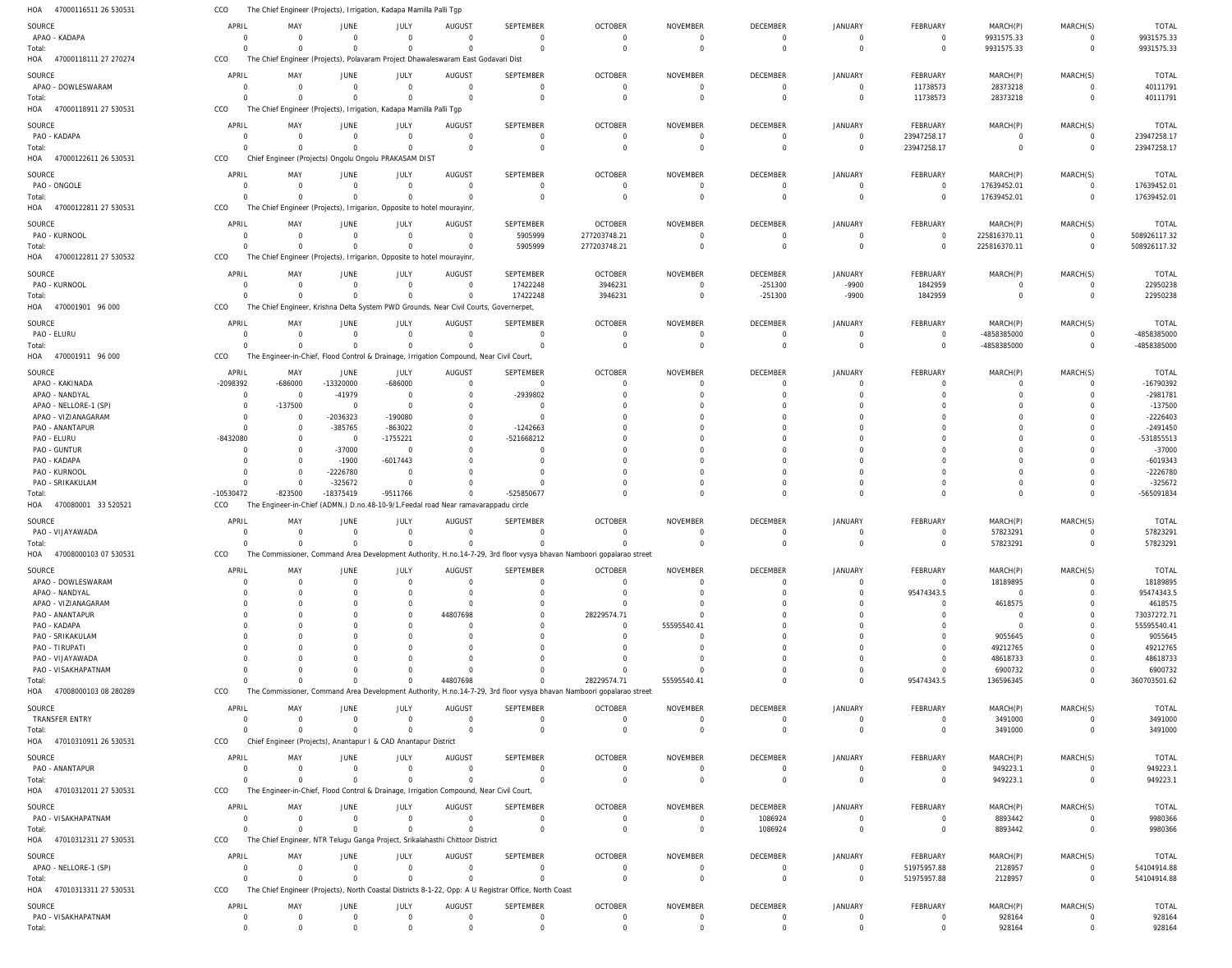HOA 47000116511 26 530531 CCO The Chief Engineer (Projects), Irrigation, Kadapa Mamilla Palli Tgp

| SOURCE | APRIL | MAY | JUNE | JULY | AUGUST | SEPTEMBER | OCTOBER | NOVEMBER | DECEMBER | JANUARY | FEBRUARY | MARCH(P) | MARCH(S) | TOTAL |
|---|---|---|---|---|---|---|---|---|---|---|---|---|---|---|
| APAO - KADAPA | 0 | 0 | 0 | 0 | 0 | 0 | 0 | 0 | 0 | 0 | 0 | 9931575.33 | 0 | 9931575.33 |
| Total: | 0 | 0 | 0 | 0 | 0 | 0 | 0 | 0 | 0 | 0 | 0 | 9931575.33 | 0 | 9931575.33 |

HOA 47000118111 27 270274 CCO The Chief Engineer (Projects), Polavaram Project Dhawaleswaram East Godavari Dist

| SOURCE | APRIL | MAY | JUNE | JULY | AUGUST | SEPTEMBER | OCTOBER | NOVEMBER | DECEMBER | JANUARY | FEBRUARY | MARCH(P) | MARCH(S) | TOTAL |
|---|---|---|---|---|---|---|---|---|---|---|---|---|---|---|
| APAO - DOWLESWARAM | 0 | 0 | 0 | 0 | 0 | 0 | 0 | 0 | 0 | 0 | 11738573 | 28373218 | 0 | 40111791 |
| Total: | 0 | 0 | 0 | 0 | 0 | 0 | 0 | 0 | 0 | 0 | 11738573 | 28373218 | 0 | 40111791 |

HOA 47000118911 27 530531 CCO The Chief Engineer (Projects), Irrigation, Kadapa Mamilla Palli Tgp

| SOURCE | APRIL | MAY | JUNE | JULY | AUGUST | SEPTEMBER | OCTOBER | NOVEMBER | DECEMBER | JANUARY | FEBRUARY | MARCH(P) | MARCH(S) | TOTAL |
|---|---|---|---|---|---|---|---|---|---|---|---|---|---|---|
| PAO - KADAPA | 0 | 0 | 0 | 0 | 0 | 0 | 0 | 0 | 0 | 0 | 23947258.17 | 0 | 0 | 23947258.17 |
| Total: | 0 | 0 | 0 | 0 | 0 | 0 | 0 | 0 | 0 | 0 | 23947258.17 | 0 | 0 | 23947258.17 |

HOA 47000122611 26 530531 CCO Chief Engineer (Projects) Ongolu Ongolu PRAKASAM DIST

| SOURCE | APRIL | MAY | JUNE | JULY | AUGUST | SEPTEMBER | OCTOBER | NOVEMBER | DECEMBER | JANUARY | FEBRUARY | MARCH(P) | MARCH(S) | TOTAL |
|---|---|---|---|---|---|---|---|---|---|---|---|---|---|---|
| PAO - ONGOLE | 0 | 0 | 0 | 0 | 0 | 0 | 0 | 0 | 0 | 0 | 0 | 17639452.01 | 0 | 17639452.01 |
| Total: | 0 | 0 | 0 | 0 | 0 | 0 | 0 | 0 | 0 | 0 | 0 | 17639452.01 | 0 | 17639452.01 |

HOA 47000122811 27 530531 CCO The Chief Engineer (Projects), Irrigarion, Opposite to hotel mourayinr,

| SOURCE | APRIL | MAY | JUNE | JULY | AUGUST | SEPTEMBER | OCTOBER | NOVEMBER | DECEMBER | JANUARY | FEBRUARY | MARCH(P) | MARCH(S) | TOTAL |
|---|---|---|---|---|---|---|---|---|---|---|---|---|---|---|
| PAO - KURNOOL | 0 | 0 | 0 | 0 | 0 | 5905999 | 277203748.21 | 0 | 0 | 0 | 0 | 225816370.11 | 0 | 508926117.32 |
| Total: | 0 | 0 | 0 | 0 | 0 | 5905999 | 277203748.21 | 0 | 0 | 0 | 0 | 225816370.11 | 0 | 508926117.32 |

HOA 47000122811 27 530532 CCO The Chief Engineer (Projects), Irrigarion, Opposite to hotel mourayinr,

| SOURCE | APRIL | MAY | JUNE | JULY | AUGUST | SEPTEMBER | OCTOBER | NOVEMBER | DECEMBER | JANUARY | FEBRUARY | MARCH(P) | MARCH(S) | TOTAL |
|---|---|---|---|---|---|---|---|---|---|---|---|---|---|---|
| PAO - KURNOOL | 0 | 0 | 0 | 0 | 0 | 17422248 | 3946231 | 0 | -251300 | -9900 | 1842959 | 0 | 0 | 22950238 |
| Total: | 0 | 0 | 0 | 0 | 0 | 17422248 | 3946231 | 0 | -251300 | -9900 | 1842959 | 0 | 0 | 22950238 |

HOA 470001901 96 000 CCO The Chief Engineer, Krishna Delta System PWD Grounds, Near Civil Courts, Governerpet,

| SOURCE | APRIL | MAY | JUNE | JULY | AUGUST | SEPTEMBER | OCTOBER | NOVEMBER | DECEMBER | JANUARY | FEBRUARY | MARCH(P) | MARCH(S) | TOTAL |
|---|---|---|---|---|---|---|---|---|---|---|---|---|---|---|
| PAO - ELURU | 0 | 0 | 0 | 0 | 0 | 0 | 0 | 0 | 0 | 0 | 0 | -4858385000 | 0 | -4858385000 |
| Total: | 0 | 0 | 0 | 0 | 0 | 0 | 0 | 0 | 0 | 0 | 0 | -4858385000 | 0 | -4858385000 |

HOA 470001911 96 000 CCO The Engineer-in-Chief, Flood Control & Drainage, Irrigation Compound, Near Civil Court,

| SOURCE | APRIL | MAY | JUNE | JULY | AUGUST | SEPTEMBER | OCTOBER | NOVEMBER | DECEMBER | JANUARY | FEBRUARY | MARCH(P) | MARCH(S) | TOTAL |
|---|---|---|---|---|---|---|---|---|---|---|---|---|---|---|
| APAO - KAKINADA | -2098392 | -686000 | -13320000 | -686000 | 0 | 0 | 0 | 0 | 0 | 0 | 0 | 0 | 0 | -16790392 |
| APAO - NANDYAL | 0 | 0 | -41979 | 0 | 0 | -2939802 | 0 | 0 | 0 | 0 | 0 | 0 | 0 | -2981781 |
| APAO - NELLORE-1 (SP) | 0 | -137500 | 0 | 0 | 0 | 0 | 0 | 0 | 0 | 0 | 0 | 0 | 0 | -137500 |
| APAO - VIZIANAGARAM | 0 | 0 | -2036323 | -190080 | 0 | 0 | 0 | 0 | 0 | 0 | 0 | 0 | 0 | -2226403 |
| PAO - ANANTAPUR | 0 | 0 | -385765 | -863022 | 0 | -1242663 | 0 | 0 | 0 | 0 | 0 | 0 | 0 | -2491450 |
| PAO - ELURU | -8432080 | 0 | 0 | -1755221 | 0 | -521668212 | 0 | 0 | 0 | 0 | 0 | 0 | 0 | -531855513 |
| PAO - GUNTUR | 0 | 0 | -37000 | 0 | 0 | 0 | 0 | 0 | 0 | 0 | 0 | 0 | 0 | -37000 |
| PAO - KADAPA | 0 | 0 | -1900 | -6017443 | 0 | 0 | 0 | 0 | 0 | 0 | 0 | 0 | 0 | -6019343 |
| PAO - KURNOOL | 0 | 0 | -2226780 | 0 | 0 | 0 | 0 | 0 | 0 | 0 | 0 | 0 | 0 | -2226780 |
| PAO - SRIKAKULAM | 0 | 0 | -325672 | 0 | 0 | 0 | 0 | 0 | 0 | 0 | 0 | 0 | 0 | -325672 |
| Total: | -10530472 | -823500 | -18375419 | -9511766 | 0 | -525850677 | 0 | 0 | 0 | 0 | 0 | 0 | 0 | -565091834 |

HOA 470080001 33 520521 CCO The Engineer-in-Chief (ADMN.) D.no.48-10-9/1,Feedal road Near ramavarappadu circle

| SOURCE | APRIL | MAY | JUNE | JULY | AUGUST | SEPTEMBER | OCTOBER | NOVEMBER | DECEMBER | JANUARY | FEBRUARY | MARCH(P) | MARCH(S) | TOTAL |
|---|---|---|---|---|---|---|---|---|---|---|---|---|---|---|
| PAO - VIJAYAWADA | 0 | 0 | 0 | 0 | 0 | 0 | 0 | 0 | 0 | 0 | 0 | 57823291 | 0 | 57823291 |
| Total: | 0 | 0 | 0 | 0 | 0 | 0 | 0 | 0 | 0 | 0 | 0 | 57823291 | 0 | 57823291 |

HOA 47008000103 07 530531 CCO The Commissioner, Command Area Development Authority, H.no.14-7-29, 3rd floor vysya bhavan Namboori gopalarao street

| SOURCE | APRIL | MAY | JUNE | JULY | AUGUST | SEPTEMBER | OCTOBER | NOVEMBER | DECEMBER | JANUARY | FEBRUARY | MARCH(P) | MARCH(S) | TOTAL |
|---|---|---|---|---|---|---|---|---|---|---|---|---|---|---|
| APAO - DOWLESWARAM | 0 | 0 | 0 | 0 | 0 | 0 | 0 | 0 | 0 | 0 | 0 | 18189895 | 0 | 18189895 |
| APAO - NANDYAL | 0 | 0 | 0 | 0 | 0 | 0 | 0 | 0 | 0 | 0 | 95474343.5 | 0 | 0 | 95474343.5 |
| APAO - VIZIANAGARAM | 0 | 0 | 0 | 0 | 0 | 0 | 0 | 0 | 0 | 0 | 0 | 4618575 | 0 | 4618575 |
| PAO - ANANTAPUR | 0 | 0 | 0 | 0 | 44807698 | 0 | 28229574.71 | 0 | 0 | 0 | 0 | 0 | 0 | 73037272.71 |
| PAO - KADAPA | 0 | 0 | 0 | 0 | 0 | 0 | 0 | 55595540.41 | 0 | 0 | 0 | 0 | 0 | 55595540.41 |
| PAO - SRIKAKULAM | 0 | 0 | 0 | 0 | 0 | 0 | 0 | 0 | 0 | 0 | 0 | 9055645 | 0 | 9055645 |
| PAO - TIRUPATI | 0 | 0 | 0 | 0 | 0 | 0 | 0 | 0 | 0 | 0 | 0 | 49212765 | 0 | 49212765 |
| PAO - VIJAYAWADA | 0 | 0 | 0 | 0 | 0 | 0 | 0 | 0 | 0 | 0 | 0 | 48618733 | 0 | 48618733 |
| PAO - VISAKHAPATNAM | 0 | 0 | 0 | 0 | 0 | 0 | 0 | 0 | 0 | 0 | 0 | 6900732 | 0 | 6900732 |
| Total: | 0 | 0 | 0 | 0 | 44807698 | 0 | 28229574.71 | 55595540.41 | 0 | 0 | 95474343.5 | 136596345 | 0 | 360703501.62 |

HOA 47008000103 08 280289 CCO The Commissioner, Command Area Development Authority, H.no.14-7-29, 3rd floor vysya bhavan Namboori gopalarao street

| SOURCE | APRIL | MAY | JUNE | JULY | AUGUST | SEPTEMBER | OCTOBER | NOVEMBER | DECEMBER | JANUARY | FEBRUARY | MARCH(P) | MARCH(S) | TOTAL |
|---|---|---|---|---|---|---|---|---|---|---|---|---|---|---|
| TRANSFER ENTRY | 0 | 0 | 0 | 0 | 0 | 0 | 0 | 0 | 0 | 0 | 0 | 3491000 | 0 | 3491000 |
| Total: | 0 | 0 | 0 | 0 | 0 | 0 | 0 | 0 | 0 | 0 | 0 | 3491000 | 0 | 3491000 |

HOA 47010310911 26 530531 CCO Chief Engineer (Projects), Anantapur I & CAD Anantapur District

| SOURCE | APRIL | MAY | JUNE | JULY | AUGUST | SEPTEMBER | OCTOBER | NOVEMBER | DECEMBER | JANUARY | FEBRUARY | MARCH(P) | MARCH(S) | TOTAL |
|---|---|---|---|---|---|---|---|---|---|---|---|---|---|---|
| PAO - ANANTAPUR | 0 | 0 | 0 | 0 | 0 | 0 | 0 | 0 | 0 | 0 | 0 | 949223.1 | 0 | 949223.1 |
| Total: | 0 | 0 | 0 | 0 | 0 | 0 | 0 | 0 | 0 | 0 | 0 | 949223.1 | 0 | 949223.1 |

HOA 47010312011 27 530531 CCO The Engineer-in-Chief, Flood Control & Drainage, Irrigation Compound, Near Civil Court,

| SOURCE | APRIL | MAY | JUNE | JULY | AUGUST | SEPTEMBER | OCTOBER | NOVEMBER | DECEMBER | JANUARY | FEBRUARY | MARCH(P) | MARCH(S) | TOTAL |
|---|---|---|---|---|---|---|---|---|---|---|---|---|---|---|
| PAO - VISAKHAPATNAM | 0 | 0 | 0 | 0 | 0 | 0 | 0 | 0 | 1086924 | 0 | 0 | 8893442 | 0 | 9980366 |
| Total: | 0 | 0 | 0 | 0 | 0 | 0 | 0 | 0 | 1086924 | 0 | 0 | 8893442 | 0 | 9980366 |

HOA 47010312311 27 530531 CCO The Chief Engineer, NTR Telugu Ganga Project, Srikalahasthi Chittoor District

| SOURCE | APRIL | MAY | JUNE | JULY | AUGUST | SEPTEMBER | OCTOBER | NOVEMBER | DECEMBER | JANUARY | FEBRUARY | MARCH(P) | MARCH(S) | TOTAL |
|---|---|---|---|---|---|---|---|---|---|---|---|---|---|---|
| APAO - NELLORE-1 (SP) | 0 | 0 | 0 | 0 | 0 | 0 | 0 | 0 | 0 | 0 | 51975957.88 | 2128957 | 0 | 54104914.88 |
| Total: | 0 | 0 | 0 | 0 | 0 | 0 | 0 | 0 | 0 | 0 | 51975957.88 | 2128957 | 0 | 54104914.88 |

HOA 47010313311 27 530531 CCO The Chief Engineer (Projects), North Coastal Districts 8-1-22, Opp: A U Registrar Office, North Coast

| SOURCE | APRIL | MAY | JUNE | JULY | AUGUST | SEPTEMBER | OCTOBER | NOVEMBER | DECEMBER | JANUARY | FEBRUARY | MARCH(P) | MARCH(S) | TOTAL |
|---|---|---|---|---|---|---|---|---|---|---|---|---|---|---|
| PAO - VISAKHAPATNAM | 0 | 0 | 0 | 0 | 0 | 0 | 0 | 0 | 0 | 0 | 0 | 928164 | 0 | 928164 |
| Total: | 0 | 0 | 0 | 0 | 0 | 0 | 0 | 0 | 0 | 0 | 0 | 928164 | 0 | 928164 |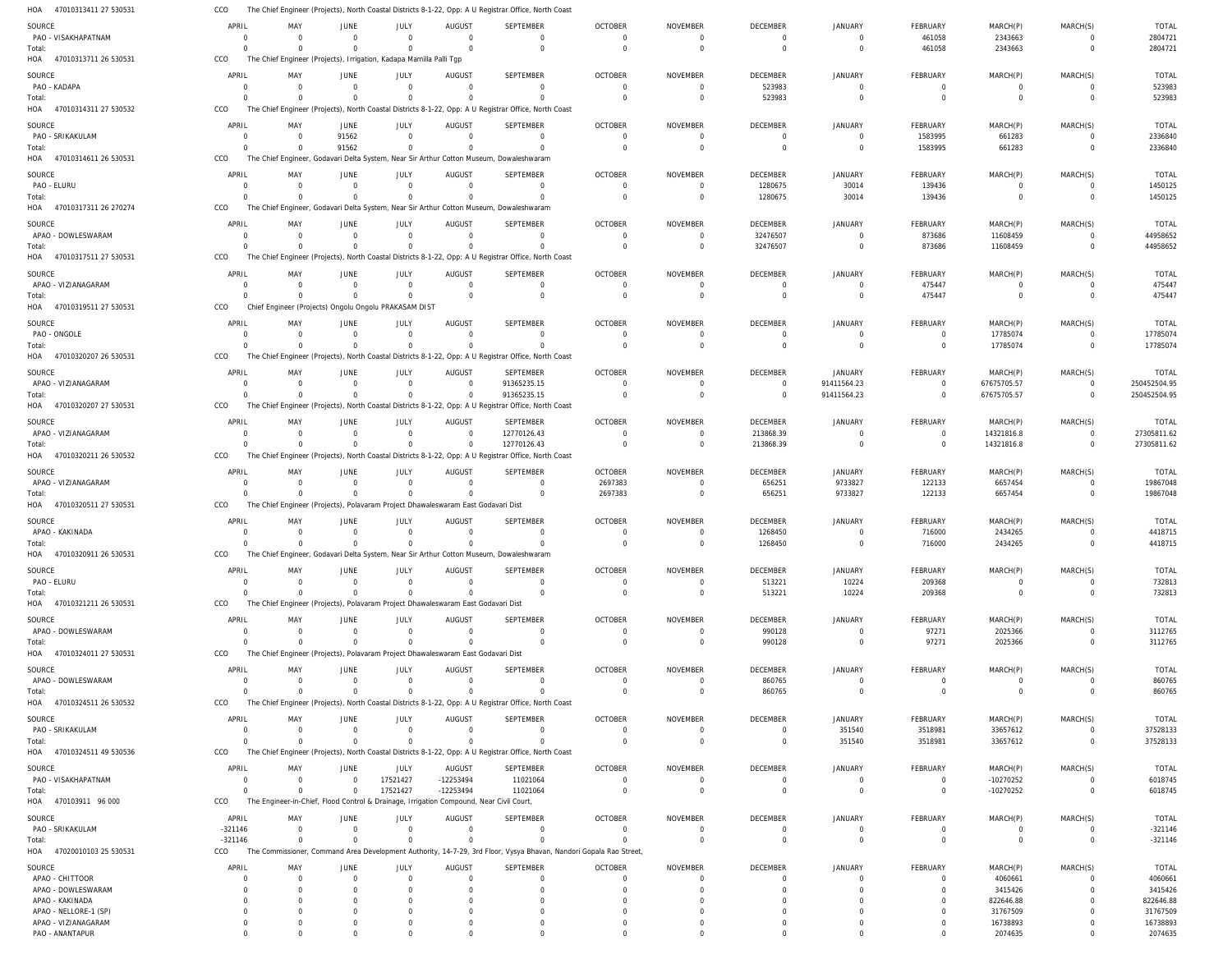HOA 47010313411 27 530531 CCO The Chief Engineer (Projects), North Coastal Districts 8-1-22, Opp: A U Registrar Office, North Coast

| SOURCE | APRIL | MAY | JUNE | JULY | AUGUST | SEPTEMBER | OCTOBER | NOVEMBER | DECEMBER | JANUARY | FEBRUARY | MARCH(P) | MARCH(S) | TOTAL |
|---|---|---|---|---|---|---|---|---|---|---|---|---|---|---|
| PAO - VISAKHAPATNAM | 0 | 0 | 0 | 0 | 0 | 0 | 0 | 0 | 0 | 0 | 461058 | 2343663 | 0 | 2804721 |
| Total: | 0 | 0 | 0 | 0 | 0 | 0 | 0 | 0 | 0 | 0 | 461058 | 2343663 | 0 | 2804721 |

HOA 47010313711 26 530531 CCO The Chief Engineer (Projects), Irrigation, Kadapa Mamilla Palli Tgp

| SOURCE | APRIL | MAY | JUNE | JULY | AUGUST | SEPTEMBER | OCTOBER | NOVEMBER | DECEMBER | JANUARY | FEBRUARY | MARCH(P) | MARCH(S) | TOTAL |
|---|---|---|---|---|---|---|---|---|---|---|---|---|---|---|
| PAO - KADAPA | 0 | 0 | 0 | 0 | 0 | 0 | 0 | 0 | 523983 | 0 | 0 | 0 | 0 | 523983 |
| Total: | 0 | 0 | 0 | 0 | 0 | 0 | 0 | 0 | 523983 | 0 | 0 | 0 | 0 | 523983 |

HOA 47010314311 27 530532 CCO The Chief Engineer (Projects), North Coastal Districts 8-1-22, Opp: A U Registrar Office, North Coast

| SOURCE | APRIL | MAY | JUNE | JULY | AUGUST | SEPTEMBER | OCTOBER | NOVEMBER | DECEMBER | JANUARY | FEBRUARY | MARCH(P) | MARCH(S) | TOTAL |
|---|---|---|---|---|---|---|---|---|---|---|---|---|---|---|
| PAO - SRIKAKULAM | 0 | 0 | 91562 | 0 | 0 | 0 | 0 | 0 | 0 | 0 | 1583995 | 661283 | 0 | 2336840 |
| Total: | 0 | 0 | 91562 | 0 | 0 | 0 | 0 | 0 | 0 | 0 | 1583995 | 661283 | 0 | 2336840 |

HOA 47010314611 26 530531 CCO The Chief Engineer, Godavari Delta System, Near Sir Arthur Cotton Museum, Dowaleshwaram

| SOURCE | APRIL | MAY | JUNE | JULY | AUGUST | SEPTEMBER | OCTOBER | NOVEMBER | DECEMBER | JANUARY | FEBRUARY | MARCH(P) | MARCH(S) | TOTAL |
|---|---|---|---|---|---|---|---|---|---|---|---|---|---|---|
| PAO - ELURU | 0 | 0 | 0 | 0 | 0 | 0 | 0 | 0 | 1280675 | 30014 | 139436 | 0 | 0 | 1450125 |
| Total: | 0 | 0 | 0 | 0 | 0 | 0 | 0 | 0 | 1280675 | 30014 | 139436 | 0 | 0 | 1450125 |

HOA 47010317311 26 270274 CCO The Chief Engineer, Godavari Delta System, Near Sir Arthur Cotton Museum, Dowaleshwaram

| SOURCE | APRIL | MAY | JUNE | JULY | AUGUST | SEPTEMBER | OCTOBER | NOVEMBER | DECEMBER | JANUARY | FEBRUARY | MARCH(P) | MARCH(S) | TOTAL |
|---|---|---|---|---|---|---|---|---|---|---|---|---|---|---|
| APAO - DOWLESWARAM | 0 | 0 | 0 | 0 | 0 | 0 | 0 | 0 | 32476507 | 0 | 873686 | 11608459 | 0 | 44958652 |
| Total: | 0 | 0 | 0 | 0 | 0 | 0 | 0 | 0 | 32476507 | 0 | 873686 | 11608459 | 0 | 44958652 |

HOA 47010317511 27 530531 CCO The Chief Engineer (Projects), North Coastal Districts 8-1-22, Opp: A U Registrar Office, North Coast

| SOURCE | APRIL | MAY | JUNE | JULY | AUGUST | SEPTEMBER | OCTOBER | NOVEMBER | DECEMBER | JANUARY | FEBRUARY | MARCH(P) | MARCH(S) | TOTAL |
|---|---|---|---|---|---|---|---|---|---|---|---|---|---|---|
| APAO - VIZIANAGARAM | 0 | 0 | 0 | 0 | 0 | 0 | 0 | 0 | 0 | 0 | 475447 | 0 | 0 | 475447 |
| Total: | 0 | 0 | 0 | 0 | 0 | 0 | 0 | 0 | 0 | 0 | 475447 | 0 | 0 | 475447 |

HOA 47010319511 27 530531 CCO Chief Engineer (Projects) Ongolu Ongolu PRAKASAM DIST

| SOURCE | APRIL | MAY | JUNE | JULY | AUGUST | SEPTEMBER | OCTOBER | NOVEMBER | DECEMBER | JANUARY | FEBRUARY | MARCH(P) | MARCH(S) | TOTAL |
|---|---|---|---|---|---|---|---|---|---|---|---|---|---|---|
| PAO - ONGOLE | 0 | 0 | 0 | 0 | 0 | 0 | 0 | 0 | 0 | 0 | 0 | 17785074 | 0 | 17785074 |
| Total: | 0 | 0 | 0 | 0 | 0 | 0 | 0 | 0 | 0 | 0 | 0 | 17785074 | 0 | 17785074 |

HOA 47010320207 26 530531 CCO The Chief Engineer (Projects), North Coastal Districts 8-1-22, Opp: A U Registrar Office, North Coast

| SOURCE | APRIL | MAY | JUNE | JULY | AUGUST | SEPTEMBER | OCTOBER | NOVEMBER | DECEMBER | JANUARY | FEBRUARY | MARCH(P) | MARCH(S) | TOTAL |
|---|---|---|---|---|---|---|---|---|---|---|---|---|---|---|
| APAO - VIZIANAGARAM | 0 | 0 | 0 | 0 | 0 | 91365235.15 | 0 | 0 | 0 | 91411564.23 | 0 | 67675705.57 | 0 | 250452504.95 |
| Total: | 0 | 0 | 0 | 0 | 0 | 91365235.15 | 0 | 0 | 0 | 91411564.23 | 0 | 67675705.57 | 0 | 250452504.95 |

HOA 47010320207 27 530531 CCO The Chief Engineer (Projects), North Coastal Districts 8-1-22, Opp: A U Registrar Office, North Coast

| SOURCE | APRIL | MAY | JUNE | JULY | AUGUST | SEPTEMBER | OCTOBER | NOVEMBER | DECEMBER | JANUARY | FEBRUARY | MARCH(P) | MARCH(S) | TOTAL |
|---|---|---|---|---|---|---|---|---|---|---|---|---|---|---|
| APAO - VIZIANAGARAM | 0 | 0 | 0 | 0 | 0 | 12770126.43 | 0 | 0 | 213868.39 | 0 | 0 | 14321816.8 | 0 | 27305811.62 |
| Total: | 0 | 0 | 0 | 0 | 0 | 12770126.43 | 0 | 0 | 213868.39 | 0 | 0 | 14321816.8 | 0 | 27305811.62 |

HOA 47010320211 26 530532 CCO The Chief Engineer (Projects), North Coastal Districts 8-1-22, Opp: A U Registrar Office, North Coast

| SOURCE | APRIL | MAY | JUNE | JULY | AUGUST | SEPTEMBER | OCTOBER | NOVEMBER | DECEMBER | JANUARY | FEBRUARY | MARCH(P) | MARCH(S) | TOTAL |
|---|---|---|---|---|---|---|---|---|---|---|---|---|---|---|
| APAO - VIZIANAGARAM | 0 | 0 | 0 | 0 | 0 | 0 | 2697383 | 0 | 656251 | 9733827 | 122133 | 6657454 | 0 | 19867048 |
| Total: | 0 | 0 | 0 | 0 | 0 | 0 | 2697383 | 0 | 656251 | 9733827 | 122133 | 6657454 | 0 | 19867048 |

HOA 47010320511 27 530531 CCO The Chief Engineer (Projects), Polavaram Project Dhawaleswaram East Godavari Dist

| SOURCE | APRIL | MAY | JUNE | JULY | AUGUST | SEPTEMBER | OCTOBER | NOVEMBER | DECEMBER | JANUARY | FEBRUARY | MARCH(P) | MARCH(S) | TOTAL |
|---|---|---|---|---|---|---|---|---|---|---|---|---|---|---|
| APAO - KAKINADA | 0 | 0 | 0 | 0 | 0 | 0 | 0 | 0 | 1268450 | 0 | 716000 | 2434265 | 0 | 4418715 |
| Total: | 0 | 0 | 0 | 0 | 0 | 0 | 0 | 0 | 1268450 | 0 | 716000 | 2434265 | 0 | 4418715 |

HOA 47010320911 26 530531 CCO The Chief Engineer, Godavari Delta System, Near Sir Arthur Cotton Museum, Dowaleshwaram

| SOURCE | APRIL | MAY | JUNE | JULY | AUGUST | SEPTEMBER | OCTOBER | NOVEMBER | DECEMBER | JANUARY | FEBRUARY | MARCH(P) | MARCH(S) | TOTAL |
|---|---|---|---|---|---|---|---|---|---|---|---|---|---|---|
| PAO - ELURU | 0 | 0 | 0 | 0 | 0 | 0 | 0 | 0 | 513221 | 10224 | 209368 | 0 | 0 | 732813 |
| Total: | 0 | 0 | 0 | 0 | 0 | 0 | 0 | 0 | 513221 | 10224 | 209368 | 0 | 0 | 732813 |

HOA 47010321211 26 530531 CCO The Chief Engineer (Projects), Polavaram Project Dhawaleswaram East Godavari Dist

| SOURCE | APRIL | MAY | JUNE | JULY | AUGUST | SEPTEMBER | OCTOBER | NOVEMBER | DECEMBER | JANUARY | FEBRUARY | MARCH(P) | MARCH(S) | TOTAL |
|---|---|---|---|---|---|---|---|---|---|---|---|---|---|---|
| APAO - DOWLESWARAM | 0 | 0 | 0 | 0 | 0 | 0 | 0 | 0 | 990128 | 0 | 97271 | 2025366 | 0 | 3112765 |
| Total: | 0 | 0 | 0 | 0 | 0 | 0 | 0 | 0 | 990128 | 0 | 97271 | 2025366 | 0 | 3112765 |

HOA 47010324011 27 530531 CCO The Chief Engineer (Projects), Polavaram Project Dhawaleswaram East Godavari Dist

| SOURCE | APRIL | MAY | JUNE | JULY | AUGUST | SEPTEMBER | OCTOBER | NOVEMBER | DECEMBER | JANUARY | FEBRUARY | MARCH(P) | MARCH(S) | TOTAL |
|---|---|---|---|---|---|---|---|---|---|---|---|---|---|---|
| APAO - DOWLESWARAM | 0 | 0 | 0 | 0 | 0 | 0 | 0 | 0 | 860765 | 0 | 0 | 0 | 0 | 860765 |
| Total: | 0 | 0 | 0 | 0 | 0 | 0 | 0 | 0 | 860765 | 0 | 0 | 0 | 0 | 860765 |

HOA 47010324511 26 530532 CCO The Chief Engineer (Projects), North Coastal Districts 8-1-22, Opp: A U Registrar Office, North Coast

| SOURCE | APRIL | MAY | JUNE | JULY | AUGUST | SEPTEMBER | OCTOBER | NOVEMBER | DECEMBER | JANUARY | FEBRUARY | MARCH(P) | MARCH(S) | TOTAL |
|---|---|---|---|---|---|---|---|---|---|---|---|---|---|---|
| PAO - SRIKAKULAM | 0 | 0 | 0 | 0 | 0 | 0 | 0 | 0 | 0 | 351540 | 3518981 | 33657612 | 0 | 37528133 |
| Total: | 0 | 0 | 0 | 0 | 0 | 0 | 0 | 0 | 0 | 351540 | 3518981 | 33657612 | 0 | 37528133 |

HOA 47010324511 49 530536 CCO The Chief Engineer (Projects), North Coastal Districts 8-1-22, Opp: A U Registrar Office, North Coast

| SOURCE | APRIL | MAY | JUNE | JULY | AUGUST | SEPTEMBER | OCTOBER | NOVEMBER | DECEMBER | JANUARY | FEBRUARY | MARCH(P) | MARCH(S) | TOTAL |
|---|---|---|---|---|---|---|---|---|---|---|---|---|---|---|
| PAO - VISAKHAPATNAM | 0 | 0 | 0 | 17521427 | -12253494 | 11021064 | 0 | 0 | 0 | 0 | 0 | -10270252 | 0 | 6018745 |
| Total: | 0 | 0 | 0 | 17521427 | -12253494 | 11021064 | 0 | 0 | 0 | 0 | 0 | -10270252 | 0 | 6018745 |

HOA 470103911 96 000 CCO The Engineer-in-Chief, Flood Control & Drainage, Irrigation Compound, Near Civil Court,

| SOURCE | APRIL | MAY | JUNE | JULY | AUGUST | SEPTEMBER | OCTOBER | NOVEMBER | DECEMBER | JANUARY | FEBRUARY | MARCH(P) | MARCH(S) | TOTAL |
|---|---|---|---|---|---|---|---|---|---|---|---|---|---|---|
| PAO - SRIKAKULAM | -321146 | 0 | 0 | 0 | 0 | 0 | 0 | 0 | 0 | 0 | 0 | 0 | 0 | -321146 |
| Total: | -321146 | 0 | 0 | 0 | 0 | 0 | 0 | 0 | 0 | 0 | 0 | 0 | 0 | -321146 |

HOA 47020010103 25 530531 CCO The Commissioner, Command Area Development Authority, 14-7-29, 3rd Floor, Vysya Bhavan, Nandori Gopala Rao Street,

| SOURCE | APRIL | MAY | JUNE | JULY | AUGUST | SEPTEMBER | OCTOBER | NOVEMBER | DECEMBER | JANUARY | FEBRUARY | MARCH(P) | MARCH(S) | TOTAL |
|---|---|---|---|---|---|---|---|---|---|---|---|---|---|---|
| APAO - CHITTOOR | 0 | 0 | 0 | 0 | 0 | 0 | 0 | 0 | 0 | 0 | 0 | 4060661 | 0 | 4060661 |
| APAO - DOWLESWARAM | 0 | 0 | 0 | 0 | 0 | 0 | 0 | 0 | 0 | 0 | 0 | 3415426 | 0 | 3415426 |
| APAO - KAKINADA | 0 | 0 | 0 | 0 | 0 | 0 | 0 | 0 | 0 | 0 | 0 | 822646.88 | 0 | 822646.88 |
| APAO - NELLORE-1 (SP) | 0 | 0 | 0 | 0 | 0 | 0 | 0 | 0 | 0 | 0 | 0 | 31767509 | 0 | 31767509 |
| APAO - VIZIANAGARAM | 0 | 0 | 0 | 0 | 0 | 0 | 0 | 0 | 0 | 0 | 0 | 16738893 | 0 | 16738893 |
| PAO - ANANTAPUR | 0 | 0 | 0 | 0 | 0 | 0 | 0 | 0 | 0 | 0 | 0 | 2074635 | 0 | 2074635 |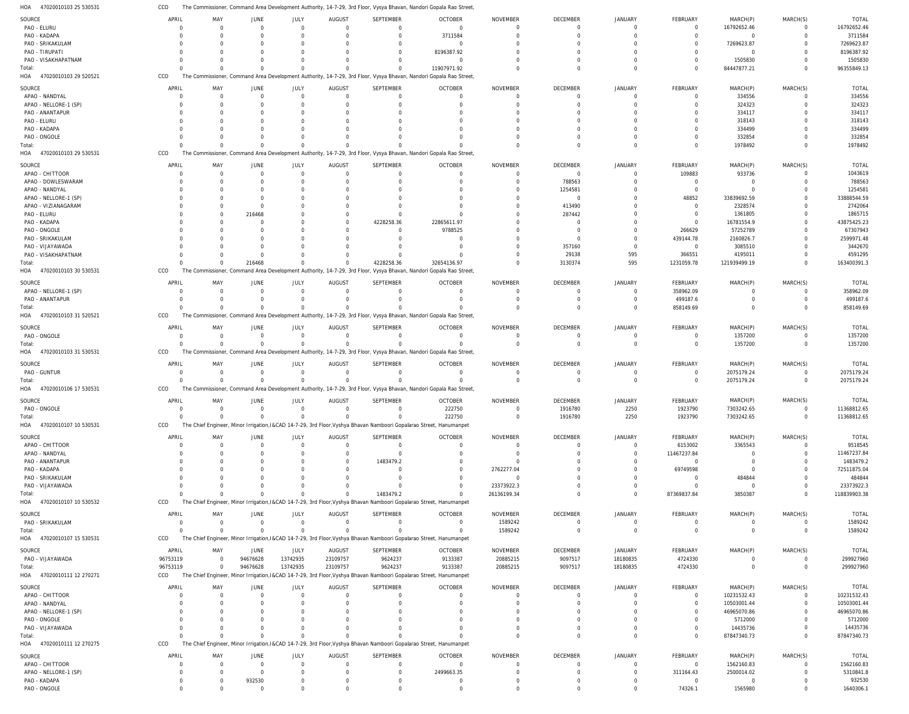HOA 47020010103 25 530531 CCO The Commissioner, Command Area Development Authority, 14-7-29, 3rd Floor, Vysya Bhavan, Nandori Gopala Rao Street,

| SOURCE | APRIL | MAY | JUNE | JULY | AUGUST | SEPTEMBER | OCTOBER | NOVEMBER | DECEMBER | JANUARY | FEBRUARY | MARCH(P) | MARCH(S) | TOTAL |
|---|---|---|---|---|---|---|---|---|---|---|---|---|---|---|
| PAO - ELURU | 0 | 0 | 0 | 0 | 0 | 0 | 0 | 0 | 0 | 0 | 0 | 16792652.46 | 0 | 16792652.46 |
| PAO - KADAPA | 0 | 0 | 0 | 0 | 0 | 0 | 3711584 | 0 | 0 | 0 | 0 | 0 | 0 | 3711584 |
| PAO - SRIKAKULAM | 0 | 0 | 0 | 0 | 0 | 0 | 0 | 0 | 0 | 0 | 0 | 7269623.87 | 0 | 7269623.87 |
| PAO - TIRUPATI | 0 | 0 | 0 | 0 | 0 | 0 | 8196387.92 | 0 | 0 | 0 | 0 | 0 | 0 | 8196387.92 |
| PAO - VISAKHAPATNAM | 0 | 0 | 0 | 0 | 0 | 0 | 0 | 0 | 0 | 0 | 0 | 1505830 | 0 | 1505830 |
| Total: | 0 | 0 | 0 | 0 | 0 | 0 | 11907971.92 | 0 | 0 | 0 | 0 | 84447877.21 | 0 | 96355849.13 |

HOA 47020010103 29 520521 CCO The Commissioner, Command Area Development Authority, 14-7-29, 3rd Floor, Vysya Bhavan, Nandori Gopala Rao Street,

| SOURCE | APRIL | MAY | JUNE | JULY | AUGUST | SEPTEMBER | OCTOBER | NOVEMBER | DECEMBER | JANUARY | FEBRUARY | MARCH(P) | MARCH(S) | TOTAL |
|---|---|---|---|---|---|---|---|---|---|---|---|---|---|---|
| APAO - NANDYAL | 0 | 0 | 0 | 0 | 0 | 0 | 0 | 0 | 0 | 0 | 0 | 334556 | 0 | 334556 |
| APAO - NELLORE-1 (SP) | 0 | 0 | 0 | 0 | 0 | 0 | 0 | 0 | 0 | 0 | 0 | 324323 | 0 | 324323 |
| PAO - ANANTAPUR | 0 | 0 | 0 | 0 | 0 | 0 | 0 | 0 | 0 | 0 | 0 | 334117 | 0 | 334117 |
| PAO - ELURU | 0 | 0 | 0 | 0 | 0 | 0 | 0 | 0 | 0 | 0 | 0 | 318143 | 0 | 318143 |
| PAO - KADAPA | 0 | 0 | 0 | 0 | 0 | 0 | 0 | 0 | 0 | 0 | 0 | 334499 | 0 | 334499 |
| PAO - ONGOLE | 0 | 0 | 0 | 0 | 0 | 0 | 0 | 0 | 0 | 0 | 0 | 332854 | 0 | 332854 |
| Total: | 0 | 0 | 0 | 0 | 0 | 0 | 0 | 0 | 0 | 0 | 0 | 1978492 | 0 | 1978492 |

HOA 47020010103 29 530531 CCO The Commissioner, Command Area Development Authority, 14-7-29, 3rd Floor, Vysya Bhavan, Nandori Gopala Rao Street,

| SOURCE | APRIL | MAY | JUNE | JULY | AUGUST | SEPTEMBER | OCTOBER | NOVEMBER | DECEMBER | JANUARY | FEBRUARY | MARCH(P) | MARCH(S) | TOTAL |
|---|---|---|---|---|---|---|---|---|---|---|---|---|---|---|
| APAO - CHITTOOR | 0 | 0 | 0 | 0 | 0 | 0 | 0 | 0 | 0 | 0 | 109883 | 933736 | 0 | 1043619 |
| APAO - DOWLESWARAM | 0 | 0 | 0 | 0 | 0 | 0 | 0 | 0 | 788563 | 0 | 0 | 0 | 0 | 788563 |
| APAO - NANDYAL | 0 | 0 | 0 | 0 | 0 | 0 | 0 | 0 | 1254581 | 0 | 0 | 0 | 0 | 1254581 |
| APAO - NELLORE-1 (SP) | 0 | 0 | 0 | 0 | 0 | 0 | 0 | 0 | 0 | 0 | 48852 | 33839692.59 | 0 | 33888544.59 |
| APAO - VIZIANAGARAM | 0 | 0 | 0 | 0 | 0 | 0 | 0 | 0 | 413490 | 0 | 0 | 2328574 | 0 | 2742064 |
| PAO - ELURU | 0 | 0 | 216468 | 0 | 0 | 0 | 0 | 0 | 287442 | 0 | 0 | 1361805 | 0 | 1865715 |
| PAO - KADAPA | 0 | 0 | 0 | 0 | 0 | 4228258.36 | 22865611.97 | 0 | 0 | 0 | 0 | 16781554.9 | 0 | 43875425.23 |
| PAO - ONGOLE | 0 | 0 | 0 | 0 | 0 | 0 | 9788525 | 0 | 0 | 0 | 266629 | 57252789 | 0 | 67307943 |
| PAO - SRIKAKULAM | 0 | 0 | 0 | 0 | 0 | 0 | 0 | 0 | 0 | 0 | 439144.78 | 2160826.7 | 0 | 2599971.48 |
| PAO - VIJAYAWADA | 0 | 0 | 0 | 0 | 0 | 0 | 0 | 0 | 357160 | 0 | 0 | 3085510 | 0 | 3442670 |
| PAO - VISAKHAPATNAM | 0 | 0 | 0 | 0 | 0 | 0 | 0 | 0 | 29138 | 595 | 366551 | 4195011 | 0 | 4591295 |
| Total: | 0 | 0 | 216468 | 0 | 0 | 4228258.36 | 32654136.97 | 0 | 3130374 | 595 | 1231059.78 | 121939499.19 | 0 | 163400391.3 |

HOA 47020010103 30 530531 CCO The Commissioner, Command Area Development Authority, 14-7-29, 3rd Floor, Vysya Bhavan, Nandori Gopala Rao Street,

| SOURCE | APRIL | MAY | JUNE | JULY | AUGUST | SEPTEMBER | OCTOBER | NOVEMBER | DECEMBER | JANUARY | FEBRUARY | MARCH(P) | MARCH(S) | TOTAL |
|---|---|---|---|---|---|---|---|---|---|---|---|---|---|---|
| APAO - NELLORE-1 (SP) | 0 | 0 | 0 | 0 | 0 | 0 | 0 | 0 | 0 | 0 | 358962.09 | 0 | 0 | 358962.09 |
| PAO - ANANTAPUR | 0 | 0 | 0 | 0 | 0 | 0 | 0 | 0 | 0 | 0 | 499187.6 | 0 | 0 | 499187.6 |
| Total: | 0 | 0 | 0 | 0 | 0 | 0 | 0 | 0 | 0 | 0 | 858149.69 | 0 | 0 | 858149.69 |

HOA 47020010103 31 520521 CCO The Commissioner, Command Area Development Authority, 14-7-29, 3rd Floor, Vysya Bhavan, Nandori Gopala Rao Street,

| SOURCE | APRIL | MAY | JUNE | JULY | AUGUST | SEPTEMBER | OCTOBER | NOVEMBER | DECEMBER | JANUARY | FEBRUARY | MARCH(P) | MARCH(S) | TOTAL |
|---|---|---|---|---|---|---|---|---|---|---|---|---|---|---|
| PAO - ONGOLE | 0 | 0 | 0 | 0 | 0 | 0 | 0 | 0 | 0 | 0 | 0 | 1357200 | 0 | 1357200 |
| Total: | 0 | 0 | 0 | 0 | 0 | 0 | 0 | 0 | 0 | 0 | 0 | 1357200 | 0 | 1357200 |

HOA 47020010103 31 530531 CCO The Commissioner, Command Area Development Authority, 14-7-29, 3rd Floor, Vysya Bhavan, Nandori Gopala Rao Street,

| SOURCE | APRIL | MAY | JUNE | JULY | AUGUST | SEPTEMBER | OCTOBER | NOVEMBER | DECEMBER | JANUARY | FEBRUARY | MARCH(P) | MARCH(S) | TOTAL |
|---|---|---|---|---|---|---|---|---|---|---|---|---|---|---|
| PAO - GUNTUR | 0 | 0 | 0 | 0 | 0 | 0 | 0 | 0 | 0 | 0 | 0 | 2075179.24 | 0 | 2075179.24 |
| Total: | 0 | 0 | 0 | 0 | 0 | 0 | 0 | 0 | 0 | 0 | 0 | 2075179.24 | 0 | 2075179.24 |

HOA 47020010106 17 530531 CCO The Commissioner, Command Area Development Authority, 14-7-29, 3rd Floor, Vysya Bhavan, Nandori Gopala Rao Street,

| SOURCE | APRIL | MAY | JUNE | JULY | AUGUST | SEPTEMBER | OCTOBER | NOVEMBER | DECEMBER | JANUARY | FEBRUARY | MARCH(P) | MARCH(S) | TOTAL |
|---|---|---|---|---|---|---|---|---|---|---|---|---|---|---|
| PAO - ONGOLE | 0 | 0 | 0 | 0 | 0 | 0 | 222750 | 0 | 1916780 | 2250 | 1923790 | 7303242.65 | 0 | 11368812.65 |
| Total: | 0 | 0 | 0 | 0 | 0 | 0 | 222750 | 0 | 1916780 | 2250 | 1923790 | 7303242.65 | 0 | 11368812.65 |

HOA 47020010107 10 530531 CCO The Chief Engineer, Minor Irrigation,I&CAD 14-7-29, 3rd Floor,Vyshya Bhavan Namboori Gopalarao Street, Hanumanpet

| SOURCE | APRIL | MAY | JUNE | JULY | AUGUST | SEPTEMBER | OCTOBER | NOVEMBER | DECEMBER | JANUARY | FEBRUARY | MARCH(P) | MARCH(S) | TOTAL |
|---|---|---|---|---|---|---|---|---|---|---|---|---|---|---|
| APAO - CHITTOOR | 0 | 0 | 0 | 0 | 0 | 0 | 0 | 0 | 0 | 0 | 6153002 | 3365543 | 0 | 9518545 |
| APAO - NANDYAL | 0 | 0 | 0 | 0 | 0 | 0 | 0 | 0 | 0 | 0 | 11467237.84 | 0 | 0 | 11467237.84 |
| APAO - ANANTAPUR | 0 | 0 | 0 | 0 | 0 | 1483479.2 | 0 | 0 | 0 | 0 | 0 | 0 | 0 | 1483479.2 |
| PAO - KADAPA | 0 | 0 | 0 | 0 | 0 | 0 | 0 | 2762277.04 | 0 | 0 | 69749598 | 0 | 0 | 72511875.04 |
| PAO - SRIKAKULAM | 0 | 0 | 0 | 0 | 0 | 0 | 0 | 0 | 0 | 0 | 0 | 484844 | 0 | 484844 |
| PAO - VIJAYAWADA | 0 | 0 | 0 | 0 | 0 | 0 | 0 | 23373922.3 | 0 | 0 | 0 | 0 | 0 | 23373922.3 |
| Total: | 0 | 0 | 0 | 0 | 0 | 1483479.2 | 0 | 26136199.34 | 0 | 0 | 87369837.84 | 3850387 | 0 | 118839903.38 |

HOA 47020010107 10 530532 CCO The Chief Engineer, Minor Irrigation,I&CAD 14-7-29, 3rd Floor,Vyshya Bhavan Namboori Gopalarao Street, Hanumanpet

| SOURCE | APRIL | MAY | JUNE | JULY | AUGUST | SEPTEMBER | OCTOBER | NOVEMBER | DECEMBER | JANUARY | FEBRUARY | MARCH(P) | MARCH(S) | TOTAL |
|---|---|---|---|---|---|---|---|---|---|---|---|---|---|---|
| PAO - SRIKAKULAM | 0 | 0 | 0 | 0 | 0 | 0 | 0 | 1589242 | 0 | 0 | 0 | 0 | 0 | 1589242 |
| Total: | 0 | 0 | 0 | 0 | 0 | 0 | 0 | 1589242 | 0 | 0 | 0 | 0 | 0 | 1589242 |

HOA 47020010107 15 530531 CCO The Chief Engineer, Minor Irrigation,I&CAD 14-7-29, 3rd Floor,Vyshya Bhavan Namboori Gopalarao Street, Hanumanpet

| SOURCE | APRIL | MAY | JUNE | JULY | AUGUST | SEPTEMBER | OCTOBER | NOVEMBER | DECEMBER | JANUARY | FEBRUARY | MARCH(P) | MARCH(S) | TOTAL |
|---|---|---|---|---|---|---|---|---|---|---|---|---|---|---|
| PAO - VIJAYAWADA | 96753119 | 0 | 94676628 | 13742935 | 23109757 | 9624237 | 9133387 | 20885215 | 9097517 | 18180835 | 4724330 | 0 | 0 | 299927960 |
| Total: | 96753119 | 0 | 94676628 | 13742935 | 23109757 | 9624237 | 9133387 | 20885215 | 9097517 | 18180835 | 4724330 | 0 | 0 | 299927960 |

HOA 47020010111 12 270271 CCO The Chief Engineer, Minor Irrigation,I&CAD 14-7-29, 3rd Floor,Vyshya Bhavan Namboori Gopalarao Street, Hanumanpet

| SOURCE | APRIL | MAY | JUNE | JULY | AUGUST | SEPTEMBER | OCTOBER | NOVEMBER | DECEMBER | JANUARY | FEBRUARY | MARCH(P) | MARCH(S) | TOTAL |
|---|---|---|---|---|---|---|---|---|---|---|---|---|---|---|
| APAO - CHITTOOR | 0 | 0 | 0 | 0 | 0 | 0 | 0 | 0 | 0 | 0 | 0 | 10231532.43 | 0 | 10231532.43 |
| APAO - NANDYAL | 0 | 0 | 0 | 0 | 0 | 0 | 0 | 0 | 0 | 0 | 0 | 10503001.44 | 0 | 10503001.44 |
| APAO - NELLORE-1 (SP) | 0 | 0 | 0 | 0 | 0 | 0 | 0 | 0 | 0 | 0 | 0 | 46965070.86 | 0 | 46965070.86 |
| PAO - ONGOLE | 0 | 0 | 0 | 0 | 0 | 0 | 0 | 0 | 0 | 0 | 0 | 5712000 | 0 | 5712000 |
| PAO - VIJAYAWADA | 0 | 0 | 0 | 0 | 0 | 0 | 0 | 0 | 0 | 0 | 0 | 14435736 | 0 | 14435736 |
| Total: | 0 | 0 | 0 | 0 | 0 | 0 | 0 | 0 | 0 | 0 | 0 | 87847340.73 | 0 | 87847340.73 |

HOA 47020010111 12 270275 CCO The Chief Engineer, Minor Irrigation,I&CAD 14-7-29, 3rd Floor,Vyshya Bhavan Namboori Gopalarao Street, Hanumanpet

| SOURCE | APRIL | MAY | JUNE | JULY | AUGUST | SEPTEMBER | OCTOBER | NOVEMBER | DECEMBER | JANUARY | FEBRUARY | MARCH(P) | MARCH(S) | TOTAL |
|---|---|---|---|---|---|---|---|---|---|---|---|---|---|---|
| APAO - CHITTOOR | 0 | 0 | 0 | 0 | 0 | 0 | 0 | 0 | 0 | 0 | 0 | 1562160.83 | 0 | 1562160.83 |
| APAO - NELLORE-1 (SP) | 0 | 0 | 0 | 0 | 0 | 0 | 2499663.35 | 0 | 0 | 0 | 311164.43 | 2500014.02 | 0 | 5310841.8 |
| PAO - KADAPA | 0 | 0 | 932530 | 0 | 0 | 0 | 0 | 0 | 0 | 0 | 0 | 0 | 0 | 932530 |
| PAO - ONGOLE | 0 | 0 | 0 | 0 | 0 | 0 | 0 | 0 | 0 | 0 | 74326.1 | 1565980 | 0 | 1640306.1 |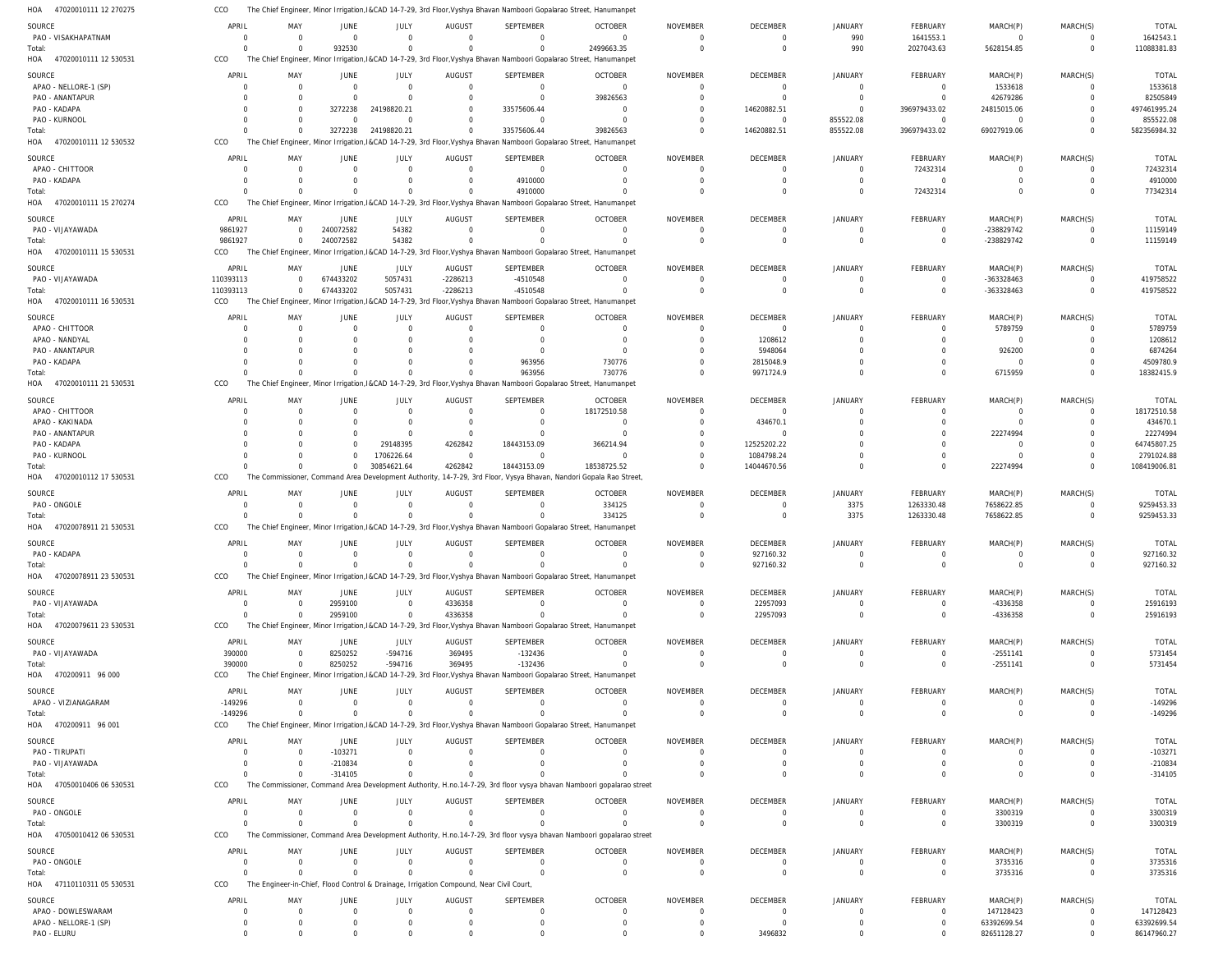HOA 47020010111 12 270275 CCO The Chief Engineer, Minor Irrigation,I&CAD 14-7-29, 3rd Floor,Vyshya Bhavan Namboori Gopalarao Street, Hanumanpet

| SOURCE | APRIL | MAY | JUNE | JULY | AUGUST | SEPTEMBER | OCTOBER | NOVEMBER | DECEMBER | JANUARY | FEBRUARY | MARCH(P) | MARCH(S) | TOTAL |
|---|---|---|---|---|---|---|---|---|---|---|---|---|---|---|
| PAO - VISAKHAPATNAM | 0 | 0 | 0 | 0 | 0 | 0 | 0 | 0 | 0 | 990 | 1641553.1 | 0 | 0 | 1642543.1 |
| Total: | 0 | 0 | 932530 | 0 | 0 | 0 | 2499663.35 | 0 | 0 | 990 | 2027043.63 | 5628154.85 | 0 | 11088381.83 |

HOA 47020010111 12 530531 CCO The Chief Engineer, Minor Irrigation,I&CAD 14-7-29, 3rd Floor,Vyshya Bhavan Namboori Gopalarao Street, Hanumanpet

| SOURCE | APRIL | MAY | JUNE | JULY | AUGUST | SEPTEMBER | OCTOBER | NOVEMBER | DECEMBER | JANUARY | FEBRUARY | MARCH(P) | MARCH(S) | TOTAL |
|---|---|---|---|---|---|---|---|---|---|---|---|---|---|---|
| APAO - NELLORE-1 (SP) | 0 | 0 | 0 | 0 | 0 | 0 | 0 | 0 | 0 | 0 | 0 | 1533618 | 0 | 1533618 |
| PAO - ANANTAPUR | 0 | 0 | 0 | 0 | 0 | 0 | 39826563 | 0 | 0 | 0 | 0 | 42679286 | 0 | 82505849 |
| PAO - KADAPA | 0 | 0 | 3272238 | 24198820.21 | 0 | 33575606.44 | 0 | 0 | 14620882.51 | 0 | 396979433.02 | 24815015.06 | 0 | 497461995.24 |
| PAO - KURNOOL | 0 | 0 | 0 | 0 | 0 | 0 | 0 | 0 | 0 | 855522.08 | 0 | 0 | 0 | 855522.08 |
| Total: | 0 | 0 | 3272238 | 24198820.21 | 0 | 33575606.44 | 39826563 | 0 | 14620882.51 | 855522.08 | 396979433.02 | 69027919.06 | 0 | 582356984.32 |

HOA 47020010111 12 530532 CCO The Chief Engineer, Minor Irrigation,I&CAD 14-7-29, 3rd Floor,Vyshya Bhavan Namboori Gopalarao Street, Hanumanpet

| SOURCE | APRIL | MAY | JUNE | JULY | AUGUST | SEPTEMBER | OCTOBER | NOVEMBER | DECEMBER | JANUARY | FEBRUARY | MARCH(P) | MARCH(S) | TOTAL |
|---|---|---|---|---|---|---|---|---|---|---|---|---|---|---|
| APAO - CHITTOOR | 0 | 0 | 0 | 0 | 0 | 0 | 0 | 0 | 0 | 0 | 72432314 | 0 | 0 | 72432314 |
| PAO - KADAPA | 0 | 0 | 0 | 0 | 0 | 4910000 | 0 | 0 | 0 | 0 | 0 | 0 | 0 | 4910000 |
| Total: | 0 | 0 | 0 | 0 | 0 | 4910000 | 0 | 0 | 0 | 0 | 72432314 | 0 | 0 | 77342314 |

HOA 47020010111 15 270274 CCO The Chief Engineer, Minor Irrigation,I&CAD 14-7-29, 3rd Floor,Vyshya Bhavan Namboori Gopalarao Street, Hanumanpet

| SOURCE | APRIL | MAY | JUNE | JULY | AUGUST | SEPTEMBER | OCTOBER | NOVEMBER | DECEMBER | JANUARY | FEBRUARY | MARCH(P) | MARCH(S) | TOTAL |
|---|---|---|---|---|---|---|---|---|---|---|---|---|---|---|
| PAO - VIJAYAWADA | 9861927 | 0 | 240072582 | 54382 | 0 | 0 | 0 | 0 | 0 | 0 | 0 | -238829742 | 0 | 11159149 |
| Total: | 9861927 | 0 | 240072582 | 54382 | 0 | 0 | 0 | 0 | 0 | 0 | 0 | -238829742 | 0 | 11159149 |

HOA 47020010111 15 530531 CCO The Chief Engineer, Minor Irrigation,I&CAD 14-7-29, 3rd Floor,Vyshya Bhavan Namboori Gopalarao Street, Hanumanpet

| SOURCE | APRIL | MAY | JUNE | JULY | AUGUST | SEPTEMBER | OCTOBER | NOVEMBER | DECEMBER | JANUARY | FEBRUARY | MARCH(P) | MARCH(S) | TOTAL |
|---|---|---|---|---|---|---|---|---|---|---|---|---|---|---|
| PAO - VIJAYAWADA | 110393113 | 0 | 674433202 | 5057431 | -2286213 | -4510548 | 0 | 0 | 0 | 0 | 0 | -363328463 | 0 | 419758522 |
| Total: | 110393113 | 0 | 674433202 | 5057431 | -2286213 | -4510548 | 0 | 0 | 0 | 0 | 0 | -363328463 | 0 | 419758522 |

HOA 47020010111 16 530531 CCO The Chief Engineer, Minor Irrigation,I&CAD 14-7-29, 3rd Floor,Vyshya Bhavan Namboori Gopalarao Street, Hanumanpet

| SOURCE | APRIL | MAY | JUNE | JULY | AUGUST | SEPTEMBER | OCTOBER | NOVEMBER | DECEMBER | JANUARY | FEBRUARY | MARCH(P) | MARCH(S) | TOTAL |
|---|---|---|---|---|---|---|---|---|---|---|---|---|---|---|
| APAO - CHITTOOR | 0 | 0 | 0 | 0 | 0 | 0 | 0 | 0 | 0 | 0 | 0 | 5789759 | 0 | 5789759 |
| APAO - NANDYAL | 0 | 0 | 0 | 0 | 0 | 0 | 0 | 0 | 1208612 | 0 | 0 | 0 | 0 | 1208612 |
| PAO - ANANTAPUR | 0 | 0 | 0 | 0 | 0 | 0 | 0 | 0 | 5948064 | 0 | 0 | 926200 | 0 | 6874264 |
| PAO - KADAPA | 0 | 0 | 0 | 0 | 0 | 963956 | 730776 | 0 | 2815048.9 | 0 | 0 | 0 | 0 | 4509780.9 |
| Total: | 0 | 0 | 0 | 0 | 0 | 963956 | 730776 | 0 | 9971724.9 | 0 | 0 | 6715959 | 0 | 18382415.9 |

HOA 47020010111 21 530531 CCO The Chief Engineer, Minor Irrigation,I&CAD 14-7-29, 3rd Floor,Vyshya Bhavan Namboori Gopalarao Street, Hanumanpet

| SOURCE | APRIL | MAY | JUNE | JULY | AUGUST | SEPTEMBER | OCTOBER | NOVEMBER | DECEMBER | JANUARY | FEBRUARY | MARCH(P) | MARCH(S) | TOTAL |
|---|---|---|---|---|---|---|---|---|---|---|---|---|---|---|
| APAO - CHITTOOR | 0 | 0 | 0 | 0 | 0 | 0 | 18172510.58 | 0 | 0 | 0 | 0 | 0 | 0 | 18172510.58 |
| APAO - KAKINADA | 0 | 0 | 0 | 0 | 0 | 0 | 0 | 0 | 434670.1 | 0 | 0 | 0 | 0 | 434670.1 |
| PAO - ANANTAPUR | 0 | 0 | 0 | 0 | 0 | 0 | 0 | 0 | 0 | 0 | 0 | 22274994 | 0 | 22274994 |
| PAO - KADAPA | 0 | 0 | 0 | 29148395 | 4262842 | 18443153.09 | 366214.94 | 0 | 12525202.22 | 0 | 0 | 0 | 0 | 64745807.25 |
| PAO - KURNOOL | 0 | 0 | 0 | 1706226.64 | 0 | 0 | 0 | 0 | 1084798.24 | 0 | 0 | 0 | 0 | 2791024.88 |
| Total: | 0 | 0 | 0 | 30854621.64 | 4262842 | 18443153.09 | 18538725.52 | 0 | 14044670.56 | 0 | 0 | 22274994 | 0 | 108419006.81 |

HOA 47020010112 17 530531 CCO The Commissioner, Command Area Development Authority, 14-7-29, 3rd Floor, Vysya Bhavan, Nandori Gopala Rao Street,

| SOURCE | APRIL | MAY | JUNE | JULY | AUGUST | SEPTEMBER | OCTOBER | NOVEMBER | DECEMBER | JANUARY | FEBRUARY | MARCH(P) | MARCH(S) | TOTAL |
|---|---|---|---|---|---|---|---|---|---|---|---|---|---|---|
| PAO - ONGOLE | 0 | 0 | 0 | 0 | 0 | 0 | 334125 | 0 | 0 | 3375 | 1263330.48 | 7658622.85 | 0 | 9259453.33 |
| Total: | 0 | 0 | 0 | 0 | 0 | 0 | 334125 | 0 | 0 | 3375 | 1263330.48 | 7658622.85 | 0 | 9259453.33 |

HOA 47020078911 21 530531 CCO The Chief Engineer, Minor Irrigation,I&CAD 14-7-29, 3rd Floor,Vyshya Bhavan Namboori Gopalarao Street, Hanumanpet

| SOURCE | APRIL | MAY | JUNE | JULY | AUGUST | SEPTEMBER | OCTOBER | NOVEMBER | DECEMBER | JANUARY | FEBRUARY | MARCH(P) | MARCH(S) | TOTAL |
|---|---|---|---|---|---|---|---|---|---|---|---|---|---|---|
| PAO - KADAPA | 0 | 0 | 0 | 0 | 0 | 0 | 0 | 0 | 927160.32 | 0 | 0 | 0 | 0 | 927160.32 |
| Total: | 0 | 0 | 0 | 0 | 0 | 0 | 0 | 0 | 927160.32 | 0 | 0 | 0 | 0 | 927160.32 |

HOA 47020078911 23 530531 CCO The Chief Engineer, Minor Irrigation,I&CAD 14-7-29, 3rd Floor,Vyshya Bhavan Namboori Gopalarao Street, Hanumanpet

| SOURCE | APRIL | MAY | JUNE | JULY | AUGUST | SEPTEMBER | OCTOBER | NOVEMBER | DECEMBER | JANUARY | FEBRUARY | MARCH(P) | MARCH(S) | TOTAL |
|---|---|---|---|---|---|---|---|---|---|---|---|---|---|---|
| PAO - VIJAYAWADA | 0 | 0 | 2959100 | 0 | 4336358 | 0 | 0 | 0 | 22957093 | 0 | 0 | -4336358 | 0 | 25916193 |
| Total: | 0 | 0 | 2959100 | 0 | 4336358 | 0 | 0 | 0 | 22957093 | 0 | 0 | -4336358 | 0 | 25916193 |

HOA 47020079611 23 530531 CCO The Chief Engineer, Minor Irrigation,I&CAD 14-7-29, 3rd Floor,Vyshya Bhavan Namboori Gopalarao Street, Hanumanpet

| SOURCE | APRIL | MAY | JUNE | JULY | AUGUST | SEPTEMBER | OCTOBER | NOVEMBER | DECEMBER | JANUARY | FEBRUARY | MARCH(P) | MARCH(S) | TOTAL |
|---|---|---|---|---|---|---|---|---|---|---|---|---|---|---|
| PAO - VIJAYAWADA | 390000 | 0 | 8250252 | -594716 | 369495 | -132436 | 0 | 0 | 0 | 0 | 0 | -2551141 | 0 | 5731454 |
| Total: | 390000 | 0 | 8250252 | -594716 | 369495 | -132436 | 0 | 0 | 0 | 0 | 0 | -2551141 | 0 | 5731454 |

HOA 470200911 96 000 CCO The Chief Engineer, Minor Irrigation,I&CAD 14-7-29, 3rd Floor,Vyshya Bhavan Namboori Gopalarao Street, Hanumanpet

| SOURCE | APRIL | MAY | JUNE | JULY | AUGUST | SEPTEMBER | OCTOBER | NOVEMBER | DECEMBER | JANUARY | FEBRUARY | MARCH(P) | MARCH(S) | TOTAL |
|---|---|---|---|---|---|---|---|---|---|---|---|---|---|---|
| APAO - VIZIANAGARAM | -149296 | 0 | 0 | 0 | 0 | 0 | 0 | 0 | 0 | 0 | 0 | 0 | 0 | -149296 |
| Total: | -149296 | 0 | 0 | 0 | 0 | 0 | 0 | 0 | 0 | 0 | 0 | 0 | 0 | -149296 |

HOA 470200911 96 001 CCO The Chief Engineer, Minor Irrigation,I&CAD 14-7-29, 3rd Floor,Vyshya Bhavan Namboori Gopalarao Street, Hanumanpet

| SOURCE | APRIL | MAY | JUNE | JULY | AUGUST | SEPTEMBER | OCTOBER | NOVEMBER | DECEMBER | JANUARY | FEBRUARY | MARCH(P) | MARCH(S) | TOTAL |
|---|---|---|---|---|---|---|---|---|---|---|---|---|---|---|
| PAO - TIRUPATI | 0 | 0 | -103271 | 0 | 0 | 0 | 0 | 0 | 0 | 0 | 0 | 0 | 0 | -103271 |
| PAO - VIJAYAWADA | 0 | 0 | -210834 | 0 | 0 | 0 | 0 | 0 | 0 | 0 | 0 | 0 | 0 | -210834 |
| Total: | 0 | 0 | -314105 | 0 | 0 | 0 | 0 | 0 | 0 | 0 | 0 | 0 | 0 | -314105 |

HOA 47050010406 06 530531 CCO The Commissioner, Command Area Development Authority, H.no.14-7-29, 3rd floor vysya bhavan Namboori gopalarao street

| SOURCE | APRIL | MAY | JUNE | JULY | AUGUST | SEPTEMBER | OCTOBER | NOVEMBER | DECEMBER | JANUARY | FEBRUARY | MARCH(P) | MARCH(S) | TOTAL |
|---|---|---|---|---|---|---|---|---|---|---|---|---|---|---|
| PAO - ONGOLE | 0 | 0 | 0 | 0 | 0 | 0 | 0 | 0 | 0 | 0 | 0 | 3300319 | 0 | 3300319 |
| Total: | 0 | 0 | 0 | 0 | 0 | 0 | 0 | 0 | 0 | 0 | 0 | 3300319 | 0 | 3300319 |

HOA 47050010412 06 530531 CCO The Commissioner, Command Area Development Authority, H.no.14-7-29, 3rd floor vysya bhavan Namboori gopalarao street

| SOURCE | APRIL | MAY | JUNE | JULY | AUGUST | SEPTEMBER | OCTOBER | NOVEMBER | DECEMBER | JANUARY | FEBRUARY | MARCH(P) | MARCH(S) | TOTAL |
|---|---|---|---|---|---|---|---|---|---|---|---|---|---|---|
| PAO - ONGOLE | 0 | 0 | 0 | 0 | 0 | 0 | 0 | 0 | 0 | 0 | 0 | 3735316 | 0 | 3735316 |
| Total: | 0 | 0 | 0 | 0 | 0 | 0 | 0 | 0 | 0 | 0 | 0 | 3735316 | 0 | 3735316 |

HOA 47110110311 05 530531 CCO The Engineer-in-Chief, Flood Control & Drainage, Irrigation Compound, Near Civil Court,

| SOURCE | APRIL | MAY | JUNE | JULY | AUGUST | SEPTEMBER | OCTOBER | NOVEMBER | DECEMBER | JANUARY | FEBRUARY | MARCH(P) | MARCH(S) | TOTAL |
|---|---|---|---|---|---|---|---|---|---|---|---|---|---|---|
| APAO - DOWLESWARAM | 0 | 0 | 0 | 0 | 0 | 0 | 0 | 0 | 0 | 0 | 0 | 147128423 | 0 | 147128423 |
| APAO - NELLORE-1 (SP) | 0 | 0 | 0 | 0 | 0 | 0 | 0 | 0 | 0 | 0 | 0 | 63392699.54 | 0 | 63392699.54 |
| PAO - ELURU | 0 | 0 | 0 | 0 | 0 | 0 | 0 | 0 | 3496832 | 0 | 0 | 82651128.27 | 0 | 86147960.27 |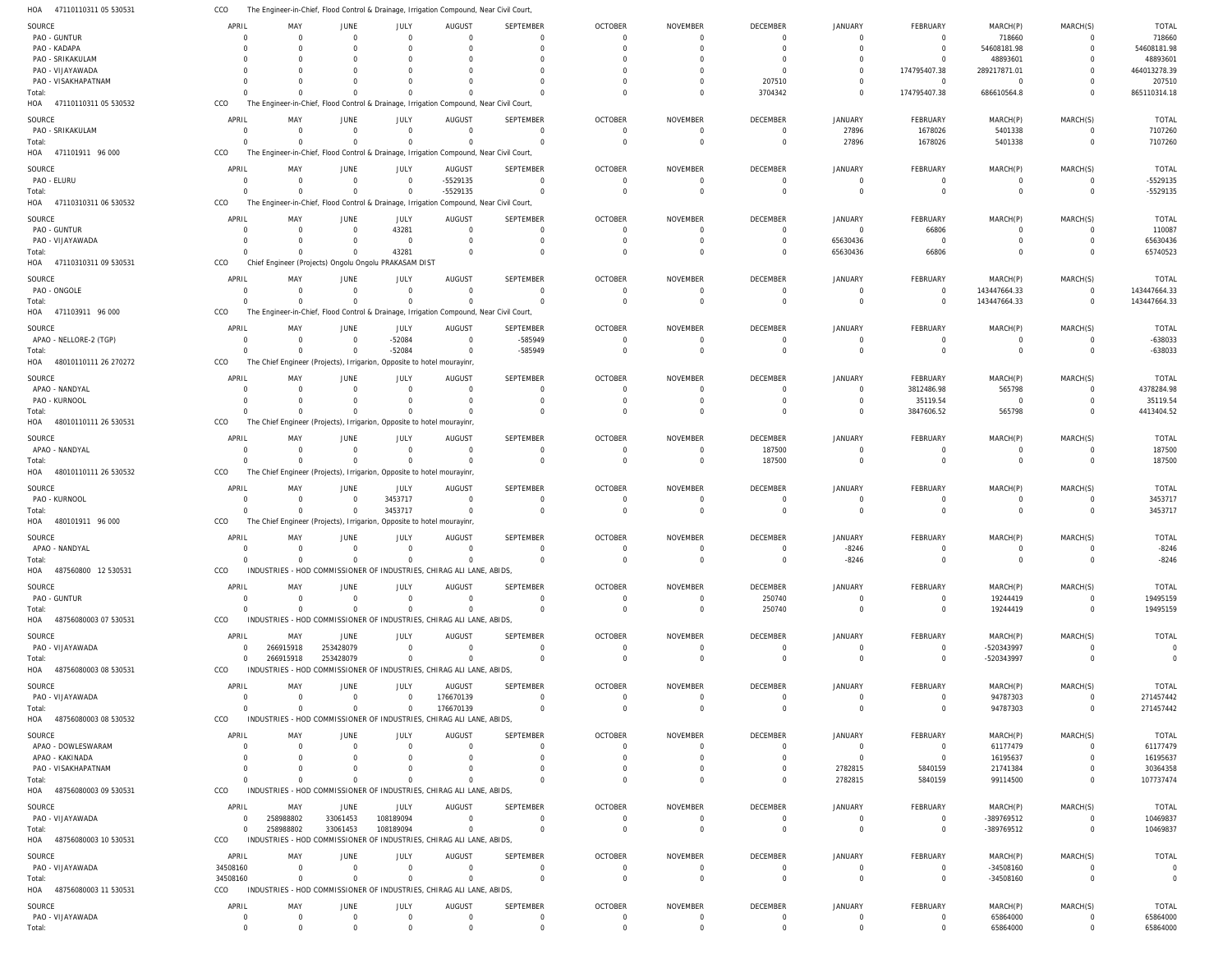HOA 47110110311 05 530531 CCO The Engineer-in-Chief, Flood Control & Drainage, Irrigation Compound, Near Civil Court,

| SOURCE | APRIL | MAY | JUNE | JULY | AUGUST | SEPTEMBER | OCTOBER | NOVEMBER | DECEMBER | JANUARY | FEBRUARY | MARCH(P) | MARCH(S) | TOTAL |
|---|---|---|---|---|---|---|---|---|---|---|---|---|---|---|
| PAO - GUNTUR | 0 | 0 | 0 | 0 | 0 | 0 | 0 | 0 | 0 | 0 | 0 | 718660 | 0 | 718660 |
| PAO - KADAPA | 0 | 0 | 0 | 0 | 0 | 0 | 0 | 0 | 0 | 0 | 0 | 54608181.98 | 0 | 54608181.98 |
| PAO - SRIKAKULAM | 0 | 0 | 0 | 0 | 0 | 0 | 0 | 0 | 0 | 0 | 0 | 48893601 | 0 | 48893601 |
| PAO - VIJAYAWADA | 0 | 0 | 0 | 0 | 0 | 0 | 0 | 0 | 0 | 0 | 174795407.38 | 289217871.01 | 0 | 464013278.39 |
| PAO - VISAKHAPATNAM | 0 | 0 | 0 | 0 | 0 | 0 | 0 | 0 | 207510 | 0 | 0 | 0 | 0 | 207510 |
| Total: | 0 | 0 | 0 | 0 | 0 | 0 | 0 | 0 | 3704342 | 0 | 174795407.38 | 686610564.8 | 0 | 865110314.18 |

HOA 47110110311 05 530532 CCO The Engineer-in-Chief, Flood Control & Drainage, Irrigation Compound, Near Civil Court,

| SOURCE | APRIL | MAY | JUNE | JULY | AUGUST | SEPTEMBER | OCTOBER | NOVEMBER | DECEMBER | JANUARY | FEBRUARY | MARCH(P) | MARCH(S) | TOTAL |
|---|---|---|---|---|---|---|---|---|---|---|---|---|---|---|
| PAO - SRIKAKULAM | 0 | 0 | 0 | 0 | 0 | 0 | 0 | 0 | 0 | 27896 | 1678026 | 5401338 | 0 | 7107260 |
| Total: | 0 | 0 | 0 | 0 | 0 | 0 | 0 | 0 | 0 | 27896 | 1678026 | 5401338 | 0 | 7107260 |

HOA 471101911 96 000 CCO The Engineer-in-Chief, Flood Control & Drainage, Irrigation Compound, Near Civil Court,

| SOURCE | APRIL | MAY | JUNE | JULY | AUGUST | SEPTEMBER | OCTOBER | NOVEMBER | DECEMBER | JANUARY | FEBRUARY | MARCH(P) | MARCH(S) | TOTAL |
|---|---|---|---|---|---|---|---|---|---|---|---|---|---|---|
| PAO - ELURU | 0 | 0 | 0 | 0 | -5529135 | 0 | 0 | 0 | 0 | 0 | 0 | 0 | 0 | -5529135 |
| Total: | 0 | 0 | 0 | 0 | -5529135 | 0 | 0 | 0 | 0 | 0 | 0 | 0 | 0 | -5529135 |

HOA 47110310311 06 530532 CCO The Engineer-in-Chief, Flood Control & Drainage, Irrigation Compound, Near Civil Court,

| SOURCE | APRIL | MAY | JUNE | JULY | AUGUST | SEPTEMBER | OCTOBER | NOVEMBER | DECEMBER | JANUARY | FEBRUARY | MARCH(P) | MARCH(S) | TOTAL |
|---|---|---|---|---|---|---|---|---|---|---|---|---|---|---|
| PAO - GUNTUR | 0 | 0 | 0 | 43281 | 0 | 0 | 0 | 0 | 0 | 0 | 66806 | 0 | 0 | 110087 |
| PAO - VIJAYAWADA | 0 | 0 | 0 | 0 | 0 | 0 | 0 | 0 | 0 | 65630436 | 0 | 0 | 0 | 65630436 |
| Total: | 0 | 0 | 0 | 43281 | 0 | 0 | 0 | 0 | 0 | 65630436 | 66806 | 0 | 0 | 65740523 |

HOA 47110310311 09 530531 CCO Chief Engineer (Projects) Ongolu Ongolu PRAKASAM DIST

| SOURCE | APRIL | MAY | JUNE | JULY | AUGUST | SEPTEMBER | OCTOBER | NOVEMBER | DECEMBER | JANUARY | FEBRUARY | MARCH(P) | MARCH(S) | TOTAL |
|---|---|---|---|---|---|---|---|---|---|---|---|---|---|---|
| PAO - ONGOLE | 0 | 0 | 0 | 0 | 0 | 0 | 0 | 0 | 0 | 0 | 0 | 143447664.33 | 0 | 143447664.33 |
| Total: | 0 | 0 | 0 | 0 | 0 | 0 | 0 | 0 | 0 | 0 | 0 | 143447664.33 | 0 | 143447664.33 |

HOA 471103911 96 000 CCO The Engineer-in-Chief, Flood Control & Drainage, Irrigation Compound, Near Civil Court,

| SOURCE | APRIL | MAY | JUNE | JULY | AUGUST | SEPTEMBER | OCTOBER | NOVEMBER | DECEMBER | JANUARY | FEBRUARY | MARCH(P) | MARCH(S) | TOTAL |
|---|---|---|---|---|---|---|---|---|---|---|---|---|---|---|
| APAO - NELLORE-2 (TGP) | 0 | 0 | 0 | -52084 | 0 | -585949 | 0 | 0 | 0 | 0 | 0 | 0 | 0 | -638033 |
| Total: | 0 | 0 | 0 | -52084 | 0 | -585949 | 0 | 0 | 0 | 0 | 0 | 0 | 0 | -638033 |

HOA 48010110111 26 270272 CCO The Chief Engineer (Projects), Irrigarion, Opposite to hotel mourayinr,

| SOURCE | APRIL | MAY | JUNE | JULY | AUGUST | SEPTEMBER | OCTOBER | NOVEMBER | DECEMBER | JANUARY | FEBRUARY | MARCH(P) | MARCH(S) | TOTAL |
|---|---|---|---|---|---|---|---|---|---|---|---|---|---|---|
| APAO - NANDYAL | 0 | 0 | 0 | 0 | 0 | 0 | 0 | 0 | 0 | 0 | 3812486.98 | 565798 | 0 | 4378284.98 |
| PAO - KURNOOL | 0 | 0 | 0 | 0 | 0 | 0 | 0 | 0 | 0 | 0 | 35119.54 | 0 | 0 | 35119.54 |
| Total: | 0 | 0 | 0 | 0 | 0 | 0 | 0 | 0 | 0 | 0 | 3847606.52 | 565798 | 0 | 4413404.52 |

HOA 48010110111 26 530531 CCO The Chief Engineer (Projects), Irrigarion, Opposite to hotel mourayinr,

| SOURCE | APRIL | MAY | JUNE | JULY | AUGUST | SEPTEMBER | OCTOBER | NOVEMBER | DECEMBER | JANUARY | FEBRUARY | MARCH(P) | MARCH(S) | TOTAL |
|---|---|---|---|---|---|---|---|---|---|---|---|---|---|---|
| APAO - NANDYAL | 0 | 0 | 0 | 0 | 0 | 0 | 0 | 0 | 187500 | 0 | 0 | 0 | 0 | 187500 |
| Total: | 0 | 0 | 0 | 0 | 0 | 0 | 0 | 0 | 187500 | 0 | 0 | 0 | 0 | 187500 |

HOA 48010110111 26 530532 CCO The Chief Engineer (Projects), Irrigarion, Opposite to hotel mourayinr,

| SOURCE | APRIL | MAY | JUNE | JULY | AUGUST | SEPTEMBER | OCTOBER | NOVEMBER | DECEMBER | JANUARY | FEBRUARY | MARCH(P) | MARCH(S) | TOTAL |
|---|---|---|---|---|---|---|---|---|---|---|---|---|---|---|
| PAO - KURNOOL | 0 | 0 | 0 | 3453717 | 0 | 0 | 0 | 0 | 0 | 0 | 0 | 0 | 0 | 3453717 |
| Total: | 0 | 0 | 0 | 3453717 | 0 | 0 | 0 | 0 | 0 | 0 | 0 | 0 | 0 | 3453717 |

HOA 480101911 96 000 CCO The Chief Engineer (Projects), Irrigarion, Opposite to hotel mourayinr,

| SOURCE | APRIL | MAY | JUNE | JULY | AUGUST | SEPTEMBER | OCTOBER | NOVEMBER | DECEMBER | JANUARY | FEBRUARY | MARCH(P) | MARCH(S) | TOTAL |
|---|---|---|---|---|---|---|---|---|---|---|---|---|---|---|
| APAO - NANDYAL | 0 | 0 | 0 | 0 | 0 | 0 | 0 | 0 | 0 | -8246 | 0 | 0 | 0 | -8246 |
| Total: | 0 | 0 | 0 | 0 | 0 | 0 | 0 | 0 | 0 | -8246 | 0 | 0 | 0 | -8246 |

HOA 487560800 12 530531 CCO INDUSTRIES - HOD COMMISSIONER OF INDUSTRIES, CHIRAG ALI LANE, ABIDS,

| SOURCE | APRIL | MAY | JUNE | JULY | AUGUST | SEPTEMBER | OCTOBER | NOVEMBER | DECEMBER | JANUARY | FEBRUARY | MARCH(P) | MARCH(S) | TOTAL |
|---|---|---|---|---|---|---|---|---|---|---|---|---|---|---|
| PAO - GUNTUR | 0 | 0 | 0 | 0 | 0 | 0 | 0 | 0 | 250740 | 0 | 0 | 19244419 | 0 | 19495159 |
| Total: | 0 | 0 | 0 | 0 | 0 | 0 | 0 | 0 | 250740 | 0 | 0 | 19244419 | 0 | 19495159 |

HOA 48756080003 07 530531 CCO INDUSTRIES - HOD COMMISSIONER OF INDUSTRIES, CHIRAG ALI LANE, ABIDS,

| SOURCE | APRIL | MAY | JUNE | JULY | AUGUST | SEPTEMBER | OCTOBER | NOVEMBER | DECEMBER | JANUARY | FEBRUARY | MARCH(P) | MARCH(S) | TOTAL |
|---|---|---|---|---|---|---|---|---|---|---|---|---|---|---|
| PAO - VIJAYAWADA | 0 | 266915918 | 253428079 | 0 | 0 | 0 | 0 | 0 | 0 | 0 | 0 | -520343997 | 0 | 0 |
| Total: | 0 | 266915918 | 253428079 | 0 | 0 | 0 | 0 | 0 | 0 | 0 | 0 | -520343997 | 0 | 0 |

HOA 48756080003 08 530531 CCO INDUSTRIES - HOD COMMISSIONER OF INDUSTRIES, CHIRAG ALI LANE, ABIDS,

| SOURCE | APRIL | MAY | JUNE | JULY | AUGUST | SEPTEMBER | OCTOBER | NOVEMBER | DECEMBER | JANUARY | FEBRUARY | MARCH(P) | MARCH(S) | TOTAL |
|---|---|---|---|---|---|---|---|---|---|---|---|---|---|---|
| PAO - VIJAYAWADA | 0 | 0 | 0 | 0 | 176670139 | 0 | 0 | 0 | 0 | 0 | 0 | 94787303 | 0 | 271457442 |
| Total: | 0 | 0 | 0 | 0 | 176670139 | 0 | 0 | 0 | 0 | 0 | 0 | 94787303 | 0 | 271457442 |

HOA 48756080003 08 530532 CCO INDUSTRIES - HOD COMMISSIONER OF INDUSTRIES, CHIRAG ALI LANE, ABIDS,

| SOURCE | APRIL | MAY | JUNE | JULY | AUGUST | SEPTEMBER | OCTOBER | NOVEMBER | DECEMBER | JANUARY | FEBRUARY | MARCH(P) | MARCH(S) | TOTAL |
|---|---|---|---|---|---|---|---|---|---|---|---|---|---|---|
| APAO - DOWLESWARAM | 0 | 0 | 0 | 0 | 0 | 0 | 0 | 0 | 0 | 0 | 0 | 61177479 | 0 | 61177479 |
| APAO - KAKINADA | 0 | 0 | 0 | 0 | 0 | 0 | 0 | 0 | 0 | 0 | 0 | 16195637 | 0 | 16195637 |
| PAO - VISAKHAPATNAM | 0 | 0 | 0 | 0 | 0 | 0 | 0 | 0 | 0 | 2782815 | 5840159 | 21741384 | 0 | 30364358 |
| Total: | 0 | 0 | 0 | 0 | 0 | 0 | 0 | 0 | 0 | 2782815 | 5840159 | 99114500 | 0 | 107737474 |

HOA 48756080003 09 530531 CCO INDUSTRIES - HOD COMMISSIONER OF INDUSTRIES, CHIRAG ALI LANE, ABIDS,

| SOURCE | APRIL | MAY | JUNE | JULY | AUGUST | SEPTEMBER | OCTOBER | NOVEMBER | DECEMBER | JANUARY | FEBRUARY | MARCH(P) | MARCH(S) | TOTAL |
|---|---|---|---|---|---|---|---|---|---|---|---|---|---|---|
| PAO - VIJAYAWADA | 0 | 258988802 | 33061453 | 108189094 | 0 | 0 | 0 | 0 | 0 | 0 | 0 | -389769512 | 0 | 10469837 |
| Total: | 0 | 258988802 | 33061453 | 108189094 | 0 | 0 | 0 | 0 | 0 | 0 | 0 | -389769512 | 0 | 10469837 |

HOA 48756080003 10 530531 CCO INDUSTRIES - HOD COMMISSIONER OF INDUSTRIES, CHIRAG ALI LANE, ABIDS,

| SOURCE | APRIL | MAY | JUNE | JULY | AUGUST | SEPTEMBER | OCTOBER | NOVEMBER | DECEMBER | JANUARY | FEBRUARY | MARCH(P) | MARCH(S) | TOTAL |
|---|---|---|---|---|---|---|---|---|---|---|---|---|---|---|
| PAO - VIJAYAWADA | 34508160 | 0 | 0 | 0 | 0 | 0 | 0 | 0 | 0 | 0 | 0 | -34508160 | 0 | 0 |
| Total: | 34508160 | 0 | 0 | 0 | 0 | 0 | 0 | 0 | 0 | 0 | 0 | -34508160 | 0 | 0 |

HOA 48756080003 11 530531 CCO INDUSTRIES - HOD COMMISSIONER OF INDUSTRIES, CHIRAG ALI LANE, ABIDS,

| SOURCE | APRIL | MAY | JUNE | JULY | AUGUST | SEPTEMBER | OCTOBER | NOVEMBER | DECEMBER | JANUARY | FEBRUARY | MARCH(P) | MARCH(S) | TOTAL |
|---|---|---|---|---|---|---|---|---|---|---|---|---|---|---|
| PAO - VIJAYAWADA | 0 | 0 | 0 | 0 | 0 | 0 | 0 | 0 | 0 | 0 | 0 | 65864000 | 0 | 65864000 |
| Total: | 0 | 0 | 0 | 0 | 0 | 0 | 0 | 0 | 0 | 0 | 0 | 65864000 | 0 | 65864000 |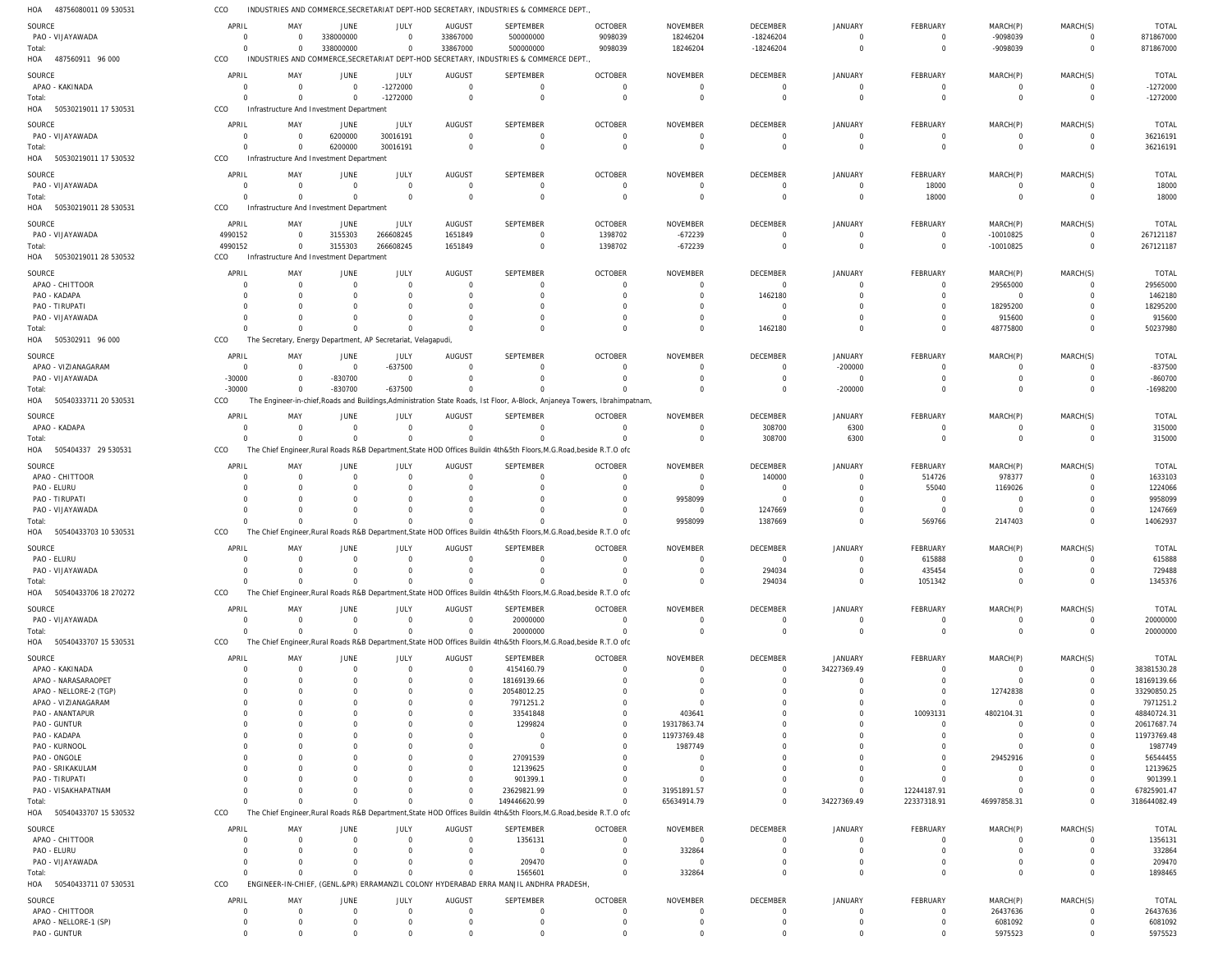HOA 48756080011 09 530531 CCO INDUSTRIES AND COMMERCE,SECRETARIAT DEPT-HOD SECRETARY, INDUSTRIES & COMMERCE DEPT.,

| SOURCE | APRIL | MAY | JUNE | JULY | AUGUST | SEPTEMBER | OCTOBER | NOVEMBER | DECEMBER | JANUARY | FEBRUARY | MARCH(P) | MARCH(S) | TOTAL |
|---|---|---|---|---|---|---|---|---|---|---|---|---|---|---|
| PAO - VIJAYAWADA | 0 | 0 | 338000000 | 0 | 33867000 | 500000000 | 9098039 | 18246204 | -18246204 | 0 | 0 | -9098039 | 0 | 871867000 |
| Total: | 0 | 0 | 338000000 | 0 | 33867000 | 500000000 | 9098039 | 18246204 | -18246204 | 0 | 0 | -9098039 | 0 | 871867000 |

HOA 487560911 96 000 CCO INDUSTRIES AND COMMERCE,SECRETARIAT DEPT-HOD SECRETARY, INDUSTRIES & COMMERCE DEPT.,

| SOURCE | APRIL | MAY | JUNE | JULY | AUGUST | SEPTEMBER | OCTOBER | NOVEMBER | DECEMBER | JANUARY | FEBRUARY | MARCH(P) | MARCH(S) | TOTAL |
|---|---|---|---|---|---|---|---|---|---|---|---|---|---|---|
| APAO - KAKINADA | 0 | 0 | 0 | -1272000 | 0 | 0 | 0 | 0 | 0 | 0 | 0 | 0 | 0 | -1272000 |
| Total: | 0 | 0 | 0 | -1272000 | 0 | 0 | 0 | 0 | 0 | 0 | 0 | 0 | 0 | -1272000 |

HOA 50530219011 17 530531 CCO Infrastructure And Investment Department

| SOURCE | APRIL | MAY | JUNE | JULY | AUGUST | SEPTEMBER | OCTOBER | NOVEMBER | DECEMBER | JANUARY | FEBRUARY | MARCH(P) | MARCH(S) | TOTAL |
|---|---|---|---|---|---|---|---|---|---|---|---|---|---|---|
| PAO - VIJAYAWADA | 0 | 0 | 6200000 | 30016191 | 0 | 0 | 0 | 0 | 0 | 0 | 0 | 0 | 0 | 36216191 |
| Total: | 0 | 0 | 6200000 | 30016191 | 0 | 0 | 0 | 0 | 0 | 0 | 0 | 0 | 0 | 36216191 |

HOA 50530219011 17 530532 CCO Infrastructure And Investment Department

| SOURCE | APRIL | MAY | JUNE | JULY | AUGUST | SEPTEMBER | OCTOBER | NOVEMBER | DECEMBER | JANUARY | FEBRUARY | MARCH(P) | MARCH(S) | TOTAL |
|---|---|---|---|---|---|---|---|---|---|---|---|---|---|---|
| PAO - VIJAYAWADA | 0 | 0 | 0 | 0 | 0 | 0 | 0 | 0 | 0 | 0 | 18000 | 0 | 0 | 18000 |
| Total: | 0 | 0 | 0 | 0 | 0 | 0 | 0 | 0 | 0 | 0 | 18000 | 0 | 0 | 18000 |

HOA 50530219011 28 530531 CCO Infrastructure And Investment Department

| SOURCE | APRIL | MAY | JUNE | JULY | AUGUST | SEPTEMBER | OCTOBER | NOVEMBER | DECEMBER | JANUARY | FEBRUARY | MARCH(P) | MARCH(S) | TOTAL |
|---|---|---|---|---|---|---|---|---|---|---|---|---|---|---|
| PAO - VIJAYAWADA | 4990152 | 0 | 3155303 | 266608245 | 1651849 | 0 | 1398702 | -672239 | 0 | 0 | 0 | -10010825 | 0 | 267121187 |
| Total: | 4990152 | 0 | 3155303 | 266608245 | 1651849 | 0 | 1398702 | -672239 | 0 | 0 | 0 | -10010825 | 0 | 267121187 |

HOA 50530219011 28 530532 CCO Infrastructure And Investment Department

| SOURCE | APRIL | MAY | JUNE | JULY | AUGUST | SEPTEMBER | OCTOBER | NOVEMBER | DECEMBER | JANUARY | FEBRUARY | MARCH(P) | MARCH(S) | TOTAL |
|---|---|---|---|---|---|---|---|---|---|---|---|---|---|---|
| APAO - CHITTOOR | 0 | 0 | 0 | 0 | 0 | 0 | 0 | 0 | 0 | 0 | 0 | 29565000 | 0 | 29565000 |
| PAO - KADAPA | 0 | 0 | 0 | 0 | 0 | 0 | 0 | 0 | 1462180 | 0 | 0 | 0 | 0 | 1462180 |
| PAO - TIRUPATI | 0 | 0 | 0 | 0 | 0 | 0 | 0 | 0 | 0 | 0 | 0 | 18295200 | 0 | 18295200 |
| PAO - VIJAYAWADA | 0 | 0 | 0 | 0 | 0 | 0 | 0 | 0 | 0 | 0 | 0 | 915600 | 0 | 915600 |
| Total: | 0 | 0 | 0 | 0 | 0 | 0 | 0 | 0 | 1462180 | 0 | 0 | 48775800 | 0 | 50237980 |

HOA 505302911 96 000 CCO The Secretary, Energy Department, AP Secretariat, Velagapudi,

| SOURCE | APRIL | MAY | JUNE | JULY | AUGUST | SEPTEMBER | OCTOBER | NOVEMBER | DECEMBER | JANUARY | FEBRUARY | MARCH(P) | MARCH(S) | TOTAL |
|---|---|---|---|---|---|---|---|---|---|---|---|---|---|---|
| APAO - VIZIANAGARAM | 0 | 0 | 0 | -637500 | 0 | 0 | 0 | 0 | 0 | -200000 | 0 | 0 | 0 | -837500 |
| PAO - VIJAYAWADA | -30000 | 0 | -830700 | 0 | 0 | 0 | 0 | 0 | 0 | 0 | 0 | 0 | 0 | -860700 |
| Total: | -30000 | 0 | -830700 | -637500 | 0 | 0 | 0 | 0 | 0 | -200000 | 0 | 0 | 0 | -1698200 |

HOA 50540333711 20 530531 CCO The Engineer-in-chief,Roads and Buildings,Administration State Roads, 1st Floor, A-Block, Anjaneya Towers, Ibrahimpatnam,

| SOURCE | APRIL | MAY | JUNE | JULY | AUGUST | SEPTEMBER | OCTOBER | NOVEMBER | DECEMBER | JANUARY | FEBRUARY | MARCH(P) | MARCH(S) | TOTAL |
|---|---|---|---|---|---|---|---|---|---|---|---|---|---|---|
| APAO - KADAPA | 0 | 0 | 0 | 0 | 0 | 0 | 0 | 0 | 308700 | 6300 | 0 | 0 | 0 | 315000 |
| Total: | 0 | 0 | 0 | 0 | 0 | 0 | 0 | 0 | 308700 | 6300 | 0 | 0 | 0 | 315000 |

HOA 505404337 29 530531 CCO The Chief Engineer,Rural Roads R&B Department,State HOD Offices Buildin 4th&5th Floors,M.G.Road,beside R.T.O ofc

| SOURCE | APRIL | MAY | JUNE | JULY | AUGUST | SEPTEMBER | OCTOBER | NOVEMBER | DECEMBER | JANUARY | FEBRUARY | MARCH(P) | MARCH(S) | TOTAL |
|---|---|---|---|---|---|---|---|---|---|---|---|---|---|---|
| APAO - CHITTOOR | 0 | 0 | 0 | 0 | 0 | 0 | 0 | 0 | 140000 | 0 | 514726 | 978377 | 0 | 1633103 |
| PAO - ELURU | 0 | 0 | 0 | 0 | 0 | 0 | 0 | 0 | 0 | 0 | 55040 | 1169026 | 0 | 1224066 |
| PAO - TIRUPATI | 0 | 0 | 0 | 0 | 0 | 0 | 0 | 9958099 | 0 | 0 | 0 | 0 | 0 | 9958099 |
| PAO - VIJAYAWADA | 0 | 0 | 0 | 0 | 0 | 0 | 0 | 0 | 1247669 | 0 | 0 | 0 | 0 | 1247669 |
| Total: | 0 | 0 | 0 | 0 | 0 | 0 | 0 | 9958099 | 1387669 | 0 | 569766 | 2147403 | 0 | 14062937 |

HOA 50540433703 10 530531 CCO The Chief Engineer,Rural Roads R&B Department,State HOD Offices Buildin 4th&5th Floors,M.G.Road,beside R.T.O ofc

| SOURCE | APRIL | MAY | JUNE | JULY | AUGUST | SEPTEMBER | OCTOBER | NOVEMBER | DECEMBER | JANUARY | FEBRUARY | MARCH(P) | MARCH(S) | TOTAL |
|---|---|---|---|---|---|---|---|---|---|---|---|---|---|---|
| PAO - ELURU | 0 | 0 | 0 | 0 | 0 | 0 | 0 | 0 | 0 | 0 | 615888 | 0 | 0 | 615888 |
| PAO - VIJAYAWADA | 0 | 0 | 0 | 0 | 0 | 0 | 0 | 0 | 294034 | 0 | 435454 | 0 | 0 | 729488 |
| Total: | 0 | 0 | 0 | 0 | 0 | 0 | 0 | 0 | 294034 | 0 | 1051342 | 0 | 0 | 1345376 |

HOA 50540433706 18 270272 CCO The Chief Engineer,Rural Roads R&B Department,State HOD Offices Buildin 4th&5th Floors,M.G.Road,beside R.T.O ofc

| SOURCE | APRIL | MAY | JUNE | JULY | AUGUST | SEPTEMBER | OCTOBER | NOVEMBER | DECEMBER | JANUARY | FEBRUARY | MARCH(P) | MARCH(S) | TOTAL |
|---|---|---|---|---|---|---|---|---|---|---|---|---|---|---|
| PAO - VIJAYAWADA | 0 | 0 | 0 | 0 | 0 | 20000000 | 0 | 0 | 0 | 0 | 0 | 0 | 0 | 20000000 |
| Total: | 0 | 0 | 0 | 0 | 0 | 20000000 | 0 | 0 | 0 | 0 | 0 | 0 | 0 | 20000000 |

HOA 50540433707 15 530531 CCO The Chief Engineer,Rural Roads R&B Department,State HOD Offices Buildin 4th&5th Floors,M.G.Road,beside R.T.O ofc

| SOURCE | APRIL | MAY | JUNE | JULY | AUGUST | SEPTEMBER | OCTOBER | NOVEMBER | DECEMBER | JANUARY | FEBRUARY | MARCH(P) | MARCH(S) | TOTAL |
|---|---|---|---|---|---|---|---|---|---|---|---|---|---|---|
| APAO - KAKINADA | 0 | 0 | 0 | 0 | 0 | 4154160.79 | 0 | 0 | 0 | 34227369.49 | 0 | 0 | 0 | 38381530.28 |
| APAO - NARASARAOPET | 0 | 0 | 0 | 0 | 0 | 18169139.66 | 0 | 0 | 0 | 0 | 0 | 0 | 0 | 18169139.66 |
| APAO - NELLORE-2 (TGP) | 0 | 0 | 0 | 0 | 0 | 20548012.25 | 0 | 0 | 0 | 0 | 0 | 12742838 | 0 | 33290850.25 |
| APAO - VIZIANAGARAM | 0 | 0 | 0 | 0 | 0 | 7971251.2 | 0 | 0 | 0 | 0 | 0 | 0 | 0 | 7971251.2 |
| PAO - ANANTAPUR | 0 | 0 | 0 | 0 | 0 | 33541848 | 0 | 403641 | 0 | 0 | 10093131 | 4802104.31 | 0 | 48840724.31 |
| PAO - GUNTUR | 0 | 0 | 0 | 0 | 0 | 1299824 | 0 | 19317863.74 | 0 | 0 | 0 | 0 | 0 | 20617687.74 |
| PAO - KADAPA | 0 | 0 | 0 | 0 | 0 | 0 | 0 | 11973769.48 | 0 | 0 | 0 | 0 | 0 | 11973769.48 |
| PAO - KURNOOL | 0 | 0 | 0 | 0 | 0 | 0 | 0 | 1987749 | 0 | 0 | 0 | 0 | 0 | 1987749 |
| PAO - ONGOLE | 0 | 0 | 0 | 0 | 0 | 27091539 | 0 | 0 | 0 | 0 | 0 | 29452916 | 0 | 56544455 |
| PAO - SRIKAKULAM | 0 | 0 | 0 | 0 | 0 | 12139625 | 0 | 0 | 0 | 0 | 0 | 0 | 0 | 12139625 |
| PAO - TIRUPATI | 0 | 0 | 0 | 0 | 0 | 901399.1 | 0 | 0 | 0 | 0 | 0 | 0 | 0 | 901399.1 |
| PAO - VISAKHAPATNAM | 0 | 0 | 0 | 0 | 0 | 23629821.99 | 0 | 31951891.57 | 0 | 0 | 12244187.91 | 0 | 0 | 67825901.47 |
| Total: | 0 | 0 | 0 | 0 | 0 | 149446620.99 | 0 | 65634914.79 | 0 | 34227369.49 | 22337318.91 | 46997858.31 | 0 | 318644082.49 |

HOA 50540433707 15 530532 CCO The Chief Engineer,Rural Roads R&B Department,State HOD Offices Buildin 4th&5th Floors,M.G.Road,beside R.T.O ofc

| SOURCE | APRIL | MAY | JUNE | JULY | AUGUST | SEPTEMBER | OCTOBER | NOVEMBER | DECEMBER | JANUARY | FEBRUARY | MARCH(P) | MARCH(S) | TOTAL |
|---|---|---|---|---|---|---|---|---|---|---|---|---|---|---|
| APAO - CHITTOOR | 0 | 0 | 0 | 0 | 0 | 1356131 | 0 | 0 | 0 | 0 | 0 | 0 | 0 | 1356131 |
| PAO - ELURU | 0 | 0 | 0 | 0 | 0 | 0 | 0 | 332864 | 0 | 0 | 0 | 0 | 0 | 332864 |
| PAO - VIJAYAWADA | 0 | 0 | 0 | 0 | 0 | 209470 | 0 | 0 | 0 | 0 | 0 | 0 | 0 | 209470 |
| Total: | 0 | 0 | 0 | 0 | 0 | 1565601 | 0 | 332864 | 0 | 0 | 0 | 0 | 0 | 1898465 |

HOA 50540433711 07 530531 CCO ENGINEER-IN-CHIEF, (GENL.&PR) ERRAMANZIL COLONY HYDERABAD ERRA MANJIL ANDHRA PRADESH,

| SOURCE | APRIL | MAY | JUNE | JULY | AUGUST | SEPTEMBER | OCTOBER | NOVEMBER | DECEMBER | JANUARY | FEBRUARY | MARCH(P) | MARCH(S) | TOTAL |
|---|---|---|---|---|---|---|---|---|---|---|---|---|---|---|
| APAO - CHITTOOR | 0 | 0 | 0 | 0 | 0 | 0 | 0 | 0 | 0 | 0 | 0 | 26437636 | 0 | 26437636 |
| APAO - NELLORE-1 (SP) | 0 | 0 | 0 | 0 | 0 | 0 | 0 | 0 | 0 | 0 | 0 | 6081092 | 0 | 6081092 |
| PAO - GUNTUR | 0 | 0 | 0 | 0 | 0 | 0 | 0 | 0 | 0 | 0 | 0 | 5975523 | 0 | 5975523 |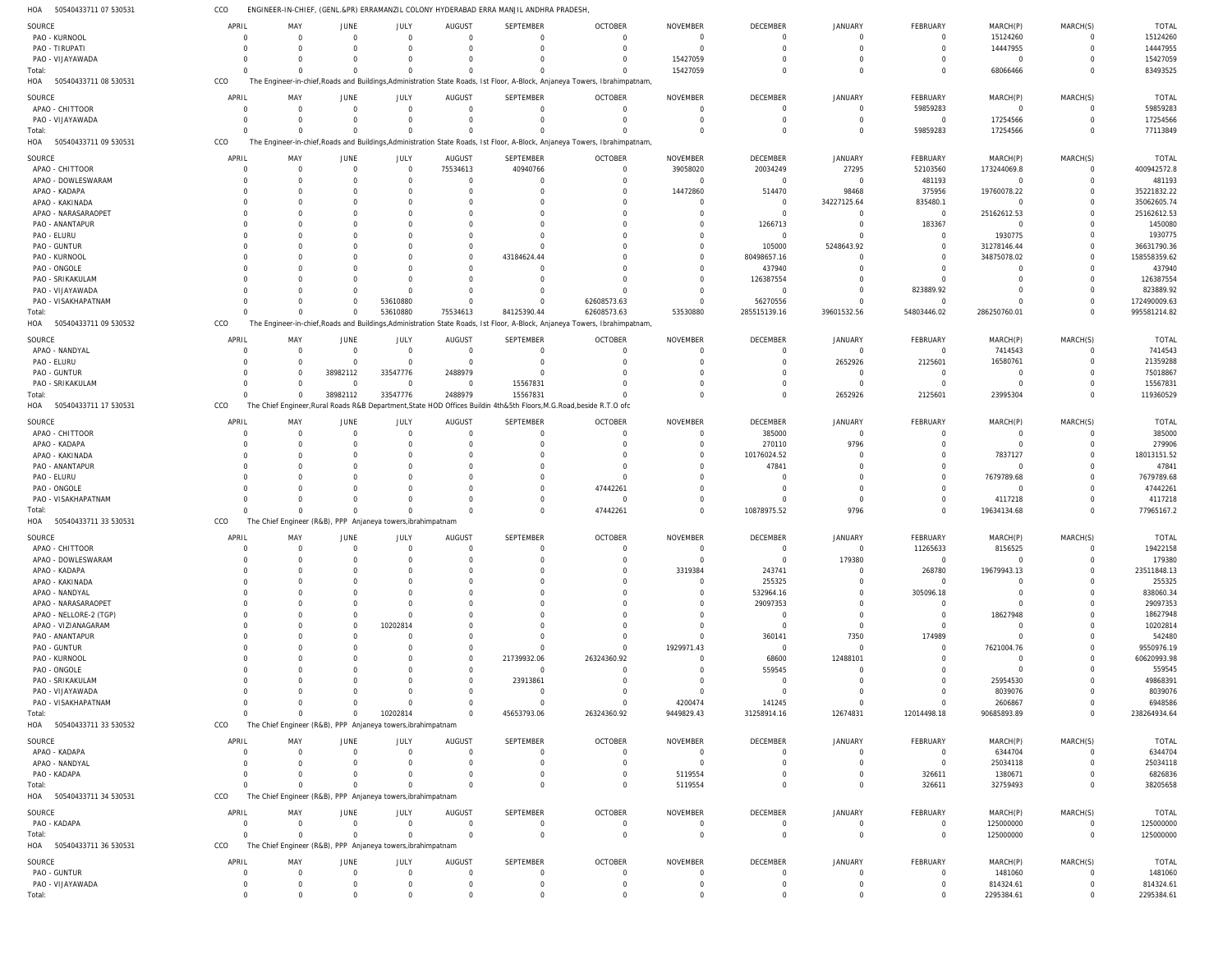HOA 50540433711 07 530531 CCO ENGINEER-IN-CHIEF, (GENL.&PR) ERRAMANZIL COLONY HYDERABAD ERRA MANJIL ANDHRA PRADESH,

| SOURCE | APRIL | MAY | JUNE | JULY | AUGUST | SEPTEMBER | OCTOBER | NOVEMBER | DECEMBER | JANUARY | FEBRUARY | MARCH(P) | MARCH(S) | TOTAL |
|---|---|---|---|---|---|---|---|---|---|---|---|---|---|---|
| PAO - KURNOOL | 0 | 0 | 0 | 0 | 0 | 0 | 0 | 0 | 0 | 0 | 0 | 15124260 | 0 | 15124260 |
| PAO - TIRUPATI | 0 | 0 | 0 | 0 | 0 | 0 | 0 | 0 | 0 | 0 | 0 | 14447955 | 0 | 14447955 |
| PAO - VIJAYAWADA | 0 | 0 | 0 | 0 | 0 | 0 | 0 | 15427059 | 0 | 0 | 0 | 0 | 0 | 15427059 |
| Total: | 0 | 0 | 0 | 0 | 0 | 0 | 0 | 15427059 | 0 | 0 | 0 | 68066466 | 0 | 83493525 |

HOA 50540433711 08 530531 CCO The Engineer-in-chief,Roads and Buildings,Administration State Roads, Ist Floor, A-Block, Anjaneya Towers, Ibrahimpatnam,

| SOURCE | APRIL | MAY | JUNE | JULY | AUGUST | SEPTEMBER | OCTOBER | NOVEMBER | DECEMBER | JANUARY | FEBRUARY | MARCH(P) | MARCH(S) | TOTAL |
|---|---|---|---|---|---|---|---|---|---|---|---|---|---|---|
| APAO - CHITTOOR | 0 | 0 | 0 | 0 | 0 | 0 | 0 | 0 | 0 | 0 | 59859283 | 0 | 0 | 59859283 |
| PAO - VIJAYAWADA | 0 | 0 | 0 | 0 | 0 | 0 | 0 | 0 | 0 | 0 | 0 | 17254566 | 0 | 17254566 |
| Total: | 0 | 0 | 0 | 0 | 0 | 0 | 0 | 0 | 0 | 0 | 59859283 | 17254566 | 0 | 77113849 |

HOA 50540433711 09 530531 CCO The Engineer-in-chief,Roads and Buildings,Administration State Roads, Ist Floor, A-Block, Anjaneya Towers, Ibrahimpatnam,

| SOURCE | APRIL | MAY | JUNE | JULY | AUGUST | SEPTEMBER | OCTOBER | NOVEMBER | DECEMBER | JANUARY | FEBRUARY | MARCH(P) | MARCH(S) | TOTAL |
|---|---|---|---|---|---|---|---|---|---|---|---|---|---|---|
| APAO - CHITTOOR | 0 | 0 | 0 | 0 | 75534613 | 40940766 | 0 | 39058020 | 20034249 | 27295 | 52103560 | 173244069.8 | 0 | 400942572.8 |
| APAO - DOWLESWARAM | 0 | 0 | 0 | 0 | 0 | 0 | 0 | 0 | 0 | 0 | 481193 | 0 | 0 | 481193 |
| APAO - KADAPA | 0 | 0 | 0 | 0 | 0 | 0 | 0 | 14472860 | 514470 | 98468 | 375956 | 19760078.22 | 0 | 35221832.22 |
| APAO - KAKINADA | 0 | 0 | 0 | 0 | 0 | 0 | 0 | 0 | 0 | 34227125.64 | 835480.1 | 0 | 0 | 35062605.74 |
| APAO - NARASARAOPET | 0 | 0 | 0 | 0 | 0 | 0 | 0 | 0 | 0 | 0 | 0 | 25162612.53 | 0 | 25162612.53 |
| PAO - ANANTAPUR | 0 | 0 | 0 | 0 | 0 | 0 | 0 | 0 | 1266713 | 0 | 183367 | 0 | 0 | 1450080 |
| PAO - ELURU | 0 | 0 | 0 | 0 | 0 | 0 | 0 | 0 | 0 | 0 | 0 | 1930775 | 0 | 1930775 |
| PAO - GUNTUR | 0 | 0 | 0 | 0 | 0 | 0 | 0 | 0 | 105000 | 5248643.92 | 0 | 31278146.44 | 0 | 36631790.36 |
| PAO - KURNOOL | 0 | 0 | 0 | 0 | 0 | 43184624.44 | 0 | 0 | 80498657.16 | 0 | 0 | 34875078.02 | 0 | 158558359.62 |
| PAO - ONGOLE | 0 | 0 | 0 | 0 | 0 | 0 | 0 | 0 | 437940 | 0 | 0 | 0 | 0 | 437940 |
| PAO - SRIKAKULAM | 0 | 0 | 0 | 0 | 0 | 0 | 0 | 0 | 126387554 | 0 | 0 | 0 | 0 | 126387554 |
| PAO - VIJAYAWADA | 0 | 0 | 0 | 0 | 0 | 0 | 0 | 0 | 0 | 0 | 823889.92 | 0 | 0 | 823889.92 |
| PAO - VISAKHAPATNAM | 0 | 0 | 0 | 53610880 | 0 | 0 | 62608573.63 | 0 | 56270556 | 0 | 0 | 0 | 0 | 172490009.63 |
| Total: | 0 | 0 | 0 | 53610880 | 75534613 | 84125390.44 | 62608573.63 | 53530880 | 285515139.16 | 39601532.56 | 54803446.02 | 286250760.01 | 0 | 995581214.82 |

HOA 50540433711 09 530532 CCO The Engineer-in-chief,Roads and Buildings,Administration State Roads, Ist Floor, A-Block, Anjaneya Towers, Ibrahimpatnam,

| SOURCE | APRIL | MAY | JUNE | JULY | AUGUST | SEPTEMBER | OCTOBER | NOVEMBER | DECEMBER | JANUARY | FEBRUARY | MARCH(P) | MARCH(S) | TOTAL |
|---|---|---|---|---|---|---|---|---|---|---|---|---|---|---|
| APAO - NANDYAL | 0 | 0 | 0 | 0 | 0 | 0 | 0 | 0 | 0 | 0 | 0 | 7414543 | 0 | 7414543 |
| PAO - ELURU | 0 | 0 | 0 | 0 | 0 | 0 | 0 | 0 | 0 | 2652926 | 2125601 | 16580761 | 0 | 21359288 |
| PAO - GUNTUR | 0 | 0 | 38982112 | 33547776 | 2488979 | 0 | 0 | 0 | 0 | 0 | 0 | 0 | 0 | 75018867 |
| PAO - SRIKAKULAM | 0 | 0 | 0 | 0 | 0 | 15567831 | 0 | 0 | 0 | 0 | 0 | 0 | 0 | 15567831 |
| Total: | 0 | 0 | 38982112 | 33547776 | 2488979 | 15567831 | 0 | 0 | 0 | 2652926 | 2125601 | 23995304 | 0 | 119360529 |

HOA 50540433711 17 530531 CCO The Chief Engineer,Rural Roads R&B Department,State HOD Offices Buildin 4th&5th Floors,M.G.Road,beside R.T.O ofc

| SOURCE | APRIL | MAY | JUNE | JULY | AUGUST | SEPTEMBER | OCTOBER | NOVEMBER | DECEMBER | JANUARY | FEBRUARY | MARCH(P) | MARCH(S) | TOTAL |
|---|---|---|---|---|---|---|---|---|---|---|---|---|---|---|
| APAO - CHITTOOR | 0 | 0 | 0 | 0 | 0 | 0 | 0 | 0 | 385000 | 0 | 0 | 0 | 0 | 385000 |
| APAO - KADAPA | 0 | 0 | 0 | 0 | 0 | 0 | 0 | 0 | 270110 | 9796 | 0 | 0 | 0 | 279906 |
| APAO - KAKINADA | 0 | 0 | 0 | 0 | 0 | 0 | 0 | 0 | 10176024.52 | 0 | 0 | 7837127 | 0 | 18013151.52 |
| PAO - ANANTAPUR | 0 | 0 | 0 | 0 | 0 | 0 | 0 | 0 | 47841 | 0 | 0 | 0 | 0 | 47841 |
| PAO - ELURU | 0 | 0 | 0 | 0 | 0 | 0 | 0 | 0 | 0 | 0 | 0 | 7679789.68 | 0 | 7679789.68 |
| PAO - ONGOLE | 0 | 0 | 0 | 0 | 0 | 0 | 47442261 | 0 | 0 | 0 | 0 | 0 | 0 | 47442261 |
| PAO - VISAKHAPATNAM | 0 | 0 | 0 | 0 | 0 | 0 | 0 | 0 | 0 | 0 | 0 | 4117218 | 0 | 4117218 |
| Total: | 0 | 0 | 0 | 0 | 0 | 0 | 47442261 | 0 | 10878975.52 | 9796 | 0 | 19634134.68 | 0 | 77965167.2 |

HOA 50540433711 33 530531 CCO The Chief Engineer (R&B), PPP Anjaneya towers,ibrahimpatnam

| SOURCE | APRIL | MAY | JUNE | JULY | AUGUST | SEPTEMBER | OCTOBER | NOVEMBER | DECEMBER | JANUARY | FEBRUARY | MARCH(P) | MARCH(S) | TOTAL |
|---|---|---|---|---|---|---|---|---|---|---|---|---|---|---|
| APAO - CHITTOOR | 0 | 0 | 0 | 0 | 0 | 0 | 0 | 0 | 0 | 0 | 11265633 | 8156525 | 0 | 19422158 |
| APAO - DOWLESWARAM | 0 | 0 | 0 | 0 | 0 | 0 | 0 | 0 | 0 | 179380 | 0 | 0 | 0 | 179380 |
| APAO - KADAPA | 0 | 0 | 0 | 0 | 0 | 0 | 0 | 3319384 | 243741 | 0 | 268780 | 19679943.13 | 0 | 23511848.13 |
| APAO - KAKINADA | 0 | 0 | 0 | 0 | 0 | 0 | 0 | 0 | 255325 | 0 | 0 | 0 | 0 | 255325 |
| APAO - NANDYAL | 0 | 0 | 0 | 0 | 0 | 0 | 0 | 0 | 532964.16 | 0 | 305096.18 | 0 | 0 | 838060.34 |
| APAO - NARASARAOPET | 0 | 0 | 0 | 0 | 0 | 0 | 0 | 0 | 29097353 | 0 | 0 | 0 | 0 | 29097353 |
| APAO - NELLORE-2 (TGP) | 0 | 0 | 0 | 0 | 0 | 0 | 0 | 0 | 0 | 0 | 0 | 18627948 | 0 | 18627948 |
| APAO - VIZIANAGARAM | 0 | 0 | 0 | 10202814 | 0 | 0 | 0 | 0 | 0 | 0 | 0 | 0 | 0 | 10202814 |
| PAO - ANANTAPUR | 0 | 0 | 0 | 0 | 0 | 0 | 0 | 0 | 360141 | 7350 | 174989 | 0 | 0 | 542480 |
| PAO - GUNTUR | 0 | 0 | 0 | 0 | 0 | 0 | 0 | 1929971.43 | 0 | 0 | 0 | 7621004.76 | 0 | 9550976.19 |
| PAO - KURNOOL | 0 | 0 | 0 | 0 | 0 | 21739932.06 | 26324360.92 | 0 | 68600 | 12488101 | 0 | 0 | 0 | 60620993.98 |
| PAO - ONGOLE | 0 | 0 | 0 | 0 | 0 | 0 | 0 | 0 | 559545 | 0 | 0 | 0 | 0 | 559545 |
| PAO - SRIKAKULAM | 0 | 0 | 0 | 0 | 0 | 23913861 | 0 | 0 | 0 | 0 | 0 | 25954530 | 0 | 49868391 |
| PAO - VIJAYAWADA | 0 | 0 | 0 | 0 | 0 | 0 | 0 | 0 | 0 | 0 | 0 | 8039076 | 0 | 8039076 |
| PAO - VISAKHAPATNAM | 0 | 0 | 0 | 0 | 0 | 0 | 0 | 4200474 | 141245 | 0 | 0 | 2606867 | 0 | 6948586 |
| Total: | 0 | 0 | 0 | 10202814 | 0 | 45653793.06 | 26324360.92 | 9449829.43 | 31258914.16 | 12674831 | 12014498.18 | 90685893.89 | 0 | 238264934.64 |

HOA 50540433711 33 530532 CCO The Chief Engineer (R&B), PPP Anjaneya towers,ibrahimpatnam

| SOURCE | APRIL | MAY | JUNE | JULY | AUGUST | SEPTEMBER | OCTOBER | NOVEMBER | DECEMBER | JANUARY | FEBRUARY | MARCH(P) | MARCH(S) | TOTAL |
|---|---|---|---|---|---|---|---|---|---|---|---|---|---|---|
| APAO - KADAPA | 0 | 0 | 0 | 0 | 0 | 0 | 0 | 0 | 0 | 0 | 0 | 6344704 | 0 | 6344704 |
| APAO - NANDYAL | 0 | 0 | 0 | 0 | 0 | 0 | 0 | 0 | 0 | 0 | 0 | 25034118 | 0 | 25034118 |
| PAO - KADAPA | 0 | 0 | 0 | 0 | 0 | 0 | 0 | 5119554 | 0 | 0 | 326611 | 1380671 | 0 | 6826836 |
| Total: | 0 | 0 | 0 | 0 | 0 | 0 | 0 | 5119554 | 0 | 0 | 326611 | 32759493 | 0 | 38205658 |

HOA 50540433711 34 530531 CCO The Chief Engineer (R&B), PPP Anjaneya towers,ibrahimpatnam

| SOURCE | APRIL | MAY | JUNE | JULY | AUGUST | SEPTEMBER | OCTOBER | NOVEMBER | DECEMBER | JANUARY | FEBRUARY | MARCH(P) | MARCH(S) | TOTAL |
|---|---|---|---|---|---|---|---|---|---|---|---|---|---|---|
| PAO - KADAPA | 0 | 0 | 0 | 0 | 0 | 0 | 0 | 0 | 0 | 0 | 0 | 125000000 | 0 | 125000000 |
| Total: | 0 | 0 | 0 | 0 | 0 | 0 | 0 | 0 | 0 | 0 | 0 | 125000000 | 0 | 125000000 |

HOA 50540433711 36 530531 CCO The Chief Engineer (R&B), PPP Anjaneya towers,ibrahimpatnam

| SOURCE | APRIL | MAY | JUNE | JULY | AUGUST | SEPTEMBER | OCTOBER | NOVEMBER | DECEMBER | JANUARY | FEBRUARY | MARCH(P) | MARCH(S) | TOTAL |
|---|---|---|---|---|---|---|---|---|---|---|---|---|---|---|
| PAO - GUNTUR | 0 | 0 | 0 | 0 | 0 | 0 | 0 | 0 | 0 | 0 | 0 | 1481060 | 0 | 1481060 |
| PAO - VIJAYAWADA | 0 | 0 | 0 | 0 | 0 | 0 | 0 | 0 | 0 | 0 | 0 | 814324.61 | 0 | 814324.61 |
| Total: | 0 | 0 | 0 | 0 | 0 | 0 | 0 | 0 | 0 | 0 | 0 | 2295384.61 | 0 | 2295384.61 |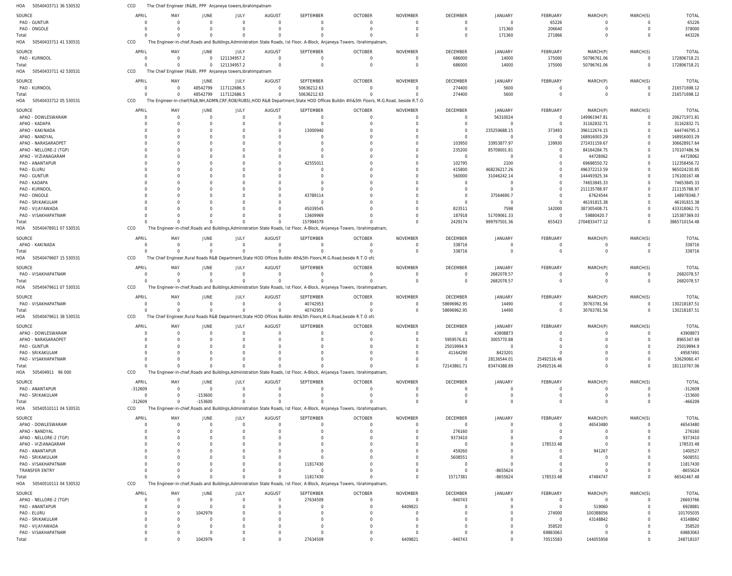HOA 50540433711 36 530532 CCO The Chief Engineer (R&B), PPP Anjaneya towers,ibrahimpatnam

| SOURCE | APRIL | MAY | JUNE | JULY | AUGUST | SEPTEMBER | OCTOBER | NOVEMBER | DECEMBER | JANUARY | FEBRUARY | MARCH(P) | MARCH(S) | TOTAL |
|---|---|---|---|---|---|---|---|---|---|---|---|---|---|---|
| PAO - GUNTUR | 0 | 0 | 0 | 0 | 0 | 0 | 0 | 0 | 0 | 0 | 65226 | 0 | 0 | 65226 |
| PAO - ONGOLE | 0 | 0 | 0 | 0 | 0 | 0 | 0 | 0 | 0 | 171360 | 206640 | 0 | 0 | 378000 |
| Total: | 0 | 0 | 0 | 0 | 0 | 0 | 0 | 0 | 0 | 171360 | 271866 | 0 | 0 | 443226 |

HOA 50540433711 41 530531 CCO The Engineer-in-chief,Roads and Buildings,Administration State Roads, Ist Floor, A-Block, Anjaneya Towers, Ibrahimpatnam,

| SOURCE | APRIL | MAY | JUNE | JULY | AUGUST | SEPTEMBER | OCTOBER | NOVEMBER | DECEMBER | JANUARY | FEBRUARY | MARCH(P) | MARCH(S) | TOTAL |
|---|---|---|---|---|---|---|---|---|---|---|---|---|---|---|
| PAO - KURNOOL | 0 | 0 | 0 | 121134957.2 | 0 | 0 | 0 | 0 | 686000 | 14000 | 175000 | 50796761.06 | 0 | 172806718.21 |
| Total: | 0 | 0 | 0 | 121134957.2 | 0 | 0 | 0 | 0 | 686000 | 14000 | 175000 | 50796761.06 | 0 | 172806718.21 |

HOA 50540433711 42 530531 CCO The Chief Engineer (R&B), PPP Anjaneya towers,ibrahimpatnam

| SOURCE | APRIL | MAY | JUNE | JULY | AUGUST | SEPTEMBER | OCTOBER | NOVEMBER | DECEMBER | JANUARY | FEBRUARY | MARCH(P) | MARCH(S) | TOTAL |
|---|---|---|---|---|---|---|---|---|---|---|---|---|---|---|
| PAO - KURNOOL | 0 | 0 | 48542799 | 117112686.5 | 0 | 50636212.63 | 0 | 0 | 274400 | 5600 | 0 | 0 | 0 | 216571698.12 |
| Total: | 0 | 0 | 48542799 | 117112686.5 | 0 | 50636212.63 | 0 | 0 | 274400 | 5600 | 0 | 0 | 0 | 216571698.12 |

HOA 50540433712 05 530531 CCO The Engineer-in-chief(R&B,NH,ADMN,CRF,ROB/RUBS),HOD R&B Department,State HOD Offices Buildin 4th&5th Floors, M.G.Road, beside R.T.O.

| SOURCE | APRIL | MAY | JUNE | JULY | AUGUST | SEPTEMBER | OCTOBER | NOVEMBER | DECEMBER | JANUARY | FEBRUARY | MARCH(P) | MARCH(S) | TOTAL |
|---|---|---|---|---|---|---|---|---|---|---|---|---|---|---|
| APAO - DOWLESWARAM | 0 | 0 | 0 | 0 | 0 | 0 | 0 | 0 | 0 | 56310024 | 0 | 149961947.81 | 0 | 206271971.81 |
| APAO - KADAPA | 0 | 0 | 0 | 0 | 0 | 0 | 0 | 0 | 0 | 0 | 0 | 31162832.71 | 0 | 31162832.71 |
| APAO - KAKINADA | 0 | 0 | 0 | 0 | 0 | 13000940 | 0 | 0 | 0 | 235259688.15 | 373493 | 396112674.15 | 0 | 644746795.3 |
| APAO - NANDYAL | 0 | 0 | 0 | 0 | 0 | 0 | 0 | 0 | 0 | 0 | 0 | 168916003.29 | 0 | 168916003.29 |
| APAO - NARASARAOPET | 0 | 0 | 0 | 0 | 0 | 0 | 0 | 0 | 103950 | 33953877.97 | 139930 | 272431159.67 | 0 | 306628917.64 |
| APAO - NELLORE-2 (TGP) | 0 | 0 | 0 | 0 | 0 | 0 | 0 | 0 | 235200 | 85708001.81 | 0 | 84164284.75 | 0 | 170107486.56 |
| APAO - VIZIANAGARAM | 0 | 0 | 0 | 0 | 0 | 0 | 0 | 0 | 0 | 0 | 0 | 44728062 | 0 | 44728062 |
| PAO - ANANTAPUR | 0 | 0 | 0 | 0 | 0 | 42555011 | 0 | 0 | 102795 | 2100 | 0 | 69698550.72 | 0 | 112358456.72 |
| PAO - ELURU | 0 | 0 | 0 | 0 | 0 | 0 | 0 | 0 | 415800 | 468236217.26 | 0 | 496372213.59 | 0 | 965024230.85 |
| PAO - GUNTUR | 0 | 0 | 0 | 0 | 0 | 0 | 0 | 0 | 560000 | 31046242.14 | 0 | 144493925.34 | 0 | 176100167.48 |
| PAO - KADAPA | 0 | 0 | 0 | 0 | 0 | 0 | 0 | 0 | 0 | 0 | 0 | 74653845.33 | 0 | 74653845.33 |
| PAO - KURNOOL | 0 | 0 | 0 | 0 | 0 | 0 | 0 | 0 | 0 | 0 | 0 | 211135788.97 | 0 | 211135788.97 |
| PAO - ONGOLE | 0 | 0 | 0 | 0 | 0 | 43789114 | 0 | 0 | 0 | 37564690.7 | 0 | 67624544 | 0 | 148978348.7 |
| PAO - SRIKAKULAM | 0 | 0 | 0 | 0 | 0 | 0 | 0 | 0 | 0 | 0 | 0 | 46191815.38 | 0 | 46191815.38 |
| PAO - VIJAYAWADA | 0 | 0 | 0 | 0 | 0 | 45039545 | 0 | 0 | 823511 | 7598 | 142000 | 387305408.71 | 0 | 433318062.71 |
| PAO - VISAKHAPATNAM | 0 | 0 | 0 | 0 | 0 | 13609969 | 0 | 0 | 187918 | 51709061.33 | 0 | 59880420.7 | 0 | 125387369.03 |
| Total: | 0 | 0 | 0 | 0 | 0 | 157994579 | 0 | 0 | 2429174 | 999797501.36 | 655423 | 2704833477.12 | 0 | 3865710154.48 |

HOA 50540478911 07 530531 CCO The Engineer-in-chief,Roads and Buildings,Administration State Roads, Ist Floor, A-Block, Anjaneya Towers, Ibrahimpatnam,

| SOURCE | APRIL | MAY | JUNE | JULY | AUGUST | SEPTEMBER | OCTOBER | NOVEMBER | DECEMBER | JANUARY | FEBRUARY | MARCH(P) | MARCH(S) | TOTAL |
|---|---|---|---|---|---|---|---|---|---|---|---|---|---|---|
| APAO - KAKINADA | 0 | 0 | 0 | 0 | 0 | 0 | 0 | 0 | 338716 | 0 | 0 | 0 | 0 | 338716 |
| Total: | 0 | 0 | 0 | 0 | 0 | 0 | 0 | 0 | 338716 | 0 | 0 | 0 | 0 | 338716 |

HOA 50540479607 15 530531 CCO The Chief Engineer,Rural Roads R&B Department,State HOD Offices Buildin 4th&5th Floors,M.G.Road,beside R.T.O ofc

| SOURCE | APRIL | MAY | JUNE | JULY | AUGUST | SEPTEMBER | OCTOBER | NOVEMBER | DECEMBER | JANUARY | FEBRUARY | MARCH(P) | MARCH(S) | TOTAL |
|---|---|---|---|---|---|---|---|---|---|---|---|---|---|---|
| PAO - VISAKHAPATNAM | 0 | 0 | 0 | 0 | 0 | 0 | 0 | 0 | 0 | 2682078.57 | 0 | 0 | 0 | 2682078.57 |
| Total: | 0 | 0 | 0 | 0 | 0 | 0 | 0 | 0 | 0 | 2682078.57 | 0 | 0 | 0 | 2682078.57 |

HOA 50540479611 07 530531 CCO The Engineer-in-chief,Roads and Buildings,Administration State Roads, Ist Floor, A-Block, Anjaneya Towers, Ibrahimpatnam,

| SOURCE | APRIL | MAY | JUNE | JULY | AUGUST | SEPTEMBER | OCTOBER | NOVEMBER | DECEMBER | JANUARY | FEBRUARY | MARCH(P) | MARCH(S) | TOTAL |
|---|---|---|---|---|---|---|---|---|---|---|---|---|---|---|
| PAO - VISAKHAPATNAM | 0 | 0 | 0 | 0 | 0 | 40742953 | 0 | 0 | 58696962.95 | 14490 | 0 | 30763781.56 | 0 | 130218187.51 |
| Total: | 0 | 0 | 0 | 0 | 0 | 40742953 | 0 | 0 | 58696962.95 | 14490 | 0 | 30763781.56 | 0 | 130218187.51 |

HOA 50540479611 38 530531 CCO The Chief Engineer,Rural Roads R&B Department,State HOD Offices Buildin 4th&5th Floors,M.G.Road,beside R.T.O ofc

| SOURCE | APRIL | MAY | JUNE | JULY | AUGUST | SEPTEMBER | OCTOBER | NOVEMBER | DECEMBER | JANUARY | FEBRUARY | MARCH(P) | MARCH(S) | TOTAL |
|---|---|---|---|---|---|---|---|---|---|---|---|---|---|---|
| APAO - DOWLESWARAM | 0 | 0 | 0 | 0 | 0 | 0 | 0 | 0 | 0 | 43908873 | 0 | 0 | 0 | 43908873 |
| APAO - NARASARAOPET | 0 | 0 | 0 | 0 | 0 | 0 | 0 | 0 | 5959576.81 | 3005770.88 | 0 | 0 | 0 | 8965347.69 |
| PAO - GUNTUR | 0 | 0 | 0 | 0 | 0 | 0 | 0 | 0 | 25019994.9 | 0 | 0 | 0 | 0 | 25019994.9 |
| PAO - SRIKAKULAM | 0 | 0 | 0 | 0 | 0 | 0 | 0 | 0 | 41164290 | 8423201 | 0 | 0 | 0 | 49587491 |
| PAO - VISAKHAPATNAM | 0 | 0 | 0 | 0 | 0 | 0 | 0 | 0 | 0 | 28136544.01 | 25492516.46 | 0 | 0 | 53629060.47 |
| Total: | 0 | 0 | 0 | 0 | 0 | 0 | 0 | 0 | 72143861.71 | 83474388.89 | 25492516.46 | 0 | 0 | 181110767.06 |

HOA 505404911 96 000 CCO The Engineer-in-chief,Roads and Buildings,Administration State Roads, Ist Floor, A-Block, Anjaneya Towers, Ibrahimpatnam,

| SOURCE | APRIL | MAY | JUNE | JULY | AUGUST | SEPTEMBER | OCTOBER | NOVEMBER | DECEMBER | JANUARY | FEBRUARY | MARCH(P) | MARCH(S) | TOTAL |
|---|---|---|---|---|---|---|---|---|---|---|---|---|---|---|
| PAO - ANANTAPUR | -312609 | 0 | 0 | 0 | 0 | 0 | 0 | 0 | 0 | 0 | 0 | 0 | 0 | -312609 |
| PAO - SRIKAKULAM | 0 | 0 | -153600 | 0 | 0 | 0 | 0 | 0 | 0 | 0 | 0 | 0 | 0 | -153600 |
| Total: | -312609 | 0 | -153600 | 0 | 0 | 0 | 0 | 0 | 0 | 0 | 0 | 0 | 0 | -466209 |

HOA 50540510111 04 530531 CCO The Engineer-in-chief,Roads and Buildings,Administration State Roads, Ist Floor, A-Block, Anjaneya Towers, Ibrahimpatnam,

| SOURCE | APRIL | MAY | JUNE | JULY | AUGUST | SEPTEMBER | OCTOBER | NOVEMBER | DECEMBER | JANUARY | FEBRUARY | MARCH(P) | MARCH(S) | TOTAL |
|---|---|---|---|---|---|---|---|---|---|---|---|---|---|---|
| APAO - DOWLESWARAM | 0 | 0 | 0 | 0 | 0 | 0 | 0 | 0 | 0 | 0 | 0 | 46543480 | 0 | 46543480 |
| APAO - NANDYAL | 0 | 0 | 0 | 0 | 0 | 0 | 0 | 0 | 276160 | 0 | 0 | 0 | 0 | 276160 |
| APAO - NELLORE-2 (TGP) | 0 | 0 | 0 | 0 | 0 | 0 | 0 | 0 | 9373410 | 0 | 0 | 0 | 0 | 9373410 |
| APAO - VIZIANAGARAM | 0 | 0 | 0 | 0 | 0 | 0 | 0 | 0 | 0 | 0 | 178533.48 | 0 | 0 | 178533.48 |
| PAO - ANANTAPUR | 0 | 0 | 0 | 0 | 0 | 0 | 0 | 0 | 459260 | 0 | 0 | 941267 | 0 | 1400527 |
| PAO - SRIKAKULAM | 0 | 0 | 0 | 0 | 0 | 0 | 0 | 0 | 5608551 | 0 | 0 | 0 | 0 | 5608551 |
| PAO - VISAKHAPATNAM | 0 | 0 | 0 | 0 | 0 | 11817430 | 0 | 0 | 0 | 0 | 0 | 0 | 0 | 11817430 |
| TRANSFER ENTRY | 0 | 0 | 0 | 0 | 0 | 0 | 0 | 0 | 0 | -8655624 | 0 | 0 | 0 | -8655624 |
| Total: | 0 | 0 | 0 | 0 | 0 | 11817430 | 0 | 0 | 15717381 | -8655624 | 178533.48 | 47484747 | 0 | 66542467.48 |

HOA 50540510111 04 530532 CCO The Engineer-in-chief,Roads and Buildings,Administration State Roads, Ist Floor, A-Block, Anjaneya Towers, Ibrahimpatnam,

| SOURCE | APRIL | MAY | JUNE | JULY | AUGUST | SEPTEMBER | OCTOBER | NOVEMBER | DECEMBER | JANUARY | FEBRUARY | MARCH(P) | MARCH(S) | TOTAL |
|---|---|---|---|---|---|---|---|---|---|---|---|---|---|---|
| APAO - NELLORE-2 (TGP) | 0 | 0 | 0 | 0 | 0 | 27634509 | 0 | 0 | -940743 | 0 | 0 | 0 | 0 | 26693766 |
| PAO - ANANTAPUR | 0 | 0 | 0 | 0 | 0 | 0 | 0 | 6409821 | 0 | 0 | 0 | 519060 | 0 | 6928881 |
| PAO - ELURU | 0 | 0 | 1042979 | 0 | 0 | 0 | 0 | 0 | 0 | 0 | 274000 | 100388056 | 0 | 101705035 |
| PAO - SRIKAKULAM | 0 | 0 | 0 | 0 | 0 | 0 | 0 | 0 | 0 | 0 | 0 | 43148842 | 0 | 43148842 |
| PAO - VIJAYAWADA | 0 | 0 | 0 | 0 | 0 | 0 | 0 | 0 | 0 | 0 | 358520 | 0 | 0 | 358520 |
| PAO - VISAKHAPATNAM | 0 | 0 | 0 | 0 | 0 | 0 | 0 | 0 | 0 | 0 | 69883063 | 0 | 0 | 69883063 |
| Total: | 0 | 0 | 1042979 | 0 | 0 | 27634509 | 0 | 6409821 | -940743 | 0 | 70515583 | 144055958 | 0 | 248718107 |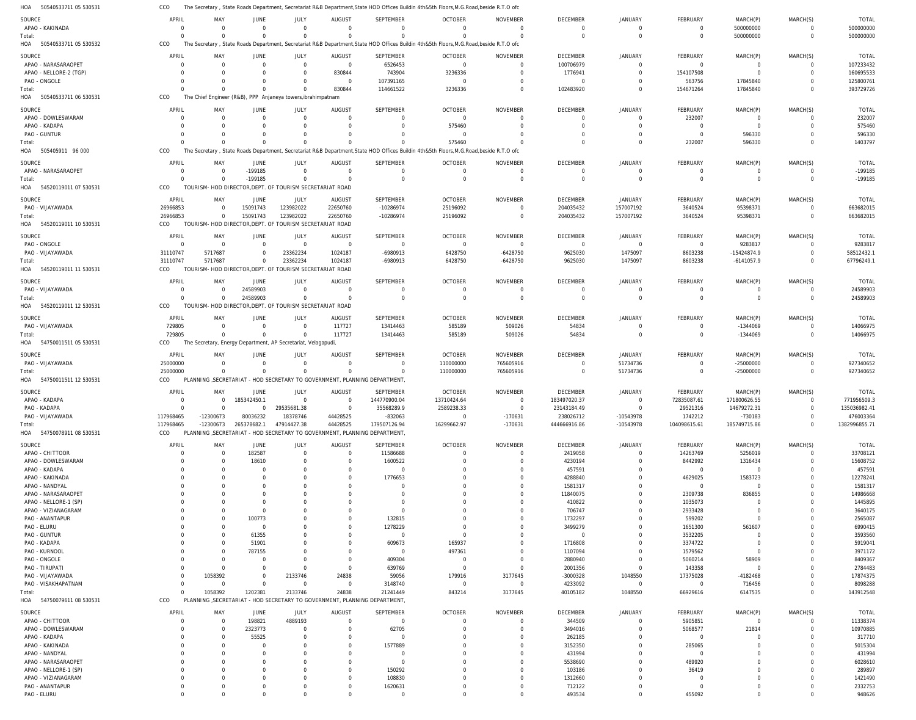HOA 50540533711 05 530531 CCO The Secretary , State Roads Department, Secretariat R&B Department,State HOD Offices Buildin 4th&5th Floors,M.G.Road,beside R.T.O ofc

| SOURCE | APRIL | MAY | JUNE | JULY | AUGUST | SEPTEMBER | OCTOBER | NOVEMBER | DECEMBER | JANUARY | FEBRUARY | MARCH(P) | MARCH(S) | TOTAL |
|---|---|---|---|---|---|---|---|---|---|---|---|---|---|---|
| APAO - KAKINADA | 0 | 0 | 0 | 0 | 0 | 0 | 0 | 0 | 0 | 0 | 0 | 500000000 | 0 | 500000000 |
| Total: | 0 | 0 | 0 | 0 | 0 | 0 | 0 | 0 | 0 | 0 | 0 | 500000000 | 0 | 500000000 |

HOA 50540533711 05 530532 CCO The Secretary , State Roads Department, Secretariat R&B Department,State HOD Offices Buildin 4th&5th Floors,M.G.Road,beside R.T.O ofc

| SOURCE | APRIL | MAY | JUNE | JULY | AUGUST | SEPTEMBER | OCTOBER | NOVEMBER | DECEMBER | JANUARY | FEBRUARY | MARCH(P) | MARCH(S) | TOTAL |
|---|---|---|---|---|---|---|---|---|---|---|---|---|---|---|
| APAO - NARASARAOPET | 0 | 0 | 0 | 0 | 0 | 6526453 | 0 | 0 | 100706979 | 0 | 0 | 0 | 0 | 107233432 |
| APAO - NELLORE-2 (TGP) | 0 | 0 | 0 | 0 | 830844 | 743904 | 3236336 | 0 | 1776941 | 0 | 154107508 | 0 | 0 | 160695533 |
| PAO - ONGOLE | 0 | 0 | 0 | 0 | 0 | 107391165 | 0 | 0 | 0 | 0 | 563756 | 17845840 | 0 | 125800761 |
| Total: | 0 | 0 | 0 | 0 | 830844 | 114661522 | 3236336 | 0 | 102483920 | 0 | 154671264 | 17845840 | 0 | 393729726 |

HOA 50540533711 06 530531 CCO The Chief Engineer (R&B), PPP Anjaneya towers,ibrahimpatnam

| SOURCE | APRIL | MAY | JUNE | JULY | AUGUST | SEPTEMBER | OCTOBER | NOVEMBER | DECEMBER | JANUARY | FEBRUARY | MARCH(P) | MARCH(S) | TOTAL |
|---|---|---|---|---|---|---|---|---|---|---|---|---|---|---|
| APAO - DOWLESWARAM | 0 | 0 | 0 | 0 | 0 | 0 | 0 | 0 | 0 | 0 | 232007 | 0 | 0 | 232007 |
| APAO - KADAPA | 0 | 0 | 0 | 0 | 0 | 0 | 575460 | 0 | 0 | 0 | 0 | 0 | 0 | 575460 |
| PAO - GUNTUR | 0 | 0 | 0 | 0 | 0 | 0 | 0 | 0 | 0 | 0 | 0 | 596330 | 0 | 596330 |
| Total: | 0 | 0 | 0 | 0 | 0 | 0 | 575460 | 0 | 0 | 0 | 232007 | 596330 | 0 | 1403797 |

HOA 505405911 96 000 CCO The Secretary , State Roads Department, Secretariat R&B Department,State HOD Offices Buildin 4th&5th Floors,M.G.Road,beside R.T.O ofc

| SOURCE | APRIL | MAY | JUNE | JULY | AUGUST | SEPTEMBER | OCTOBER | NOVEMBER | DECEMBER | JANUARY | FEBRUARY | MARCH(P) | MARCH(S) | TOTAL |
|---|---|---|---|---|---|---|---|---|---|---|---|---|---|---|
| APAO - NARASARAOPET | 0 | 0 | -199185 | 0 | 0 | 0 | 0 | 0 | 0 | 0 | 0 | 0 | 0 | -199185 |
| Total: | 0 | 0 | -199185 | 0 | 0 | 0 | 0 | 0 | 0 | 0 | 0 | 0 | 0 | -199185 |

HOA 54520119011 07 530531 CCO TOURISM- HOD DIRECTOR,DEPT. OF TOURISM SECRETARIAT ROAD

| SOURCE | APRIL | MAY | JUNE | JULY | AUGUST | SEPTEMBER | OCTOBER | NOVEMBER | DECEMBER | JANUARY | FEBRUARY | MARCH(P) | MARCH(S) | TOTAL |
|---|---|---|---|---|---|---|---|---|---|---|---|---|---|---|
| PAO - VIJAYAWADA | 26966853 | 0 | 15091743 | 123982022 | 22650760 | -10286974 | 25196092 | 0 | 204035432 | 157007192 | 3640524 | 95398371 | 0 | 663682015 |
| Total: | 26966853 | 0 | 15091743 | 123982022 | 22650760 | -10286974 | 25196092 | 0 | 204035432 | 157007192 | 3640524 | 95398371 | 0 | 663682015 |

HOA 54520119011 10 530531 CCO TOURISM- HOD DIRECTOR,DEPT. OF TOURISM SECRETARIAT ROAD

| SOURCE | APRIL | MAY | JUNE | JULY | AUGUST | SEPTEMBER | OCTOBER | NOVEMBER | DECEMBER | JANUARY | FEBRUARY | MARCH(P) | MARCH(S) | TOTAL |
|---|---|---|---|---|---|---|---|---|---|---|---|---|---|---|
| PAO - ONGOLE | 0 | 0 | 0 | 0 | 0 | 0 | 0 | 0 | 0 | 0 | 0 | 9283817 | 0 | 9283817 |
| PAO - VIJAYAWADA | 31110747 | 5717687 | 0 | 23362234 | 1024187 | -6980913 | 6428750 | -6428750 | 9625030 | 1475097 | 8603238 | -15424874.9 | 0 | 58512432.1 |
| Total: | 31110747 | 5717687 | 0 | 23362234 | 1024187 | -6980913 | 6428750 | -6428750 | 9625030 | 1475097 | 8603238 | -6141057.9 | 0 | 67796249.1 |

HOA 54520119011 11 530531 CCO TOURISM- HOD DIRECTOR,DEPT. OF TOURISM SECRETARIAT ROAD

| SOURCE | APRIL | MAY | JUNE | JULY | AUGUST | SEPTEMBER | OCTOBER | NOVEMBER | DECEMBER | JANUARY | FEBRUARY | MARCH(P) | MARCH(S) | TOTAL |
|---|---|---|---|---|---|---|---|---|---|---|---|---|---|---|
| PAO - VIJAYAWADA | 0 | 0 | 24589903 | 0 | 0 | 0 | 0 | 0 | 0 | 0 | 0 | 0 | 0 | 24589903 |
| Total: | 0 | 0 | 24589903 | 0 | 0 | 0 | 0 | 0 | 0 | 0 | 0 | 0 | 0 | 24589903 |

HOA 54520119011 12 530531 CCO TOURISM- HOD DIRECTOR,DEPT. OF TOURISM SECRETARIAT ROAD

| SOURCE | APRIL | MAY | JUNE | JULY | AUGUST | SEPTEMBER | OCTOBER | NOVEMBER | DECEMBER | JANUARY | FEBRUARY | MARCH(P) | MARCH(S) | TOTAL |
|---|---|---|---|---|---|---|---|---|---|---|---|---|---|---|
| PAO - VIJAYAWADA | 729805 | 0 | 0 | 0 | 117727 | 13414463 | 585189 | 509026 | 54834 | 0 | 0 | -1344069 | 0 | 14066975 |
| Total: | 729805 | 0 | 0 | 0 | 117727 | 13414463 | 585189 | 509026 | 54834 | 0 | 0 | -1344069 | 0 | 14066975 |

HOA 54750011511 05 530531 CCO The Secretary, Energy Department, AP Secretariat, Velagapudi,

| SOURCE | APRIL | MAY | JUNE | JULY | AUGUST | SEPTEMBER | OCTOBER | NOVEMBER | DECEMBER | JANUARY | FEBRUARY | MARCH(P) | MARCH(S) | TOTAL |
|---|---|---|---|---|---|---|---|---|---|---|---|---|---|---|
| PAO - VIJAYAWADA | 25000000 | 0 | 0 | 0 | 0 | 0 | 110000000 | 765605916 | 0 | 51734736 | 0 | -25000000 | 0 | 927340652 |
| Total: | 25000000 | 0 | 0 | 0 | 0 | 0 | 110000000 | 765605916 | 0 | 51734736 | 0 | -25000000 | 0 | 927340652 |

HOA 54750011511 12 530531 CCO PLANNING ,SECRETARIAT - HOD SECRETARY TO GOVERNMENT, PLANNING DEPARTMENT,

| SOURCE | APRIL | MAY | JUNE | JULY | AUGUST | SEPTEMBER | OCTOBER | NOVEMBER | DECEMBER | JANUARY | FEBRUARY | MARCH(P) | MARCH(S) | TOTAL |
|---|---|---|---|---|---|---|---|---|---|---|---|---|---|---|
| APAO - KADAPA | 0 | 0 | 185342450.1 | 0 | 0 | 144770900.04 | 13710424.64 | 0 | 183497020.37 | 0 | 72835087.61 | 171800626.55 | 0 | 771956509.3 |
| PAO - KADAPA | 0 | 0 | 0 | 29535681.38 | 0 | 35568289.9 | 2589238.33 | 0 | 23143184.49 | 0 | 29521316 | 14679272.31 | 0 | 135036982.41 |
| PAO - VIJAYAWADA | 117968465 | -12300673 | 80036232 | 18378746 | 44428525 | -832063 | 0 | -170631 | 238026712 | -10543978 | 1742212 | -730183 | 0 | 476003364 |
| Total: | 117968465 | -12300673 | 265378682.1 | 47914427.38 | 44428525 | 179507126.94 | 16299662.97 | -170631 | 444666916.86 | -10543978 | 104098615.61 | 185749715.86 | 0 | 1382996855.71 |

HOA 54750078911 08 530531 CCO PLANNING ,SECRETARIAT - HOD SECRETARY TO GOVERNMENT, PLANNING DEPARTMENT,

| SOURCE | APRIL | MAY | JUNE | JULY | AUGUST | SEPTEMBER | OCTOBER | NOVEMBER | DECEMBER | JANUARY | FEBRUARY | MARCH(P) | MARCH(S) | TOTAL |
|---|---|---|---|---|---|---|---|---|---|---|---|---|---|---|
| APAO - CHITTOOR | 0 | 0 | 182587 | 0 | 0 | 11586688 | 0 | 0 | 2419058 | 0 | 14263769 | 5256019 | 0 | 33708121 |
| APAO - DOWLESWARAM | 0 | 0 | 18610 | 0 | 0 | 1600522 | 0 | 0 | 4230194 | 0 | 8442992 | 1316434 | 0 | 15608752 |
| APAO - KADAPA | 0 | 0 | 0 | 0 | 0 | 0 | 0 | 0 | 457591 | 0 | 0 | 0 | 0 | 457591 |
| APAO - KAKINADA | 0 | 0 | 0 | 0 | 0 | 1776653 | 0 | 0 | 4288840 | 0 | 4629025 | 1583723 | 0 | 12278241 |
| APAO - NANDYAL | 0 | 0 | 0 | 0 | 0 | 0 | 0 | 0 | 1581317 | 0 | 0 | 0 | 0 | 1581317 |
| APAO - NARASARAOPET | 0 | 0 | 0 | 0 | 0 | 0 | 0 | 0 | 11840075 | 0 | 2309738 | 836855 | 0 | 14986668 |
| APAO - NELLORE-1 (SP) | 0 | 0 | 0 | 0 | 0 | 0 | 0 | 0 | 410822 | 0 | 1035073 | 0 | 0 | 1445895 |
| APAO - VIZIANAGARAM | 0 | 0 | 0 | 0 | 0 | 0 | 0 | 0 | 706747 | 0 | 2933428 | 0 | 0 | 3640175 |
| PAO - ANANTAPUR | 0 | 0 | 100773 | 0 | 0 | 132815 | 0 | 0 | 1732297 | 0 | 599202 | 0 | 0 | 2565087 |
| PAO - ELURU | 0 | 0 | 0 | 0 | 0 | 1278229 | 0 | 0 | 3499279 | 0 | 1651300 | 561607 | 0 | 6990415 |
| PAO - GUNTUR | 0 | 0 | 61355 | 0 | 0 | 0 | 0 | 0 | 0 | 0 | 3532205 | 0 | 0 | 3593560 |
| PAO - KADAPA | 0 | 0 | 51901 | 0 | 0 | 609673 | 165937 | 0 | 1716808 | 0 | 3374722 | 0 | 0 | 5919041 |
| PAO - KURNOOL | 0 | 0 | 787155 | 0 | 0 | 0 | 497361 | 0 | 1107094 | 0 | 1579562 | 0 | 0 | 3971172 |
| PAO - ONGOLE | 0 | 0 | 0 | 0 | 0 | 409304 | 0 | 0 | 2880940 | 0 | 5060214 | 58909 | 0 | 8409367 |
| PAO - TIRUPATI | 0 | 0 | 0 | 0 | 0 | 639769 | 0 | 0 | 2001356 | 0 | 143358 | 0 | 0 | 2784483 |
| PAO - VIJAYAWADA | 0 | 1058392 | 0 | 2133746 | 24838 | 59056 | 179916 | 3177645 | -3000328 | 1048550 | 17375028 | -4182468 | 0 | 17874375 |
| PAO - VISAKHAPATNAM | 0 | 0 | 0 | 0 | 0 | 3148740 | 0 | 0 | 4233092 | 0 | 0 | 716456 | 0 | 8098288 |
| Total: | 0 | 1058392 | 1202381 | 2133746 | 24838 | 21241449 | 843214 | 3177645 | 40105182 | 1048550 | 66929616 | 6147535 | 0 | 143912548 |

HOA 54750079611 08 530531 CCO PLANNING ,SECRETARIAT - HOD SECRETARY TO GOVERNMENT, PLANNING DEPARTMENT,

| SOURCE | APRIL | MAY | JUNE | JULY | AUGUST | SEPTEMBER | OCTOBER | NOVEMBER | DECEMBER | JANUARY | FEBRUARY | MARCH(P) | MARCH(S) | TOTAL |
|---|---|---|---|---|---|---|---|---|---|---|---|---|---|---|
| APAO - CHITTOOR | 0 | 0 | 198821 | 4889193 | 0 | 0 | 0 | 0 | 344509 | 0 | 5905851 | 0 | 0 | 11338374 |
| APAO - DOWLESWARAM | 0 | 0 | 2323773 | 0 | 0 | 62705 | 0 | 0 | 3494016 | 0 | 5068577 | 21814 | 0 | 10970885 |
| APAO - KADAPA | 0 | 0 | 55525 | 0 | 0 | 0 | 0 | 0 | 262185 | 0 | 0 | 0 | 0 | 317710 |
| APAO - KAKINADA | 0 | 0 | 0 | 0 | 0 | 1577889 | 0 | 0 | 3152350 | 0 | 285065 | 0 | 0 | 5015304 |
| APAO - NANDYAL | 0 | 0 | 0 | 0 | 0 | 0 | 0 | 0 | 431994 | 0 | 0 | 0 | 0 | 431994 |
| APAO - NARASARAOPET | 0 | 0 | 0 | 0 | 0 | 0 | 0 | 0 | 5538690 | 0 | 489920 | 0 | 0 | 6028610 |
| APAO - NELLORE-1 (SP) | 0 | 0 | 0 | 0 | 0 | 150292 | 0 | 0 | 103186 | 0 | 36419 | 0 | 0 | 289897 |
| APAO - VIZIANAGARAM | 0 | 0 | 0 | 0 | 0 | 108830 | 0 | 0 | 1312660 | 0 | 0 | 0 | 0 | 1421490 |
| PAO - ANANTAPUR | 0 | 0 | 0 | 0 | 0 | 1620631 | 0 | 0 | 712122 | 0 | 0 | 0 | 0 | 2332753 |
| PAO - ELURU | 0 | 0 | 0 | 0 | 0 | 0 | 0 | 0 | 493534 | 0 | 455092 | 0 | 0 | 948626 |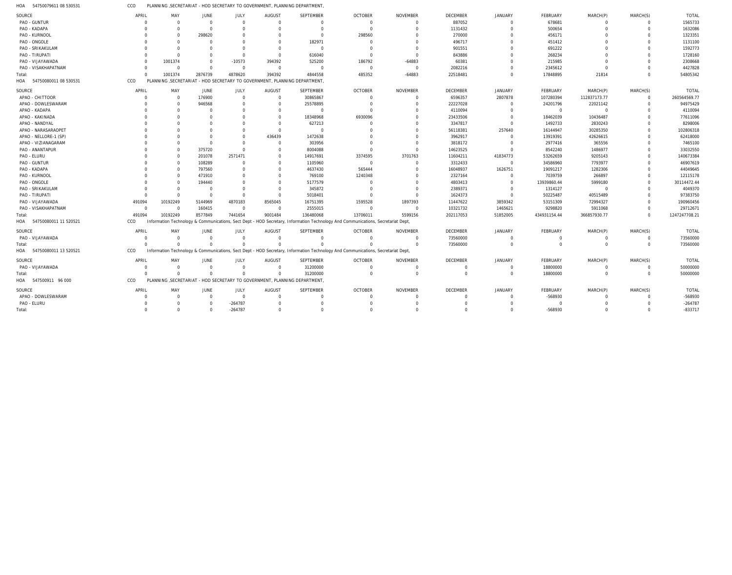HOA 54750079611 08 530531 CCO PLANNING ,SECRETARIAT - HOD SECRETARY TO GOVERNMENT, PLANNING DEPARTMENT,

| SOURCE | APRIL | MAY | JUNE | JULY | AUGUST | SEPTEMBER | OCTOBER | NOVEMBER | DECEMBER | JANUARY | FEBRUARY | MARCH(P) | MARCH(S) | TOTAL |
|---|---|---|---|---|---|---|---|---|---|---|---|---|---|---|
| PAO - GUNTUR | 0 | 0 | 0 | 0 | 0 | 0 | 0 | 0 | 887052 | 0 | 678681 | 0 | 0 | 1565733 |
| PAO - KADAPA | 0 | 0 | 0 | 0 | 0 | 0 | 0 | 0 | 1131432 | 0 | 500654 | 0 | 0 | 1632086 |
| PAO - KURNOOL | 0 | 0 | 298620 | 0 | 0 | 0 | 298560 | 0 | 270000 | 0 | 456171 | 0 | 0 | 1323351 |
| PAO - ONGOLE | 0 | 0 | 0 | 0 | 0 | 182971 | 0 | 0 | 496717 | 0 | 451412 | 0 | 0 | 1131100 |
| PAO - SRIKAKULAM | 0 | 0 | 0 | 0 | 0 | 0 | 0 | 0 | 901551 | 0 | 691222 | 0 | 0 | 1592773 |
| PAO - TIRUPATI | 0 | 0 | 0 | 0 | 0 | 616040 | 0 | 0 | 843886 | 0 | 268234 | 0 | 0 | 1728160 |
| PAO - VIJAYAWADA | 0 | 1001374 | 0 | -10573 | 394392 | 525200 | 186792 | -64883 | 60381 | 0 | 215985 | 0 | 0 | 2308668 |
| PAO - VISAKHAPATNAM | 0 | 0 | 0 | 0 | 0 | 0 | 0 | 0 | 2082216 | 0 | 2345612 | 0 | 0 | 4427828 |
| Total: | 0 | 1001374 | 2876739 | 4878620 | 394392 | 4844558 | 485352 | -64883 | 22518481 | 0 | 17848895 | 21814 | 0 | 54805342 |

HOA 54750080011 08 530531 CCO PLANNING ,SECRETARIAT - HOD SECRETARY TO GOVERNMENT, PLANNING DEPARTMENT,

| SOURCE | APRIL | MAY | JUNE | JULY | AUGUST | SEPTEMBER | OCTOBER | NOVEMBER | DECEMBER | JANUARY | FEBRUARY | MARCH(P) | MARCH(S) | TOTAL |
|---|---|---|---|---|---|---|---|---|---|---|---|---|---|---|
| APAO - CHITTOOR | 0 | 0 | 176900 | 0 | 0 | 30865867 | 0 | 0 | 6596357 | 2807878 | 107280394 | 112837173.77 | 0 | 260564569.77 |
| APAO - DOWLESWARAM | 0 | 0 | 946568 | 0 | 0 | 25578895 | 0 | 0 | 22227028 | 0 | 24201796 | 22021142 | 0 | 94975429 |
| APAO - KADAPA | 0 | 0 | 0 | 0 | 0 | 0 | 0 | 0 | 4110094 | 0 | 0 | 0 | 0 | 4110094 |
| APAO - KAKINADA | 0 | 0 | 0 | 0 | 0 | 18348968 | 6930096 | 0 | 23433506 | 0 | 18462039 | 10436487 | 0 | 77611096 |
| APAO - NANDYAL | 0 | 0 | 0 | 0 | 0 | 627213 | 0 | 0 | 3347817 | 0 | 1492733 | 2830243 | 0 | 8298006 |
| APAO - NARASARAOPET | 0 | 0 | 0 | 0 | 0 | 0 | 0 | 0 | 56118381 | 257640 | 16144947 | 30285350 | 0 | 102806318 |
| APAO - NELLORE-1 (SP) | 0 | 0 | 0 | 0 | 436439 | 1472638 | 0 | 0 | 3962917 | 0 | 13919391 | 42626615 | 0 | 62418000 |
| APAO - VIZIANAGARAM | 0 | 0 | 0 | 0 | 0 | 303956 | 0 | 0 | 3818172 | 0 | 2977416 | 365556 | 0 | 7465100 |
| PAO - ANANTAPUR | 0 | 0 | 375720 | 0 | 0 | 8004088 | 0 | 0 | 14623525 | 0 | 8542240 | 1486977 | 0 | 33032550 |
| PAO - ELURU | 0 | 0 | 201078 | 2571471 | 0 | 14917691 | 3374595 | 3701763 | 11604211 | 41834773 | 53262659 | 9205143 | 0 | 140673384 |
| PAO - GUNTUR | 0 | 0 | 108289 | 0 | 0 | 1105960 | 0 | 0 | 3312433 | 0 | 34586960 | 7793977 | 0 | 46907619 |
| PAO - KADAPA | 0 | 0 | 797560 | 0 | 0 | 4637430 | 565444 | 0 | 16048937 | 1626751 | 19091217 | 1282306 | 0 | 44049645 |
| PAO - KURNOOL | 0 | 0 | 471910 | 0 | 0 | 769100 | 1240348 | 0 | 2327164 | 0 | 7039759 | 266897 | 0 | 12115178 |
| PAO - ONGOLE | 0 | 0 | 194440 | 0 | 0 | 5177579 | 0 | 0 | 4803413 | 0 | 13939860.44 | 5999180 | 0 | 30114472.44 |
| PAO - SRIKAKULAM | 0 | 0 | 0 | 0 | 0 | 345872 | 0 | 0 | 2389371 | 0 | 1314127 | 0 | 0 | 4049370 |
| PAO - TIRUPATI | 0 | 0 | 0 | 0 | 0 | 5018401 | 0 | 0 | 1624373 | 0 | 50225487 | 40515489 | 0 | 97383750 |
| PAO - VIJAYAWADA | 491094 | 10192249 | 5144969 | 4870183 | 8565045 | 16751395 | 1595528 | 1897393 | 11447622 | 3859342 | 53151309 | 72994327 | 0 | 190960456 |
| PAO - VISAKHAPATNAM | 0 | 0 | 160415 | 0 | 0 | 2555015 | 0 | 0 | 10321732 | 1465621 | 9298820 | 5911068 | 0 | 29712671 |
| Total: | 491094 | 10192249 | 8577849 | 7441654 | 9001484 | 136480068 | 13706011 | 5599156 | 202117053 | 51852005 | 434931154.44 | 366857930.77 | 0 | 1247247708.21 |

HOA 54750080011 11 520521 CCO Information Technology & Communications, Sect Dept - HOD Secretary, Information Technology And Communications, Secretariat Dept,

| SOURCE | APRIL | MAY | JUNE | JULY | AUGUST | SEPTEMBER | OCTOBER | NOVEMBER | DECEMBER | JANUARY | FEBRUARY | MARCH(P) | MARCH(S) | TOTAL |
|---|---|---|---|---|---|---|---|---|---|---|---|---|---|---|
| PAO - VIJAYAWADA | 0 | 0 | 0 | 0 | 0 | 0 | 0 | 0 | 73560000 | 0 | 0 | 0 | 0 | 73560000 |
| Total: | 0 | 0 | 0 | 0 | 0 | 0 | 0 | 0 | 73560000 | 0 | 0 | 0 | 0 | 73560000 |

HOA 54750080011 13 520521 CCO Information Technology & Communications, Sect Dept - HOD Secretary, Information Technology And Communications, Secretariat Dept,

| SOURCE | APRIL | MAY | JUNE | JULY | AUGUST | SEPTEMBER | OCTOBER | NOVEMBER | DECEMBER | JANUARY | FEBRUARY | MARCH(P) | MARCH(S) | TOTAL |
|---|---|---|---|---|---|---|---|---|---|---|---|---|---|---|
| PAO - VIJAYAWADA | 0 | 0 | 0 | 0 | 0 | 31200000 | 0 | 0 | 0 | 0 | 18800000 | 0 | 0 | 50000000 |
| Total: | 0 | 0 | 0 | 0 | 0 | 31200000 | 0 | 0 | 0 | 0 | 18800000 | 0 | 0 | 50000000 |

HOA 547500911 96 000 CCO PLANNING ,SECRETARIAT - HOD SECRETARY TO GOVERNMENT, PLANNING DEPARTMENT,

| SOURCE | APRIL | MAY | JUNE | JULY | AUGUST | SEPTEMBER | OCTOBER | NOVEMBER | DECEMBER | JANUARY | FEBRUARY | MARCH(P) | MARCH(S) | TOTAL |
|---|---|---|---|---|---|---|---|---|---|---|---|---|---|---|
| APAO - DOWLESWARAM | 0 | 0 | 0 | 0 | 0 | 0 | 0 | 0 | 0 | 0 | -568930 | 0 | 0 | -568930 |
| PAO - ELURU | 0 | 0 | 0 | -264787 | 0 | 0 | 0 | 0 | 0 | 0 | 0 | 0 | 0 | -264787 |
| Total: | 0 | 0 | 0 | -264787 | 0 | 0 | 0 | 0 | 0 | 0 | -568930 | 0 | 0 | -833717 |